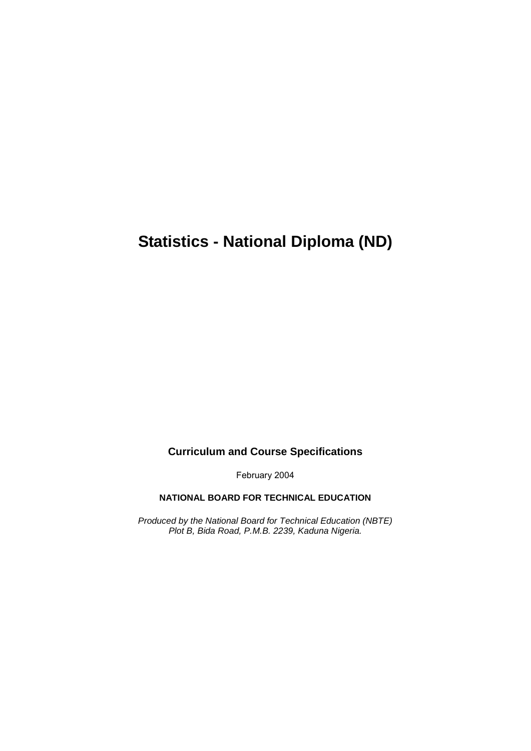# Statistics - National Diploma (ND)

**Curriculum and Course Specifications**

February 2004

**NATIONAL BOARD FOR TECHNICAL EDUCATION**

*Produced by the National Board for Technical Education (NBTE)*
*Plot B, Bida Road, P.M.B. 2239, Kaduna Nigeria.*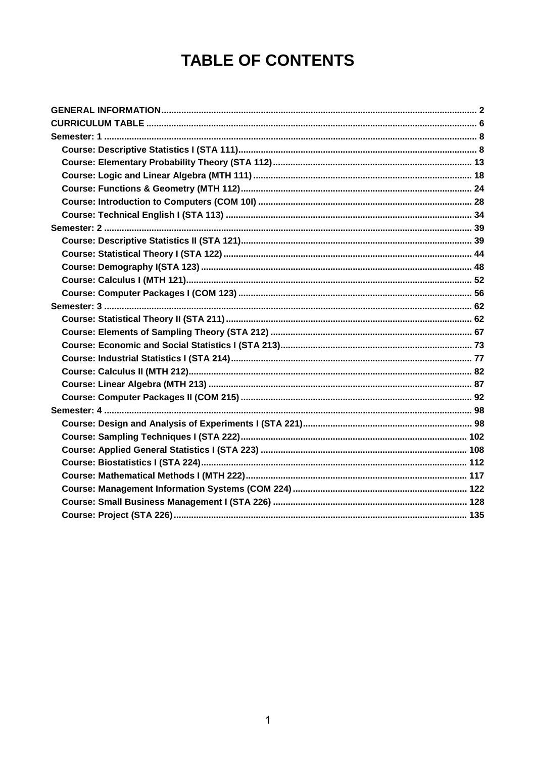# TABLE OF CONTENTS

- **GENERAL INFORMATION** ..... 2
- **CURRICULUM TABLE** ..... 6
- **Semester: 1** ..... 8
  - **Course: Descriptive Statistics I (STA 111)** ..... 8
  - **Course: Elementary Probability Theory (STA 112)** ..... 13
  - **Course: Logic and Linear Algebra (MTH 111)** ..... 18
  - **Course: Functions & Geometry (MTH 112)** ..... 24
  - **Course: Introduction to Computers (COM 10I)** ..... 28
  - **Course: Technical English I (STA 113)** ..... 34
- **Semester: 2** ..... 39
  - **Course: Descriptive Statistics II (STA 121)** ..... 39
  - **Course: Statistical Theory I (STA 122)** ..... 44
  - **Course: Demography I(STA 123)** ..... 48
  - **Course: Calculus I (MTH 121)** ..... 52
  - **Course: Computer Packages I (COM 123)** ..... 56
- **Semester: 3** ..... 62
  - **Course: Statistical Theory II (STA 211)** ..... 62
  - **Course: Elements of Sampling Theory (STA 212)** ..... 67
  - **Course: Economic and Social Statistics I (STA 213)** ..... 73
  - **Course: Industrial Statistics I (STA 214)** ..... 77
  - **Course: Calculus II (MTH 212)** ..... 82
  - **Course: Linear Algebra (MTH 213)** ..... 87
  - **Course: Computer Packages II (COM 215)** ..... 92
- **Semester: 4** ..... 98
  - **Course: Design and Analysis of Experiments I (STA 221)** ..... 98
  - **Course: Sampling Techniques I (STA 222)** ..... 102
  - **Course: Applied General Statistics I (STA 223)** ..... 108
  - **Course: Biostatistics I (STA 224)** ..... 112
  - **Course: Mathematical Methods I (MTH 222)** ..... 117
  - **Course: Management Information Systems (COM 224)** ..... 122
  - **Course: Small Business Management I (STA 226)** ..... 128
  - **Course: Project (STA 226)** ..... 135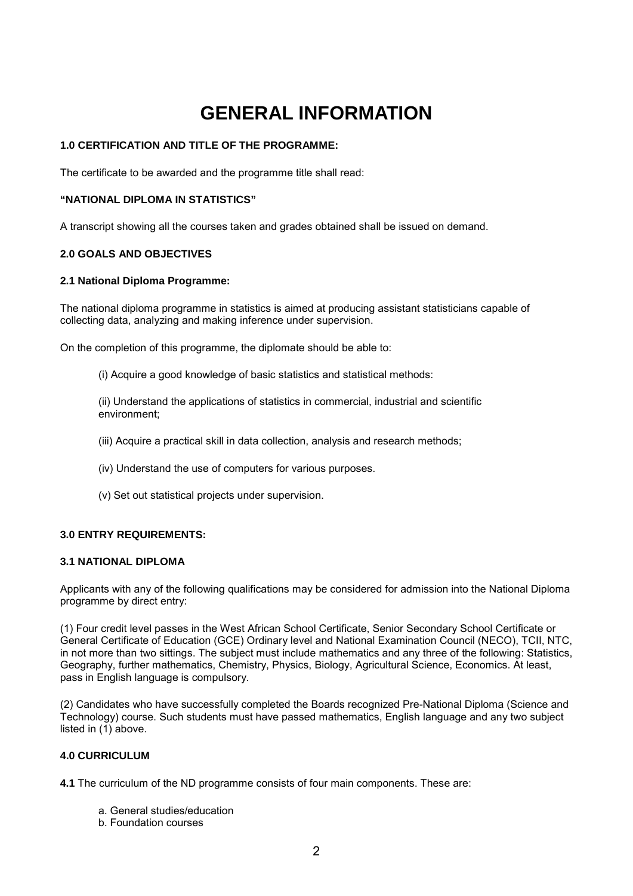# GENERAL INFORMATION

### 1.0 CERTIFICATION AND TITLE OF THE PROGRAMME:

The certificate to be awarded and the programme title shall read:

**"NATIONAL DIPLOMA IN STATISTICS"**

A transcript showing all the courses taken and grades obtained shall be issued on demand.

### 2.0 GOALS AND OBJECTIVES

#### 2.1 National Diploma Programme:

The national diploma programme in statistics is aimed at producing assistant statisticians capable of collecting data, analyzing and making inference under supervision.

On the completion of this programme, the diplomate should be able to:

(i) Acquire a good knowledge of basic statistics and statistical methods:

(ii) Understand the applications of statistics in commercial, industrial and scientific environment;

(iii) Acquire a practical skill in data collection, analysis and research methods;

(iv) Understand the use of computers for various purposes.

(v) Set out statistical projects under supervision.

### 3.0 ENTRY REQUIREMENTS:

#### 3.1 NATIONAL DIPLOMA

Applicants with any of the following qualifications may be considered for admission into the National Diploma programme by direct entry:

(1) Four credit level passes in the West African School Certificate, Senior Secondary School Certificate or General Certificate of Education (GCE) Ordinary level and National Examination Council (NECO), TCII, NTC, in not more than two sittings. The subject must include mathematics and any three of the following: Statistics, Geography, further mathematics, Chemistry, Physics, Biology, Agricultural Science, Economics. At least, pass in English language is compulsory.

(2) Candidates who have successfully completed the Boards recognized Pre-National Diploma (Science and Technology) course. Such students must have passed mathematics, English language and any two subject listed in (1) above.

### 4.0 CURRICULUM

**4.1** The curriculum of the ND programme consists of four main components. These are:

a. General studies/education
b. Foundation courses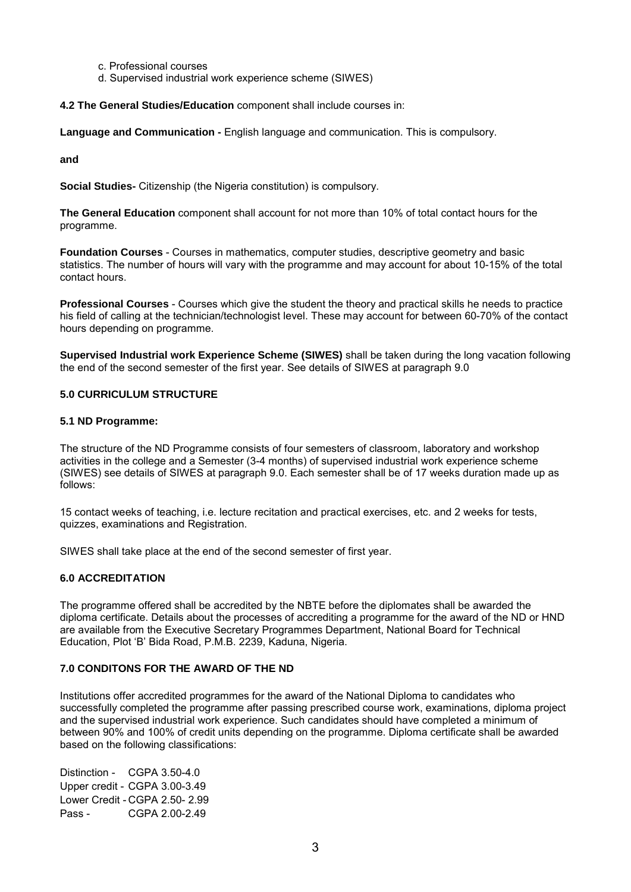c. Professional courses
d. Supervised industrial work experience scheme (SIWES)

**4.2 The General Studies/Education** component shall include courses in:

**Language and Communication -** English language and communication. This is compulsory.

**and**

**Social Studies-** Citizenship (the Nigeria constitution) is compulsory.

**The General Education** component shall account for not more than 10% of total contact hours for the programme.

**Foundation Courses** - Courses in mathematics, computer studies, descriptive geometry and basic statistics. The number of hours will vary with the programme and may account for about 10-15% of the total contact hours.

**Professional Courses** - Courses which give the student the theory and practical skills he needs to practice his field of calling at the technician/technologist level. These may account for between 60-70% of the contact hours depending on programme.

**Supervised Industrial work Experience Scheme (SIWES)** shall be taken during the long vacation following the end of the second semester of the first year. See details of SIWES at paragraph 9.0

### 5.0 CURRICULUM STRUCTURE

#### 5.1 ND Programme:

The structure of the ND Programme consists of four semesters of classroom, laboratory and workshop activities in the college and a Semester (3-4 months) of supervised industrial work experience scheme (SIWES) see details of SIWES at paragraph 9.0. Each semester shall be of 17 weeks duration made up as follows:

15 contact weeks of teaching, i.e. lecture recitation and practical exercises, etc. and 2 weeks for tests, quizzes, examinations and Registration.

SIWES shall take place at the end of the second semester of first year.

### 6.0 ACCREDITATION

The programme offered shall be accredited by the NBTE before the diplomates shall be awarded the diploma certificate. Details about the processes of accrediting a programme for the award of the ND or HND are available from the Executive Secretary Programmes Department, National Board for Technical Education, Plot 'B' Bida Road, P.M.B. 2239, Kaduna, Nigeria.

### 7.0 CONDITONS FOR THE AWARD OF THE ND

Institutions offer accredited programmes for the award of the National Diploma to candidates who successfully completed the programme after passing prescribed course work, examinations, diploma project and the supervised industrial work experience. Such candidates should have completed a minimum of between 90% and 100% of credit units depending on the programme. Diploma certificate shall be awarded based on the following classifications:

Distinction - CGPA 3.50-4.0
Upper credit - CGPA 3.00-3.49
Lower Credit - CGPA 2.50- 2.99
Pass - CGPA 2.00-2.49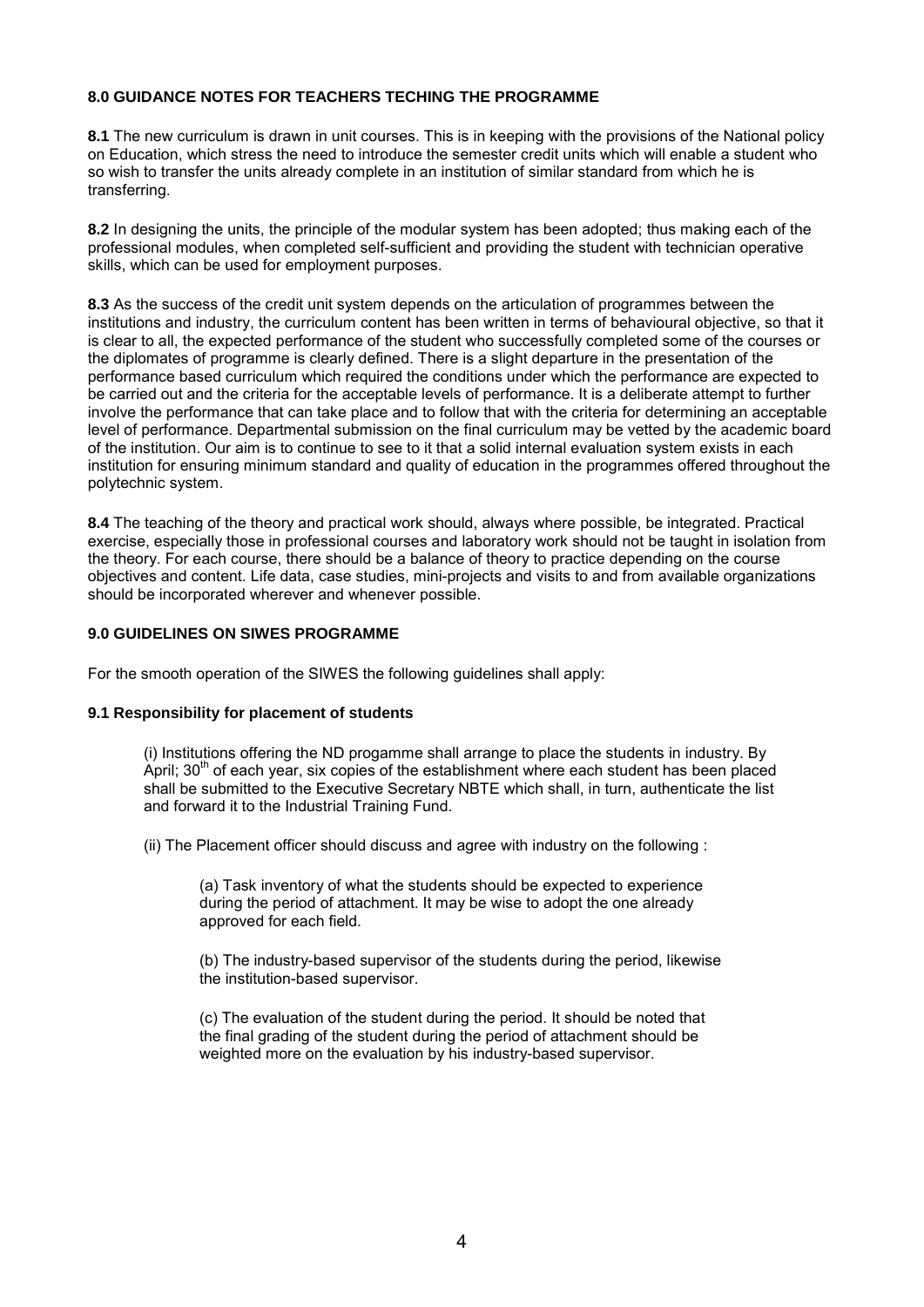## 8.0 GUIDANCE NOTES FOR TEACHERS TECHING THE PROGRAMME

**8.1** The new curriculum is drawn in unit courses. This is in keeping with the provisions of the National policy on Education, which stress the need to introduce the semester credit units which will enable a student who so wish to transfer the units already complete in an institution of similar standard from which he is transferring.

**8.2** In designing the units, the principle of the modular system has been adopted; thus making each of the professional modules, when completed self-sufficient and providing the student with technician operative skills, which can be used for employment purposes.

**8.3** As the success of the credit unit system depends on the articulation of programmes between the institutions and industry, the curriculum content has been written in terms of behavioural objective, so that it is clear to all, the expected performance of the student who successfully completed some of the courses or the diplomates of programme is clearly defined. There is a slight departure in the presentation of the performance based curriculum which required the conditions under which the performance are expected to be carried out and the criteria for the acceptable levels of performance. It is a deliberate attempt to further involve the performance that can take place and to follow that with the criteria for determining an acceptable level of performance. Departmental submission on the final curriculum may be vetted by the academic board of the institution. Our aim is to continue to see to it that a solid internal evaluation system exists in each institution for ensuring minimum standard and quality of education in the programmes offered throughout the polytechnic system.

**8.4** The teaching of the theory and practical work should, always where possible, be integrated. Practical exercise, especially those in professional courses and laboratory work should not be taught in isolation from the theory. For each course, there should be a balance of theory to practice depending on the course objectives and content. Life data, case studies, mini-projects and visits to and from available organizations should be incorporated wherever and whenever possible.

## 9.0 GUIDELINES ON SIWES PROGRAMME

For the smooth operation of the SIWES the following guidelines shall apply:

### 9.1 Responsibility for placement of students

(i) Institutions offering the ND progamme shall arrange to place the students in industry. By April; 30th of each year, six copies of the establishment where each student has been placed shall be submitted to the Executive Secretary NBTE which shall, in turn, authenticate the list and forward it to the Industrial Training Fund.

(ii) The Placement officer should discuss and agree with industry on the following :

(a) Task inventory of what the students should be expected to experience during the period of attachment. It may be wise to adopt the one already approved for each field.

(b) The industry-based supervisor of the students during the period, likewise the institution-based supervisor.

(c) The evaluation of the student during the period. It should be noted that the final grading of the student during the period of attachment should be weighted more on the evaluation by his industry-based supervisor.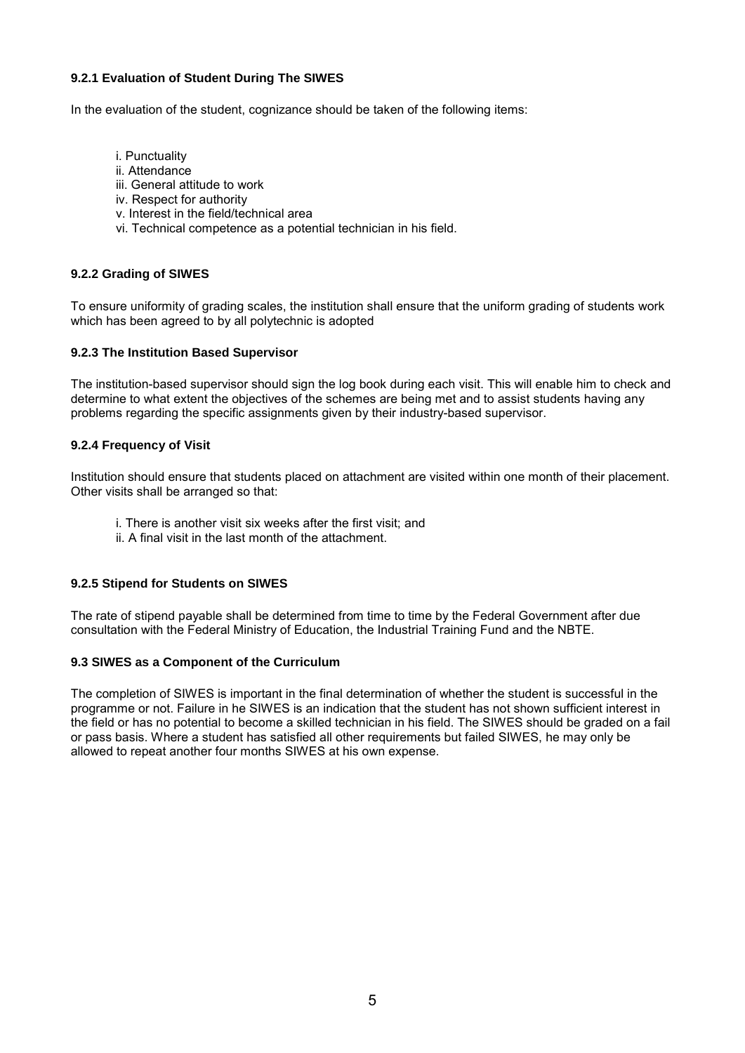### 9.2.1 Evaluation of Student During The SIWES

In the evaluation of the student, cognizance should be taken of the following items:

i. Punctuality
ii. Attendance
iii. General attitude to work
iv. Respect for authority
v. Interest in the field/technical area
vi. Technical competence as a potential technician in his field.

### 9.2.2 Grading of SIWES

To ensure uniformity of grading scales, the institution shall ensure that the uniform grading of students work which has been agreed to by all polytechnic is adopted

### 9.2.3 The Institution Based Supervisor

The institution-based supervisor should sign the log book during each visit. This will enable him to check and determine to what extent the objectives of the schemes are being met and to assist students having any problems regarding the specific assignments given by their industry-based supervisor.

### 9.2.4 Frequency of Visit

Institution should ensure that students placed on attachment are visited within one month of their placement. Other visits shall be arranged so that:

i. There is another visit six weeks after the first visit; and
ii. A final visit in the last month of the attachment.

### 9.2.5 Stipend for Students on SIWES

The rate of stipend payable shall be determined from time to time by the Federal Government after due consultation with the Federal Ministry of Education, the Industrial Training Fund and the NBTE.

## 9.3 SIWES as a Component of the Curriculum

The completion of SIWES is important in the final determination of whether the student is successful in the programme or not. Failure in he SIWES is an indication that the student has not shown sufficient interest in the field or has no potential to become a skilled technician in his field. The SIWES should be graded on a fail or pass basis. Where a student has satisfied all other requirements but failed SIWES, he may only be allowed to repeat another four months SIWES at his own expense.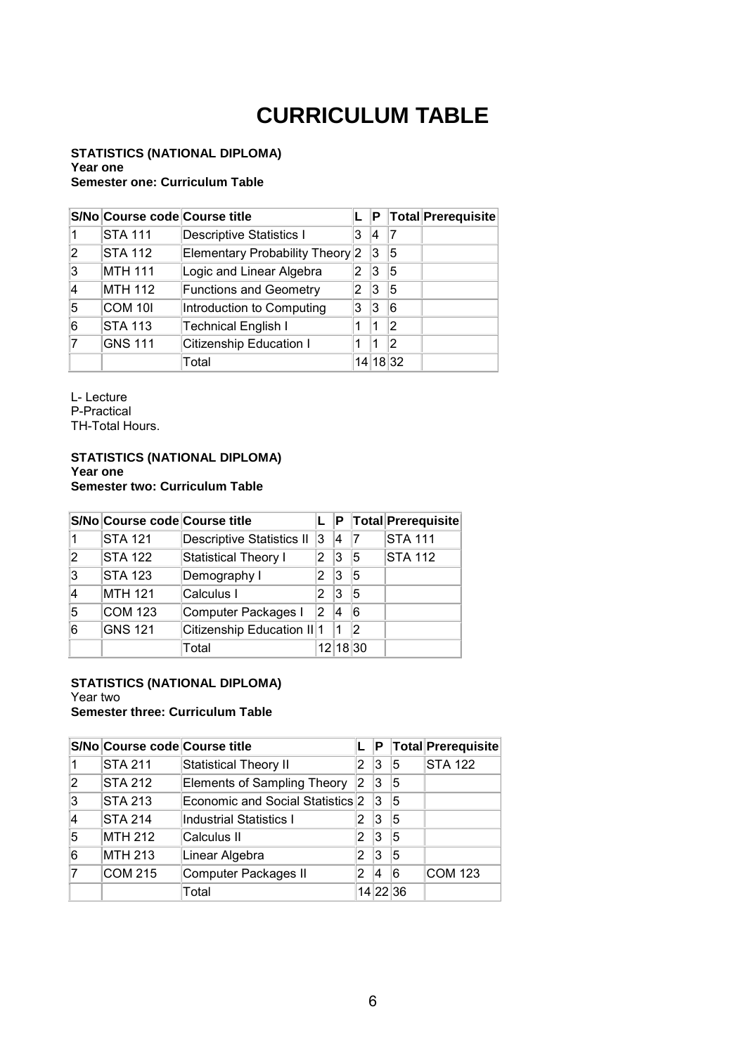# CURRICULUM TABLE

**STATISTICS (NATIONAL DIPLOMA)**
**Year one**
**Semester one: Curriculum Table**

| S/No | Course code | Course title | L | P | Total | Prerequisite |
|---|---|---|---|---|---|---|
| 1 | STA 111 | Descriptive Statistics I | 3 | 4 | 7 | |
| 2 | STA 112 | Elementary Probability Theory | 2 | 3 | 5 | |
| 3 | MTH 111 | Logic and Linear Algebra | 2 | 3 | 5 | |
| 4 | MTH 112 | Functions and Geometry | 2 | 3 | 5 | |
| 5 | COM 10I | Introduction to Computing | 3 | 3 | 6 | |
| 6 | STA 113 | Technical English I | 1 | 1 | 2 | |
| 7 | GNS 111 | Citizenship Education I | 1 | 1 | 2 | |
| | | Total | 14 | 18 | 32 | |

L- Lecture
P-Practical
TH-Total Hours.

**STATISTICS (NATIONAL DIPLOMA)**
**Year one**
**Semester two: Curriculum Table**

| S/No | Course code | Course title | L | P | Total | Prerequisite |
|---|---|---|---|---|---|---|
| 1 | STA 121 | Descriptive Statistics II | 3 | 4 | 7 | STA 111 |
| 2 | STA 122 | Statistical Theory I | 2 | 3 | 5 | STA 112 |
| 3 | STA 123 | Demography I | 2 | 3 | 5 | |
| 4 | MTH 121 | Calculus I | 2 | 3 | 5 | |
| 5 | COM 123 | Computer Packages I | 2 | 4 | 6 | |
| 6 | GNS 121 | Citizenship Education II | 1 | 1 | 2 | |
| | | Total | 12 | 18 | 30 | |

**STATISTICS (NATIONAL DIPLOMA)**
Year two
**Semester three: Curriculum Table**

| S/No | Course code | Course title | L | P | Total | Prerequisite |
|---|---|---|---|---|---|---|
| 1 | STA 211 | Statistical Theory II | 2 | 3 | 5 | STA 122 |
| 2 | STA 212 | Elements of Sampling Theory | 2 | 3 | 5 | |
| 3 | STA 213 | Economic and Social Statistics | 2 | 3 | 5 | |
| 4 | STA 214 | Industrial Statistics I | 2 | 3 | 5 | |
| 5 | MTH 212 | Calculus II | 2 | 3 | 5 | |
| 6 | MTH 213 | Linear Algebra | 2 | 3 | 5 | |
| 7 | COM 215 | Computer Packages II | 2 | 4 | 6 | COM 123 |
| | | Total | 14 | 22 | 36 | |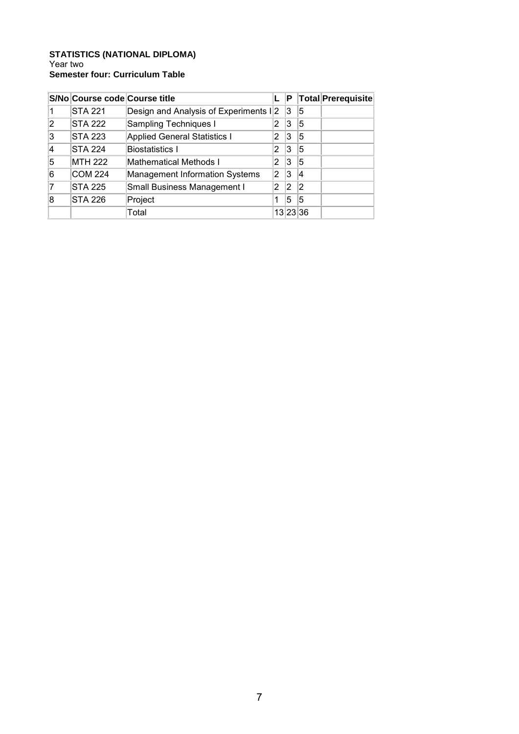**STATISTICS (NATIONAL DIPLOMA)**
Year two
**Semester four: Curriculum Table**

| S/No | Course code | Course title | L | P | Total | Prerequisite |
|---|---|---|---|---|---|---|
| 1 | STA 221 | Design and Analysis of Experiments I | 2 | 3 | 5 | |
| 2 | STA 222 | Sampling Techniques I | 2 | 3 | 5 | |
| 3 | STA 223 | Applied General Statistics I | 2 | 3 | 5 | |
| 4 | STA 224 | Biostatistics I | 2 | 3 | 5 | |
| 5 | MTH 222 | Mathematical Methods I | 2 | 3 | 5 | |
| 6 | COM 224 | Management Information Systems | 2 | 3 | 4 | |
| 7 | STA 225 | Small Business Management I | 2 | 2 | 2 | |
| 8 | STA 226 | Project | 1 | 5 | 5 | |
| | | Total | 13 | 23 | 36 | |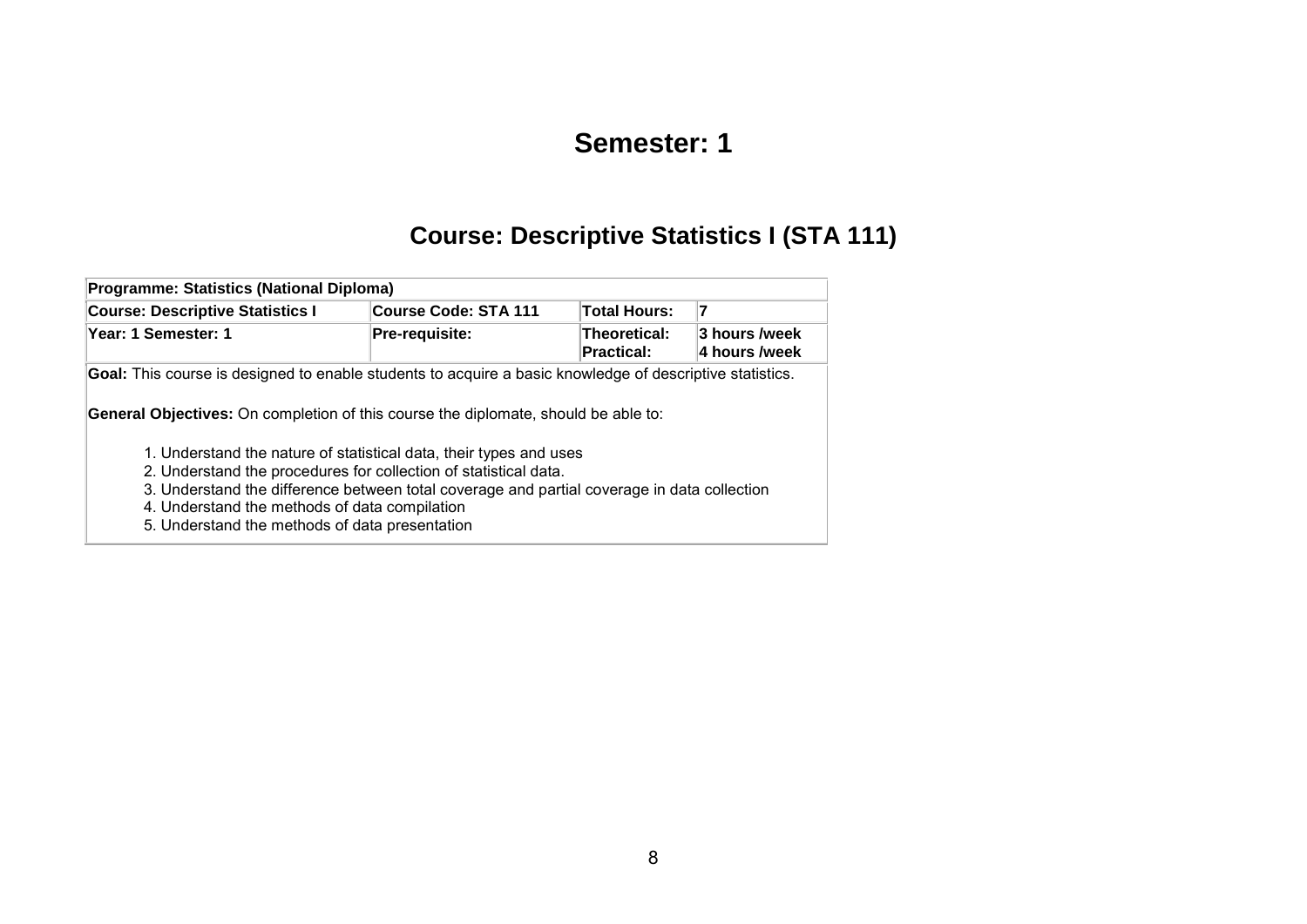# Semester: 1

## Course: Descriptive Statistics I (STA 111)

| Programme: Statistics (National Diploma) | | | |
|---|---|---|---|
| **Course: Descriptive Statistics I** | **Course Code: STA 111** | **Total Hours:** | **7** |
| **Year: 1 Semester: 1** | **Pre-requisite:** | **Theoretical:**<br>**Practical:** | **3 hours /week**<br>**4 hours /week** |

**Goal:** This course is designed to enable students to acquire a basic knowledge of descriptive statistics.

**General Objectives:** On completion of this course the diplomate, should be able to:

1. Understand the nature of statistical data, their types and uses
2. Understand the procedures for collection of statistical data.
3. Understand the difference between total coverage and partial coverage in data collection
4. Understand the methods of data compilation
5. Understand the methods of data presentation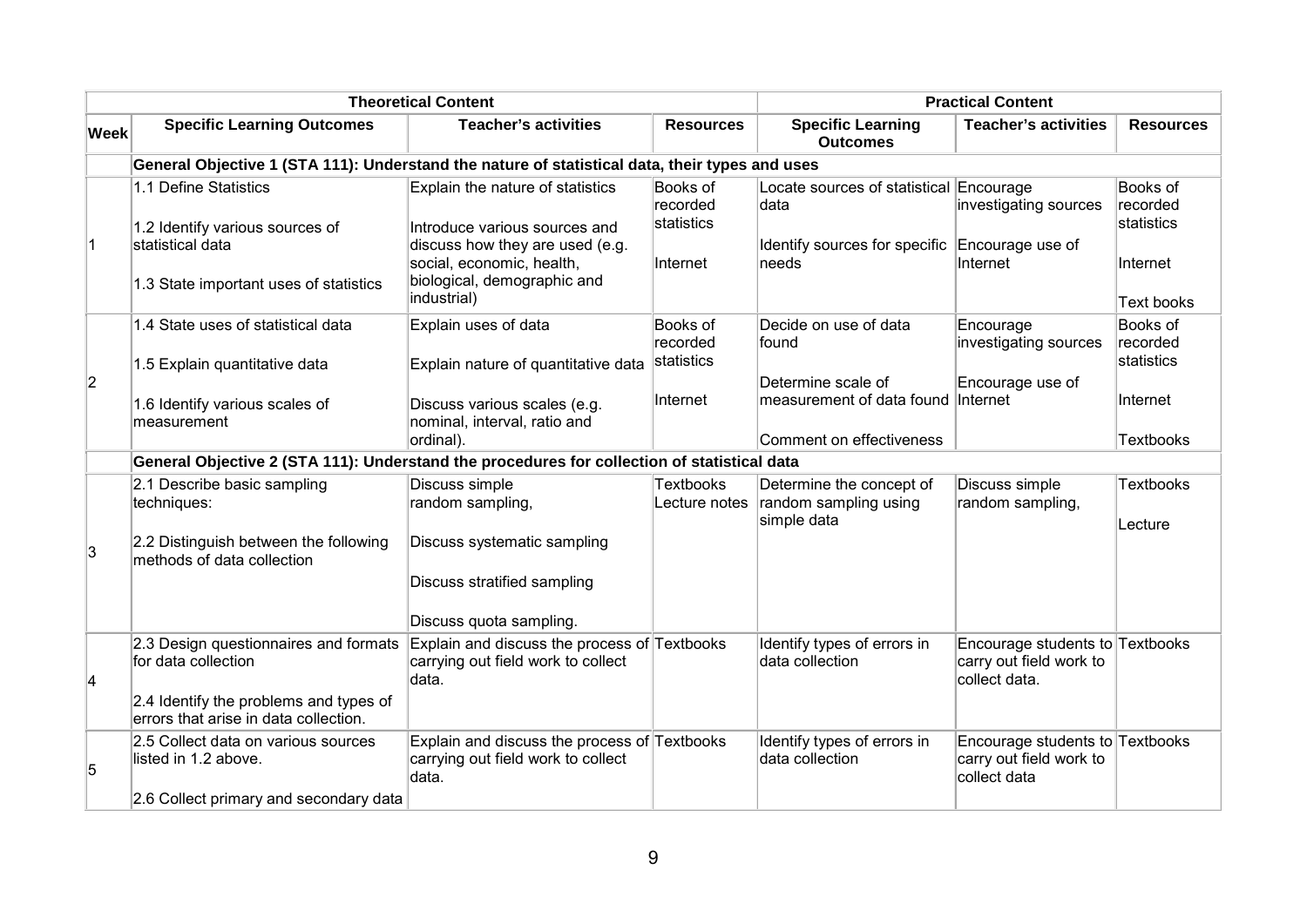| | Theoretical Content | | | Practical Content | | |
|---|---|---|---|---|---|---|
| **Week** | **Specific Learning Outcomes** | **Teacher's activities** | **Resources** | **Specific Learning Outcomes** | **Teacher's activities** | **Resources** |
| | **General Objective 1 (STA 111): Understand the nature of statistical data, their types and uses** | | | | | |
| 1 | 1.1 Define Statistics<br><br>1.2 Identify various sources of statistical data<br><br>1.3 State important uses of statistics | Explain the nature of statistics<br><br>Introduce various sources and discuss how they are used (e.g. social, economic, health, biological, demographic and industrial) | Books of recorded statistics<br><br>Internet | Locate sources of statistical data<br><br>Identify sources for specific needs | Encourage investigating sources<br><br>Encourage use of Internet | Books of recorded statistics<br><br>Internet<br><br>Text books |
| 2 | 1.4 State uses of statistical data<br><br>1.5 Explain quantitative data<br><br>1.6 Identify various scales of measurement | Explain uses of data<br><br>Explain nature of quantitative data<br><br>Discuss various scales (e.g. nominal, interval, ratio and ordinal). | Books of recorded statistics<br><br>Internet | Decide on use of data found<br><br>Determine scale of measurement of data found<br><br>Comment on effectiveness | Encourage investigating sources<br><br>Encourage use of Internet | Books of recorded statistics<br><br>Internet<br><br>Textbooks |
| | **General Objective 2 (STA 111): Understand the procedures for collection of statistical data** | | | | | |
| 3 | 2.1 Describe basic sampling techniques:<br><br>2.2 Distinguish between the following methods of data collection | Discuss simple random sampling,<br><br>Discuss systematic sampling<br><br>Discuss stratified sampling<br><br>Discuss quota sampling. | Textbooks<br>Lecture notes | Determine the concept of random sampling using simple data | Discuss simple random sampling, | Textbooks<br><br>Lecture |
| 4 | 2.3 Design questionnaires and formats for data collection<br><br>2.4 Identify the problems and types of errors that arise in data collection. | Explain and discuss the process of carrying out field work to collect data. | Textbooks | Identify types of errors in data collection | Encourage students to carry out field work to collect data. | Textbooks |
| 5 | 2.5 Collect data on various sources listed in 1.2 above.<br><br>2.6 Collect primary and secondary data | Explain and discuss the process of carrying out field work to collect data. | Textbooks | Identify types of errors in data collection | Encourage students to carry out field work to collect data | Textbooks |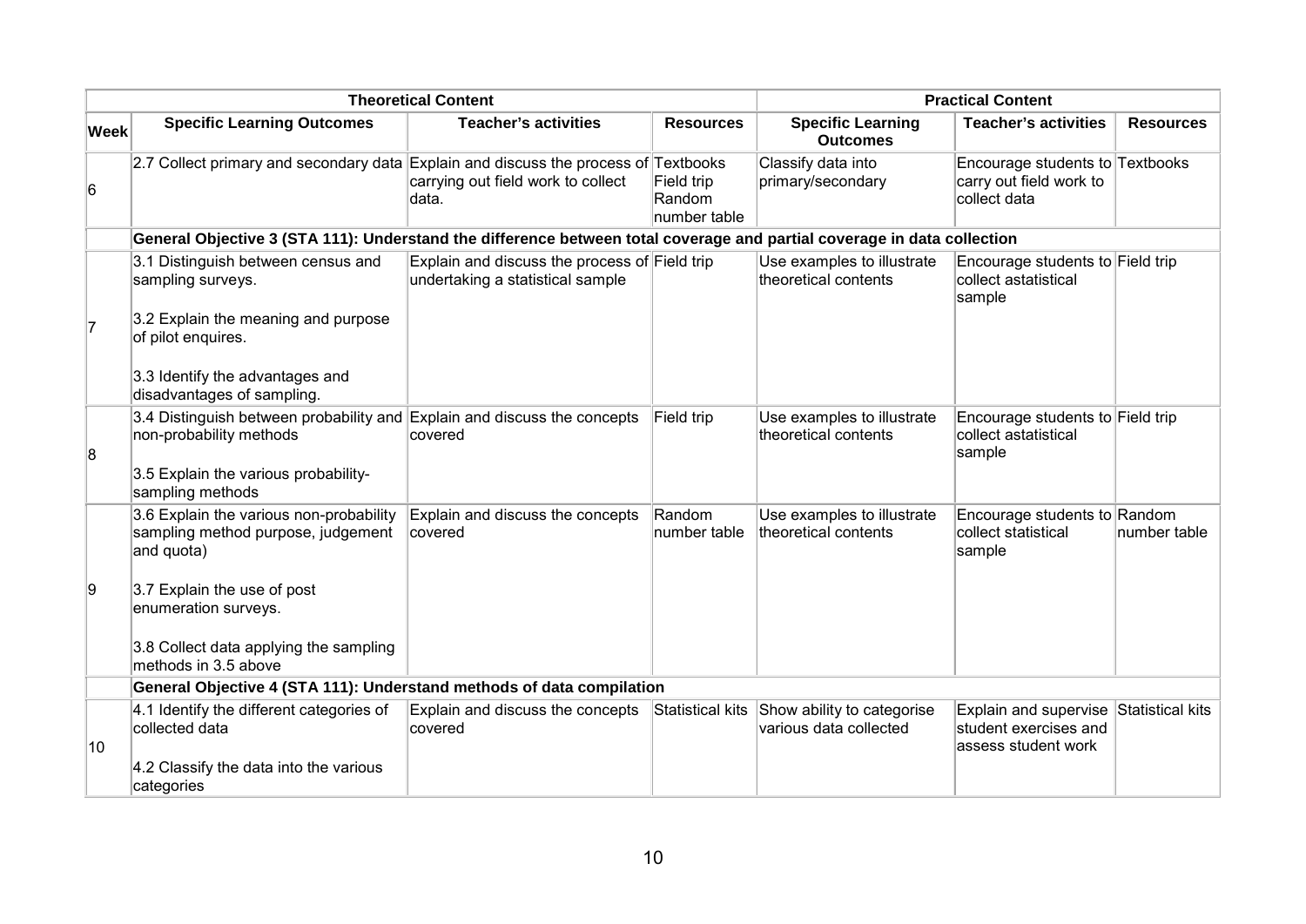| | Theoretical Content | | | Practical Content | | |
|---|---|---|---|---|---|---|
| **Week** | **Specific Learning Outcomes** | **Teacher's activities** | **Resources** | **Specific Learning Outcomes** | **Teacher's activities** | **Resources** |
| 6 | 2.7 Collect primary and secondary data | Explain and discuss the process of carrying out field work to collect data. | Textbooks Field trip Random number table | Classify data into primary/secondary | Encourage students to carry out field work to collect data | Textbooks |
| | **General Objective 3 (STA 111): Understand the difference between total coverage and partial coverage in data collection** | | | | | |
| 7 | 3.1 Distinguish between census and sampling surveys. 3.2 Explain the meaning and purpose of pilot enquires. 3.3 Identify the advantages and disadvantages of sampling. | Explain and discuss the process of undertaking a statistical sample | Field trip | Use examples to illustrate theoretical contents | Encourage students to collect astatistical sample | Field trip |
| 8 | 3.4 Distinguish between probability and non-probability methods 3.5 Explain the various probability-sampling methods | Explain and discuss the concepts covered | Field trip | Use examples to illustrate theoretical contents | Encourage students to collect astatistical sample | Field trip |
| 9 | 3.6 Explain the various non-probability sampling method purpose, judgement and quota) 3.7 Explain the use of post enumeration surveys. 3.8 Collect data applying the sampling methods in 3.5 above | Explain and discuss the concepts covered | Random number table | Use examples to illustrate theoretical contents | Encourage students to collect statistical sample | Random number table |
| | **General Objective 4 (STA 111): Understand methods of data compilation** | | | | | |
| 10 | 4.1 Identify the different categories of collected data 4.2 Classify the data into the various categories | Explain and discuss the concepts covered | Statistical kits | Show ability to categorise various data collected | Explain and supervise student exercises and assess student work | Statistical kits |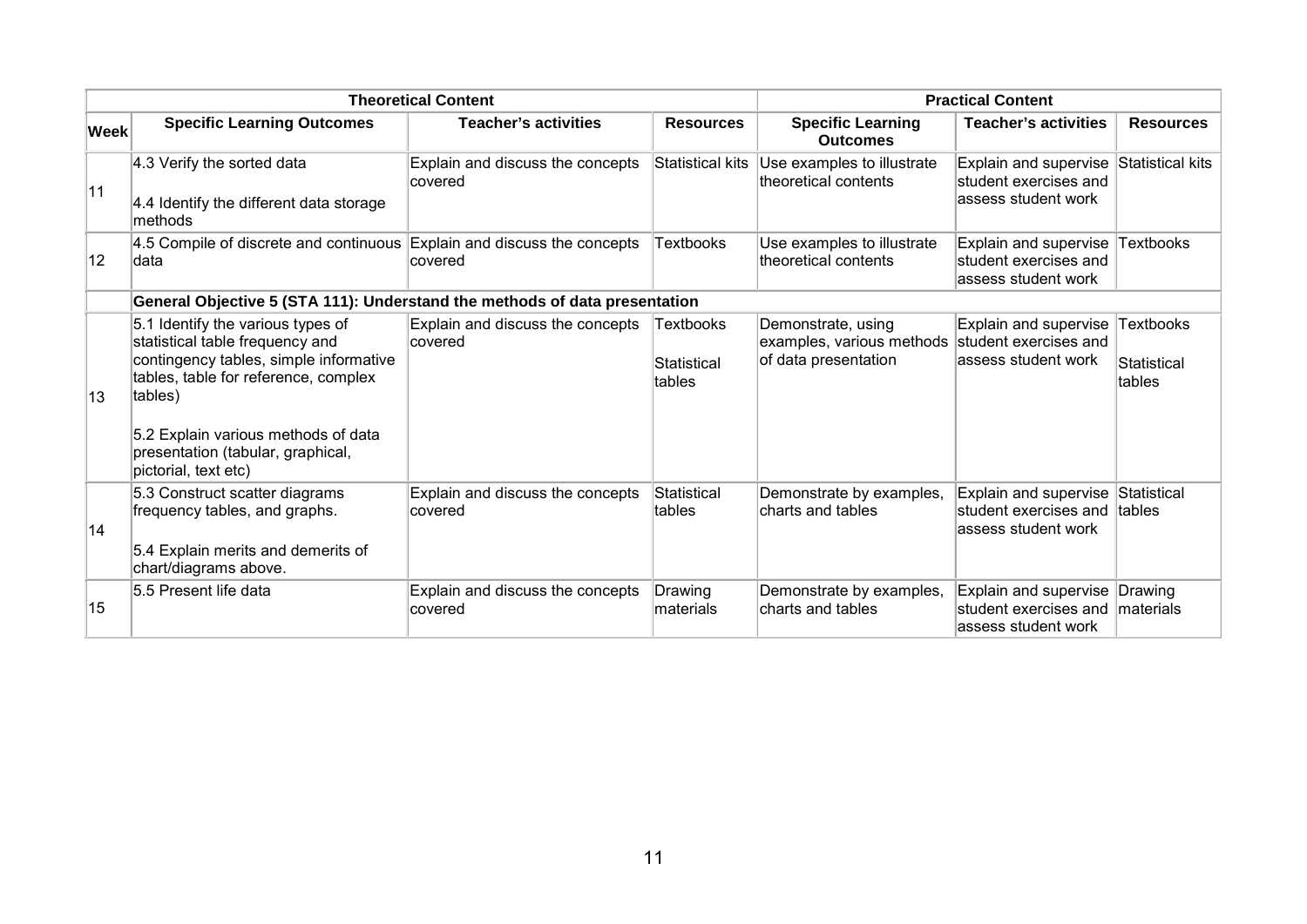| | Theoretical Content | | | Practical Content | | |
|---|---|---|---|---|---|---|
| **Week** | **Specific Learning Outcomes** | **Teacher's activities** | **Resources** | **Specific Learning Outcomes** | **Teacher's activities** | **Resources** |
| 11 | 4.3 Verify the sorted data<br><br>4.4 Identify the different data storage methods | Explain and discuss the concepts covered | Statistical kits | Use examples to illustrate theoretical contents | Explain and supervise student exercises and assess student work | Statistical kits |
| 12 | 4.5 Compile of discrete and continuous data | Explain and discuss the concepts covered | Textbooks | Use examples to illustrate theoretical contents | Explain and supervise student exercises and assess student work | Textbooks |
| | **General Objective 5 (STA 111): Understand the methods of data presentation** | | | | | |
| 13 | 5.1 Identify the various types of statistical table frequency and contingency tables, simple informative tables, table for reference, complex tables)<br><br>5.2 Explain various methods of data presentation (tabular, graphical, pictorial, text etc) | Explain and discuss the concepts covered | Textbooks<br><br>Statistical tables | Demonstrate, using examples, various methods of data presentation | Explain and supervise student exercises and assess student work | Textbooks<br><br>Statistical tables |
| 14 | 5.3 Construct scatter diagrams frequency tables, and graphs.<br><br>5.4 Explain merits and demerits of chart/diagrams above. | Explain and discuss the concepts covered | Statistical tables | Demonstrate by examples, charts and tables | Explain and supervise student exercises and assess student work | Statistical tables |
| 15 | 5.5 Present life data | Explain and discuss the concepts covered | Drawing materials | Demonstrate by examples, charts and tables | Explain and supervise student exercises and assess student work | Drawing materials |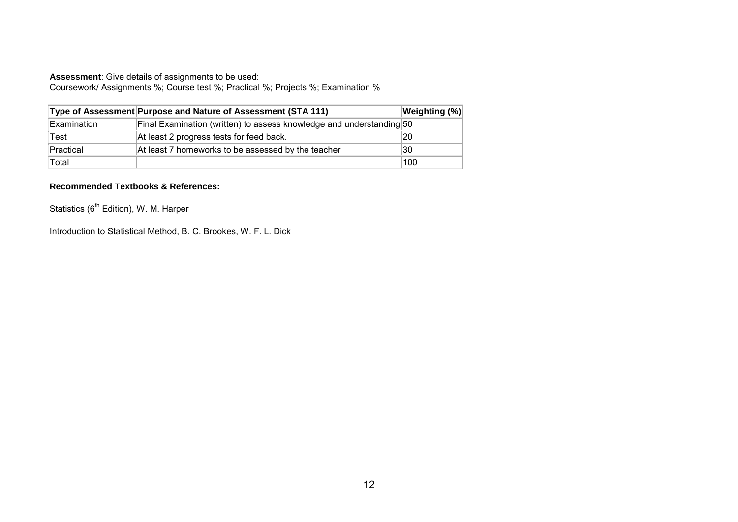**Assessment**: Give details of assignments to be used:
Coursework/ Assignments %; Course test %; Practical %; Projects %; Examination %

| Type of Assessment | Purpose and Nature of Assessment (STA 111) | Weighting (%) |
|---|---|---|
| Examination | Final Examination (written) to assess knowledge and understanding | 50 |
| Test | At least 2 progress tests for feed back. | 20 |
| Practical | At least 7 homeworks to be assessed by the teacher | 30 |
| Total | | 100 |

**Recommended Textbooks & References:**

Statistics ($6^{th}$ Edition), W. M. Harper

Introduction to Statistical Method, B. C. Brookes, W. F. L. Dick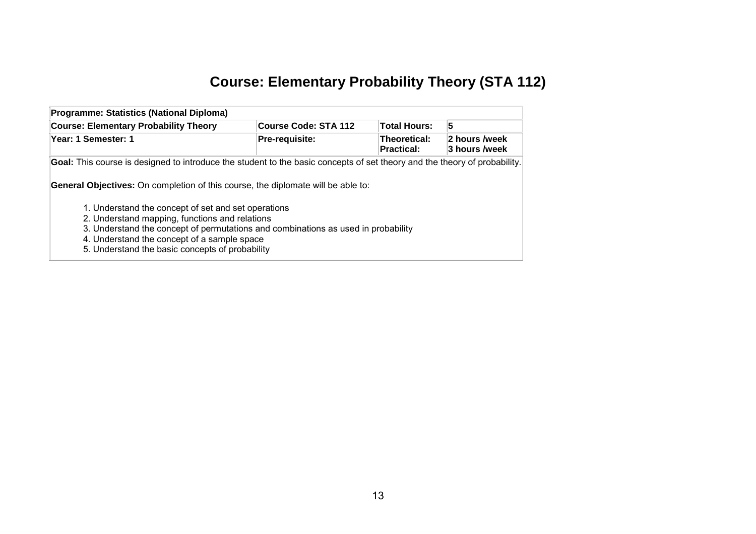# Course: Elementary Probability Theory (STA 112)

| Programme: Statistics (National Diploma) | | | |
|---|---|---|---|
| **Course: Elementary Probability Theory** | **Course Code: STA 112** | **Total Hours:** | **5** |
| **Year: 1 Semester: 1** | **Pre-requisite:** | **Theoretical:** <br> **Practical:** | **2 hours /week** <br> **3 hours /week** |

**Goal:** This course is designed to introduce the student to the basic concepts of set theory and the theory of probability.

**General Objectives:** On completion of this course, the diplomate will be able to:

1. Understand the concept of set and set operations
2. Understand mapping, functions and relations
3. Understand the concept of permutations and combinations as used in probability
4. Understand the concept of a sample space
5. Understand the basic concepts of probability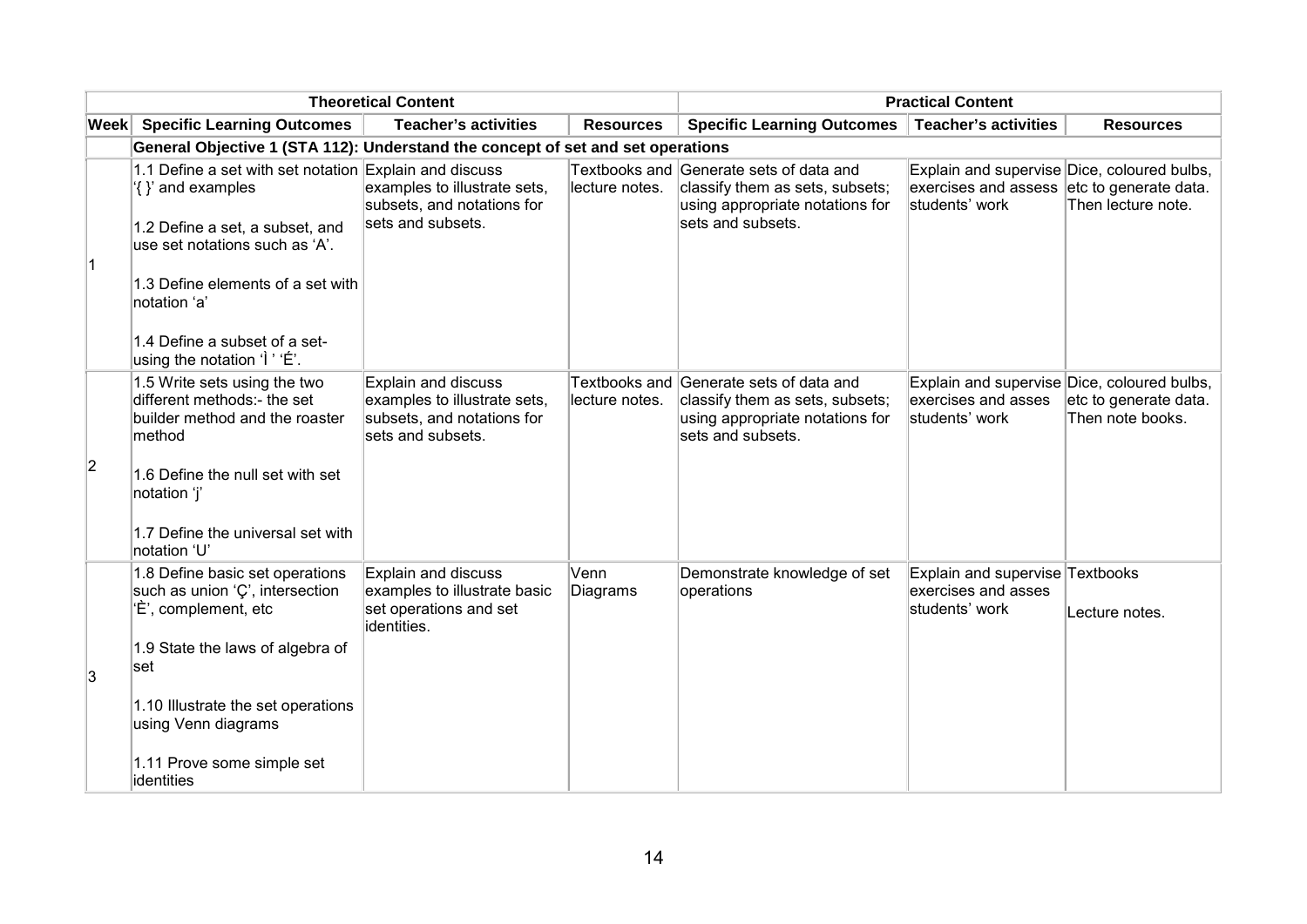| | Theoretical Content | | | Practical Content | | |
|---|---|---|---|---|---|---|
| **Week** | **Specific Learning Outcomes** | **Teacher's activities** | **Resources** | **Specific Learning Outcomes** | **Teacher's activities** | **Resources** |
| | **General Objective 1 (STA 112): Understand the concept of set and set operations** | | | | | |
| 1 | 1.1 Define a set with set notation '{ }' and examples<br><br>1.2 Define a set, a subset, and use set notations such as 'A'.<br><br>1.3 Define elements of a set with notation 'a'<br><br>1.4 Define a subset of a set- using the notation 'Ì ' 'É'. | Explain and discuss examples to illustrate sets, subsets, and notations for sets and subsets. | Textbooks and lecture notes. | Generate sets of data and classify them as sets, subsets; using appropriate notations for sets and subsets. | Explain and supervise exercises and assess students' work | Dice, coloured bulbs, etc to generate data. Then lecture note. |
| 2 | 1.5 Write sets using the two different methods:- the set builder method and the roaster method<br><br>1.6 Define the null set with set notation 'j'<br><br>1.7 Define the universal set with notation 'U' | Explain and discuss examples to illustrate sets, subsets, and notations for sets and subsets. | Textbooks and lecture notes. | Generate sets of data and classify them as sets, subsets; using appropriate notations for sets and subsets. | Explain and supervise exercises and asses students' work | Dice, coloured bulbs, etc to generate data. Then note books. |
| 3 | 1.8 Define basic set operations such as union 'Ç', intersection 'È', complement, etc<br><br>1.9 State the laws of algebra of set<br><br>1.10 Illustrate the set operations using Venn diagrams<br><br>1.11 Prove some simple set identities | Explain and discuss examples to illustrate basic set operations and set identities. | Venn Diagrams | Demonstrate knowledge of set operations | Explain and supervise exercises and asses students' work | Textbooks<br><br>Lecture notes. |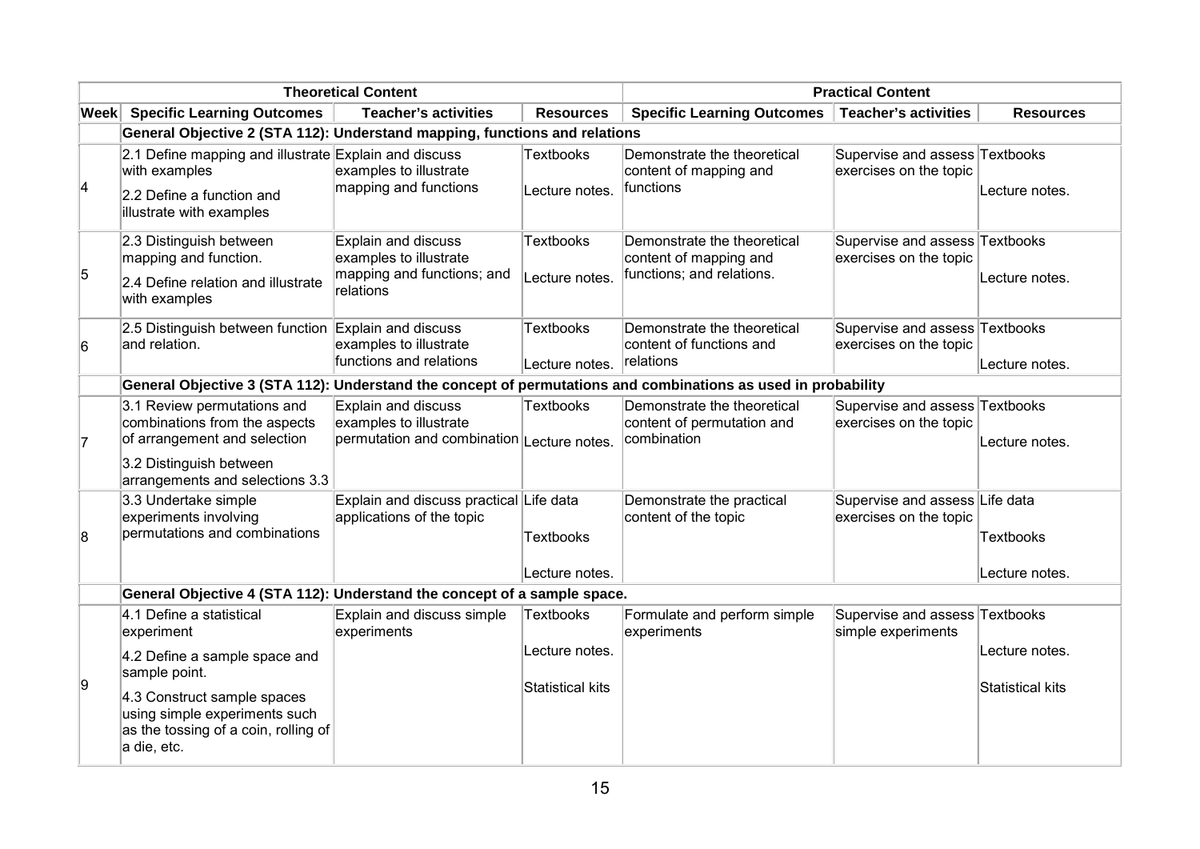| | Theoretical Content | | | Practical Content | | |
|---|---|---|---|---|---|---|
| **Week** | **Specific Learning Outcomes** | **Teacher's activities** | **Resources** | **Specific Learning Outcomes** | **Teacher's activities** | **Resources** |
| | **General Objective 2 (STA 112): Understand mapping, functions and relations** | | | | | |
| 4 | 2.1 Define mapping and illustrate with examples<br>2.2 Define a function and illustrate with examples | Explain and discuss examples to illustrate mapping and functions | Textbooks<br>Lecture notes. | Demonstrate the theoretical content of mapping and functions | Supervise and assess exercises on the topic | Textbooks<br>Lecture notes. |
| 5 | 2.3 Distinguish between mapping and function.<br>2.4 Define relation and illustrate with examples | Explain and discuss examples to illustrate mapping and functions; and relations | Textbooks<br>Lecture notes. | Demonstrate the theoretical content of mapping and functions; and relations. | Supervise and assess exercises on the topic | Textbooks<br>Lecture notes. |
| 6 | 2.5 Distinguish between function and relation. | Explain and discuss examples to illustrate functions and relations | Textbooks<br>Lecture notes. | Demonstrate the theoretical content of functions and relations | Supervise and assess exercises on the topic | Textbooks<br>Lecture notes. |
| | **General Objective 3 (STA 112): Understand the concept of permutations and combinations as used in probability** | | | | | |
| 7 | 3.1 Review permutations and combinations from the aspects of arrangement and selection<br>3.2 Distinguish between arrangements and selections 3.3 | Explain and discuss examples to illustrate permutation and combination | Textbooks<br>Lecture notes. | Demonstrate the theoretical content of permutation and combination | Supervise and assess exercises on the topic | Textbooks<br>Lecture notes. |
| 8 | 3.3 Undertake simple experiments involving permutations and combinations | Explain and discuss practical applications of the topic | Life data<br>Textbooks<br>Lecture notes. | Demonstrate the practical content of the topic | Supervise and assess exercises on the topic | Life data<br>Textbooks<br>Lecture notes. |
| | **General Objective 4 (STA 112): Understand the concept of a sample space.** | | | | | |
| 9 | 4.1 Define a statistical experiment<br>4.2 Define a sample space and sample point.<br>4.3 Construct sample spaces using simple experiments such as the tossing of a coin, rolling of a die, etc. | Explain and discuss simple experiments | Textbooks<br>Lecture notes.<br>Statistical kits | Formulate and perform simple experiments | Supervise and assess simple experiments | Textbooks<br>Lecture notes.<br>Statistical kits |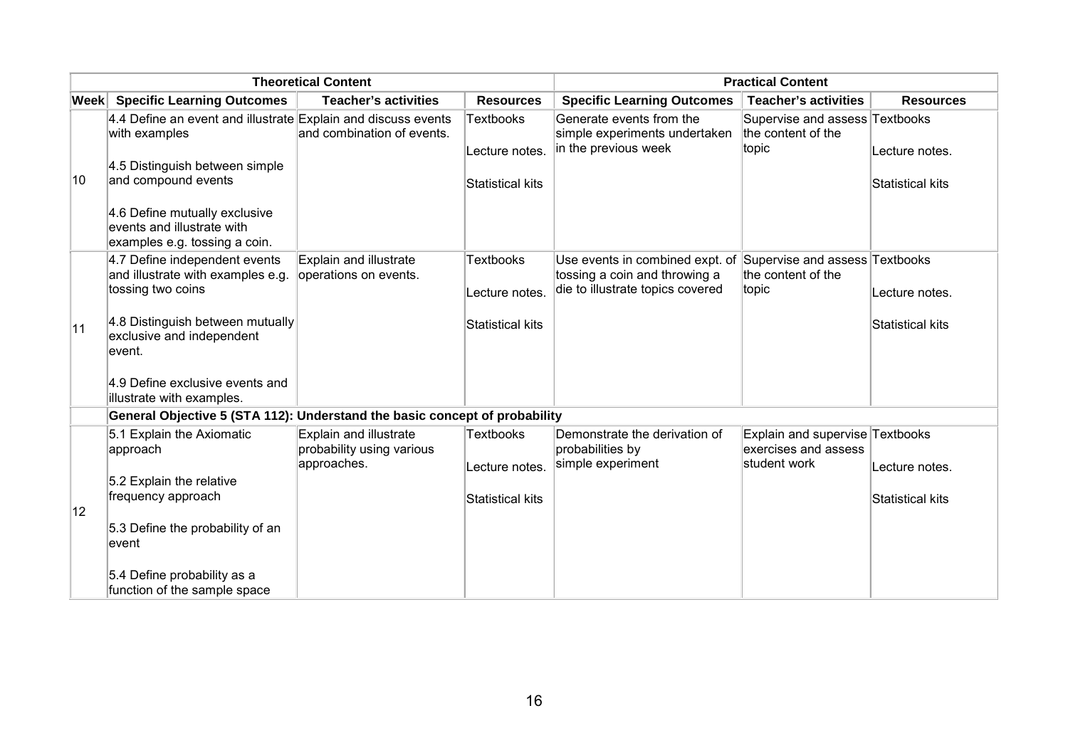| | Theoretical Content | | | Practical Content | | |
|---|---|---|---|---|---|---|
| **Week** | **Specific Learning Outcomes** | **Teacher's activities** | **Resources** | **Specific Learning Outcomes** | **Teacher's activities** | **Resources** |
| 10 | 4.4 Define an event and illustrate with examples<br><br>4.5 Distinguish between simple and compound events<br><br>4.6 Define mutually exclusive events and illustrate with examples e.g. tossing a coin. | Explain and discuss events and combination of events. | Textbooks<br><br>Lecture notes.<br><br>Statistical kits | Generate events from the simple experiments undertaken in the previous week | Supervise and assess the content of the topic | Textbooks<br><br>Lecture notes.<br><br>Statistical kits |
| 11 | 4.7 Define independent events and illustrate with examples e.g. tossing two coins<br><br>4.8 Distinguish between mutually exclusive and independent event.<br><br>4.9 Define exclusive events and illustrate with examples. | Explain and illustrate operations on events. | Textbooks<br><br>Lecture notes.<br><br>Statistical kits | Use events in combined expt. of tossing a coin and throwing a die to illustrate topics covered | Supervise and assess the content of the topic | Textbooks<br><br>Lecture notes.<br><br>Statistical kits |
| | **General Objective 5 (STA 112): Understand the basic concept of probability** | | | | | |
| 12 | 5.1 Explain the Axiomatic approach<br><br>5.2 Explain the relative frequency approach<br><br>5.3 Define the probability of an event<br><br>5.4 Define probability as a function of the sample space | Explain and illustrate probability using various approaches. | Textbooks<br><br>Lecture notes.<br><br>Statistical kits | Demonstrate the derivation of probabilities by simple experiment | Explain and supervise exercises and assess student work | Textbooks<br><br>Lecture notes.<br><br>Statistical kits |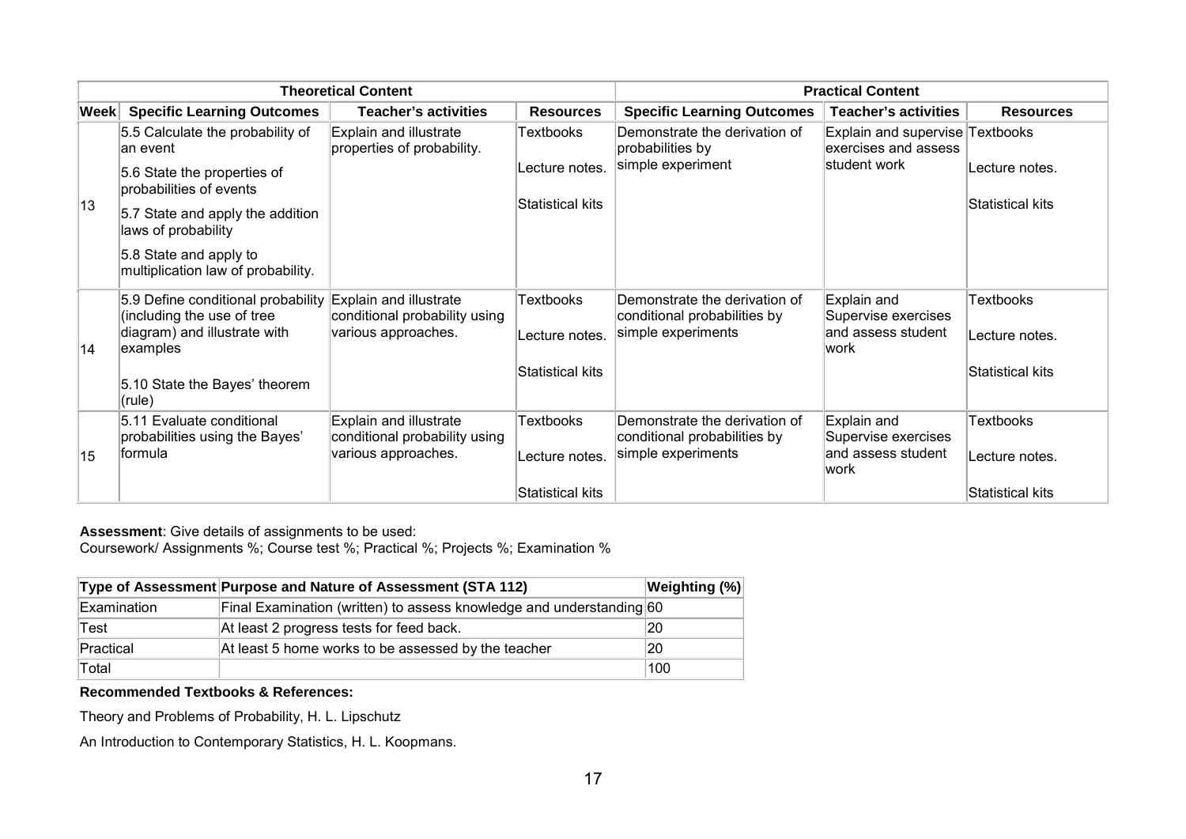| | Theoretical Content | | | Practical Content | | |
|---|---|---|---|---|---|---|
| **Week** | **Specific Learning Outcomes** | **Teacher's activities** | **Resources** | **Specific Learning Outcomes** | **Teacher's activities** | **Resources** |
| 13 | 5.5 Calculate the probability of an event<br><br>5.6 State the properties of probabilities of events<br><br>5.7 State and apply the addition laws of probability<br><br>5.8 State and apply to multiplication law of probability. | Explain and illustrate properties of probability. | Textbooks<br><br>Lecture notes.<br><br>Statistical kits | Demonstrate the derivation of probabilities by simple experiment | Explain and supervise exercises and assess student work | Textbooks<br><br>Lecture notes.<br><br>Statistical kits |
| 14 | 5.9 Define conditional probability (including the use of tree diagram) and illustrate with examples<br><br>5.10 State the Bayes' theorem (rule) | Explain and illustrate conditional probability using various approaches. | Textbooks<br><br>Lecture notes.<br><br>Statistical kits | Demonstrate the derivation of conditional probabilities by simple experiments | Explain and Supervise exercises and assess student work | Textbooks<br><br>Lecture notes.<br><br>Statistical kits |
| 15 | 5.11 Evaluate conditional probabilities using the Bayes' formula | Explain and illustrate conditional probability using various approaches. | Textbooks<br><br>Lecture notes.<br><br>Statistical kits | Demonstrate the derivation of conditional probabilities by simple experiments | Explain and Supervise exercises and assess student work | Textbooks<br><br>Lecture notes.<br><br>Statistical kits |

**Assessment**: Give details of assignments to be used:
Coursework/ Assignments %; Course test %; Practical %; Projects %; Examination %

| Type of Assessment | Purpose and Nature of Assessment (STA 112) | Weighting (%) |
|---|---|---|
| Examination | Final Examination (written) to assess knowledge and understanding | 60 |
| Test | At least 2 progress tests for feed back. | 20 |
| Practical | At least 5 home works to be assessed by the teacher | 20 |
| Total | | 100 |

**Recommended Textbooks & References:**

Theory and Problems of Probability, H. L. Lipschutz

An Introduction to Contemporary Statistics, H. L. Koopmans.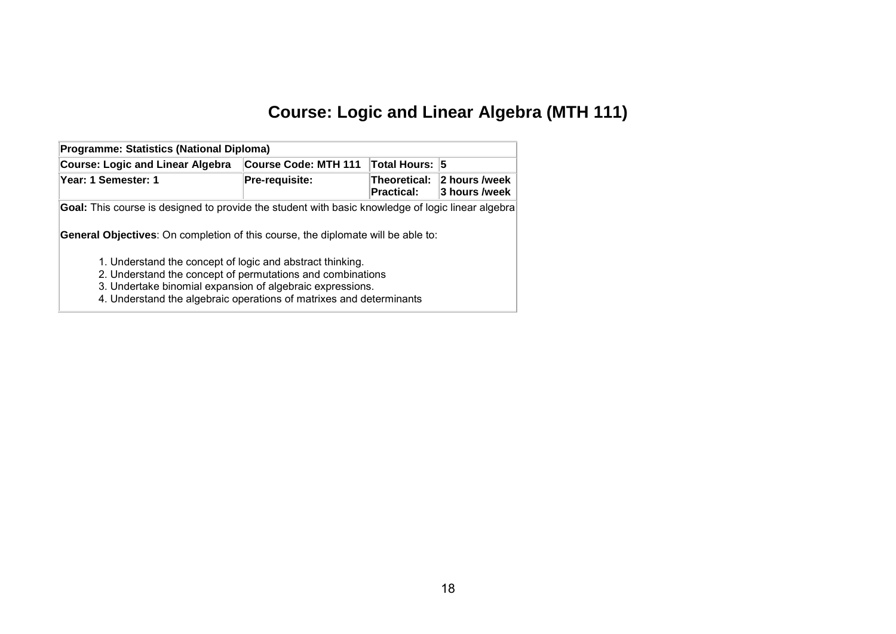# Course: Logic and Linear Algebra (MTH 111)

| **Programme: Statistics (National Diploma)** | | | |
|---|---|---|---|
| **Course: Logic and Linear Algebra** | **Course Code: MTH 111** | **Total Hours:** | **5** |
| **Year: 1 Semester: 1** | **Pre-requisite:** | **Theoretical:** **Practical:** | **2 hours /week** **3 hours /week** |

**Goal:** This course is designed to provide the student with basic knowledge of logic linear algebra

**General Objectives**: On completion of this course, the diplomate will be able to:

1. Understand the concept of logic and abstract thinking.
2. Understand the concept of permutations and combinations
3. Undertake binomial expansion of algebraic expressions.
4. Understand the algebraic operations of matrixes and determinants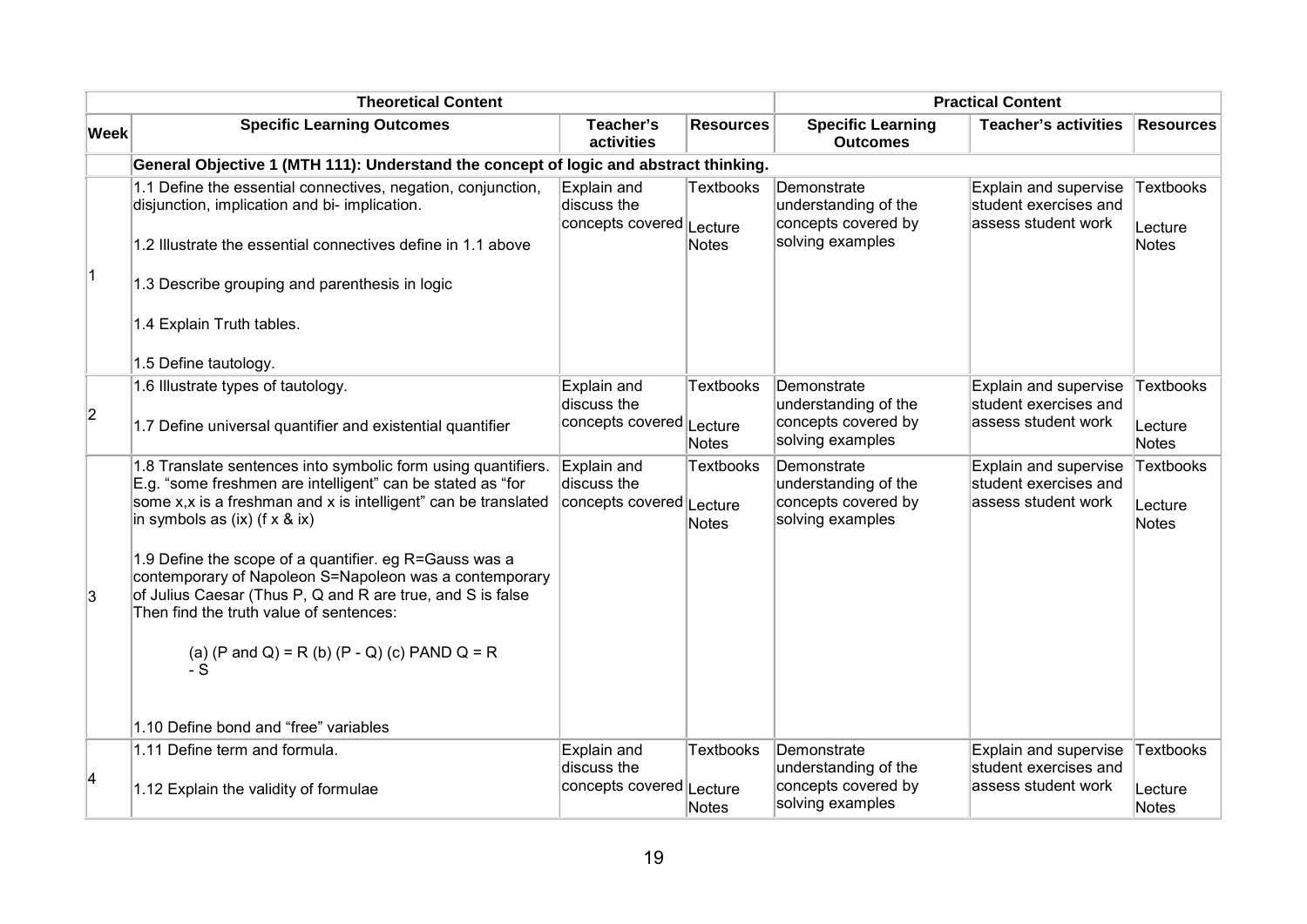| | Theoretical Content | | | Practical Content | | |
|---|---|---|---|---|---|---|
| **Week** | **Specific Learning Outcomes** | **Teacher's activities** | **Resources** | **Specific Learning Outcomes** | **Teacher's activities** | **Resources** |
| | **General Objective 1 (MTH 111): Understand the concept of logic and abstract thinking.** | | | | | |
| 1 | 1.1 Define the essential connectives, negation, conjunction, disjunction, implication and bi- implication.<br><br>1.2 Illustrate the essential connectives define in 1.1 above<br><br>1.3 Describe grouping and parenthesis in logic<br><br>1.4 Explain Truth tables.<br><br>1.5 Define tautology. | Explain and discuss the concepts covered | Textbooks<br><br>Lecture Notes | Demonstrate understanding of the concepts covered by solving examples | Explain and supervise student exercises and assess student work | Textbooks<br><br>Lecture Notes |
| 2 | 1.6 Illustrate types of tautology.<br><br>1.7 Define universal quantifier and existential quantifier | Explain and discuss the concepts covered | Textbooks<br><br>Lecture Notes | Demonstrate understanding of the concepts covered by solving examples | Explain and supervise student exercises and assess student work | Textbooks<br><br>Lecture Notes |
| 3 | 1.8 Translate sentences into symbolic form using quantifiers. E.g. "some freshmen are intelligent" can be stated as "for some x,x is a freshman and x is intelligent" can be translated in symbols as (ix) (f x & ix)<br><br>1.9 Define the scope of a quantifier. eg R=Gauss was a contemporary of Napoleon S=Napoleon was a contemporary of Julius Caesar (Thus P, Q and R are true, and S is false Then find the truth value of sentences:<br><br>(a) (P and Q) = R (b) (P - Q) (c) PAND Q = R - S<br><br>1.10 Define bond and "free" variables | Explain and discuss the concepts covered | Textbooks<br><br>Lecture Notes | Demonstrate understanding of the concepts covered by solving examples | Explain and supervise student exercises and assess student work | Textbooks<br><br>Lecture Notes |
| 4 | 1.11 Define term and formula.<br><br>1.12 Explain the validity of formulae | Explain and discuss the concepts covered | Textbooks<br><br>Lecture Notes | Demonstrate understanding of the concepts covered by solving examples | Explain and supervise student exercises and assess student work | Textbooks<br><br>Lecture Notes |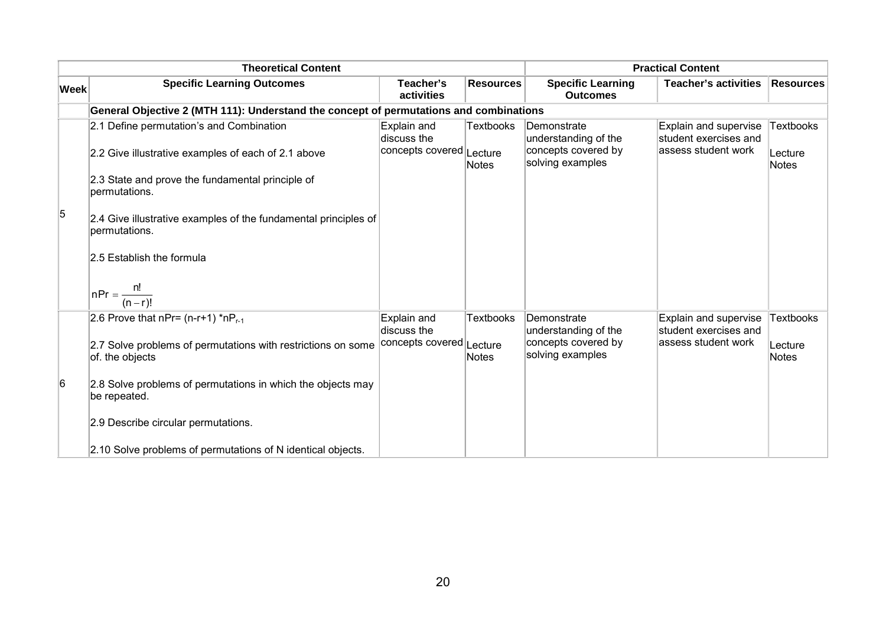| | Theoretical Content | | | Practical Content | | |
|---|---|---|---|---|---|---|
| **Week** | **Specific Learning Outcomes** | **Teacher's activities** | **Resources** | **Specific Learning Outcomes** | **Teacher's activities** | **Resources** |
| | **General Objective 2 (MTH 111): Understand the concept of permutations and combinations** | | | | | |
| 5 | 2.1 Define permutation's and Combination<br><br>2.2 Give illustrative examples of each of 2.1 above<br><br>2.3 State and prove the fundamental principle of permutations.<br><br>2.4 Give illustrative examples of the fundamental principles of permutations.<br><br>2.5 Establish the formula<br><br>$nPr = \frac{n!}{(n-r)!}$ | Explain and discuss the concepts covered | Textbooks<br><br>Lecture Notes | Demonstrate understanding of the concepts covered by solving examples | Explain and supervise student exercises and assess student work | Textbooks<br><br>Lecture Notes |
| 6 | 2.6 Prove that nPr= (n-r+1) *$nP_{r-1}$<br><br>2.7 Solve problems of permutations with restrictions on some of. the objects<br><br>2.8 Solve problems of permutations in which the objects may be repeated.<br><br>2.9 Describe circular permutations.<br><br>2.10 Solve problems of permutations of N identical objects. | Explain and discuss the concepts covered | Textbooks<br><br>Lecture Notes | Demonstrate understanding of the concepts covered by solving examples | Explain and supervise student exercises and assess student work | Textbooks<br><br>Lecture Notes |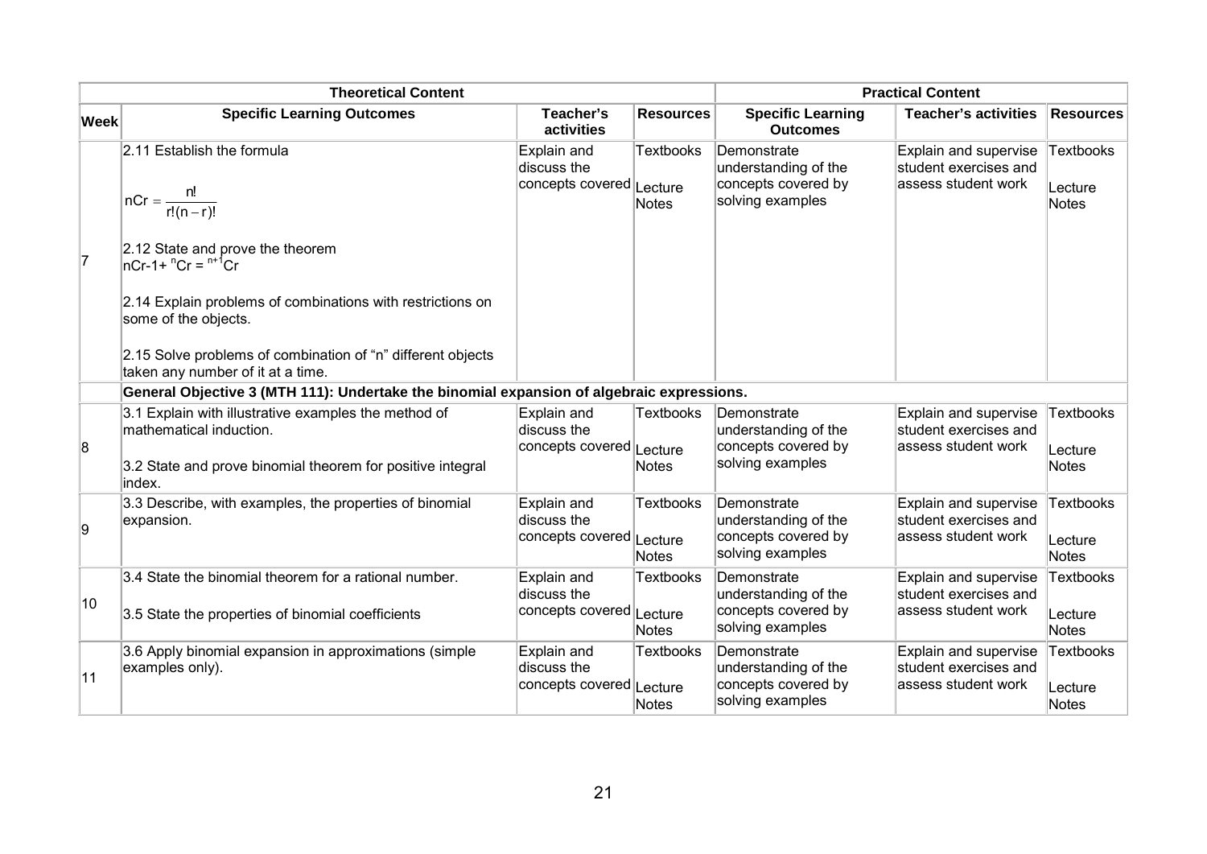| | Theoretical Content | | | Practical Content | | |
|---|---|---|---|---|---|---|
| **Week** | **Specific Learning Outcomes** | **Teacher's activities** | **Resources** | **Specific Learning Outcomes** | **Teacher's activities** | **Resources** |
| 7 | 2.11 Establish the formula $nCr = \frac{n!}{r!(n-r)!}$ <br><br> 2.12 State and prove the theorem $nCr\text{-}1 + {}^{n}Cr = {}^{n+1}Cr$ <br><br> 2.14 Explain problems of combinations with restrictions on some of the objects. <br><br> 2.15 Solve problems of combination of "n" different objects taken any number of it at a time. | Explain and discuss the concepts covered | Textbooks <br><br> Lecture Notes | Demonstrate understanding of the concepts covered by solving examples | Explain and supervise student exercises and assess student work | Textbooks <br><br> Lecture Notes |
| | **General Objective 3 (MTH 111): Undertake the binomial expansion of algebraic expressions.** | | | | | |
| 8 | 3.1 Explain with illustrative examples the method of mathematical induction. <br><br> 3.2 State and prove binomial theorem for positive integral index. | Explain and discuss the concepts covered | Textbooks <br><br> Lecture Notes | Demonstrate understanding of the concepts covered by solving examples | Explain and supervise student exercises and assess student work | Textbooks <br><br> Lecture Notes |
| 9 | 3.3 Describe, with examples, the properties of binomial expansion. | Explain and discuss the concepts covered | Textbooks <br><br> Lecture Notes | Demonstrate understanding of the concepts covered by solving examples | Explain and supervise student exercises and assess student work | Textbooks <br><br> Lecture Notes |
| 10 | 3.4 State the binomial theorem for a rational number. <br><br> 3.5 State the properties of binomial coefficients | Explain and discuss the concepts covered | Textbooks <br><br> Lecture Notes | Demonstrate understanding of the concepts covered by solving examples | Explain and supervise student exercises and assess student work | Textbooks <br><br> Lecture Notes |
| 11 | 3.6 Apply binomial expansion in approximations (simple examples only). | Explain and discuss the concepts covered | Textbooks <br><br> Lecture Notes | Demonstrate understanding of the concepts covered by solving examples | Explain and supervise student exercises and assess student work | Textbooks <br><br> Lecture Notes |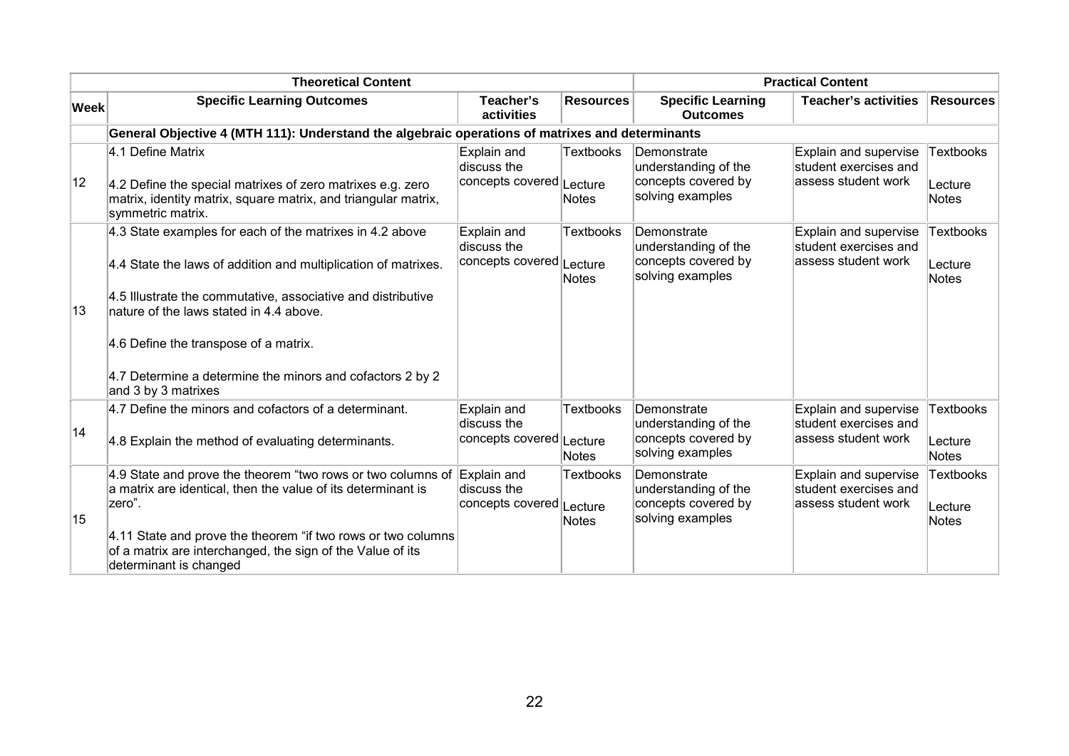| Theoretical Content | | | | Practical Content | | |
|---|---|---|---|---|---|---|
| **Week** | **Specific Learning Outcomes** | **Teacher's activities** | **Resources** | **Specific Learning Outcomes** | **Teacher's activities** | **Resources** |
| | **General Objective 4 (MTH 111): Understand the algebraic operations of matrixes and determinants** | | | | | |
| 12 | 4.1 Define Matrix<br><br>4.2 Define the special matrixes of zero matrixes e.g. zero matrix, identity matrix, square matrix, and triangular matrix, symmetric matrix. | Explain and discuss the concepts covered | Textbooks<br><br>Lecture Notes | Demonstrate understanding of the concepts covered by solving examples | Explain and supervise student exercises and assess student work | Textbooks<br><br>Lecture Notes |
| 13 | 4.3 State examples for each of the matrixes in 4.2 above<br><br>4.4 State the laws of addition and multiplication of matrixes.<br><br>4.5 Illustrate the commutative, associative and distributive nature of the laws stated in 4.4 above.<br><br>4.6 Define the transpose of a matrix.<br><br>4.7 Determine a determine the minors and cofactors 2 by 2 and 3 by 3 matrixes | Explain and discuss the concepts covered | Textbooks<br><br>Lecture Notes | Demonstrate understanding of the concepts covered by solving examples | Explain and supervise student exercises and assess student work | Textbooks<br><br>Lecture Notes |
| 14 | 4.7 Define the minors and cofactors of a determinant.<br><br>4.8 Explain the method of evaluating determinants. | Explain and discuss the concepts covered | Textbooks<br><br>Lecture Notes | Demonstrate understanding of the concepts covered by solving examples | Explain and supervise student exercises and assess student work | Textbooks<br><br>Lecture Notes |
| 15 | 4.9 State and prove the theorem "two rows or two columns of a matrix are identical, then the value of its determinant is zero".<br><br>4.11 State and prove the theorem "if two rows or two columns of a matrix are interchanged, the sign of the Value of its determinant is changed | Explain and discuss the concepts covered | Textbooks<br><br>Lecture Notes | Demonstrate understanding of the concepts covered by solving examples | Explain and supervise student exercises and assess student work | Textbooks<br><br>Lecture Notes |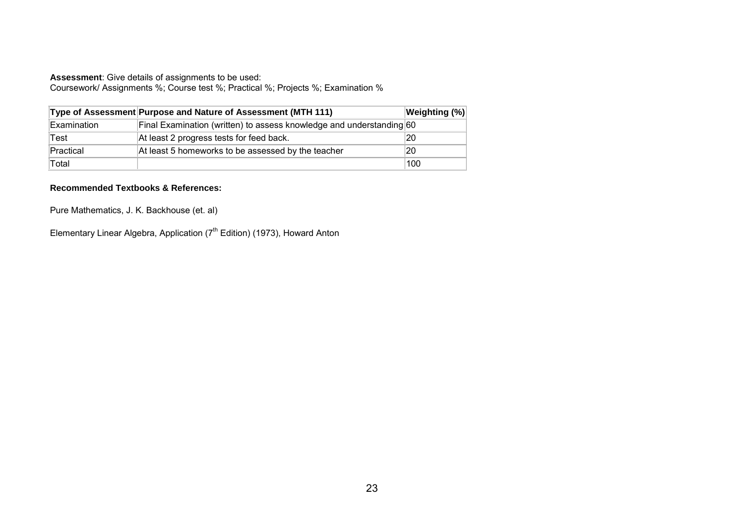**Assessment**: Give details of assignments to be used:
Coursework/ Assignments %; Course test %; Practical %; Projects %; Examination %

| Type of Assessment | Purpose and Nature of Assessment (MTH 111) | Weighting (%) |
|---|---|---|
| Examination | Final Examination (written) to assess knowledge and understanding | 60 |
| Test | At least 2 progress tests for feed back. | 20 |
| Practical | At least 5 homeworks to be assessed by the teacher | 20 |
| Total | | 100 |

**Recommended Textbooks & References:**

Pure Mathematics, J. K. Backhouse (et. al)

Elementary Linear Algebra, Application ($7^{th}$ Edition) (1973), Howard Anton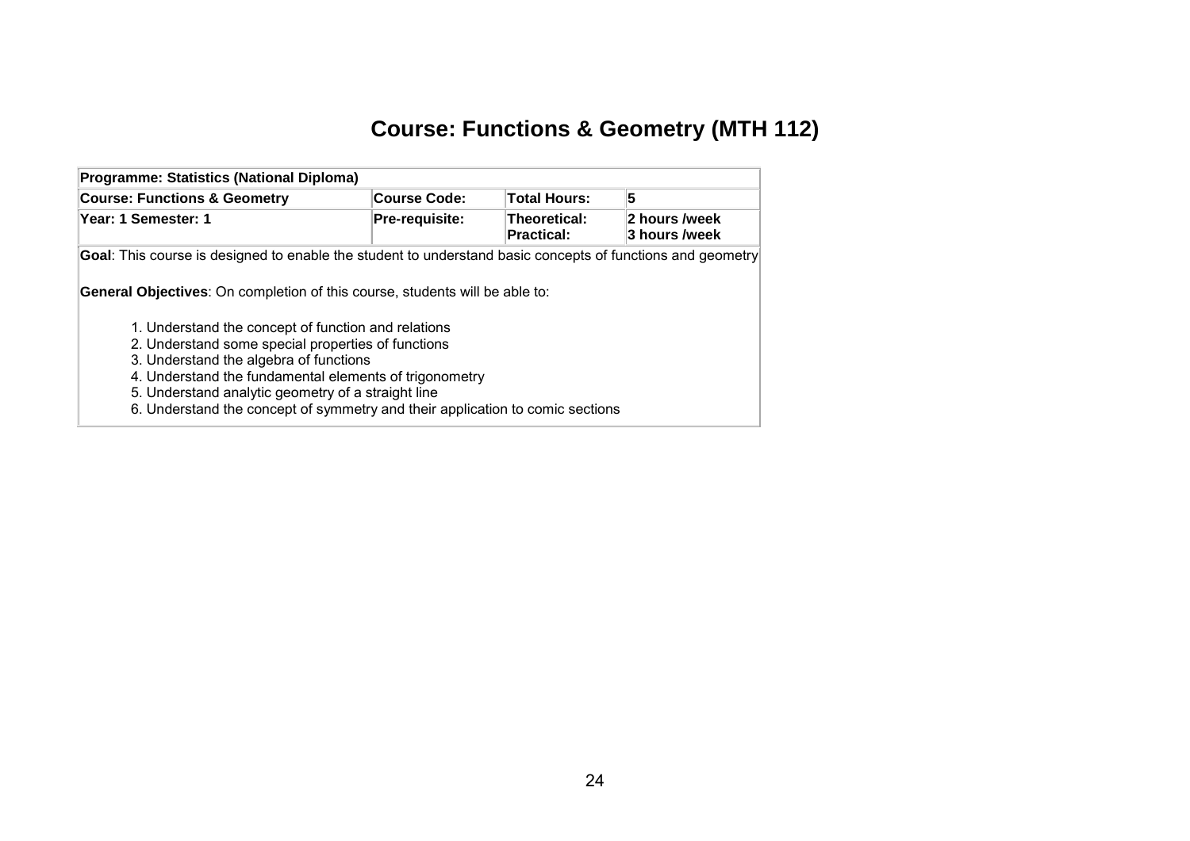# Course: Functions & Geometry (MTH 112)

| Programme: Statistics (National Diploma) | | | |
|---|---|---|---|
| **Course: Functions & Geometry** | **Course Code:** | **Total Hours:** | **5** |
| **Year: 1 Semester: 1** | **Pre-requisite:** | **Theoretical:**<br>**Practical:** | **2 hours /week**<br>**3 hours /week** |

**Goal**: This course is designed to enable the student to understand basic concepts of functions and geometry

**General Objectives**: On completion of this course, students will be able to:

1. Understand the concept of function and relations
2. Understand some special properties of functions
3. Understand the algebra of functions
4. Understand the fundamental elements of trigonometry
5. Understand analytic geometry of a straight line
6. Understand the concept of symmetry and their application to comic sections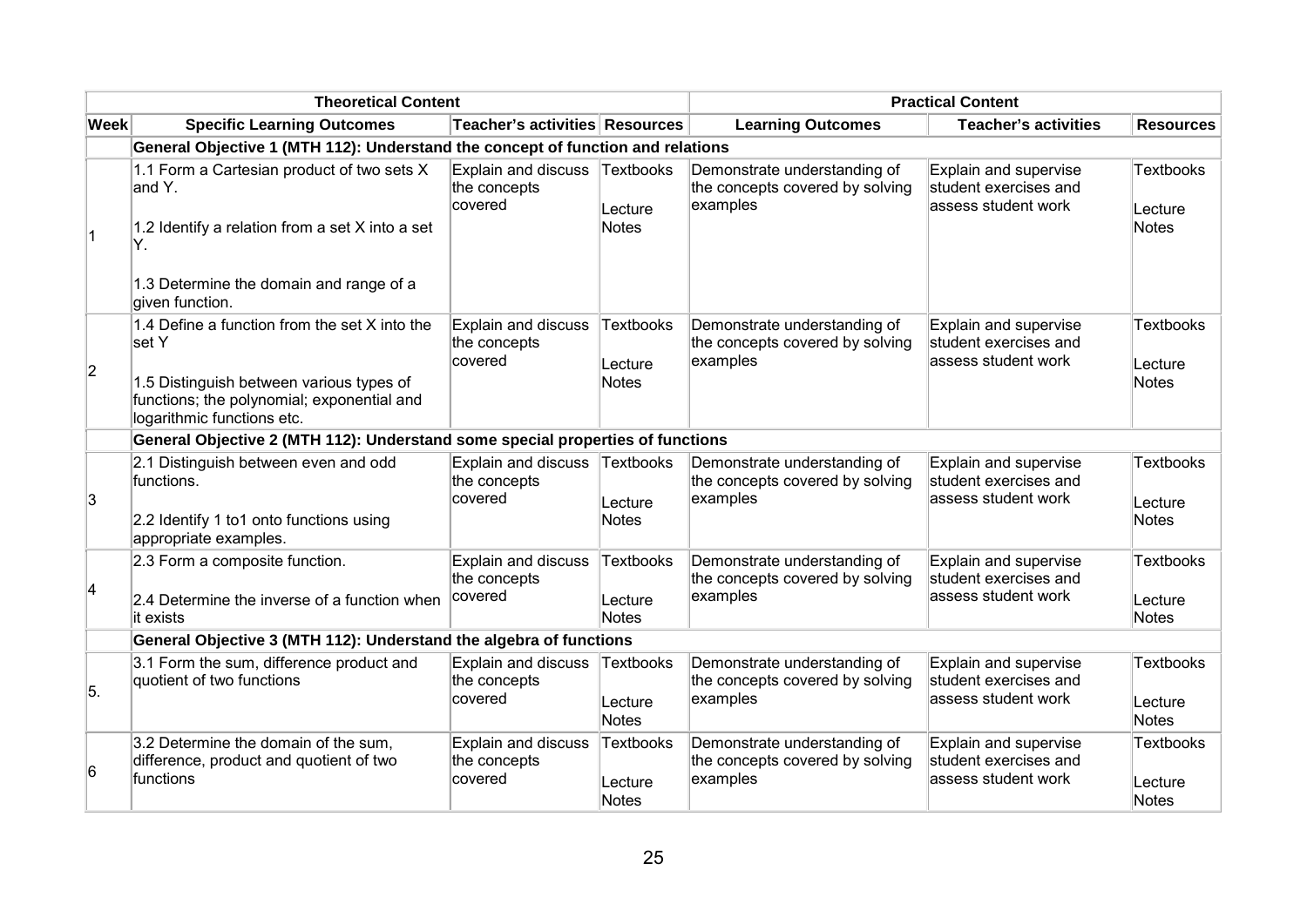| Theoretical Content | | | | Practical Content | | |
|---|---|---|---|---|---|---|
| **Week** | **Specific Learning Outcomes** | **Teacher's activities** | **Resources** | **Learning Outcomes** | **Teacher's activities** | **Resources** |
| | **General Objective 1 (MTH 112): Understand the concept of function and relations** | | | | | |
| 1 | 1.1 Form a Cartesian product of two sets X and Y. <br><br> 1.2 Identify a relation from a set X into a set Y. <br><br> 1.3 Determine the domain and range of a given function. | Explain and discuss the concepts covered | Textbooks <br><br> Lecture Notes | Demonstrate understanding of the concepts covered by solving examples | Explain and supervise student exercises and assess student work | Textbooks <br><br> Lecture Notes |
| 2 | 1.4 Define a function from the set X into the set Y <br><br> 1.5 Distinguish between various types of functions; the polynomial; exponential and logarithmic functions etc. | Explain and discuss the concepts covered | Textbooks <br><br> Lecture Notes | Demonstrate understanding of the concepts covered by solving examples | Explain and supervise student exercises and assess student work | Textbooks <br><br> Lecture Notes |
| | **General Objective 2 (MTH 112): Understand some special properties of functions** | | | | | |
| 3 | 2.1 Distinguish between even and odd functions. <br><br> 2.2 Identify 1 to1 onto functions using appropriate examples. | Explain and discuss the concepts covered | Textbooks <br><br> Lecture Notes | Demonstrate understanding of the concepts covered by solving examples | Explain and supervise student exercises and assess student work | Textbooks <br><br> Lecture Notes |
| 4 | 2.3 Form a composite function. <br><br> 2.4 Determine the inverse of a function when it exists | Explain and discuss the concepts covered | Textbooks <br><br> Lecture Notes | Demonstrate understanding of the concepts covered by solving examples | Explain and supervise student exercises and assess student work | Textbooks <br><br> Lecture Notes |
| | **General Objective 3 (MTH 112): Understand the algebra of functions** | | | | | |
| 5. | 3.1 Form the sum, difference product and quotient of two functions | Explain and discuss the concepts covered | Textbooks <br><br> Lecture Notes | Demonstrate understanding of the concepts covered by solving examples | Explain and supervise student exercises and assess student work | Textbooks <br><br> Lecture Notes |
| 6 | 3.2 Determine the domain of the sum, difference, product and quotient of two functions | Explain and discuss the concepts covered | Textbooks <br><br> Lecture Notes | Demonstrate understanding of the concepts covered by solving examples | Explain and supervise student exercises and assess student work | Textbooks <br><br> Lecture Notes |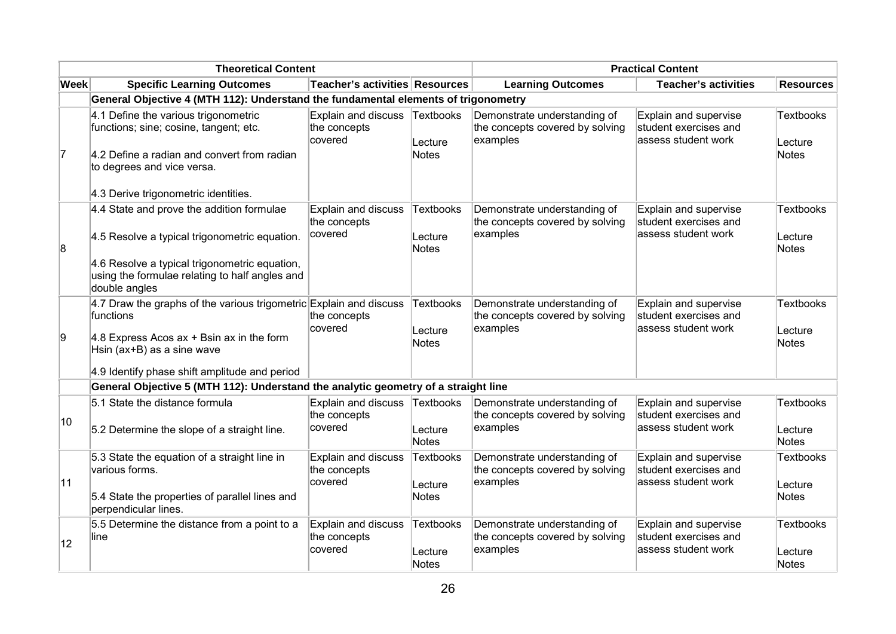| Theoretical Content | | | | Practical Content | | |
|---|---|---|---|---|---|---|
| **Week** | **Specific Learning Outcomes** | **Teacher's activities** | **Resources** | **Learning Outcomes** | **Teacher's activities** | **Resources** |
| | **General Objective 4 (MTH 112): Understand the fundamental elements of trigonometry** | | | | | |
| 7 | 4.1 Define the various trigonometric functions; sine; cosine, tangent; etc.<br><br>4.2 Define a radian and convert from radian to degrees and vice versa.<br><br>4.3 Derive trigonometric identities. | Explain and discuss the concepts covered | Textbooks<br><br>Lecture Notes | Demonstrate understanding of the concepts covered by solving examples | Explain and supervise student exercises and assess student work | Textbooks<br><br>Lecture Notes |
| 8 | 4.4 State and prove the addition formulae<br><br>4.5 Resolve a typical trigonometric equation.<br><br>4.6 Resolve a typical trigonometric equation, using the formulae relating to half angles and double angles | Explain and discuss the concepts covered | Textbooks<br><br>Lecture Notes | Demonstrate understanding of the concepts covered by solving examples | Explain and supervise student exercises and assess student work | Textbooks<br><br>Lecture Notes |
| 9 | 4.7 Draw the graphs of the various trigometric functions<br><br>4.8 Express Acos ax + Bsin ax in the form Hsin (ax+B) as a sine wave<br><br>4.9 Identify phase shift amplitude and period | Explain and discuss the concepts covered | Textbooks<br><br>Lecture Notes | Demonstrate understanding of the concepts covered by solving examples | Explain and supervise student exercises and assess student work | Textbooks<br><br>Lecture Notes |
| | **General Objective 5 (MTH 112): Understand the analytic geometry of a straight line** | | | | | |
| 10 | 5.1 State the distance formula<br><br>5.2 Determine the slope of a straight line. | Explain and discuss the concepts covered | Textbooks<br><br>Lecture Notes | Demonstrate understanding of the concepts covered by solving examples | Explain and supervise student exercises and assess student work | Textbooks<br><br>Lecture Notes |
| 11 | 5.3 State the equation of a straight line in various forms.<br><br>5.4 State the properties of parallel lines and perpendicular lines. | Explain and discuss the concepts covered | Textbooks<br><br>Lecture Notes | Demonstrate understanding of the concepts covered by solving examples | Explain and supervise student exercises and assess student work | Textbooks<br><br>Lecture Notes |
| 12 | 5.5 Determine the distance from a point to a line | Explain and discuss the concepts covered | Textbooks<br><br>Lecture Notes | Demonstrate understanding of the concepts covered by solving examples | Explain and supervise student exercises and assess student work | Textbooks<br><br>Lecture Notes |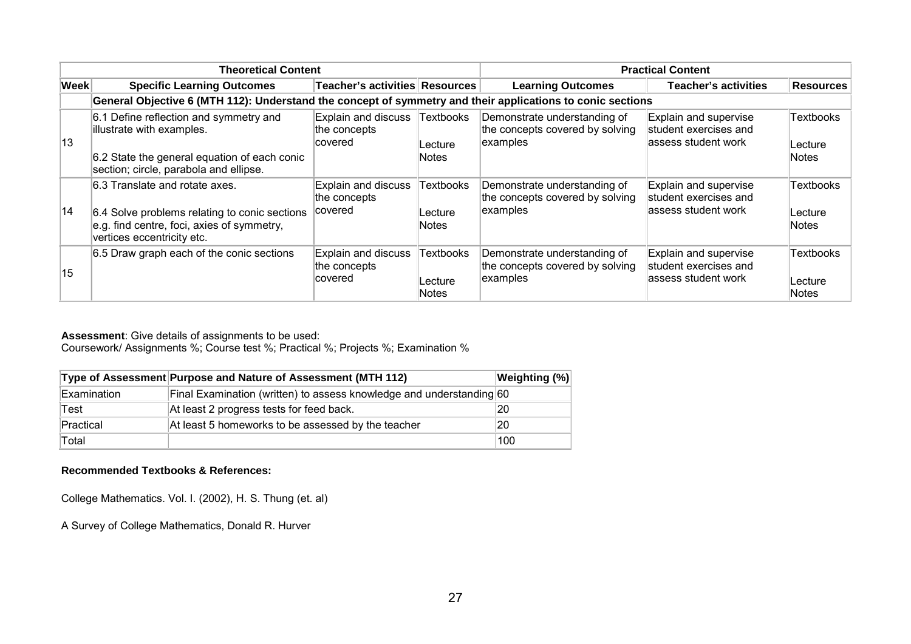| Theoretical Content | | | | Practical Content | | |
|---|---|---|---|---|---|---|
| **Week** | **Specific Learning Outcomes** | **Teacher's activities** | **Resources** | **Learning Outcomes** | **Teacher's activities** | **Resources** |
| | **General Objective 6 (MTH 112): Understand the concept of symmetry and their applications to conic sections** | | | | | |
| 13 | 6.1 Define reflection and symmetry and illustrate with examples.<br><br>6.2 State the general equation of each conic section; circle, parabola and ellipse. | Explain and discuss the concepts covered | Textbooks<br><br>Lecture Notes | Demonstrate understanding of the concepts covered by solving examples | Explain and supervise student exercises and assess student work | Textbooks<br><br>Lecture Notes |
| 14 | 6.3 Translate and rotate axes.<br><br>6.4 Solve problems relating to conic sections e.g. find centre, foci, axies of symmetry, vertices eccentricity etc. | Explain and discuss the concepts covered | Textbooks<br><br>Lecture Notes | Demonstrate understanding of the concepts covered by solving examples | Explain and supervise student exercises and assess student work | Textbooks<br><br>Lecture Notes |
| 15 | 6.5 Draw graph each of the conic sections | Explain and discuss the concepts covered | Textbooks<br><br>Lecture Notes | Demonstrate understanding of the concepts covered by solving examples | Explain and supervise student exercises and assess student work | Textbooks<br><br>Lecture Notes |

**Assessment**: Give details of assignments to be used:
Coursework/ Assignments %; Course test %; Practical %; Projects %; Examination %

| Type of Assessment | Purpose and Nature of Assessment (MTH 112) | Weighting (%) |
|---|---|---|
| Examination | Final Examination (written) to assess knowledge and understanding | 60 |
| Test | At least 2 progress tests for feed back. | 20 |
| Practical | At least 5 homeworks to be assessed by the teacher | 20 |
| Total | | 100 |

**Recommended Textbooks & References:**

College Mathematics. Vol. I. (2002), H. S. Thung (et. al)

A Survey of College Mathematics, Donald R. Hurver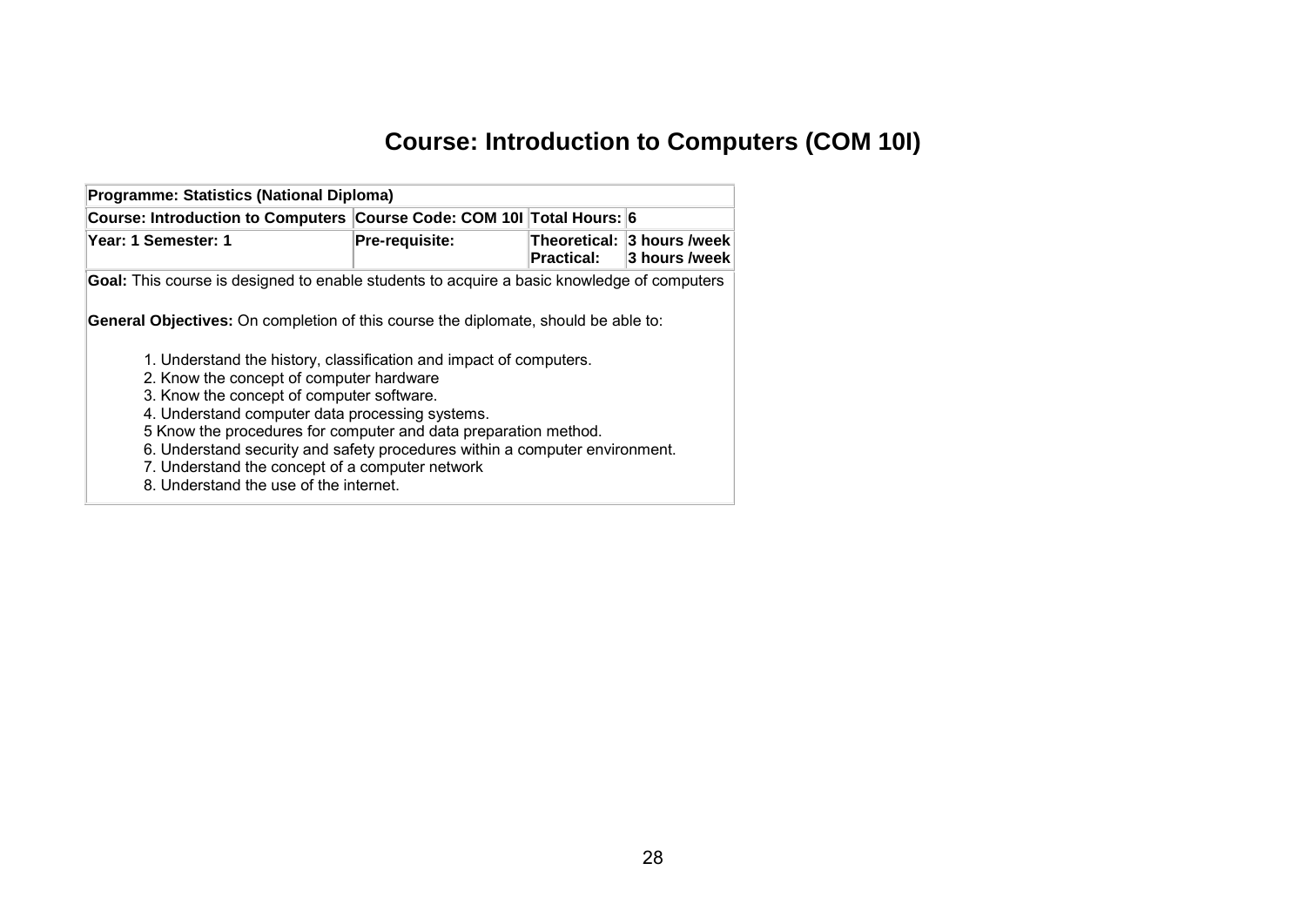# Course: Introduction to Computers (COM 10I)

| Programme: Statistics (National Diploma) | | | |
|---|---|---|---|
| **Course: Introduction to Computers** | **Course Code: COM 10I** | **Total Hours: 6** | |
| **Year: 1 Semester: 1** | **Pre-requisite:** | **Theoretical:**<br>**Practical:** | **3 hours /week**<br>**3 hours /week** |

**Goal:** This course is designed to enable students to acquire a basic knowledge of computers

**General Objectives:** On completion of this course the diplomate, should be able to:

1. Understand the history, classification and impact of computers.
2. Know the concept of computer hardware
3. Know the concept of computer software.
4. Understand computer data processing systems.
5 Know the procedures for computer and data preparation method.
6. Understand security and safety procedures within a computer environment.
7. Understand the concept of a computer network
8. Understand the use of the internet.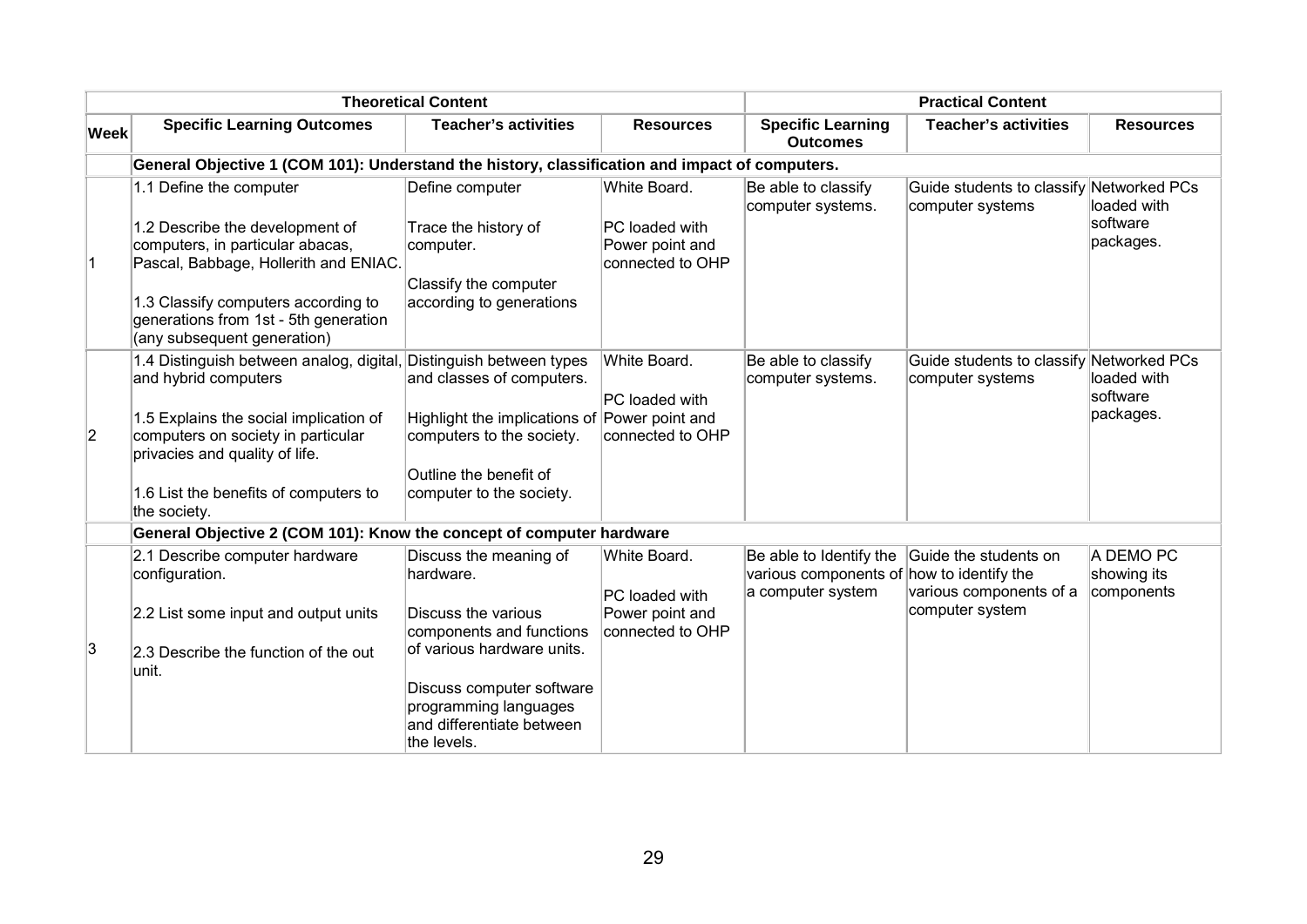| | Theoretical Content | | | Practical Content | | |
|---|---|---|---|---|---|---|
| **Week** | **Specific Learning Outcomes** | **Teacher's activities** | **Resources** | **Specific Learning Outcomes** | **Teacher's activities** | **Resources** |
| | **General Objective 1 (COM 101): Understand the history, classification and impact of computers.** | | | | | |
| 1 | 1.1 Define the computer<br><br>1.2 Describe the development of computers, in particular abacas, Pascal, Babbage, Hollerith and ENIAC.<br><br>1.3 Classify computers according to generations from 1st - 5th generation (any subsequent generation) | Define computer<br><br>Trace the history of computer.<br><br>Classify the computer according to generations | White Board.<br><br>PC loaded with Power point and connected to OHP | Be able to classify computer systems. | Guide students to classify computer systems | Networked PCs loaded with software packages. |
| 2 | 1.4 Distinguish between analog, digital, and hybrid computers<br><br>1.5 Explains the social implication of computers on society in particular privacies and quality of life.<br><br>1.6 List the benefits of computers to the society. | Distinguish between types and classes of computers.<br><br>Highlight the implications of computers to the society.<br><br>Outline the benefit of computer to the society. | White Board.<br><br>PC loaded with Power point and connected to OHP | Be able to classify computer systems. | Guide students to classify computer systems | Networked PCs loaded with software packages. |
| | **General Objective 2 (COM 101): Know the concept of computer hardware** | | | | | |
| 3 | 2.1 Describe computer hardware configuration.<br><br>2.2 List some input and output units<br><br>2.3 Describe the function of the out unit. | Discuss the meaning of hardware.<br><br>Discuss the various components and functions of various hardware units.<br><br>Discuss computer software programming languages and differentiate between the levels. | White Board.<br><br>PC loaded with Power point and connected to OHP | Be able to Identify the various components of a computer system | Guide the students on how to identify the various components of a computer system | A DEMO PC showing its components |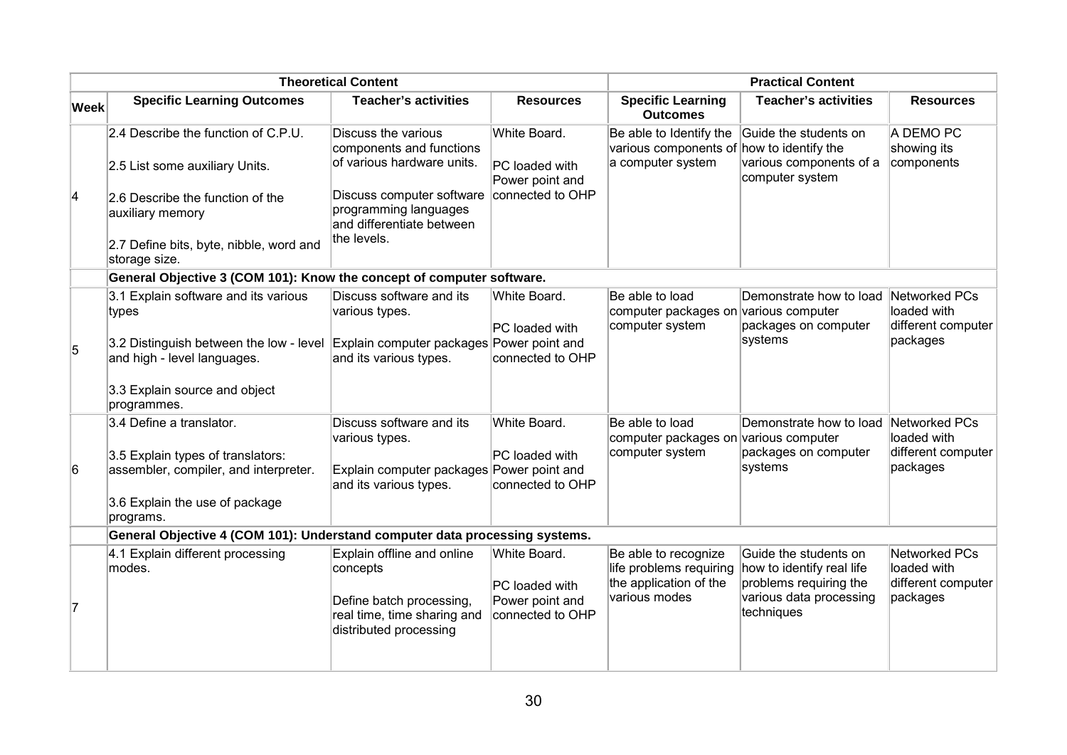| | Theoretical Content | | | Practical Content | | |
|---|---|---|---|---|---|---|
| **Week** | **Specific Learning Outcomes** | **Teacher's activities** | **Resources** | **Specific Learning Outcomes** | **Teacher's activities** | **Resources** |
| 4 | 2.4 Describe the function of C.P.U.<br><br>2.5 List some auxiliary Units.<br><br>2.6 Describe the function of the auxiliary memory<br><br>2.7 Define bits, byte, nibble, word and storage size. | Discuss the various components and functions of various hardware units.<br><br>Discuss computer software programming languages and differentiate between the levels. | White Board.<br><br>PC loaded with Power point and connected to OHP | Be able to Identify the various components of a computer system | Guide the students on how to identify the various components of a computer system | A DEMO PC showing its components |
| | **General Objective 3 (COM 101): Know the concept of computer software.** | | | | | |
| 5 | 3.1 Explain software and its various types<br><br>3.2 Distinguish between the low - level and high - level languages.<br><br>3.3 Explain source and object programmes. | Discuss software and its various types.<br><br>Explain computer packages and its various types. | White Board.<br><br>PC loaded with Power point and connected to OHP | Be able to load computer packages on computer system | Demonstrate how to load various computer packages on computer systems | Networked PCs loaded with different computer packages |
| 6 | 3.4 Define a translator.<br><br>3.5 Explain types of translators: assembler, compiler, and interpreter.<br><br>3.6 Explain the use of package programs. | Discuss software and its various types.<br><br>Explain computer packages and its various types. | White Board.<br><br>PC loaded with Power point and connected to OHP | Be able to load computer packages on computer system | Demonstrate how to load various computer packages on computer systems | Networked PCs loaded with different computer packages |
| | **General Objective 4 (COM 101): Understand computer data processing systems.** | | | | | |
| 7 | 4.1 Explain different processing modes. | Explain offline and online concepts<br><br>Define batch processing, real time, time sharing and distributed processing | White Board.<br><br>PC loaded with Power point and connected to OHP | Be able to recognize life problems requiring the application of the various modes | Guide the students on how to identify real life problems requiring the various data processing techniques | Networked PCs loaded with different computer packages |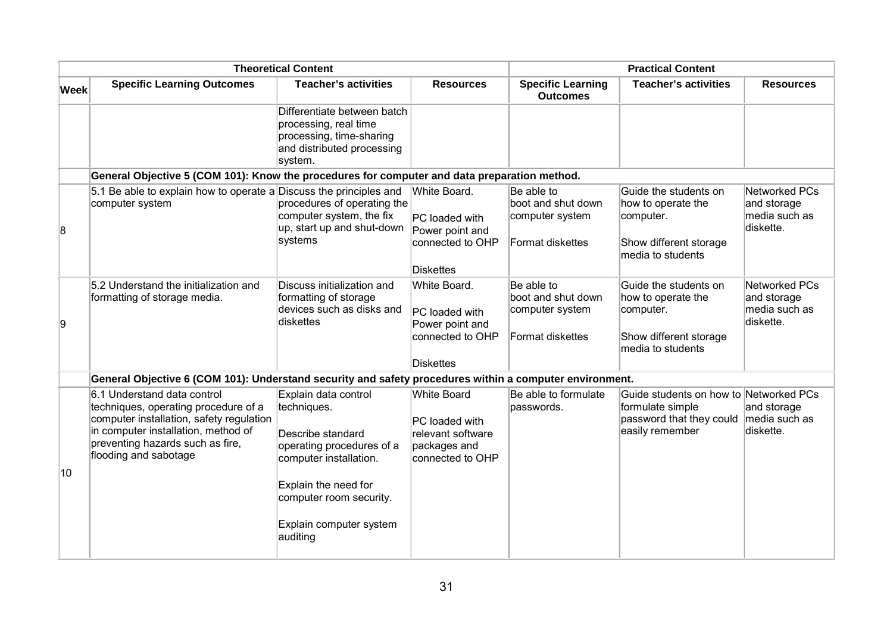| | Theoretical Content | | | Practical Content | | |
|---|---|---|---|---|---|---|
| **Week** | **Specific Learning Outcomes** | **Teacher's activities** | **Resources** | **Specific Learning Outcomes** | **Teacher's activities** | **Resources** |
| | | Differentiate between batch processing, real time processing, time-sharing and distributed processing system. | | | | |
| | **General Objective 5 (COM 101): Know the procedures for computer and data preparation method.** | | | | | |
| 8 | 5.1 Be able to explain how to operate a computer system | Discuss the principles and procedures of operating the computer system, the fix up, start up and shut-down systems | White Board.<br><br>PC loaded with Power point and connected to OHP<br><br>Diskettes | Be able to boot and shut down computer system<br><br>Format diskettes | Guide the students on how to operate the computer.<br><br>Show different storage media to students | Networked PCs and storage media such as diskette. |
| 9 | 5.2 Understand the initialization and formatting of storage media. | Discuss initialization and formatting of storage devices such as disks and diskettes | White Board.<br><br>PC loaded with Power point and connected to OHP<br><br>Diskettes | Be able to boot and shut down computer system<br><br>Format diskettes | Guide the students on how to operate the computer.<br><br>Show different storage media to students | Networked PCs and storage media such as diskette. |
| | **General Objective 6 (COM 101): Understand security and safety procedures within a computer environment.** | | | | | |
| 10 | 6.1 Understand data control techniques, operating procedure of a computer installation, safety regulation in computer installation, method of preventing hazards such as fire, flooding and sabotage | Explain data control techniques.<br><br>Describe standard operating procedures of a computer installation.<br><br>Explain the need for computer room security.<br><br>Explain computer system auditing | White Board<br><br>PC loaded with relevant software packages and connected to OHP | Be able to formulate passwords. | Guide students on how to formulate simple password that they could easily remember | Networked PCs and storage media such as diskette. |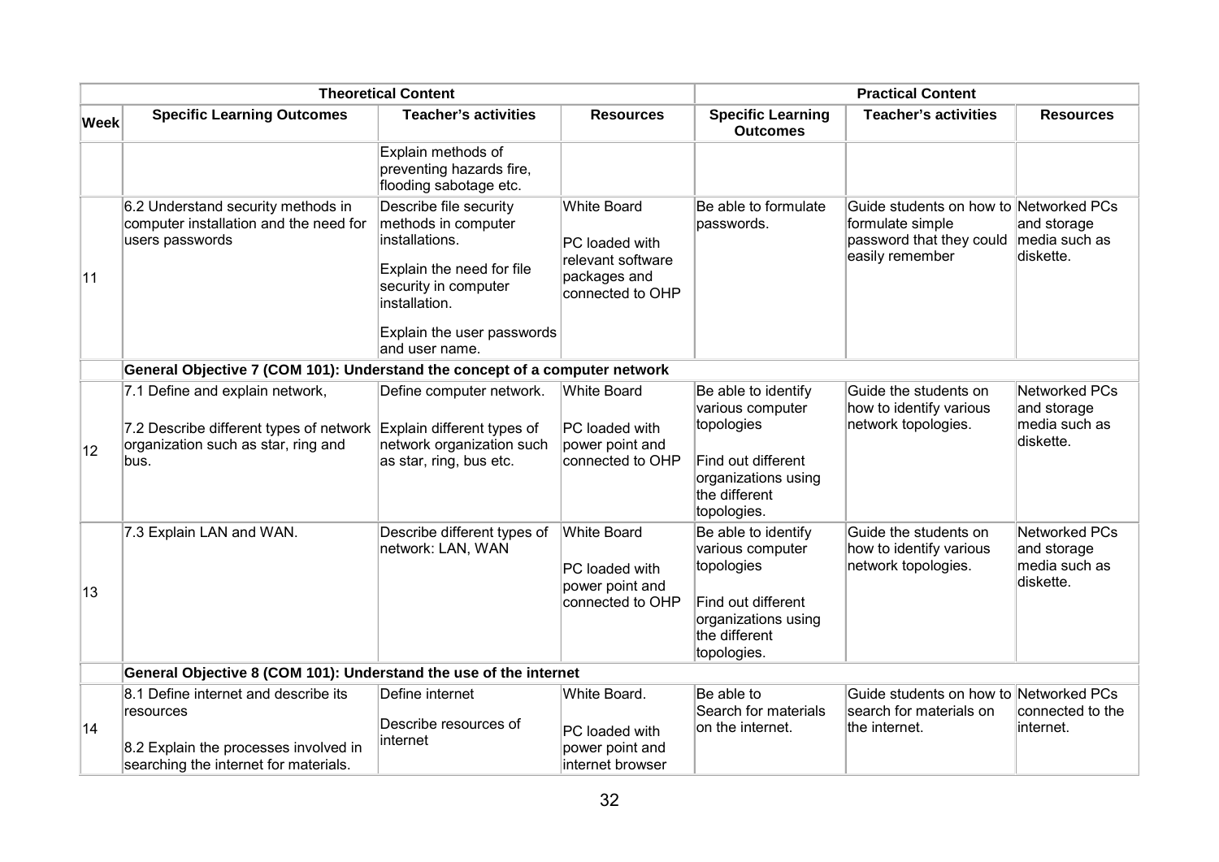| | Theoretical Content | | | Practical Content | | |
|---|---|---|---|---|---|---|
| **Week** | **Specific Learning Outcomes** | **Teacher's activities** | **Resources** | **Specific Learning Outcomes** | **Teacher's activities** | **Resources** |
| | | Explain methods of preventing hazards fire, flooding sabotage etc. | | | | |
| 11 | 6.2 Understand security methods in computer installation and the need for users passwords | Describe file security methods in computer installations.<br><br>Explain the need for file security in computer installation.<br><br>Explain the user passwords and user name. | White Board<br><br>PC loaded with relevant software packages and connected to OHP | Be able to formulate passwords. | Guide students on how to formulate simple password that they could easily remember | Networked PCs and storage media such as diskette. |
| | **General Objective 7 (COM 101): Understand the concept of a computer network** | | | | | |
| 12 | 7.1 Define and explain network,<br><br>7.2 Describe different types of network organization such as star, ring and bus. | Define computer network.<br><br>Explain different types of network organization such as star, ring, bus etc. | White Board<br><br>PC loaded with power point and connected to OHP | Be able to identify various computer topologies<br><br>Find out different organizations using the different topologies. | Guide the students on how to identify various network topologies. | Networked PCs and storage media such as diskette. |
| 13 | 7.3 Explain LAN and WAN. | Describe different types of network: LAN, WAN | White Board<br><br>PC loaded with power point and connected to OHP | Be able to identify various computer topologies<br><br>Find out different organizations using the different topologies. | Guide the students on how to identify various network topologies. | Networked PCs and storage media such as diskette. |
| | **General Objective 8 (COM 101): Understand the use of the internet** | | | | | |
| 14 | 8.1 Define internet and describe its resources<br><br>8.2 Explain the processes involved in searching the internet for materials. | Define internet<br><br>Describe resources of internet | White Board.<br><br>PC loaded with power point and internet browser | Be able to Search for materials on the internet. | Guide students on how to search for materials on the internet. | Networked PCs connected to the internet. |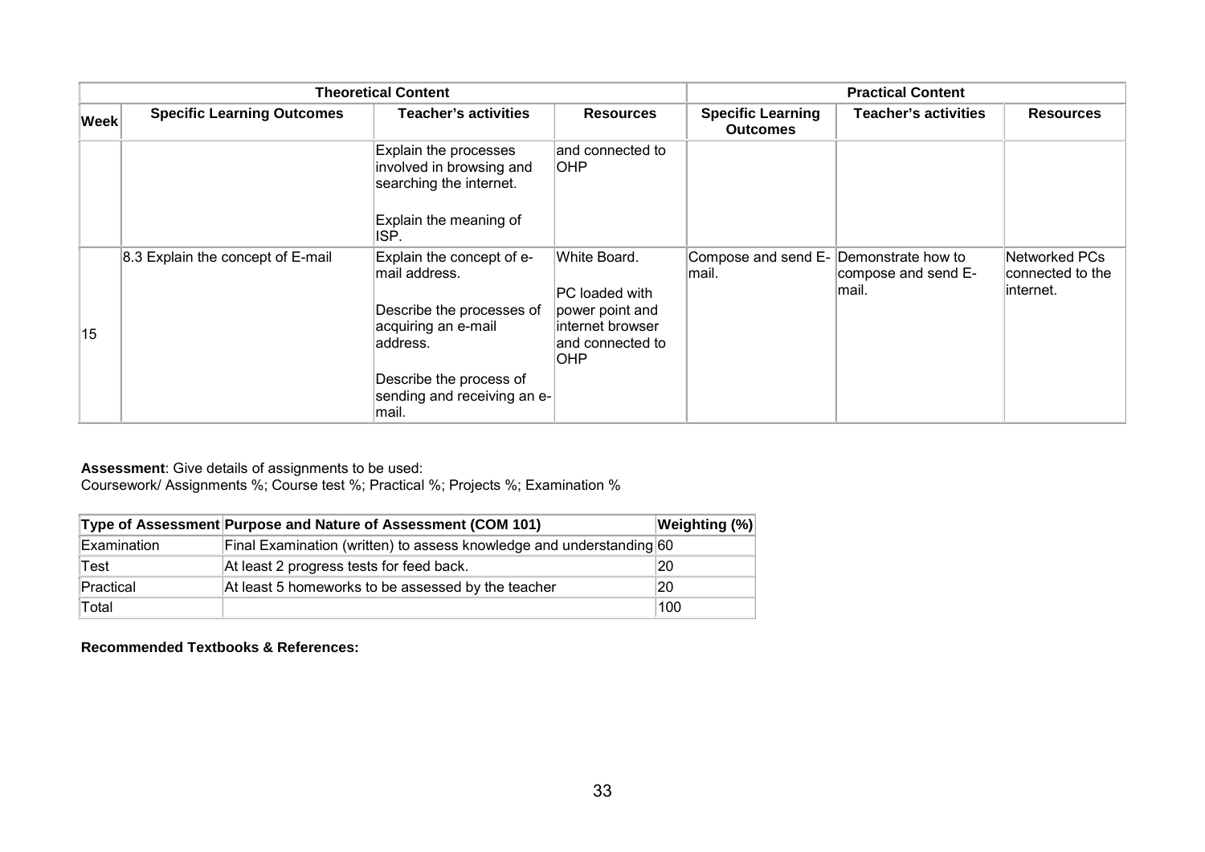| Theoretical Content | | | | Practical Content | | |
|---|---|---|---|---|---|---|
| **Week** | **Specific Learning Outcomes** | **Teacher's activities** | **Resources** | **Specific Learning Outcomes** | **Teacher's activities** | **Resources** |
| | | Explain the processes involved in browsing and searching the internet.<br><br>Explain the meaning of ISP. | and connected to OHP | | | |
| 15 | 8.3 Explain the concept of E-mail | Explain the concept of e-mail address.<br><br>Describe the processes of acquiring an e-mail address.<br><br>Describe the process of sending and receiving an e-mail. | White Board.<br><br>PC loaded with power point and internet browser and connected to OHP | Compose and send E-mail. | Demonstrate how to compose and send E-mail. | Networked PCs connected to the internet. |

**Assessment**: Give details of assignments to be used:
Coursework/ Assignments %; Course test %; Practical %; Projects %; Examination %

| Type of Assessment | Purpose and Nature of Assessment (COM 101) | Weighting (%) |
|---|---|---|
| Examination | Final Examination (written) to assess knowledge and understanding | 60 |
| Test | At least 2 progress tests for feed back. | 20 |
| Practical | At least 5 homeworks to be assessed by the teacher | 20 |
| Total | | 100 |

**Recommended Textbooks & References:**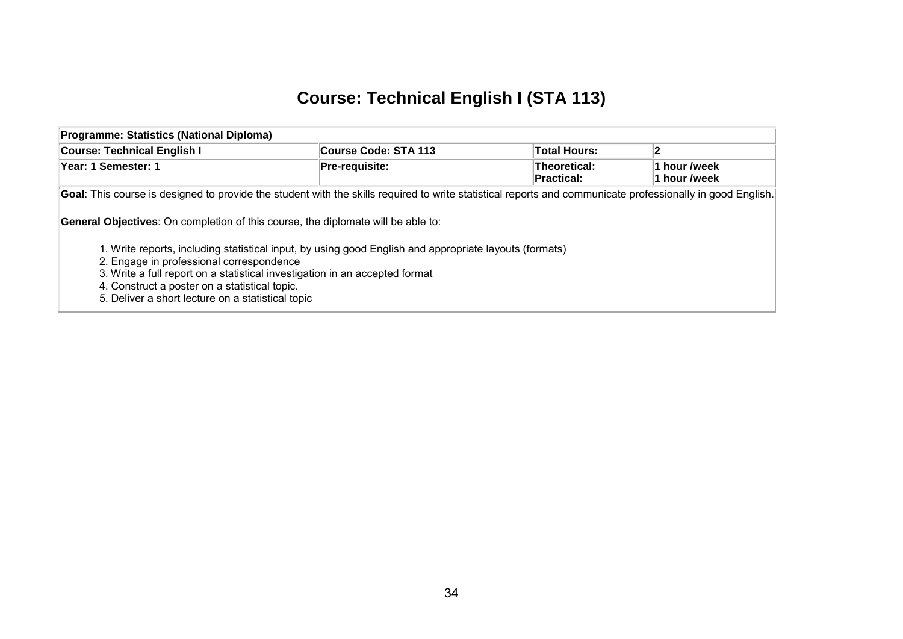# Course: Technical English I (STA 113)

| **Programme: Statistics (National Diploma)** | | | |
|---|---|---|---|
| **Course: Technical English I** | **Course Code: STA 113** | **Total Hours:** | **2** |
| **Year: 1 Semester: 1** | **Pre-requisite:** | **Theoretical:**<br>**Practical:** | **1 hour /week**<br>**1 hour /week** |

**Goal**: This course is designed to provide the student with the skills required to write statistical reports and communicate professionally in good English.

**General Objectives**: On completion of this course, the diplomate will be able to:

1. Write reports, including statistical input, by using good English and appropriate layouts (formats)
2. Engage in professional correspondence
3. Write a full report on a statistical investigation in an accepted format
4. Construct a poster on a statistical topic.
5. Deliver a short lecture on a statistical topic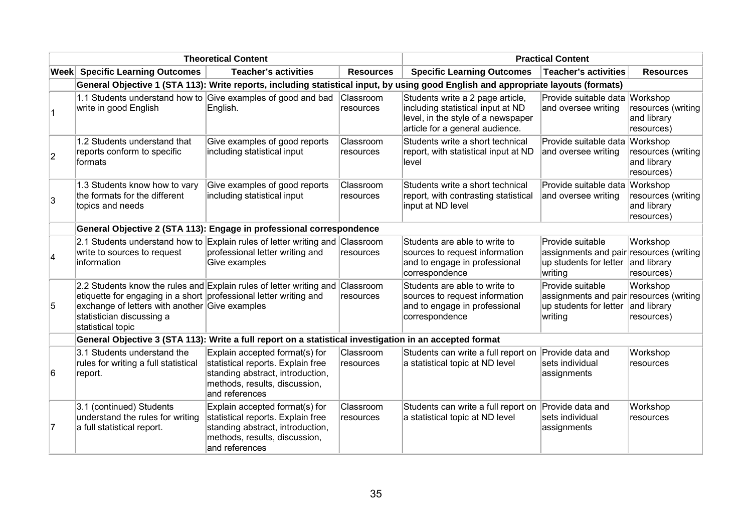| | Theoretical Content | | | Practical Content | | |
|---|---|---|---|---|---|---|
| **Week** | **Specific Learning Outcomes** | **Teacher's activities** | **Resources** | **Specific Learning Outcomes** | **Teacher's activities** | **Resources** |
| | **General Objective 1 (STA 113): Write reports, including statistical input, by using good English and appropriate layouts (formats)** | | | | | |
| 1 | 1.1 Students understand how to write in good English | Give examples of good and bad English. | Classroom resources | Students write a 2 page article, including statistical input at ND level, in the style of a newspaper article for a general audience. | Provide suitable data and oversee writing | Workshop resources (writing and library resources) |
| 2 | 1.2 Students understand that reports conform to specific formats | Give examples of good reports including statistical input | Classroom resources | Students write a short technical report, with statistical input at ND level | Provide suitable data and oversee writing | Workshop resources (writing and library resources) |
| 3 | 1.3 Students know how to vary the formats for the different topics and needs | Give examples of good reports including statistical input | Classroom resources | Students write a short technical report, with contrasting statistical input at ND level | Provide suitable data and oversee writing | Workshop resources (writing and library resources) |
| | **General Objective 2 (STA 113): Engage in professional correspondence** | | | | | |
| 4 | 2.1 Students understand how to write to sources to request information | Explain rules of letter writing and professional letter writing and Give examples | Classroom resources | Students are able to write to sources to request information and to engage in professional correspondence | Provide suitable assignments and pair up students for letter writing | Workshop resources (writing and library resources) |
| 5 | 2.2 Students know the rules and etiquette for engaging in a short exchange of letters with another statistician discussing a statistical topic | Explain rules of letter writing and professional letter writing and Give examples | Classroom resources | Students are able to write to sources to request information and to engage in professional correspondence | Provide suitable assignments and pair up students for letter writing | Workshop resources (writing and library resources) |
| | **General Objective 3 (STA 113): Write a full report on a statistical investigation in an accepted format** | | | | | |
| 6 | 3.1 Students understand the rules for writing a full statistical report. | Explain accepted format(s) for statistical reports. Explain free standing abstract, introduction, methods, results, discussion, and references | Classroom resources | Students can write a full report on a statistical topic at ND level | Provide data and sets individual assignments | Workshop resources |
| 7 | 3.1 (continued) Students understand the rules for writing a full statistical report. | Explain accepted format(s) for statistical reports. Explain free standing abstract, introduction, methods, results, discussion, and references | Classroom resources | Students can write a full report on a statistical topic at ND level | Provide data and sets individual assignments | Workshop resources |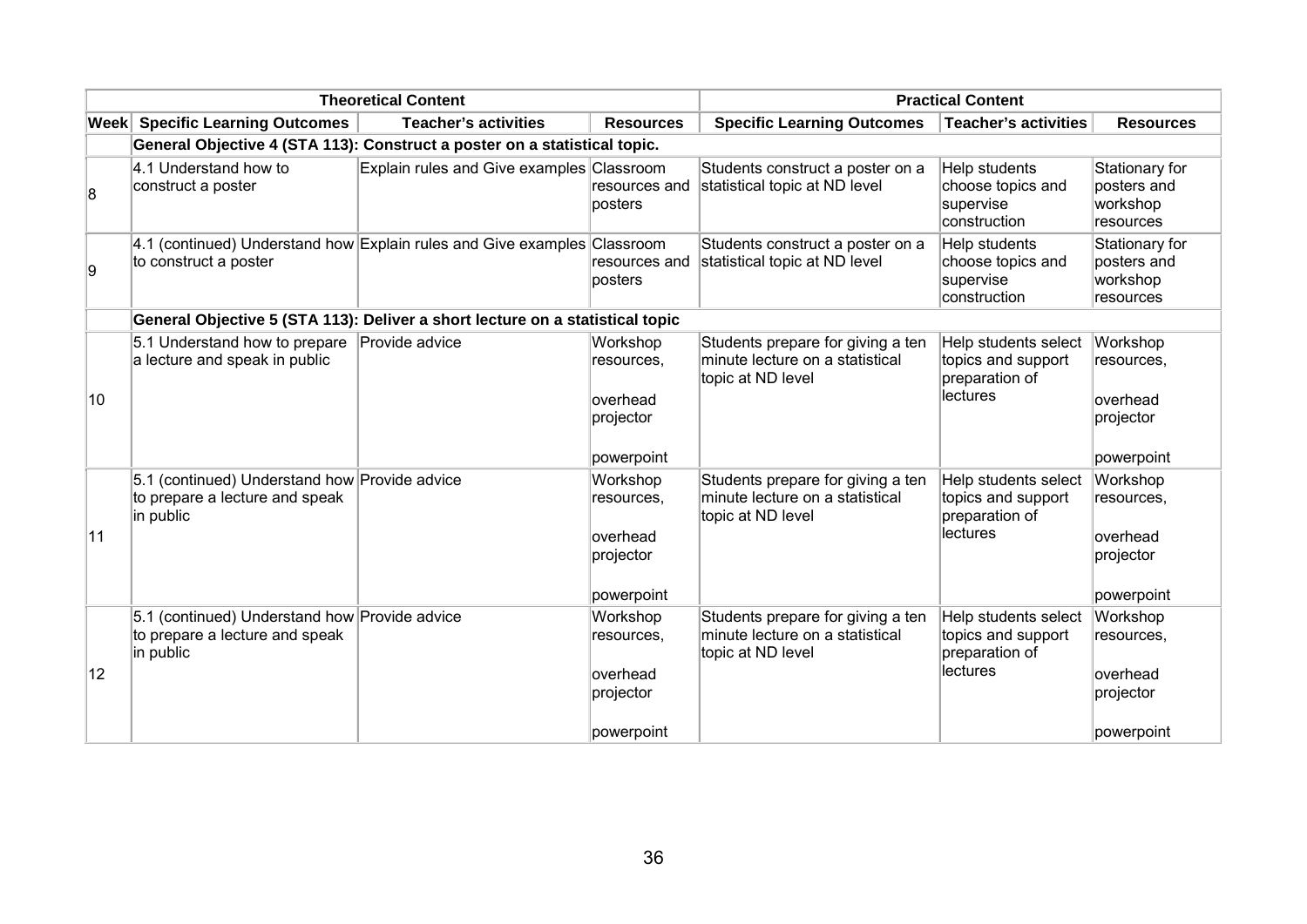| | Theoretical Content | | | Practical Content | | |
|---|---|---|---|---|---|---|
| **Week** | **Specific Learning Outcomes** | **Teacher's activities** | **Resources** | **Specific Learning Outcomes** | **Teacher's activities** | **Resources** |
| | **General Objective 4 (STA 113): Construct a poster on a statistical topic.** | | | | | |
| 8 | 4.1 Understand how to construct a poster | Explain rules and Give examples | Classroom resources and posters | Students construct a poster on a statistical topic at ND level | Help students choose topics and supervise construction | Stationary for posters and workshop resources |
| 9 | 4.1 (continued) Understand how to construct a poster | Explain rules and Give examples | Classroom resources and posters | Students construct a poster on a statistical topic at ND level | Help students choose topics and supervise construction | Stationary for posters and workshop resources |
| | **General Objective 5 (STA 113): Deliver a short lecture on a statistical topic** | | | | | |
| 10 | 5.1 Understand how to prepare a lecture and speak in public | Provide advice | Workshop resources, overhead projector powerpoint | Students prepare for giving a ten minute lecture on a statistical topic at ND level | Help students select topics and support preparation of lectures | Workshop resources, overhead projector powerpoint |
| 11 | 5.1 (continued) Understand how to prepare a lecture and speak in public | Provide advice | Workshop resources, overhead projector powerpoint | Students prepare for giving a ten minute lecture on a statistical topic at ND level | Help students select topics and support preparation of lectures | Workshop resources, overhead projector powerpoint |
| 12 | 5.1 (continued) Understand how to prepare a lecture and speak in public | Provide advice | Workshop resources, overhead projector powerpoint | Students prepare for giving a ten minute lecture on a statistical topic at ND level | Help students select topics and support preparation of lectures | Workshop resources, overhead projector powerpoint |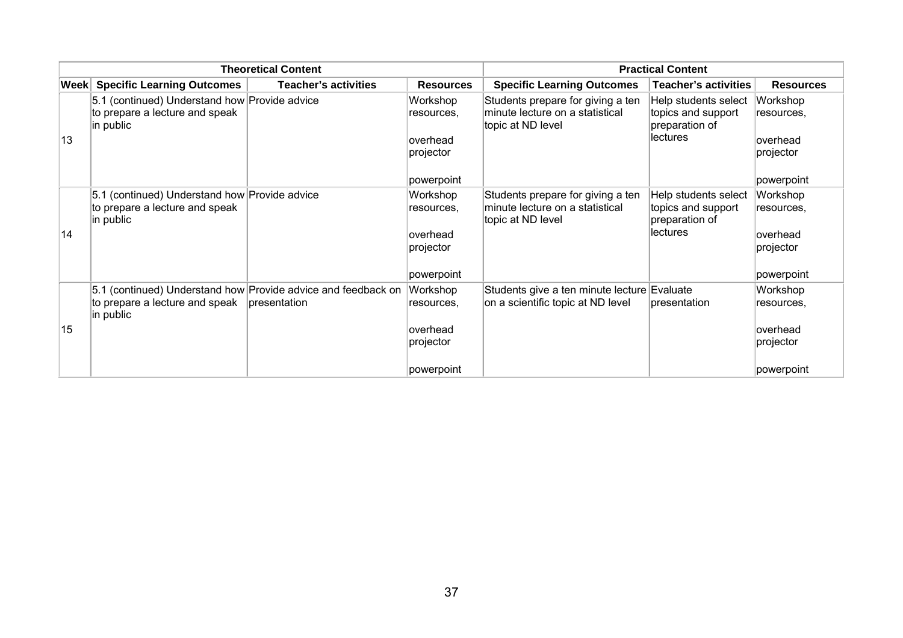| | Theoretical Content | | | Practical Content | | |
|---|---|---|---|---|---|---|
| **Week** | **Specific Learning Outcomes** | **Teacher's activities** | **Resources** | **Specific Learning Outcomes** | **Teacher's activities** | **Resources** |
| 13 | 5.1 (continued) Understand how to prepare a lecture and speak in public | Provide advice | Workshop resources, overhead projector powerpoint | Students prepare for giving a ten minute lecture on a statistical topic at ND level | Help students select topics and support preparation of lectures | Workshop resources, overhead projector powerpoint |
| 14 | 5.1 (continued) Understand how to prepare a lecture and speak in public | Provide advice | Workshop resources, overhead projector powerpoint | Students prepare for giving a ten minute lecture on a statistical topic at ND level | Help students select topics and support preparation of lectures | Workshop resources, overhead projector powerpoint |
| 15 | 5.1 (continued) Understand how to prepare a lecture and speak in public | Provide advice and feedback on presentation | Workshop resources, overhead projector powerpoint | Students give a ten minute lecture on a scientific topic at ND level | Evaluate presentation | Workshop resources, overhead projector powerpoint |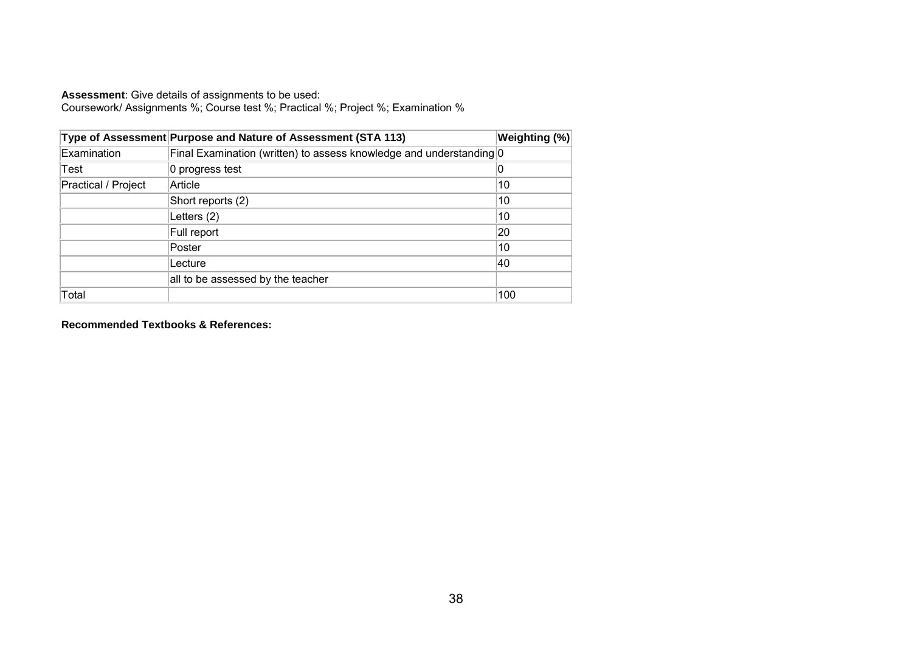**Assessment**: Give details of assignments to be used:
Coursework/ Assignments %; Course test %; Practical %; Project %; Examination %

| Type of Assessment | Purpose and Nature of Assessment (STA 113) | Weighting (%) |
|---|---|---|
| Examination | Final Examination (written) to assess knowledge and understanding | 0 |
| Test | 0 progress test | 0 |
| Practical / Project | Article | 10 |
| | Short reports (2) | 10 |
| | Letters (2) | 10 |
| | Full report | 20 |
| | Poster | 10 |
| | Lecture | 40 |
| | all to be assessed by the teacher | |
| Total | | 100 |

**Recommended Textbooks & References:**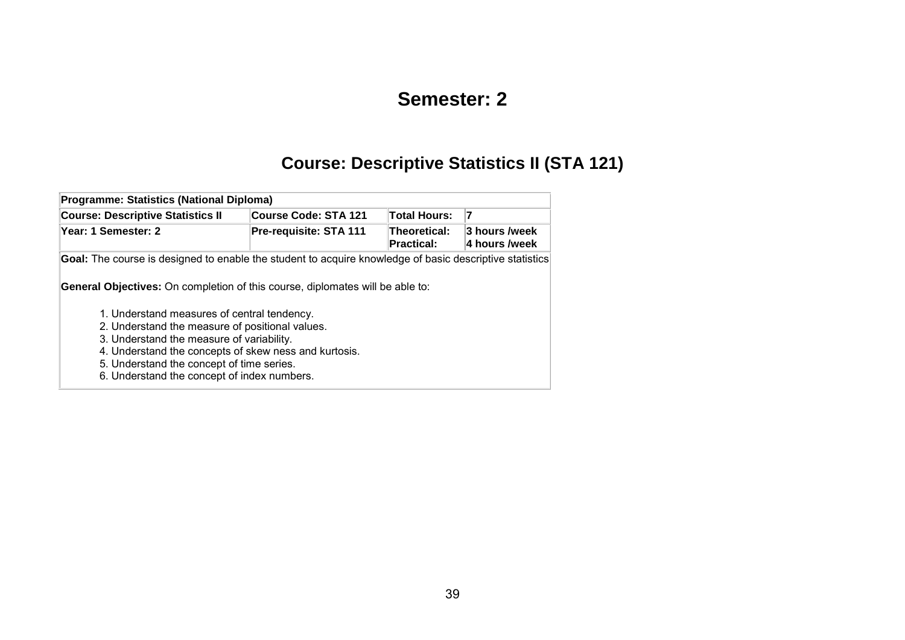# Semester: 2

## Course: Descriptive Statistics II (STA 121)

| Programme: Statistics (National Diploma) | | | |
|---|---|---|---|
| **Course: Descriptive Statistics II** | **Course Code: STA 121** | **Total Hours:** | **7** |
| **Year: 1 Semester: 2** | **Pre-requisite: STA 111** | **Theoretical:**<br>**Practical:** | **3 hours /week**<br>**4 hours /week** |

**Goal:** The course is designed to enable the student to acquire knowledge of basic descriptive statistics

**General Objectives:** On completion of this course, diplomates will be able to:

1. Understand measures of central tendency.
2. Understand the measure of positional values.
3. Understand the measure of variability.
4. Understand the concepts of skew ness and kurtosis.
5. Understand the concept of time series.
6. Understand the concept of index numbers.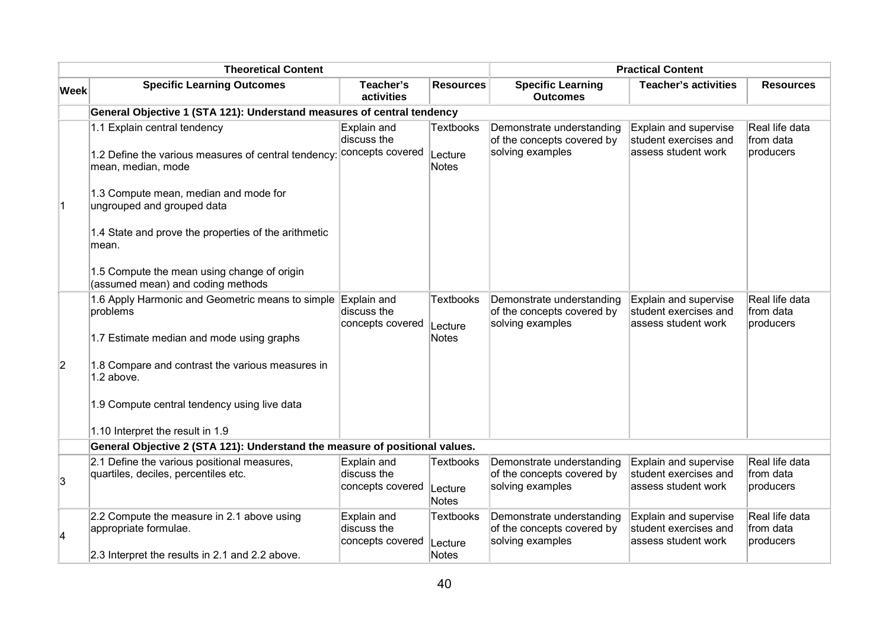| Theoretical Content | | | | Practical Content | | |
|---|---|---|---|---|---|---|
| **Week** | **Specific Learning Outcomes** | **Teacher's activities** | **Resources** | **Specific Learning Outcomes** | **Teacher's activities** | **Resources** |
| | **General Objective 1 (STA 121): Understand measures of central tendency** | | | | | |
| 1 | 1.1 Explain central tendency<br><br>1.2 Define the various measures of central tendency: mean, median, mode<br><br>1.3 Compute mean, median and mode for ungrouped and grouped data<br><br>1.4 State and prove the properties of the arithmetic mean.<br><br>1.5 Compute the mean using change of origin (assumed mean) and coding methods | Explain and discuss the concepts covered | Textbooks<br><br>Lecture Notes | Demonstrate understanding of the concepts covered by solving examples | Explain and supervise student exercises and assess student work | Real life data from data producers |
| 2 | 1.6 Apply Harmonic and Geometric means to simple problems<br><br>1.7 Estimate median and mode using graphs<br><br>1.8 Compare and contrast the various measures in 1.2 above.<br><br>1.9 Compute central tendency using live data<br><br>1.10 Interpret the result in 1.9 | Explain and discuss the concepts covered | Textbooks<br><br>Lecture Notes | Demonstrate understanding of the concepts covered by solving examples | Explain and supervise student exercises and assess student work | Real life data from data producers |
| | **General Objective 2 (STA 121): Understand the measure of positional values.** | | | | | |
| 3 | 2.1 Define the various positional measures, quartiles, deciles, percentiles etc. | Explain and discuss the concepts covered | Textbooks<br><br>Lecture Notes | Demonstrate understanding of the concepts covered by solving examples | Explain and supervise student exercises and assess student work | Real life data from data producers |
| 4 | 2.2 Compute the measure in 2.1 above using appropriate formulae.<br><br>2.3 Interpret the results in 2.1 and 2.2 above. | Explain and discuss the concepts covered | Textbooks<br><br>Lecture Notes | Demonstrate understanding of the concepts covered by solving examples | Explain and supervise student exercises and assess student work | Real life data from data producers |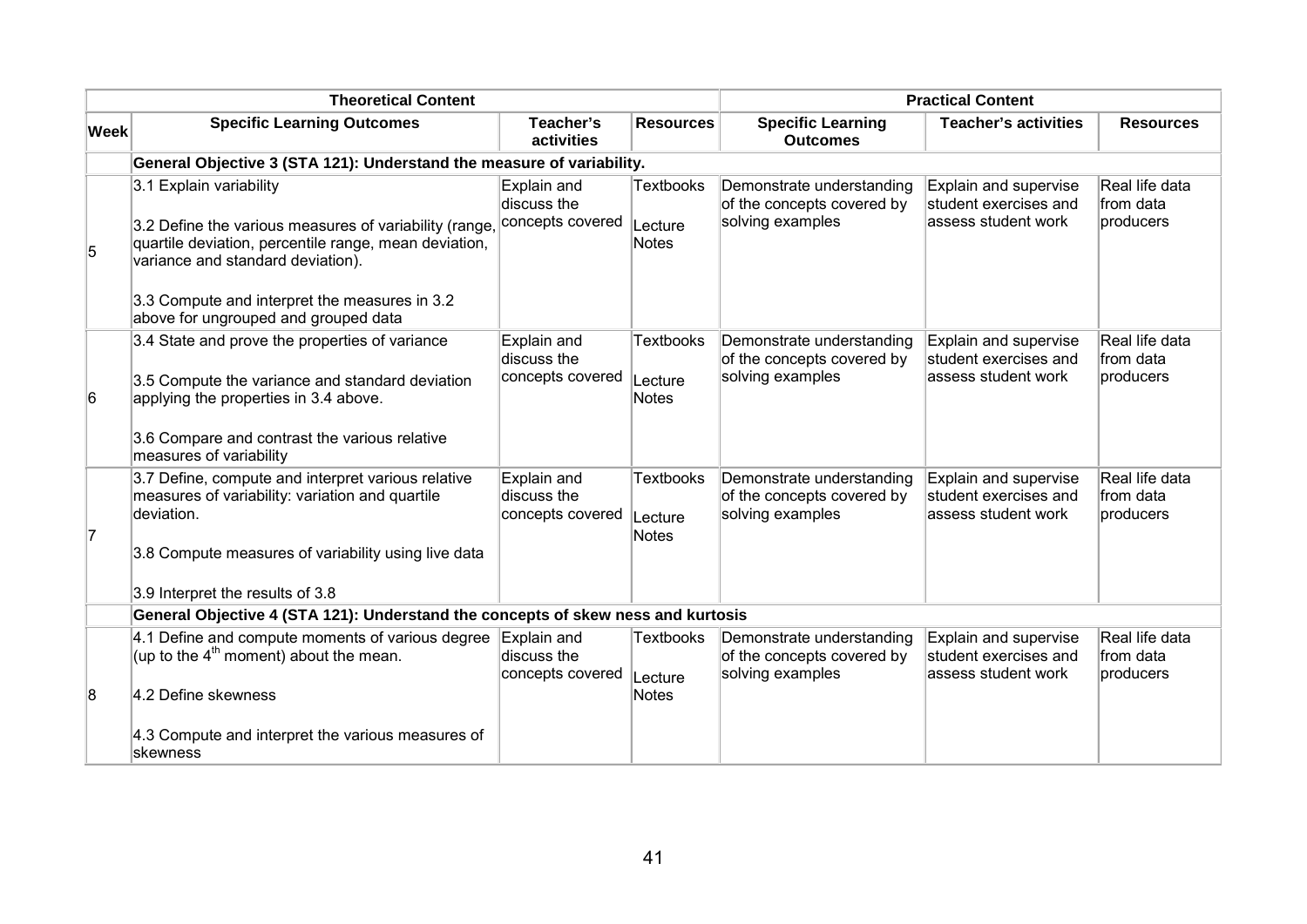| | Theoretical Content | | | Practical Content | | |
|---|---|---|---|---|---|---|
| **Week** | **Specific Learning Outcomes** | **Teacher's activities** | **Resources** | **Specific Learning Outcomes** | **Teacher's activities** | **Resources** |
| | **General Objective 3 (STA 121): Understand the measure of variability.** | | | | | |
| 5 | 3.1 Explain variability<br><br>3.2 Define the various measures of variability (range, quartile deviation, percentile range, mean deviation, variance and standard deviation).<br><br>3.3 Compute and interpret the measures in 3.2 above for ungrouped and grouped data | Explain and discuss the concepts covered | Textbooks<br><br>Lecture Notes | Demonstrate understanding of the concepts covered by solving examples | Explain and supervise student exercises and assess student work | Real life data from data producers |
| 6 | 3.4 State and prove the properties of variance<br><br>3.5 Compute the variance and standard deviation applying the properties in 3.4 above.<br><br>3.6 Compare and contrast the various relative measures of variability | Explain and discuss the concepts covered | Textbooks<br><br>Lecture Notes | Demonstrate understanding of the concepts covered by solving examples | Explain and supervise student exercises and assess student work | Real life data from data producers |
| 7 | 3.7 Define, compute and interpret various relative measures of variability: variation and quartile deviation.<br><br>3.8 Compute measures of variability using live data<br><br>3.9 Interpret the results of 3.8 | Explain and discuss the concepts covered | Textbooks<br><br>Lecture Notes | Demonstrate understanding of the concepts covered by solving examples | Explain and supervise student exercises and assess student work | Real life data from data producers |
| | **General Objective 4 (STA 121): Understand the concepts of skew ness and kurtosis** | | | | | |
| 8 | 4.1 Define and compute moments of various degree (up to the $4^{th}$ moment) about the mean.<br><br>4.2 Define skewness<br><br>4.3 Compute and interpret the various measures of skewness | Explain and discuss the concepts covered | Textbooks<br><br>Lecture Notes | Demonstrate understanding of the concepts covered by solving examples | Explain and supervise student exercises and assess student work | Real life data from data producers |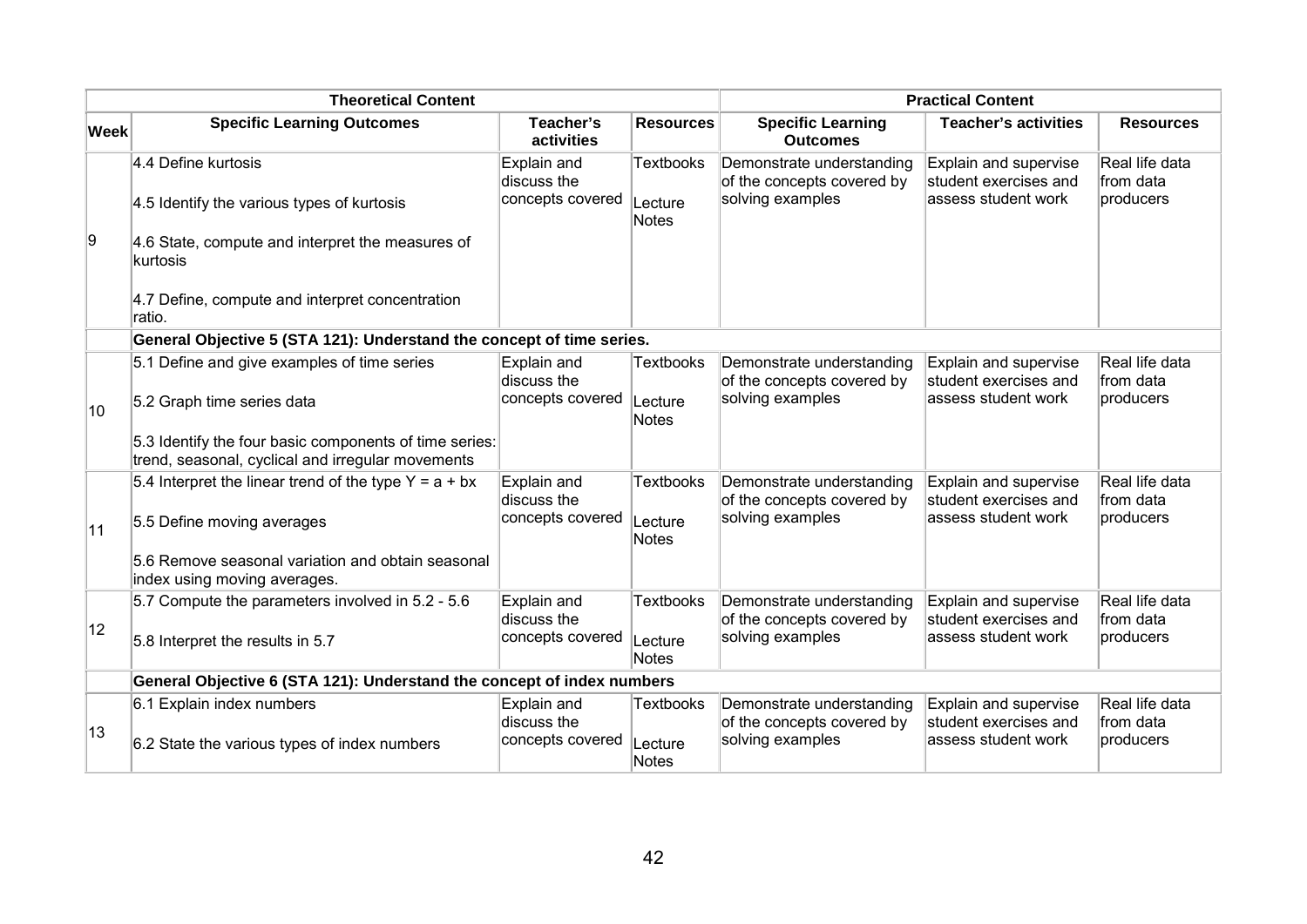| Theoretical Content | | | | Practical Content | | |
|---|---|---|---|---|---|---|
| **Week** | **Specific Learning Outcomes** | **Teacher's activities** | **Resources** | **Specific Learning Outcomes** | **Teacher's activities** | **Resources** |
| 9 | 4.4 Define kurtosis<br><br>4.5 Identify the various types of kurtosis<br><br>4.6 State, compute and interpret the measures of kurtosis<br><br>4.7 Define, compute and interpret concentration ratio. | Explain and discuss the concepts covered | Textbooks<br><br>Lecture Notes | Demonstrate understanding of the concepts covered by solving examples | Explain and supervise student exercises and assess student work | Real life data from data producers |
| | **General Objective 5 (STA 121): Understand the concept of time series.** | | | | | |
| 10 | 5.1 Define and give examples of time series<br><br>5.2 Graph time series data<br><br>5.3 Identify the four basic components of time series: trend, seasonal, cyclical and irregular movements | Explain and discuss the concepts covered | Textbooks<br><br>Lecture Notes | Demonstrate understanding of the concepts covered by solving examples | Explain and supervise student exercises and assess student work | Real life data from data producers |
| 11 | 5.4 Interpret the linear trend of the type $Y = a + bx$<br><br>5.5 Define moving averages<br><br>5.6 Remove seasonal variation and obtain seasonal index using moving averages. | Explain and discuss the concepts covered | Textbooks<br><br>Lecture Notes | Demonstrate understanding of the concepts covered by solving examples | Explain and supervise student exercises and assess student work | Real life data from data producers |
| 12 | 5.7 Compute the parameters involved in 5.2 - 5.6<br><br>5.8 Interpret the results in 5.7 | Explain and discuss the concepts covered | Textbooks<br><br>Lecture Notes | Demonstrate understanding of the concepts covered by solving examples | Explain and supervise student exercises and assess student work | Real life data from data producers |
| | **General Objective 6 (STA 121): Understand the concept of index numbers** | | | | | |
| 13 | 6.1 Explain index numbers<br><br>6.2 State the various types of index numbers | Explain and discuss the concepts covered | Textbooks<br><br>Lecture Notes | Demonstrate understanding of the concepts covered by solving examples | Explain and supervise student exercises and assess student work | Real life data from data producers |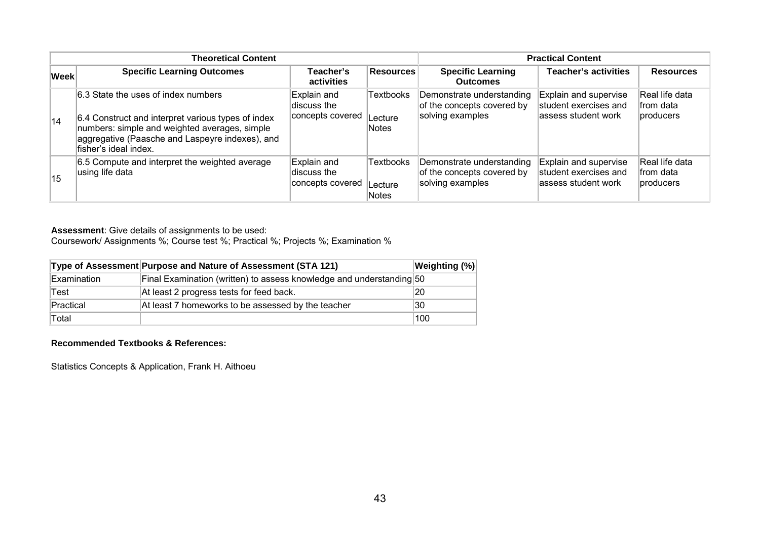| | Theoretical Content | | | Practical Content | | |
|---|---|---|---|---|---|---|
| **Week** | **Specific Learning Outcomes** | **Teacher's activities** | **Resources** | **Specific Learning Outcomes** | **Teacher's activities** | **Resources** |
| 14 | 6.3 State the uses of index numbers<br><br>6.4 Construct and interpret various types of index numbers: simple and weighted averages, simple aggregative (Paasche and Laspeyre indexes), and fisher's ideal index. | Explain and discuss the concepts covered | Textbooks<br><br>Lecture Notes | Demonstrate understanding of the concepts covered by solving examples | Explain and supervise student exercises and assess student work | Real life data from data producers |
| 15 | 6.5 Compute and interpret the weighted average using life data | Explain and discuss the concepts covered | Textbooks<br><br>Lecture Notes | Demonstrate understanding of the concepts covered by solving examples | Explain and supervise student exercises and assess student work | Real life data from data producers |

**Assessment**: Give details of assignments to be used:
Coursework/ Assignments %; Course test %; Practical %; Projects %; Examination %

| Type of Assessment | Purpose and Nature of Assessment (STA 121) | Weighting (%) |
|---|---|---|
| Examination | Final Examination (written) to assess knowledge and understanding | 50 |
| Test | At least 2 progress tests for feed back. | 20 |
| Practical | At least 7 homeworks to be assessed by the teacher | 30 |
| Total | | 100 |

**Recommended Textbooks & References:**

Statistics Concepts & Application, Frank H. Aithoeu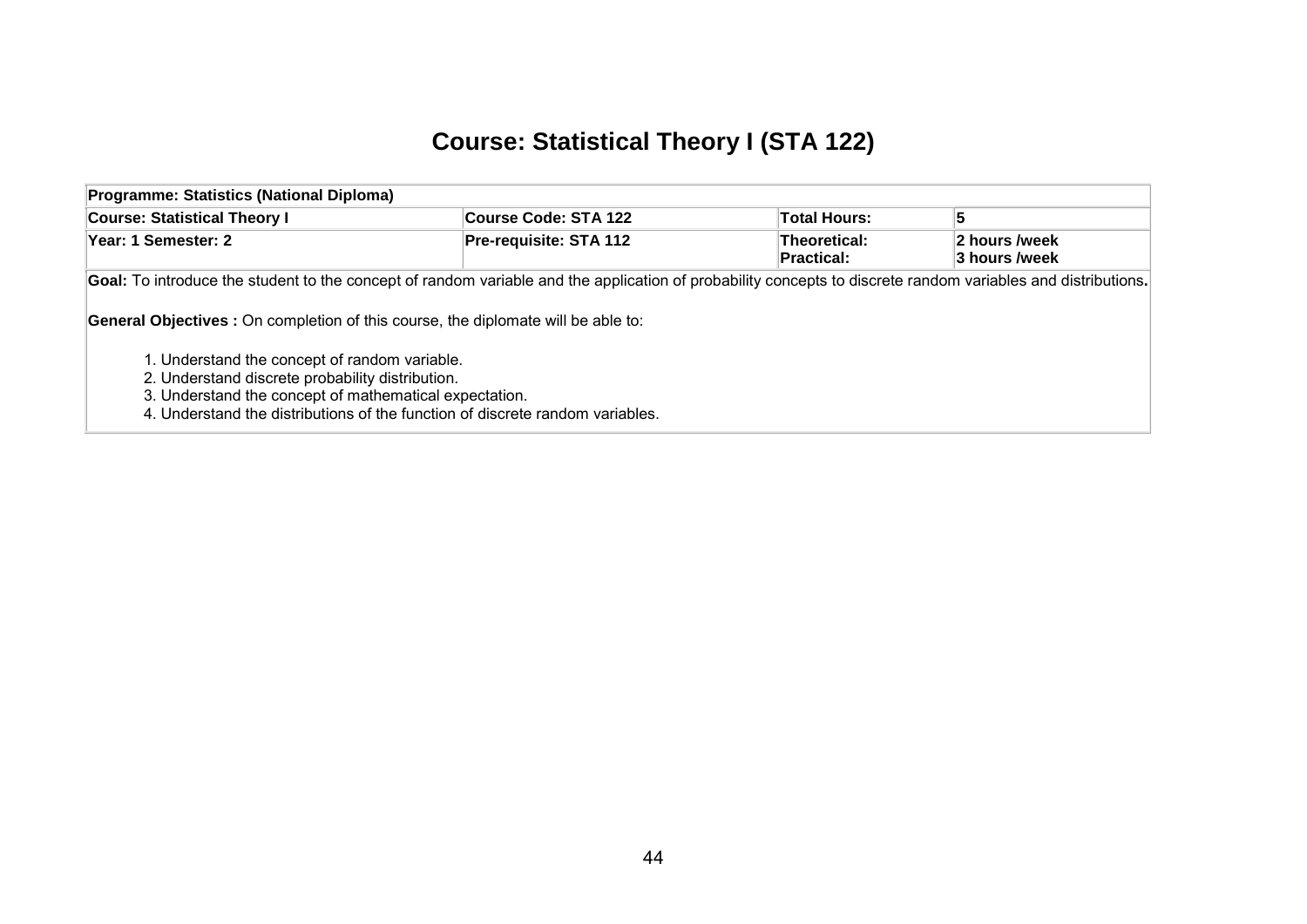# Course: Statistical Theory I (STA 122)

| Programme: Statistics (National Diploma) | | | |
|---|---|---|---|
| **Course: Statistical Theory I** | **Course Code: STA 122** | **Total Hours:** | **5** |
| **Year: 1 Semester: 2** | **Pre-requisite: STA 112** | **Theoretical:**<br>**Practical:** | **2 hours /week**<br>**3 hours /week** |

**Goal:** To introduce the student to the concept of random variable and the application of probability concepts to discrete random variables and distributions**.**

**General Objectives :** On completion of this course, the diplomate will be able to:

1. Understand the concept of random variable.
2. Understand discrete probability distribution.
3. Understand the concept of mathematical expectation.
4. Understand the distributions of the function of discrete random variables.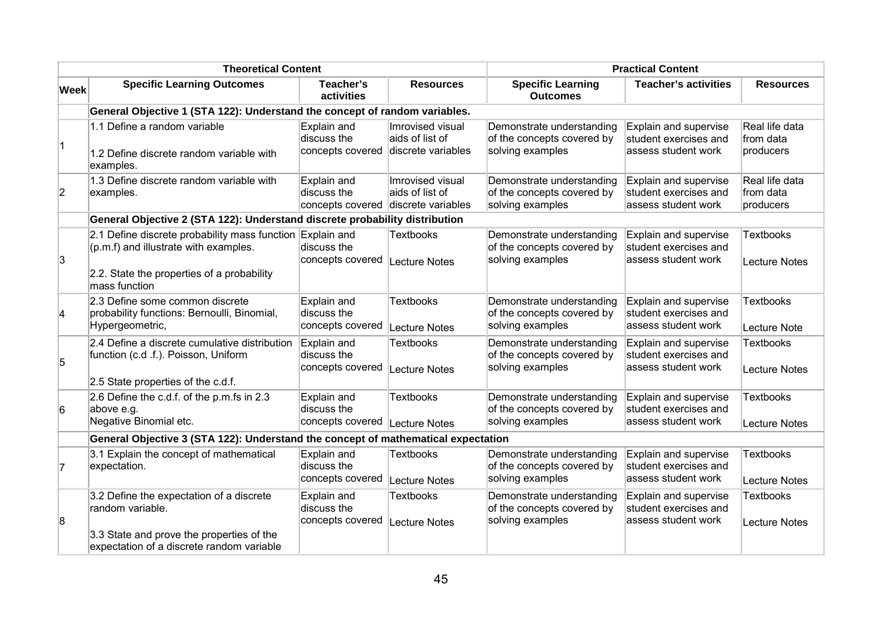| | Theoretical Content | | | Practical Content | | |
|---|---|---|---|---|---|---|
| **Week** | **Specific Learning Outcomes** | **Teacher's activities** | **Resources** | **Specific Learning Outcomes** | **Teacher's activities** | **Resources** |
| | **General Objective 1 (STA 122): Understand the concept of random variables.** | | | | | |
| 1 | 1.1 Define a random variable<br><br>1.2 Define discrete random variable with examples. | Explain and discuss the concepts covered | Imrovised visual aids of list of discrete variables | Demonstrate understanding of the concepts covered by solving examples | Explain and supervise student exercises and assess student work | Real life data from data producers |
| 2 | 1.3 Define discrete random variable with examples. | Explain and discuss the concepts covered | Imrovised visual aids of list of discrete variables | Demonstrate understanding of the concepts covered by solving examples | Explain and supervise student exercises and assess student work | Real life data from data producers |
| | **General Objective 2 (STA 122): Understand discrete probability distribution** | | | | | |
| 3 | 2.1 Define discrete probability mass function (p.m.f) and illustrate with examples.<br><br>2.2. State the properties of a probability mass function | Explain and discuss the concepts covered | Textbooks<br><br>Lecture Notes | Demonstrate understanding of the concepts covered by solving examples | Explain and supervise student exercises and assess student work | Textbooks<br><br>Lecture Notes |
| 4 | 2.3 Define some common discrete probability functions: Bernoulli, Binomial, Hypergeometric, | Explain and discuss the concepts covered | Textbooks<br><br>Lecture Notes | Demonstrate understanding of the concepts covered by solving examples | Explain and supervise student exercises and assess student work | Textbooks<br><br>Lecture Note |
| 5 | 2.4 Define a discrete cumulative distribution function (c.d .f.). Poisson, Uniform<br><br>2.5 State properties of the c.d.f. | Explain and discuss the concepts covered | Textbooks<br><br>Lecture Notes | Demonstrate understanding of the concepts covered by solving examples | Explain and supervise student exercises and assess student work | Textbooks<br><br>Lecture Notes |
| 6 | 2.6 Define the c.d.f. of the p.m.fs in 2.3 above e.g.<br>Negative Binomial etc. | Explain and discuss the concepts covered | Textbooks<br><br>Lecture Notes | Demonstrate understanding of the concepts covered by solving examples | Explain and supervise student exercises and assess student work | Textbooks<br><br>Lecture Notes |
| | **General Objective 3 (STA 122): Understand the concept of mathematical expectation** | | | | | |
| 7 | 3.1 Explain the concept of mathematical expectation. | Explain and discuss the concepts covered | Textbooks<br><br>Lecture Notes | Demonstrate understanding of the concepts covered by solving examples | Explain and supervise student exercises and assess student work | Textbooks<br><br>Lecture Notes |
| 8 | 3.2 Define the expectation of a discrete random variable.<br><br>3.3 State and prove the properties of the expectation of a discrete random variable | Explain and discuss the concepts covered | Textbooks<br><br>Lecture Notes | Demonstrate understanding of the concepts covered by solving examples | Explain and supervise student exercises and assess student work | Textbooks<br><br>Lecture Notes |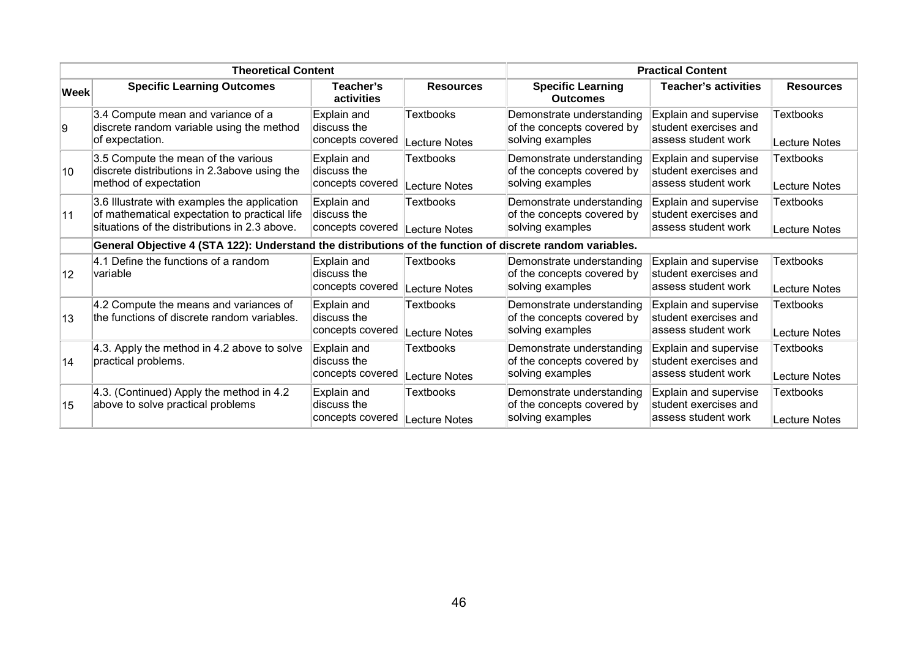| | Theoretical Content | | | Practical Content | | |
|---|---|---|---|---|---|---|
| **Week** | **Specific Learning Outcomes** | **Teacher's activities** | **Resources** | **Specific Learning Outcomes** | **Teacher's activities** | **Resources** |
| 9 | 3.4 Compute mean and variance of a discrete random variable using the method of expectation. | Explain and discuss the concepts covered | Textbooks Lecture Notes | Demonstrate understanding of the concepts covered by solving examples | Explain and supervise student exercises and assess student work | Textbooks Lecture Notes |
| 10 | 3.5 Compute the mean of the various discrete distributions in 2.3above using the method of expectation | Explain and discuss the concepts covered | Textbooks Lecture Notes | Demonstrate understanding of the concepts covered by solving examples | Explain and supervise student exercises and assess student work | Textbooks Lecture Notes |
| 11 | 3.6 Illustrate with examples the application of mathematical expectation to practical life situations of the distributions in 2.3 above. | Explain and discuss the concepts covered | Textbooks Lecture Notes | Demonstrate understanding of the concepts covered by solving examples | Explain and supervise student exercises and assess student work | Textbooks Lecture Notes |
| | **General Objective 4 (STA 122): Understand the distributions of the function of discrete random variables.** | | | | | |
| 12 | 4.1 Define the functions of a random variable | Explain and discuss the concepts covered | Textbooks Lecture Notes | Demonstrate understanding of the concepts covered by solving examples | Explain and supervise student exercises and assess student work | Textbooks Lecture Notes |
| 13 | 4.2 Compute the means and variances of the functions of discrete random variables. | Explain and discuss the concepts covered | Textbooks Lecture Notes | Demonstrate understanding of the concepts covered by solving examples | Explain and supervise student exercises and assess student work | Textbooks Lecture Notes |
| 14 | 4.3. Apply the method in 4.2 above to solve practical problems. | Explain and discuss the concepts covered | Textbooks Lecture Notes | Demonstrate understanding of the concepts covered by solving examples | Explain and supervise student exercises and assess student work | Textbooks Lecture Notes |
| 15 | 4.3. (Continued) Apply the method in 4.2 above to solve practical problems | Explain and discuss the concepts covered | Textbooks Lecture Notes | Demonstrate understanding of the concepts covered by solving examples | Explain and supervise student exercises and assess student work | Textbooks Lecture Notes |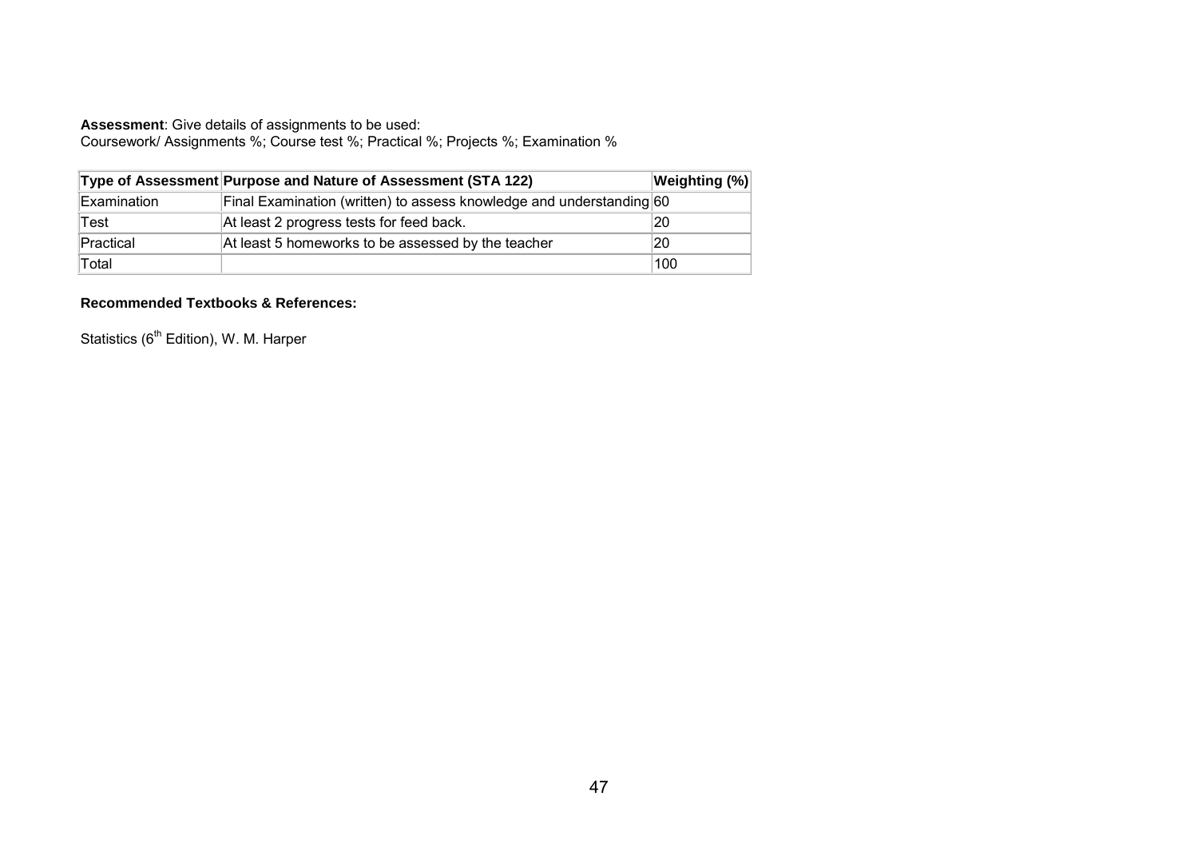**Assessment**: Give details of assignments to be used:
Coursework/ Assignments %; Course test %; Practical %; Projects %; Examination %

| Type of Assessment | Purpose and Nature of Assessment (STA 122) | Weighting (%) |
|---|---|---|
| Examination | Final Examination (written) to assess knowledge and understanding | 60 |
| Test | At least 2 progress tests for feed back. | 20 |
| Practical | At least 5 homeworks to be assessed by the teacher | 20 |
| Total | | 100 |

**Recommended Textbooks & References:**

Statistics ($6^{th}$ Edition), W. M. Harper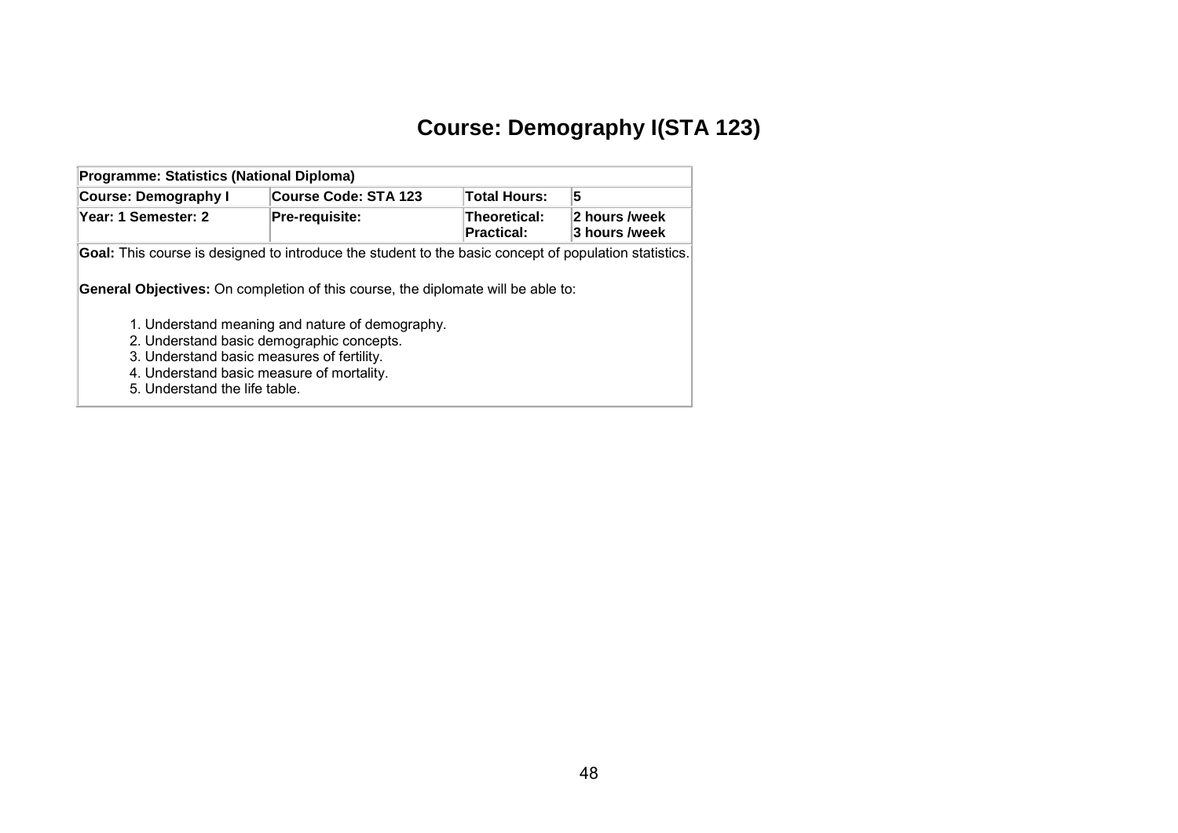# Course: Demography I(STA 123)

| **Programme: Statistics (National Diploma)** | | | |
|---|---|---|---|
| **Course: Demography I** | **Course Code: STA 123** | **Total Hours:** | **5** |
| **Year: 1 Semester: 2** | **Pre-requisite:** | **Theoretical:** **Practical:** | **2 hours /week** **3 hours /week** |

**Goal:** This course is designed to introduce the student to the basic concept of population statistics.

**General Objectives:** On completion of this course, the diplomate will be able to:

1. Understand meaning and nature of demography.
2. Understand basic demographic concepts.
3. Understand basic measures of fertility.
4. Understand basic measure of mortality.
5. Understand the life table.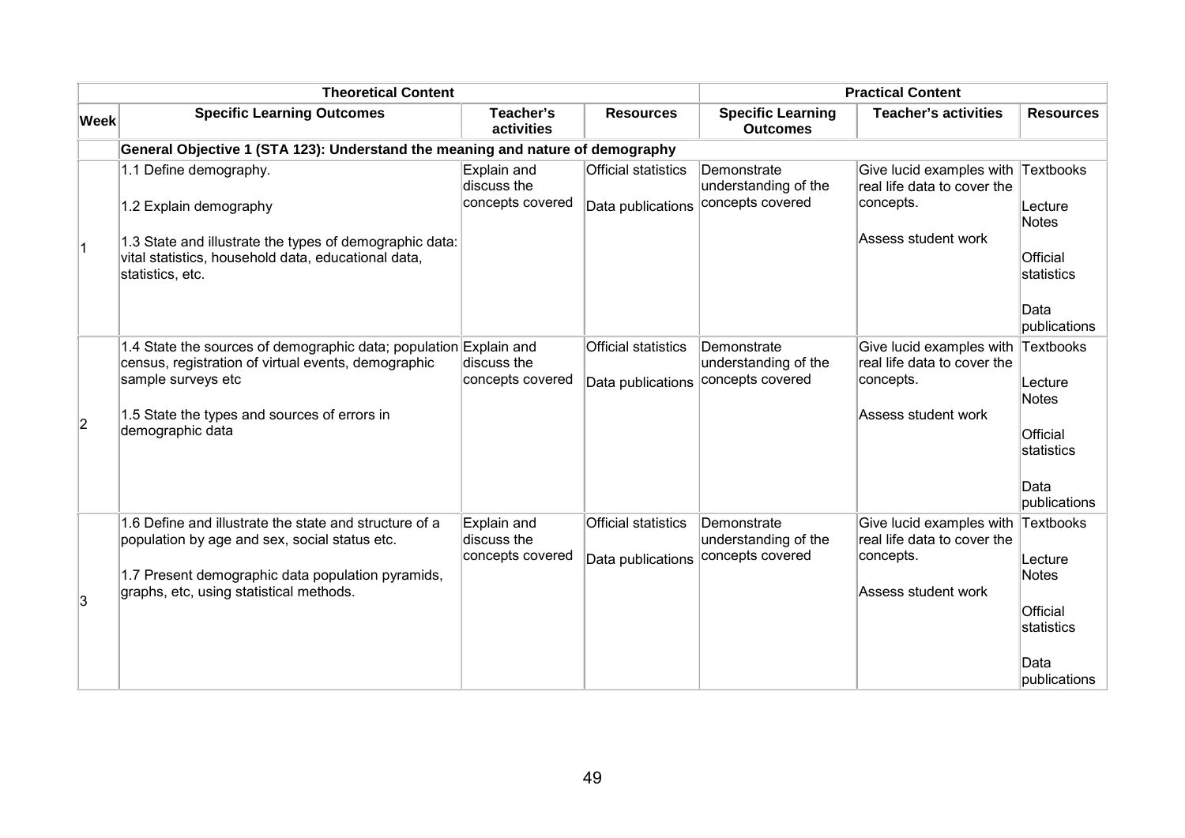| | Theoretical Content | | | Practical Content | | |
|---|---|---|---|---|---|---|
| **Week** | **Specific Learning Outcomes** | **Teacher's activities** | **Resources** | **Specific Learning Outcomes** | **Teacher's activities** | **Resources** |
| | **General Objective 1 (STA 123): Understand the meaning and nature of demography** | | | | | |
| 1 | 1.1 Define demography.<br><br>1.2 Explain demography<br><br>1.3 State and illustrate the types of demographic data: vital statistics, household data, educational data, statistics, etc. | Explain and discuss the concepts covered | Official statistics<br><br>Data publications | Demonstrate understanding of the concepts covered | Give lucid examples with real life data to cover the concepts.<br><br>Assess student work | Textbooks<br><br>Lecture Notes<br><br>Official statistics<br><br>Data publications |
| 2 | 1.4 State the sources of demographic data; population census, registration of virtual events, demographic sample surveys etc<br><br>1.5 State the types and sources of errors in demographic data | Explain and discuss the concepts covered | Official statistics<br><br>Data publications | Demonstrate understanding of the concepts covered | Give lucid examples with real life data to cover the concepts.<br><br>Assess student work | Textbooks<br><br>Lecture Notes<br><br>Official statistics<br><br>Data publications |
| 3 | 1.6 Define and illustrate the state and structure of a population by age and sex, social status etc.<br><br>1.7 Present demographic data population pyramids, graphs, etc, using statistical methods. | Explain and discuss the concepts covered | Official statistics<br><br>Data publications | Demonstrate understanding of the concepts covered | Give lucid examples with real life data to cover the concepts.<br><br>Assess student work | Textbooks<br><br>Lecture Notes<br><br>Official statistics<br><br>Data publications |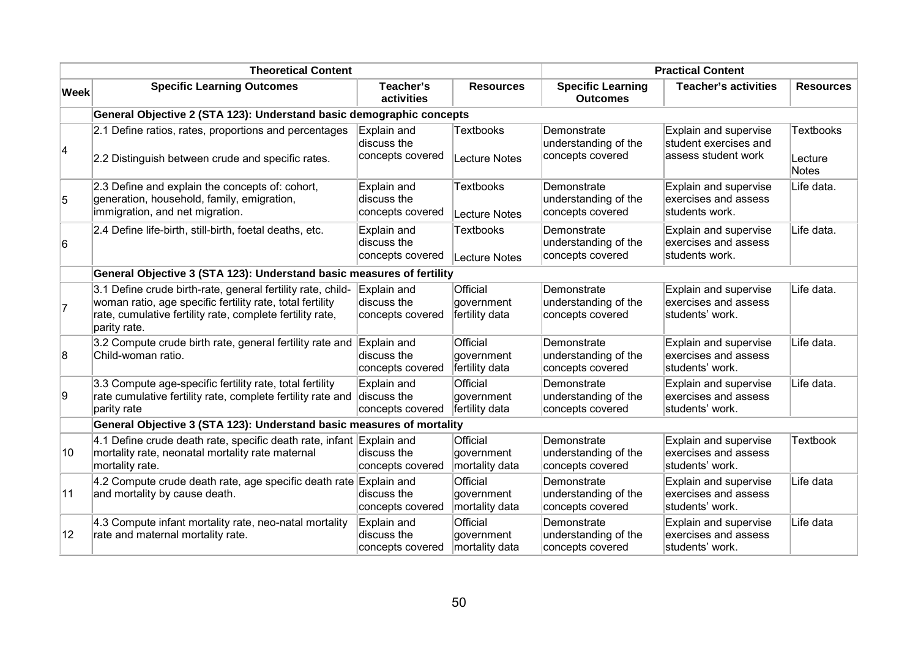| | Theoretical Content | | | Practical Content | | |
|---|---|---|---|---|---|---|
| **Week** | **Specific Learning Outcomes** | **Teacher's activities** | **Resources** | **Specific Learning Outcomes** | **Teacher's activities** | **Resources** |
| | **General Objective 2 (STA 123): Understand basic demographic concepts** | | | | | |
| 4 | 2.1 Define ratios, rates, proportions and percentages<br><br>2.2 Distinguish between crude and specific rates. | Explain and discuss the concepts covered | Textbooks<br><br>Lecture Notes | Demonstrate understanding of the concepts covered | Explain and supervise student exercises and assess student work | Textbooks<br><br>Lecture Notes |
| 5 | 2.3 Define and explain the concepts of: cohort, generation, household, family, emigration, immigration, and net migration. | Explain and discuss the concepts covered | Textbooks<br><br>Lecture Notes | Demonstrate understanding of the concepts covered | Explain and supervise exercises and assess students work. | Life data. |
| 6 | 2.4 Define life-birth, still-birth, foetal deaths, etc. | Explain and discuss the concepts covered | Textbooks<br><br>Lecture Notes | Demonstrate understanding of the concepts covered | Explain and supervise exercises and assess students work. | Life data. |
| | **General Objective 3 (STA 123): Understand basic measures of fertility** | | | | | |
| 7 | 3.1 Define crude birth-rate, general fertility rate, child-woman ratio, age specific fertility rate, total fertility rate, cumulative fertility rate, complete fertility rate, parity rate. | Explain and discuss the concepts covered | Official government fertility data | Demonstrate understanding of the concepts covered | Explain and supervise exercises and assess students' work. | Life data. |
| 8 | 3.2 Compute crude birth rate, general fertility rate and Child-woman ratio. | Explain and discuss the concepts covered | Official government fertility data | Demonstrate understanding of the concepts covered | Explain and supervise exercises and assess students' work. | Life data. |
| 9 | 3.3 Compute age-specific fertility rate, total fertility rate cumulative fertility rate, complete fertility rate and parity rate | Explain and discuss the concepts covered | Official government fertility data | Demonstrate understanding of the concepts covered | Explain and supervise exercises and assess students' work. | Life data. |
| | **General Objective 3 (STA 123): Understand basic measures of mortality** | | | | | |
| 10 | 4.1 Define crude death rate, specific death rate, infant mortality rate, neonatal mortality rate maternal mortality rate. | Explain and discuss the concepts covered | Official government mortality data | Demonstrate understanding of the concepts covered | Explain and supervise exercises and assess students' work. | Textbook |
| 11 | 4.2 Compute crude death rate, age specific death rate and mortality by cause death. | Explain and discuss the concepts covered | Official government mortality data | Demonstrate understanding of the concepts covered | Explain and supervise exercises and assess students' work. | Life data |
| 12 | 4.3 Compute infant mortality rate, neo-natal mortality rate and maternal mortality rate. | Explain and discuss the concepts covered | Official government mortality data | Demonstrate understanding of the concepts covered | Explain and supervise exercises and assess students' work. | Life data |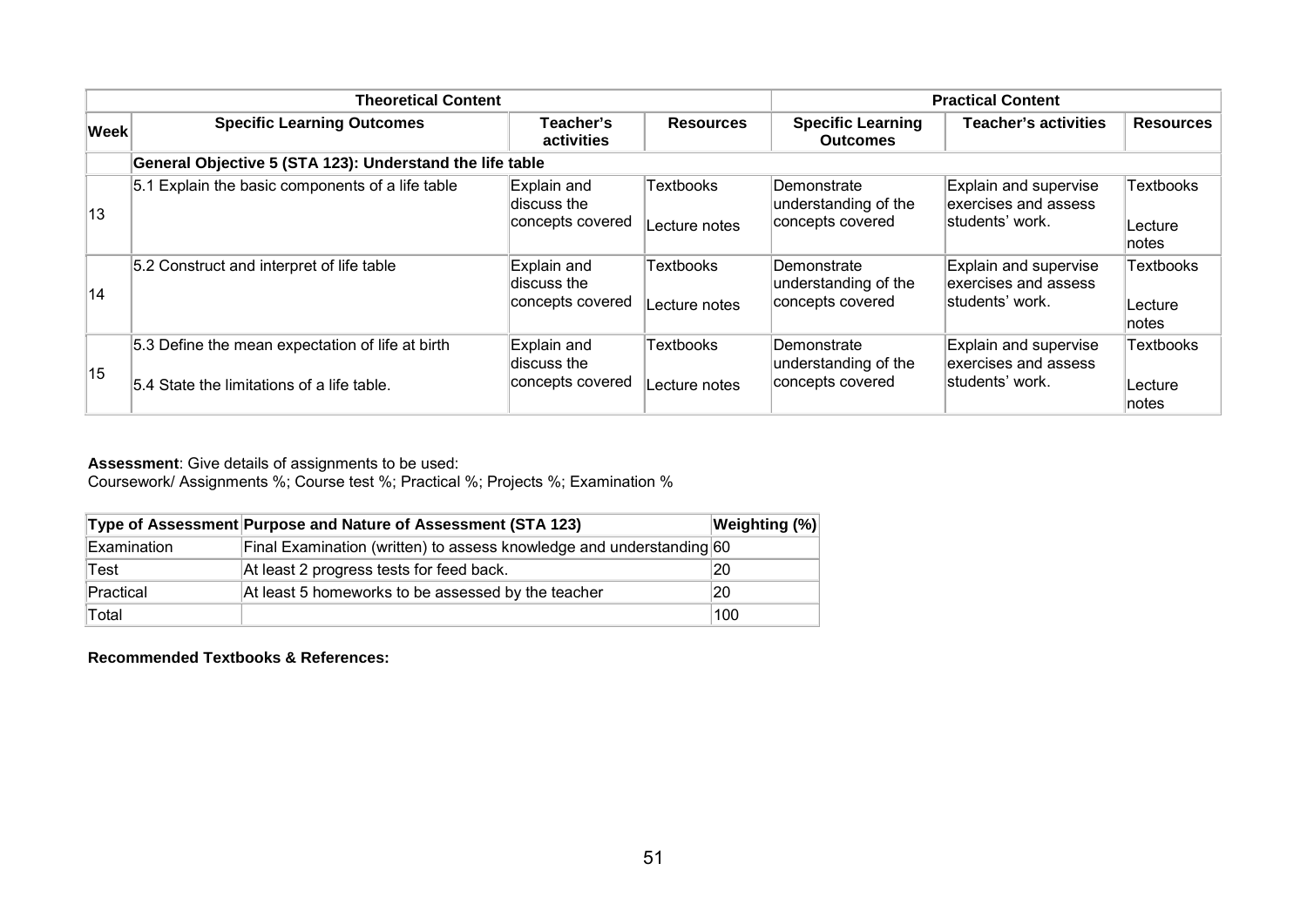| | Theoretical Content | | | Practical Content | | |
|---|---|---|---|---|---|---|
| **Week** | **Specific Learning Outcomes** | **Teacher's activities** | **Resources** | **Specific Learning Outcomes** | **Teacher's activities** | **Resources** |
| | **General Objective 5 (STA 123): Understand the life table** | | | | | |
| 13 | 5.1 Explain the basic components of a life table | Explain and discuss the concepts covered | Textbooks<br><br>Lecture notes | Demonstrate understanding of the concepts covered | Explain and supervise exercises and assess students' work. | Textbooks<br><br>Lecture notes |
| 14 | 5.2 Construct and interpret of life table | Explain and discuss the concepts covered | Textbooks<br><br>Lecture notes | Demonstrate understanding of the concepts covered | Explain and supervise exercises and assess students' work. | Textbooks<br><br>Lecture notes |
| 15 | 5.3 Define the mean expectation of life at birth<br><br>5.4 State the limitations of a life table. | Explain and discuss the concepts covered | Textbooks<br><br>Lecture notes | Demonstrate understanding of the concepts covered | Explain and supervise exercises and assess students' work. | Textbooks<br><br>Lecture notes |

**Assessment**: Give details of assignments to be used:
Coursework/ Assignments %; Course test %; Practical %; Projects %; Examination %

| Type of Assessment | Purpose and Nature of Assessment (STA 123) | Weighting (%) |
|---|---|---|
| Examination | Final Examination (written) to assess knowledge and understanding | 60 |
| Test | At least 2 progress tests for feed back. | 20 |
| Practical | At least 5 homeworks to be assessed by the teacher | 20 |
| Total | | 100 |

**Recommended Textbooks & References:**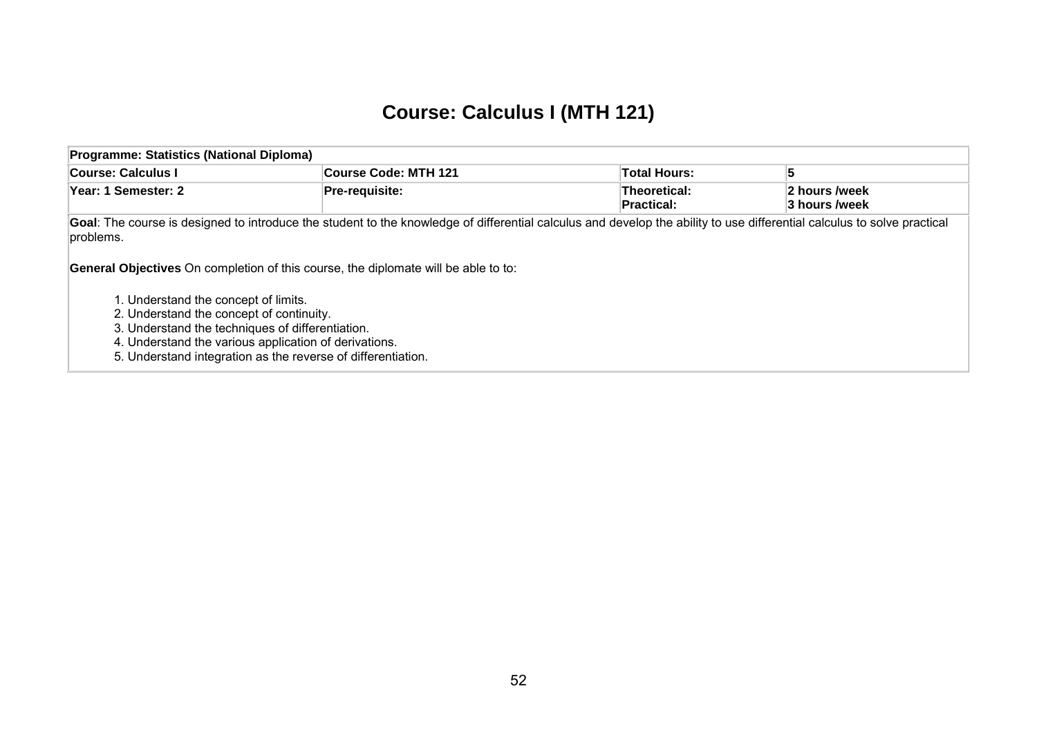# Course: Calculus I (MTH 121)

| Programme: Statistics (National Diploma) | | | |
|---|---|---|---|
| **Course: Calculus I** | **Course Code: MTH 121** | **Total Hours:** | **5** |
| **Year: 1 Semester: 2** | **Pre-requisite:** | **Theoretical:**<br>**Practical:** | **2 hours /week**<br>**3 hours /week** |

**Goal**: The course is designed to introduce the student to the knowledge of differential calculus and develop the ability to use differential calculus to solve practical problems.

**General Objectives** On completion of this course, the diplomate will be able to to:

1. Understand the concept of limits.
2. Understand the concept of continuity.
3. Understand the techniques of differentiation.
4. Understand the various application of derivations.
5. Understand integration as the reverse of differentiation.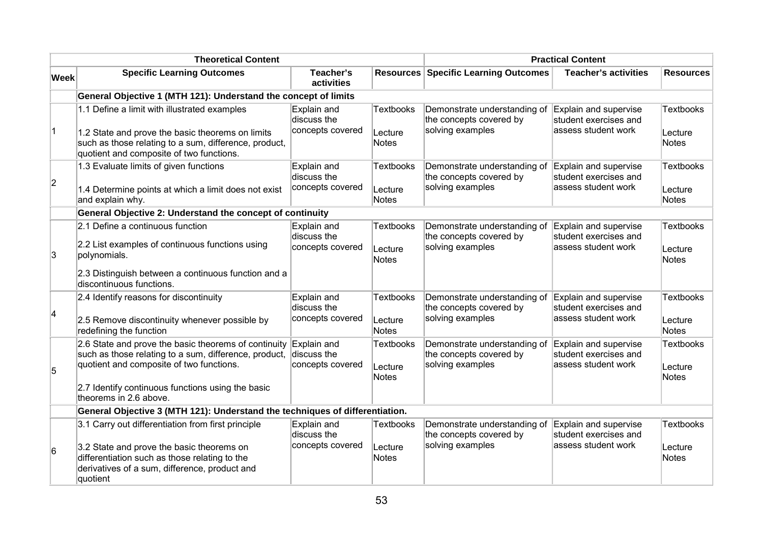| Theoretical Content | | | | Practical Content | | |
|---|---|---|---|---|---|---|
| **Week** | **Specific Learning Outcomes** | **Teacher's activities** | **Resources** | **Specific Learning Outcomes** | **Teacher's activities** | **Resources** |
| | **General Objective 1 (MTH 121): Understand the concept of limits** | | | | | |
| 1 | 1.1 Define a limit with illustrated examples<br><br>1.2 State and prove the basic theorems on limits such as those relating to a sum, difference, product, quotient and composite of two functions. | Explain and discuss the concepts covered | Textbooks<br><br>Lecture Notes | Demonstrate understanding of the concepts covered by solving examples | Explain and supervise student exercises and assess student work | Textbooks<br><br>Lecture Notes |
| 2 | 1.3 Evaluate limits of given functions<br><br>1.4 Determine points at which a limit does not exist and explain why. | Explain and discuss the concepts covered | Textbooks<br><br>Lecture Notes | Demonstrate understanding of the concepts covered by solving examples | Explain and supervise student exercises and assess student work | Textbooks<br><br>Lecture Notes |
| | **General Objective 2: Understand the concept of continuity** | | | | | |
| 3 | 2.1 Define a continuous function<br><br>2.2 List examples of continuous functions using polynomials.<br><br>2.3 Distinguish between a continuous function and a discontinuous functions. | Explain and discuss the concepts covered | Textbooks<br><br>Lecture Notes | Demonstrate understanding of the concepts covered by solving examples | Explain and supervise student exercises and assess student work | Textbooks<br><br>Lecture Notes |
| 4 | 2.4 Identify reasons for discontinuity<br><br>2.5 Remove discontinuity whenever possible by redefining the function | Explain and discuss the concepts covered | Textbooks<br><br>Lecture Notes | Demonstrate understanding of the concepts covered by solving examples | Explain and supervise student exercises and assess student work | Textbooks<br><br>Lecture Notes |
| 5 | 2.6 State and prove the basic theorems of continuity such as those relating to a sum, difference, product, quotient and composite of two functions.<br><br>2.7 Identify continuous functions using the basic theorems in 2.6 above. | Explain and discuss the concepts covered | Textbooks<br><br>Lecture Notes | Demonstrate understanding of the concepts covered by solving examples | Explain and supervise student exercises and assess student work | Textbooks<br><br>Lecture Notes |
| | **General Objective 3 (MTH 121): Understand the techniques of differentiation.** | | | | | |
| 6 | 3.1 Carry out differentiation from first principle<br><br>3.2 State and prove the basic theorems on differentiation such as those relating to the derivatives of a sum, difference, product and quotient | Explain and discuss the concepts covered | Textbooks<br><br>Lecture Notes | Demonstrate understanding of the concepts covered by solving examples | Explain and supervise student exercises and assess student work | Textbooks<br><br>Lecture Notes |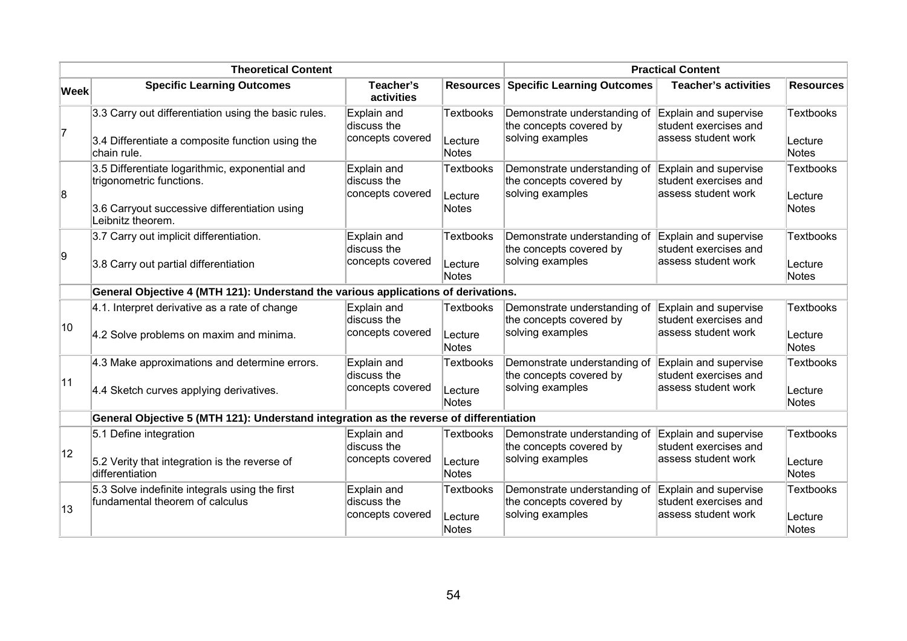| | Theoretical Content | | | Practical Content | | |
|---|---|---|---|---|---|---|
| **Week** | **Specific Learning Outcomes** | **Teacher's activities** | **Resources** | **Specific Learning Outcomes** | **Teacher's activities** | **Resources** |
| 7 | 3.3 Carry out differentiation using the basic rules.<br><br>3.4 Differentiate a composite function using the chain rule. | Explain and discuss the concepts covered | Textbooks<br><br>Lecture Notes | Demonstrate understanding of the concepts covered by solving examples | Explain and supervise student exercises and assess student work | Textbooks<br><br>Lecture Notes |
| 8 | 3.5 Differentiate logarithmic, exponential and trigonometric functions.<br><br>3.6 Carryout successive differentiation using Leibnitz theorem. | Explain and discuss the concepts covered | Textbooks<br><br>Lecture Notes | Demonstrate understanding of the concepts covered by solving examples | Explain and supervise student exercises and assess student work | Textbooks<br><br>Lecture Notes |
| 9 | 3.7 Carry out implicit differentiation.<br><br>3.8 Carry out partial differentiation | Explain and discuss the concepts covered | Textbooks<br><br>Lecture Notes | Demonstrate understanding of the concepts covered by solving examples | Explain and supervise student exercises and assess student work | Textbooks<br><br>Lecture Notes |
| | **General Objective 4 (MTH 121): Understand the various applications of derivations.** | | | | | |
| 10 | 4.1. Interpret derivative as a rate of change<br><br>4.2 Solve problems on maxim and minima. | Explain and discuss the concepts covered | Textbooks<br><br>Lecture Notes | Demonstrate understanding of the concepts covered by solving examples | Explain and supervise student exercises and assess student work | Textbooks<br><br>Lecture Notes |
| 11 | 4.3 Make approximations and determine errors.<br><br>4.4 Sketch curves applying derivatives. | Explain and discuss the concepts covered | Textbooks<br><br>Lecture Notes | Demonstrate understanding of the concepts covered by solving examples | Explain and supervise student exercises and assess student work | Textbooks<br><br>Lecture Notes |
| | **General Objective 5 (MTH 121): Understand integration as the reverse of differentiation** | | | | | |
| 12 | 5.1 Define integration<br><br>5.2 Verity that integration is the reverse of differentiation | Explain and discuss the concepts covered | Textbooks<br><br>Lecture Notes | Demonstrate understanding of the concepts covered by solving examples | Explain and supervise student exercises and assess student work | Textbooks<br><br>Lecture Notes |
| 13 | 5.3 Solve indefinite integrals using the first fundamental theorem of calculus | Explain and discuss the concepts covered | Textbooks<br><br>Lecture Notes | Demonstrate understanding of the concepts covered by solving examples | Explain and supervise student exercises and assess student work | Textbooks<br><br>Lecture Notes |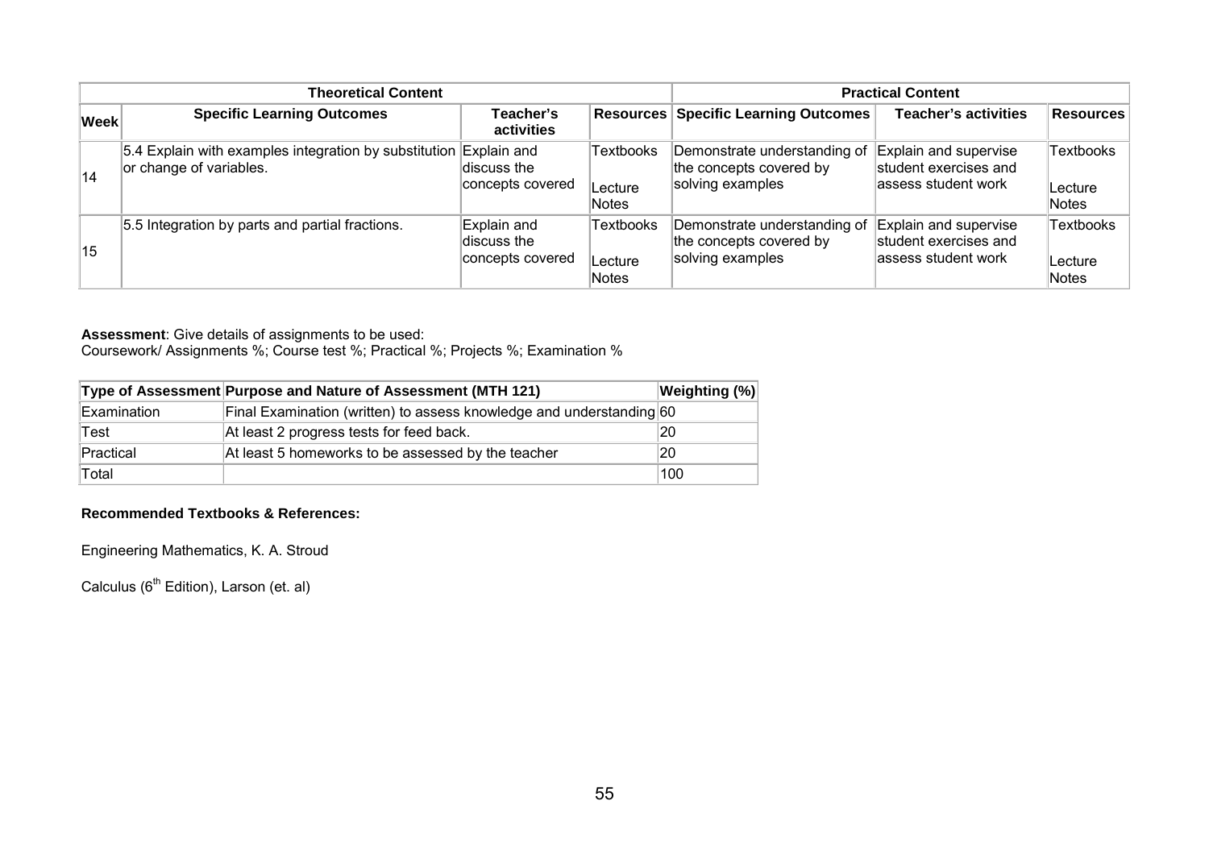| Week | Theoretical Content | | | Practical Content | | |
|---|---|---|---|---|---|---|
| | **Specific Learning Outcomes** | **Teacher's activities** | **Resources** | **Specific Learning Outcomes** | **Teacher's activities** | **Resources** |
| 14 | 5.4 Explain with examples integration by substitution or change of variables. | Explain and discuss the concepts covered | Textbooks Lecture Notes | Demonstrate understanding of the concepts covered by solving examples | Explain and supervise student exercises and assess student work | Textbooks Lecture Notes |
| 15 | 5.5 Integration by parts and partial fractions. | Explain and discuss the concepts covered | Textbooks Lecture Notes | Demonstrate understanding of the concepts covered by solving examples | Explain and supervise student exercises and assess student work | Textbooks Lecture Notes |

**Assessment**: Give details of assignments to be used:
Coursework/ Assignments %; Course test %; Practical %; Projects %; Examination %

| Type of Assessment | Purpose and Nature of Assessment (MTH 121) | Weighting (%) |
|---|---|---|
| Examination | Final Examination (written) to assess knowledge and understanding | 60 |
| Test | At least 2 progress tests for feed back. | 20 |
| Practical | At least 5 homeworks to be assessed by the teacher | 20 |
| Total | | 100 |

**Recommended Textbooks & References:**

Engineering Mathematics, K. A. Stroud

Calculus (6th Edition), Larson (et. al)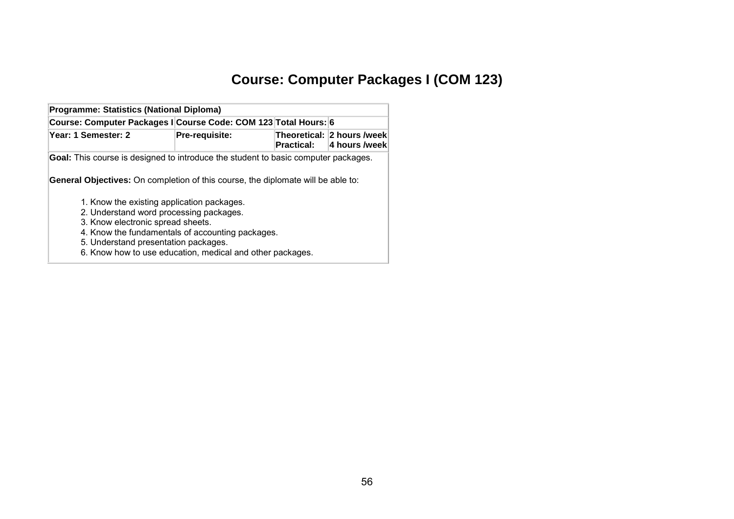# Course: Computer Packages I (COM 123)

| Programme: Statistics (National Diploma) | | | |
|---|---|---|---|
| **Course: Computer Packages I** | **Course Code: COM 123** | **Total Hours:** | **6** |
| **Year: 1 Semester: 2** | **Pre-requisite:** | **Theoretical:**<br>**Practical:** | **2 hours /week**<br>**4 hours /week** |
| **Goal:** This course is designed to introduce the student to basic computer packages.<br><br>**General Objectives:** On completion of this course, the diplomate will be able to:<br><br>1. Know the existing application packages.<br>2. Understand word processing packages.<br>3. Know electronic spread sheets.<br>4. Know the fundamentals of accounting packages.<br>5. Understand presentation packages.<br>6. Know how to use education, medical and other packages. | | | |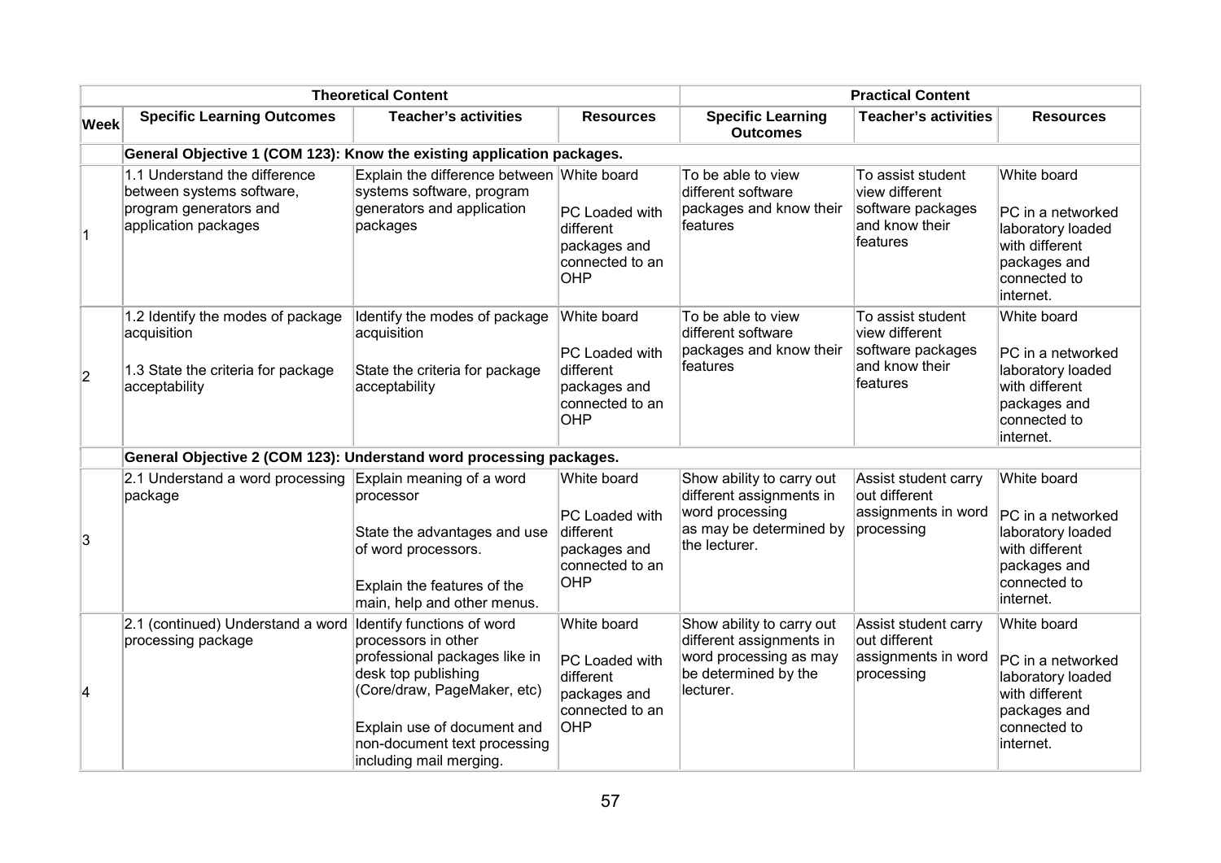| | Theoretical Content | | | Practical Content | | |
|---|---|---|---|---|---|---|
| **Week** | **Specific Learning Outcomes** | **Teacher's activities** | **Resources** | **Specific Learning Outcomes** | **Teacher's activities** | **Resources** |
| | **General Objective 1 (COM 123): Know the existing application packages.** | | | | | |
| 1 | 1.1 Understand the difference between systems software, program generators and application packages | Explain the difference between systems software, program generators and application packages | White board<br><br>PC Loaded with different packages and connected to an OHP | To be able to view different software packages and know their features | To assist student view different software packages and know their features | White board<br><br>PC in a networked laboratory loaded with different packages and connected to internet. |
| 2 | 1.2 Identify the modes of package acquisition<br><br>1.3 State the criteria for package acceptability | Identify the modes of package acquisition<br><br>State the criteria for package acceptability | White board<br><br>PC Loaded with different packages and connected to an OHP | To be able to view different software packages and know their features | To assist student view different software packages and know their features | White board<br><br>PC in a networked laboratory loaded with different packages and connected to internet. |
| | **General Objective 2 (COM 123): Understand word processing packages.** | | | | | |
| 3 | 2.1 Understand a word processing package | Explain meaning of a word processor<br><br>State the advantages and use of word processors.<br><br>Explain the features of the main, help and other menus. | White board<br><br>PC Loaded with different packages and connected to an OHP | Show ability to carry out different assignments in word processing as may be determined by the lecturer. | Assist student carry out different assignments in word processing | White board<br><br>PC in a networked laboratory loaded with different packages and connected to internet. |
| 4 | 2.1 (continued) Understand a word processing package | Identify functions of word processors in other professional packages like in desk top publishing (Core/draw, PageMaker, etc)<br><br>Explain use of document and non-document text processing including mail merging. | White board<br><br>PC Loaded with different packages and connected to an OHP | Show ability to carry out different assignments in word processing as may be determined by the lecturer. | Assist student carry out different assignments in word processing | White board<br><br>PC in a networked laboratory loaded with different packages and connected to internet. |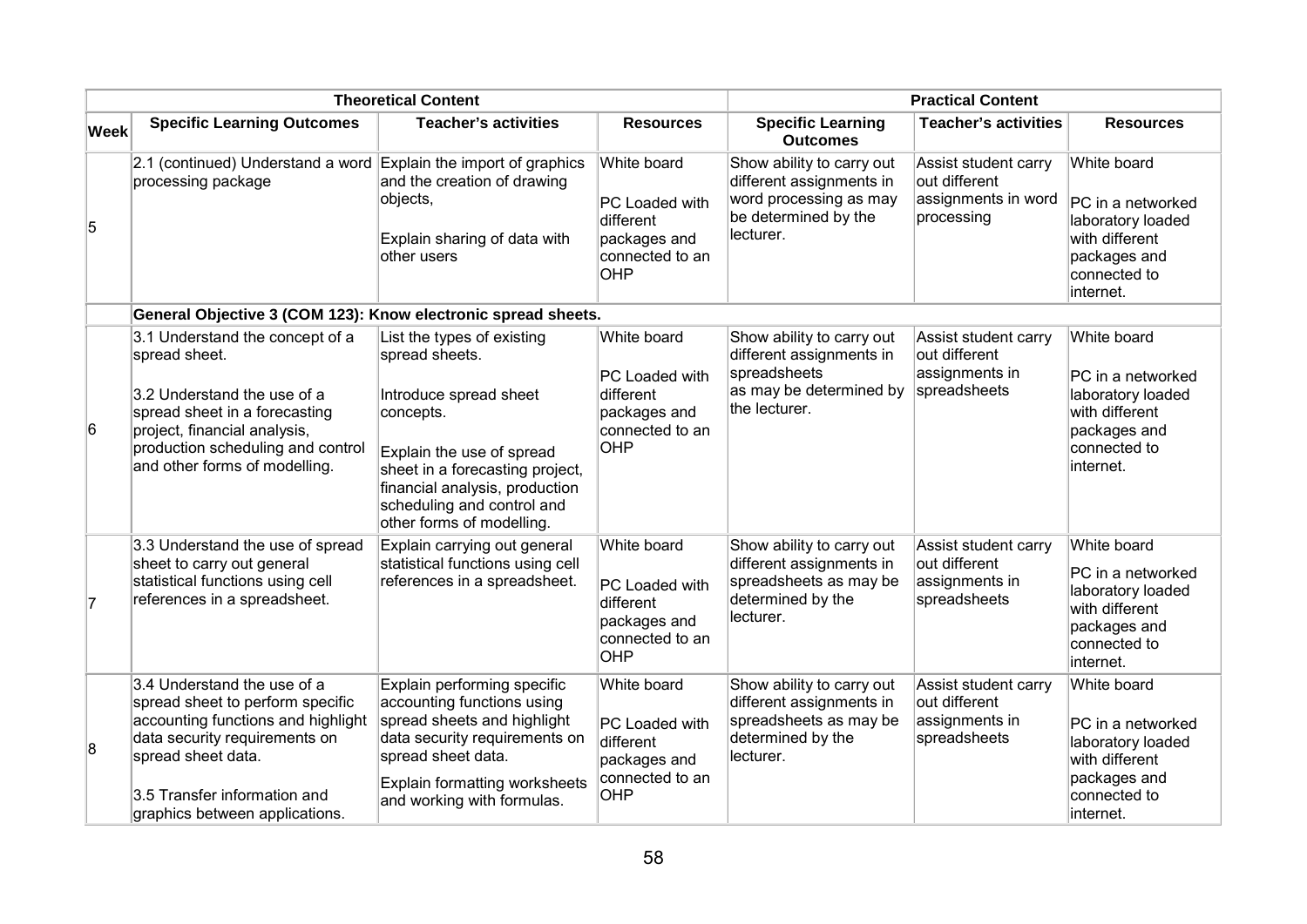| | Theoretical Content | | | Practical Content | | |
|---|---|---|---|---|---|---|
| **Week** | **Specific Learning Outcomes** | **Teacher's activities** | **Resources** | **Specific Learning Outcomes** | **Teacher's activities** | **Resources** |
| 5 | 2.1 (continued) Understand a word processing package | Explain the import of graphics and the creation of drawing objects,<br><br>Explain sharing of data with other users | White board<br><br>PC Loaded with different packages and connected to an OHP | Show ability to carry out different assignments in word processing as may be determined by the lecturer. | Assist student carry out different assignments in word processing | White board<br><br>PC in a networked laboratory loaded with different packages and connected to internet. |
| | **General Objective 3 (COM 123): Know electronic spread sheets.** | | | | | |
| 6 | 3.1 Understand the concept of a spread sheet.<br><br>3.2 Understand the use of a spread sheet in a forecasting project, financial analysis, production scheduling and control and other forms of modelling. | List the types of existing spread sheets.<br><br>Introduce spread sheet concepts.<br><br>Explain the use of spread sheet in a forecasting project, financial analysis, production scheduling and control and other forms of modelling. | White board<br><br>PC Loaded with different packages and connected to an OHP | Show ability to carry out different assignments in spreadsheets as may be determined by the lecturer. | Assist student carry out different assignments in spreadsheets | White board<br><br>PC in a networked laboratory loaded with different packages and connected to internet. |
| 7 | 3.3 Understand the use of spread sheet to carry out general statistical functions using cell references in a spreadsheet. | Explain carrying out general statistical functions using cell references in a spreadsheet. | White board<br><br>PC Loaded with different packages and connected to an OHP | Show ability to carry out different assignments in spreadsheets as may be determined by the lecturer. | Assist student carry out different assignments in spreadsheets | White board<br><br>PC in a networked laboratory loaded with different packages and connected to internet. |
| 8 | 3.4 Understand the use of a spread sheet to perform specific accounting functions and highlight data security requirements on spread sheet data.<br><br>3.5 Transfer information and graphics between applications. | Explain performing specific accounting functions using spread sheets and highlight data security requirements on spread sheet data.<br><br>Explain formatting worksheets and working with formulas. | White board<br><br>PC Loaded with different packages and connected to an OHP | Show ability to carry out different assignments in spreadsheets as may be determined by the lecturer. | Assist student carry out different assignments in spreadsheets | White board<br><br>PC in a networked laboratory loaded with different packages and connected to internet. |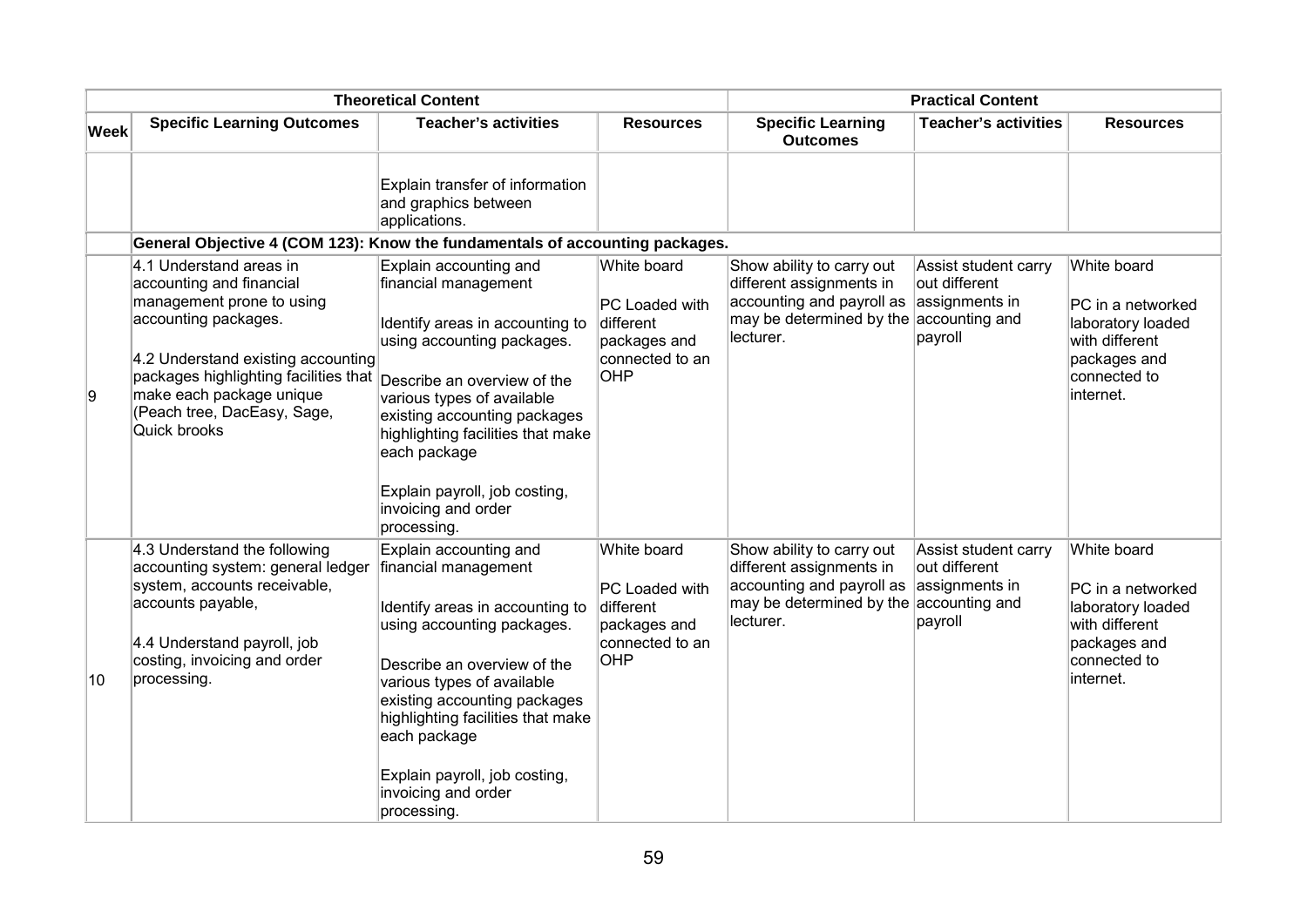| | Theoretical Content | | | Practical Content | | |
|---|---|---|---|---|---|---|
| **Week** | **Specific Learning Outcomes** | **Teacher's activities** | **Resources** | **Specific Learning Outcomes** | **Teacher's activities** | **Resources** |
| | | Explain transfer of information and graphics between applications. | | | | |
| | **General Objective 4 (COM 123): Know the fundamentals of accounting packages.** | | | | | |
| 9 | 4.1 Understand areas in accounting and financial management prone to using accounting packages.<br><br>4.2 Understand existing accounting packages highlighting facilities that make each package unique (Peach tree, DacEasy, Sage, Quick brooks | Explain accounting and financial management<br><br>Identify areas in accounting to using accounting packages.<br><br>Describe an overview of the various types of available existing accounting packages highlighting facilities that make each package<br><br>Explain payroll, job costing, invoicing and order processing. | White board<br><br>PC Loaded with different packages and connected to an OHP | Show ability to carry out different assignments in accounting and payroll as may be determined by the lecturer. | Assist student carry out different assignments in accounting and payroll | White board<br><br>PC in a networked laboratory loaded with different packages and connected to internet. |
| 10 | 4.3 Understand the following accounting system: general ledger system, accounts receivable, accounts payable,<br><br>4.4 Understand payroll, job costing, invoicing and order processing. | Explain accounting and financial management<br><br>Identify areas in accounting to using accounting packages.<br><br>Describe an overview of the various types of available existing accounting packages highlighting facilities that make each package<br><br>Explain payroll, job costing, invoicing and order processing. | White board<br><br>PC Loaded with different packages and connected to an OHP | Show ability to carry out different assignments in accounting and payroll as may be determined by the lecturer. | Assist student carry out different assignments in accounting and payroll | White board<br><br>PC in a networked laboratory loaded with different packages and connected to internet. |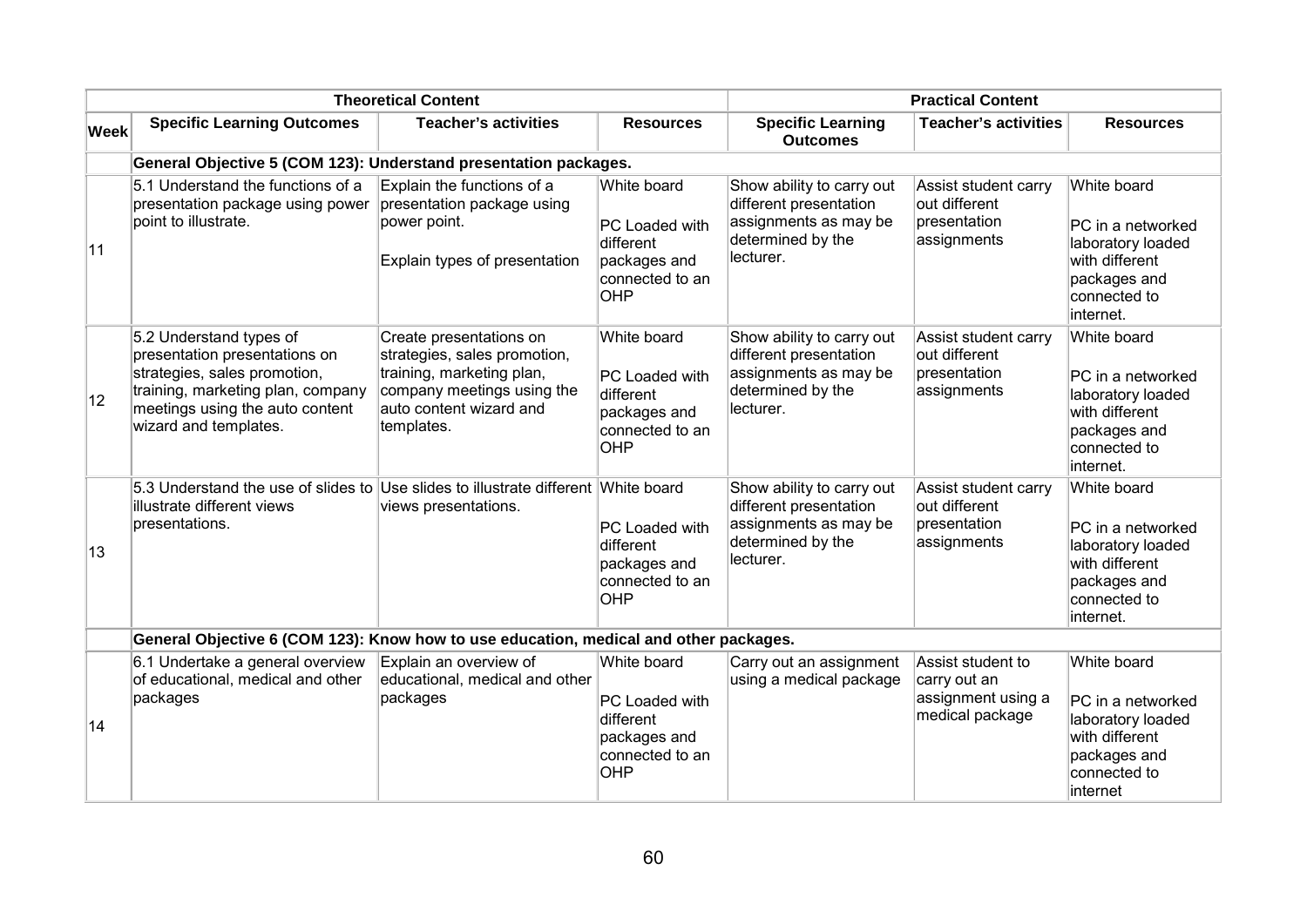| | Theoretical Content | | | Practical Content | | |
|---|---|---|---|---|---|---|
| **Week** | **Specific Learning Outcomes** | **Teacher's activities** | **Resources** | **Specific Learning Outcomes** | **Teacher's activities** | **Resources** |
| | **General Objective 5 (COM 123): Understand presentation packages.** | | | | | |
| 11 | 5.1 Understand the functions of a presentation package using power point to illustrate. | Explain the functions of a presentation package using power point.<br><br>Explain types of presentation | White board<br><br>PC Loaded with different packages and connected to an OHP | Show ability to carry out different presentation assignments as may be determined by the lecturer. | Assist student carry out different presentation assignments | White board<br><br>PC in a networked laboratory loaded with different packages and connected to internet. |
| 12 | 5.2 Understand types of presentation presentations on strategies, sales promotion, training, marketing plan, company meetings using the auto content wizard and templates. | Create presentations on strategies, sales promotion, training, marketing plan, company meetings using the auto content wizard and templates. | White board<br><br>PC Loaded with different packages and connected to an OHP | Show ability to carry out different presentation assignments as may be determined by the lecturer. | Assist student carry out different presentation assignments | White board<br><br>PC in a networked laboratory loaded with different packages and connected to internet. |
| 13 | 5.3 Understand the use of slides to illustrate different views presentations. | Use slides to illustrate different views presentations. | White board<br><br>PC Loaded with different packages and connected to an OHP | Show ability to carry out different presentation assignments as may be determined by the lecturer. | Assist student carry out different presentation assignments | White board<br><br>PC in a networked laboratory loaded with different packages and connected to internet. |
| | **General Objective 6 (COM 123): Know how to use education, medical and other packages.** | | | | | |
| 14 | 6.1 Undertake a general overview of educational, medical and other packages | Explain an overview of educational, medical and other packages | White board<br><br>PC Loaded with different packages and connected to an OHP | Carry out an assignment using a medical package | Assist student to carry out an assignment using a medical package | White board<br><br>PC in a networked laboratory loaded with different packages and connected to internet |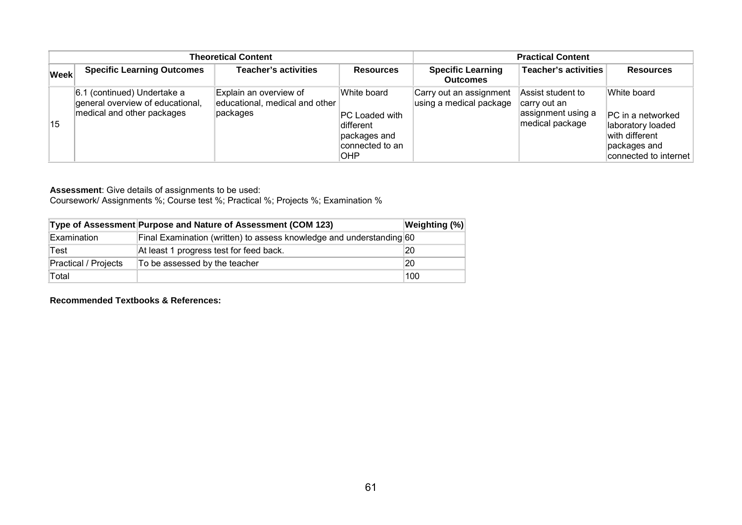| | Theoretical Content | | | Practical Content | | |
|---|---|---|---|---|---|---|
| **Week** | **Specific Learning Outcomes** | **Teacher's activities** | **Resources** | **Specific Learning Outcomes** | **Teacher's activities** | **Resources** |
| 15 | 6.1 (continued) Undertake a general overview of educational, medical and other packages | Explain an overview of educational, medical and other packages | White board<br><br>PC Loaded with different packages and connected to an OHP | Carry out an assignment using a medical package | Assist student to carry out an assignment using a medical package | White board<br><br>PC in a networked laboratory loaded with different packages and connected to internet |

**Assessment**: Give details of assignments to be used:
Coursework/ Assignments %; Course test %; Practical %; Projects %; Examination %

| Type of Assessment | Purpose and Nature of Assessment (COM 123) | Weighting (%) |
|---|---|---|
| Examination | Final Examination (written) to assess knowledge and understanding | 60 |
| Test | At least 1 progress test for feed back. | 20 |
| Practical / Projects | To be assessed by the teacher | 20 |
| Total | | 100 |

**Recommended Textbooks & References:**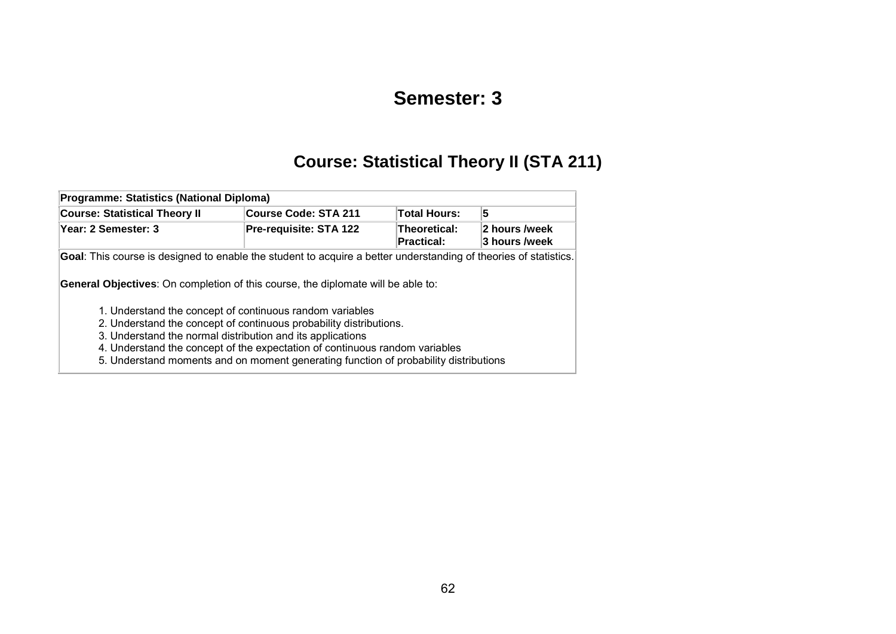# Semester: 3

## Course: Statistical Theory II (STA 211)

| **Programme: Statistics (National Diploma)** | | | |
|---|---|---|---|
| **Course: Statistical Theory II** | **Course Code: STA 211** | **Total Hours:** | **5** |
| **Year: 2 Semester: 3** | **Pre-requisite: STA 122** | **Theoretical:** <br> **Practical:** | **2 hours /week** <br> **3 hours /week** |

**Goal**: This course is designed to enable the student to acquire a better understanding of theories of statistics.

**General Objectives**: On completion of this course, the diplomate will be able to:

1. Understand the concept of continuous random variables
2. Understand the concept of continuous probability distributions.
3. Understand the normal distribution and its applications
4. Understand the concept of the expectation of continuous random variables
5. Understand moments and on moment generating function of probability distributions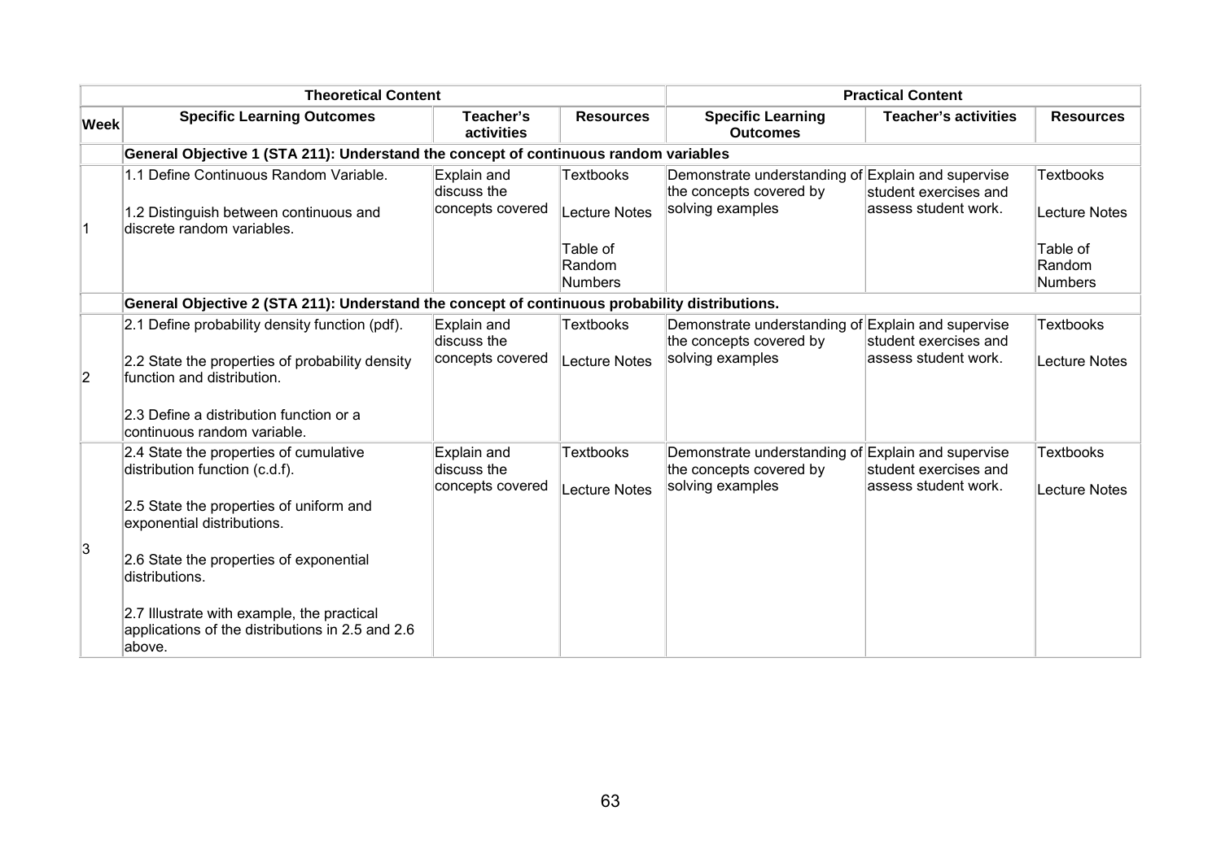| | Theoretical Content | | | Practical Content | | |
|---|---|---|---|---|---|---|
| **Week** | **Specific Learning Outcomes** | **Teacher's activities** | **Resources** | **Specific Learning Outcomes** | **Teacher's activities** | **Resources** |
| | **General Objective 1 (STA 211): Understand the concept of continuous random variables** | | | | | |
| 1 | 1.1 Define Continuous Random Variable.<br><br>1.2 Distinguish between continuous and discrete random variables. | Explain and discuss the concepts covered | Textbooks<br><br>Lecture Notes<br><br>Table of Random Numbers | Demonstrate understanding of the concepts covered by solving examples | Explain and supervise student exercises and assess student work. | Textbooks<br><br>Lecture Notes<br><br>Table of Random Numbers |
| | **General Objective 2 (STA 211): Understand the concept of continuous probability distributions.** | | | | | |
| 2 | 2.1 Define probability density function (pdf).<br><br>2.2 State the properties of probability density function and distribution.<br><br>2.3 Define a distribution function or a continuous random variable. | Explain and discuss the concepts covered | Textbooks<br><br>Lecture Notes | Demonstrate understanding of the concepts covered by solving examples | Explain and supervise student exercises and assess student work. | Textbooks<br><br>Lecture Notes |
| 3 | 2.4 State the properties of cumulative distribution function (c.d.f).<br><br>2.5 State the properties of uniform and exponential distributions.<br><br>2.6 State the properties of exponential distributions.<br><br>2.7 Illustrate with example, the practical applications of the distributions in 2.5 and 2.6 above. | Explain and discuss the concepts covered | Textbooks<br><br>Lecture Notes | Demonstrate understanding of the concepts covered by solving examples | Explain and supervise student exercises and assess student work. | Textbooks<br><br>Lecture Notes |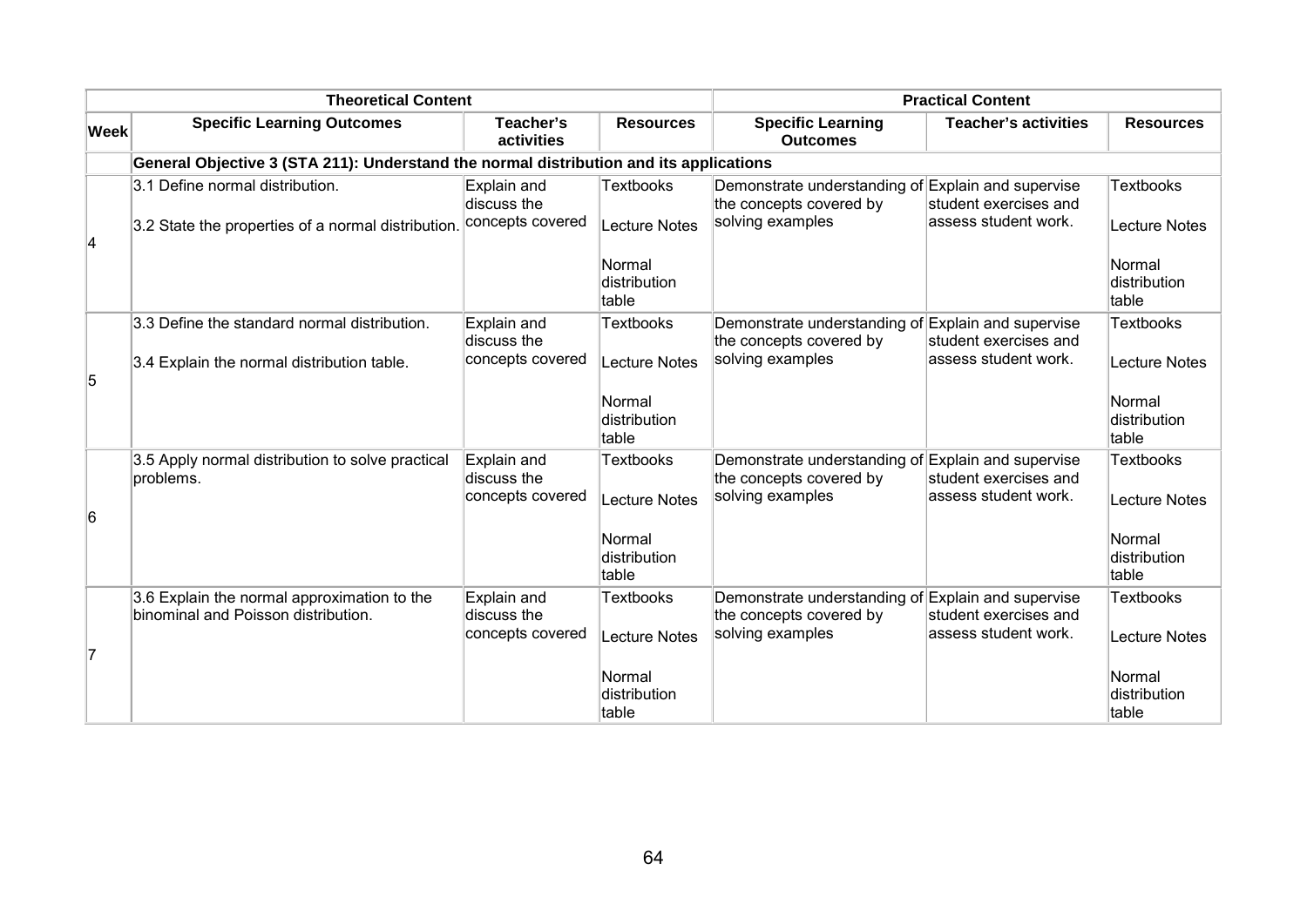| | Theoretical Content | | | Practical Content | | |
|---|---|---|---|---|---|---|
| **Week** | **Specific Learning Outcomes** | **Teacher's activities** | **Resources** | **Specific Learning Outcomes** | **Teacher's activities** | **Resources** |
| | **General Objective 3 (STA 211): Understand the normal distribution and its applications** | | | | | |
| 4 | 3.1 Define normal distribution.<br><br>3.2 State the properties of a normal distribution. | Explain and discuss the concepts covered | Textbooks<br><br>Lecture Notes<br><br>Normal distribution table | Demonstrate understanding of the concepts covered by solving examples | Explain and supervise student exercises and assess student work. | Textbooks<br><br>Lecture Notes<br><br>Normal distribution table |
| 5 | 3.3 Define the standard normal distribution.<br><br>3.4 Explain the normal distribution table. | Explain and discuss the concepts covered | Textbooks<br><br>Lecture Notes<br><br>Normal distribution table | Demonstrate understanding of the concepts covered by solving examples | Explain and supervise student exercises and assess student work. | Textbooks<br><br>Lecture Notes<br><br>Normal distribution table |
| 6 | 3.5 Apply normal distribution to solve practical problems. | Explain and discuss the concepts covered | Textbooks<br><br>Lecture Notes<br><br>Normal distribution table | Demonstrate understanding of the concepts covered by solving examples | Explain and supervise student exercises and assess student work. | Textbooks<br><br>Lecture Notes<br><br>Normal distribution table |
| 7 | 3.6 Explain the normal approximation to the binominal and Poisson distribution. | Explain and discuss the concepts covered | Textbooks<br><br>Lecture Notes<br><br>Normal distribution table | Demonstrate understanding of the concepts covered by solving examples | Explain and supervise student exercises and assess student work. | Textbooks<br><br>Lecture Notes<br><br>Normal distribution table |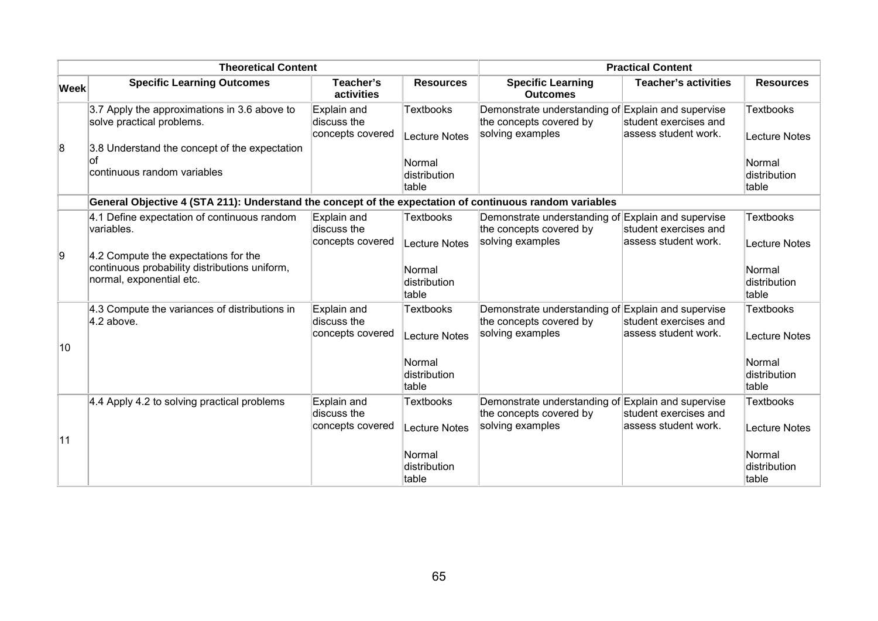| | Theoretical Content | | | Practical Content | | |
|---|---|---|---|---|---|---|
| **Week** | **Specific Learning Outcomes** | **Teacher's activities** | **Resources** | **Specific Learning Outcomes** | **Teacher's activities** | **Resources** |
| 8 | 3.7 Apply the approximations in 3.6 above to solve practical problems.<br><br>3.8 Understand the concept of the expectation of continuous random variables | Explain and discuss the concepts covered | Textbooks<br><br>Lecture Notes<br><br>Normal distribution table | Demonstrate understanding of the concepts covered by solving examples | Explain and supervise student exercises and assess student work. | Textbooks<br><br>Lecture Notes<br><br>Normal distribution table |
| | **General Objective 4 (STA 211): Understand the concept of the expectation of continuous random variables** | | | | | |
| 9 | 4.1 Define expectation of continuous random variables.<br><br>4.2 Compute the expectations for the continuous probability distributions uniform, normal, exponential etc. | Explain and discuss the concepts covered | Textbooks<br><br>Lecture Notes<br><br>Normal distribution table | Demonstrate understanding of the concepts covered by solving examples | Explain and supervise student exercises and assess student work. | Textbooks<br><br>Lecture Notes<br><br>Normal distribution table |
| 10 | 4.3 Compute the variances of distributions in 4.2 above. | Explain and discuss the concepts covered | Textbooks<br><br>Lecture Notes<br><br>Normal distribution table | Demonstrate understanding of the concepts covered by solving examples | Explain and supervise student exercises and assess student work. | Textbooks<br><br>Lecture Notes<br><br>Normal distribution table |
| 11 | 4.4 Apply 4.2 to solving practical problems | Explain and discuss the concepts covered | Textbooks<br><br>Lecture Notes<br><br>Normal distribution table | Demonstrate understanding of the concepts covered by solving examples | Explain and supervise student exercises and assess student work. | Textbooks<br><br>Lecture Notes<br><br>Normal distribution table |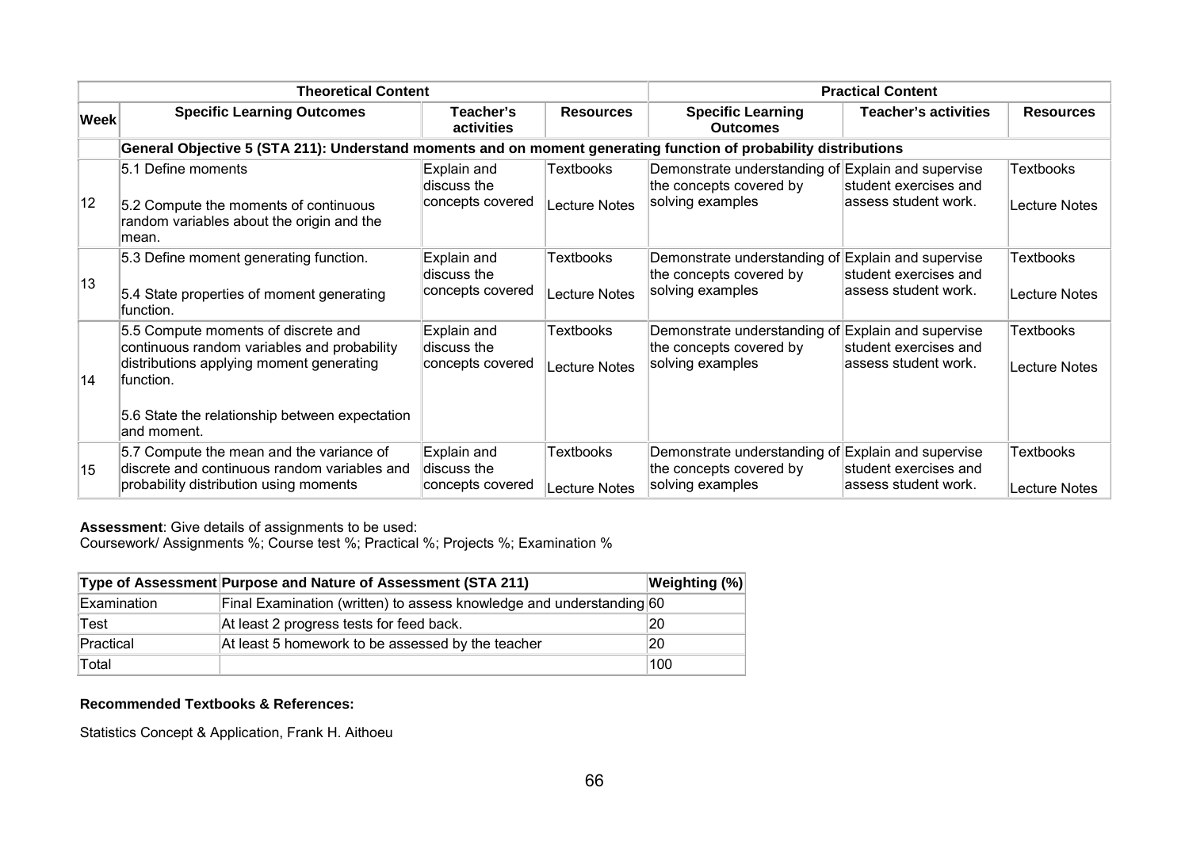| | Theoretical Content | | | Practical Content | | |
|---|---|---|---|---|---|---|
| **Week** | **Specific Learning Outcomes** | **Teacher's activities** | **Resources** | **Specific Learning Outcomes** | **Teacher's activities** | **Resources** |
| | **General Objective 5 (STA 211): Understand moments and on moment generating function of probability distributions** | | | | | |
| 12 | 5.1 Define moments<br><br>5.2 Compute the moments of continuous random variables about the origin and the mean. | Explain and discuss the concepts covered | Textbooks<br><br>Lecture Notes | Demonstrate understanding of the concepts covered by solving examples | Explain and supervise student exercises and assess student work. | Textbooks<br><br>Lecture Notes |
| 13 | 5.3 Define moment generating function.<br><br>5.4 State properties of moment generating function. | Explain and discuss the concepts covered | Textbooks<br><br>Lecture Notes | Demonstrate understanding of the concepts covered by solving examples | Explain and supervise student exercises and assess student work. | Textbooks<br><br>Lecture Notes |
| 14 | 5.5 Compute moments of discrete and continuous random variables and probability distributions applying moment generating function.<br><br>5.6 State the relationship between expectation and moment. | Explain and discuss the concepts covered | Textbooks<br><br>Lecture Notes | Demonstrate understanding of the concepts covered by solving examples | Explain and supervise student exercises and assess student work. | Textbooks<br><br>Lecture Notes |
| 15 | 5.7 Compute the mean and the variance of discrete and continuous random variables and probability distribution using moments | Explain and discuss the concepts covered | Textbooks<br><br>Lecture Notes | Demonstrate understanding of the concepts covered by solving examples | Explain and supervise student exercises and assess student work. | Textbooks<br><br>Lecture Notes |

**Assessment**: Give details of assignments to be used:
Coursework/ Assignments %; Course test %; Practical %; Projects %; Examination %

| Type of Assessment | Purpose and Nature of Assessment (STA 211) | Weighting (%) |
|---|---|---|
| Examination | Final Examination (written) to assess knowledge and understanding | 60 |
| Test | At least 2 progress tests for feed back. | 20 |
| Practical | At least 5 homework to be assessed by the teacher | 20 |
| Total | | 100 |

**Recommended Textbooks & References:**

Statistics Concept & Application, Frank H. Aithoeu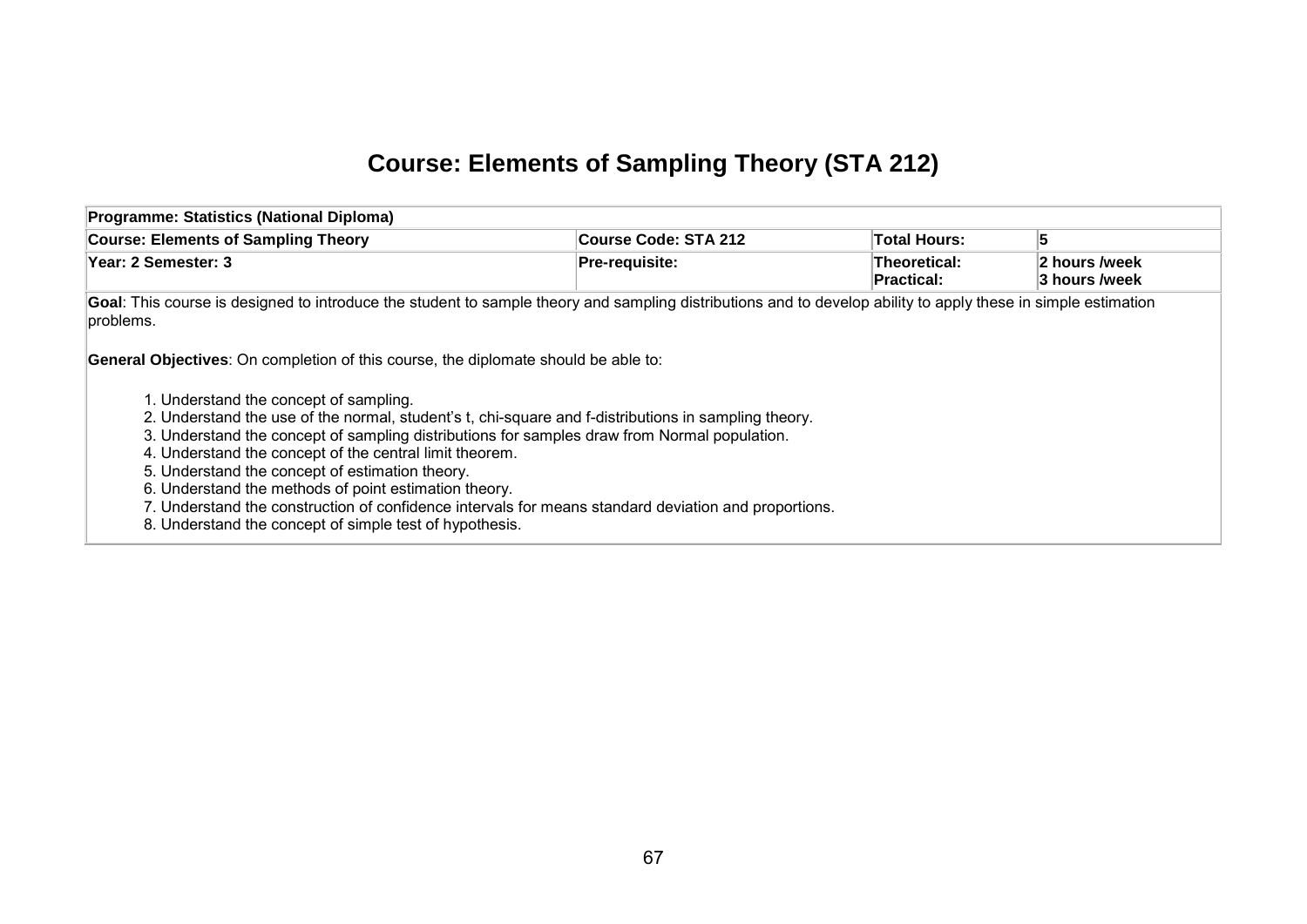# Course: Elements of Sampling Theory (STA 212)

| Programme: Statistics (National Diploma) | | | |
|---|---|---|---|
| **Course: Elements of Sampling Theory** | **Course Code: STA 212** | **Total Hours:** | **5** |
| **Year: 2 Semester: 3** | **Pre-requisite:** | **Theoretical:** <br> **Practical:** | **2 hours /week** <br> **3 hours /week** |

**Goal**: This course is designed to introduce the student to sample theory and sampling distributions and to develop ability to apply these in simple estimation problems.

**General Objectives**: On completion of this course, the diplomate should be able to:

1. Understand the concept of sampling.
2. Understand the use of the normal, student's t, chi-square and f-distributions in sampling theory.
3. Understand the concept of sampling distributions for samples draw from Normal population.
4. Understand the concept of the central limit theorem.
5. Understand the concept of estimation theory.
6. Understand the methods of point estimation theory.
7. Understand the construction of confidence intervals for means standard deviation and proportions.
8. Understand the concept of simple test of hypothesis.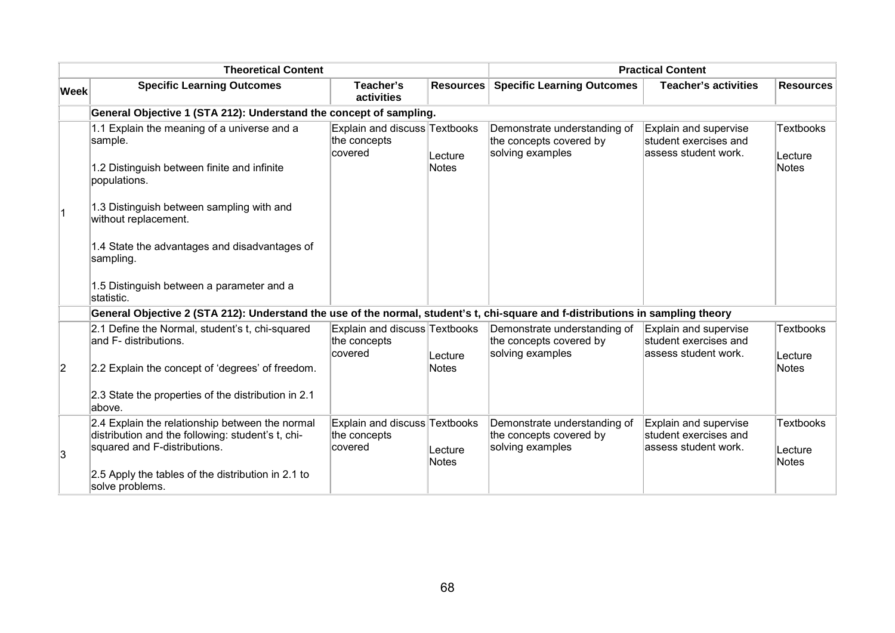| | Theoretical Content | | | Practical Content | | |
|---|---|---|---|---|---|---|
| **Week** | **Specific Learning Outcomes** | **Teacher's activities** | **Resources** | **Specific Learning Outcomes** | **Teacher's activities** | **Resources** |
| | **General Objective 1 (STA 212): Understand the concept of sampling.** | | | | | |
| 1 | 1.1 Explain the meaning of a universe and a sample.<br><br>1.2 Distinguish between finite and infinite populations.<br><br>1.3 Distinguish between sampling with and without replacement.<br><br>1.4 State the advantages and disadvantages of sampling.<br><br>1.5 Distinguish between a parameter and a statistic. | Explain and discuss the concepts covered | Textbooks<br><br>Lecture Notes | Demonstrate understanding of the concepts covered by solving examples | Explain and supervise student exercises and assess student work. | Textbooks<br><br>Lecture Notes |
| | **General Objective 2 (STA 212): Understand the use of the normal, student's t, chi-square and f-distributions in sampling theory** | | | | | |
| 2 | 2.1 Define the Normal, student's t, chi-squared and F- distributions.<br><br>2.2 Explain the concept of 'degrees' of freedom.<br><br>2.3 State the properties of the distribution in 2.1 above. | Explain and discuss the concepts covered | Textbooks<br><br>Lecture Notes | Demonstrate understanding of the concepts covered by solving examples | Explain and supervise student exercises and assess student work. | Textbooks<br><br>Lecture Notes |
| 3 | 2.4 Explain the relationship between the normal distribution and the following: student's t, chi-squared and F-distributions.<br><br>2.5 Apply the tables of the distribution in 2.1 to solve problems. | Explain and discuss the concepts covered | Textbooks<br><br>Lecture Notes | Demonstrate understanding of the concepts covered by solving examples | Explain and supervise student exercises and assess student work. | Textbooks<br><br>Lecture Notes |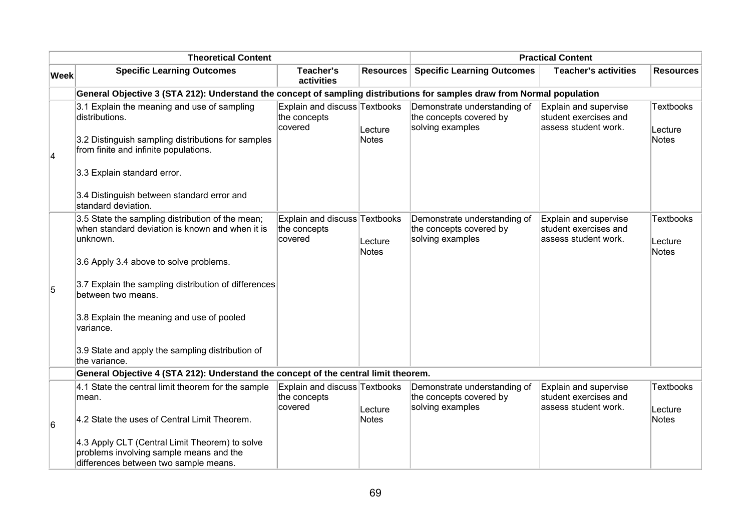| | Theoretical Content | | | Practical Content | | |
|---|---|---|---|---|---|---|
| **Week** | **Specific Learning Outcomes** | **Teacher's activities** | **Resources** | **Specific Learning Outcomes** | **Teacher's activities** | **Resources** |
| | **General Objective 3 (STA 212): Understand the concept of sampling distributions for samples draw from Normal population** | | | | | |
| 4 | 3.1 Explain the meaning and use of sampling distributions.<br><br>3.2 Distinguish sampling distributions for samples from finite and infinite populations.<br><br>3.3 Explain standard error.<br><br>3.4 Distinguish between standard error and standard deviation. | Explain and discuss the concepts covered | Textbooks<br><br>Lecture Notes | Demonstrate understanding of the concepts covered by solving examples | Explain and supervise student exercises and assess student work. | Textbooks<br><br>Lecture Notes |
| 5 | 3.5 State the sampling distribution of the mean; when standard deviation is known and when it is unknown.<br><br>3.6 Apply 3.4 above to solve problems.<br><br>3.7 Explain the sampling distribution of differences between two means.<br><br>3.8 Explain the meaning and use of pooled variance.<br><br>3.9 State and apply the sampling distribution of the variance. | Explain and discuss the concepts covered | Textbooks<br><br>Lecture Notes | Demonstrate understanding of the concepts covered by solving examples | Explain and supervise student exercises and assess student work. | Textbooks<br><br>Lecture Notes |
| | **General Objective 4 (STA 212): Understand the concept of the central limit theorem.** | | | | | |
| 6 | 4.1 State the central limit theorem for the sample mean.<br><br>4.2 State the uses of Central Limit Theorem.<br><br>4.3 Apply CLT (Central Limit Theorem) to solve problems involving sample means and the differences between two sample means. | Explain and discuss the concepts covered | Textbooks<br><br>Lecture Notes | Demonstrate understanding of the concepts covered by solving examples | Explain and supervise student exercises and assess student work. | Textbooks<br><br>Lecture Notes |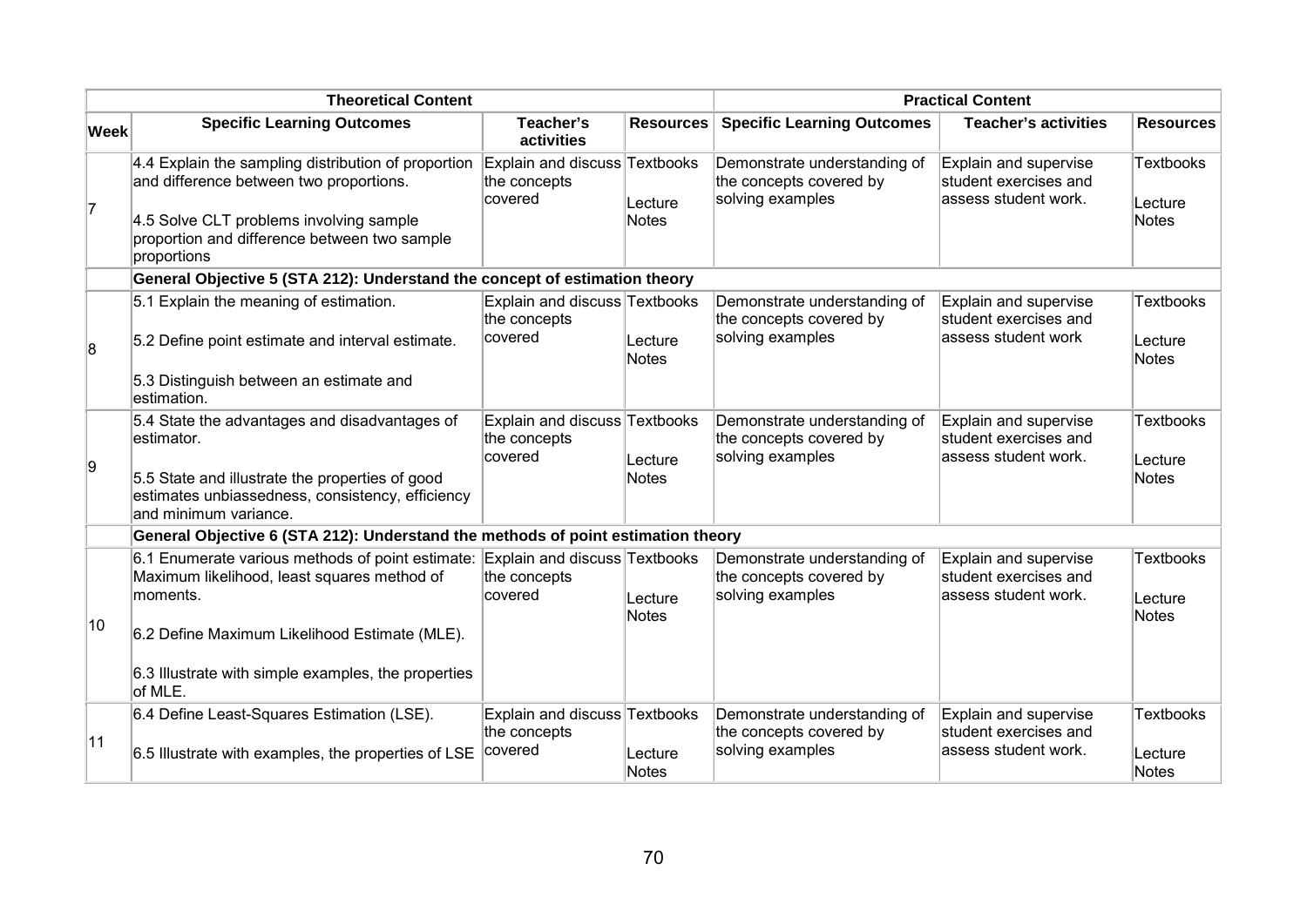| Theoretical Content | | | | Practical Content | | |
|---|---|---|---|---|---|---|
| **Week** | **Specific Learning Outcomes** | **Teacher's activities** | **Resources** | **Specific Learning Outcomes** | **Teacher's activities** | **Resources** |
| 7 | 4.4 Explain the sampling distribution of proportion and difference between two proportions.<br><br>4.5 Solve CLT problems involving sample proportion and difference between two sample proportions | Explain and discuss the concepts covered | Textbooks<br><br>Lecture Notes | Demonstrate understanding of the concepts covered by solving examples | Explain and supervise student exercises and assess student work. | Textbooks<br><br>Lecture Notes |
| | **General Objective 5 (STA 212): Understand the concept of estimation theory** | | | | | |
| 8 | 5.1 Explain the meaning of estimation.<br><br>5.2 Define point estimate and interval estimate.<br><br>5.3 Distinguish between an estimate and estimation. | Explain and discuss the concepts covered | Textbooks<br><br>Lecture Notes | Demonstrate understanding of the concepts covered by solving examples | Explain and supervise student exercises and assess student work | Textbooks<br><br>Lecture Notes |
| 9 | 5.4 State the advantages and disadvantages of estimator.<br><br>5.5 State and illustrate the properties of good estimates unbiassedness, consistency, efficiency and minimum variance. | Explain and discuss the concepts covered | Textbooks<br><br>Lecture Notes | Demonstrate understanding of the concepts covered by solving examples | Explain and supervise student exercises and assess student work. | Textbooks<br><br>Lecture Notes |
| | **General Objective 6 (STA 212): Understand the methods of point estimation theory** | | | | | |
| 10 | 6.1 Enumerate various methods of point estimate: Maximum likelihood, least squares method of moments.<br><br>6.2 Define Maximum Likelihood Estimate (MLE).<br><br>6.3 Illustrate with simple examples, the properties of MLE. | Explain and discuss the concepts covered | Textbooks<br><br>Lecture Notes | Demonstrate understanding of the concepts covered by solving examples | Explain and supervise student exercises and assess student work. | Textbooks<br><br>Lecture Notes |
| 11 | 6.4 Define Least-Squares Estimation (LSE).<br><br>6.5 Illustrate with examples, the properties of LSE | Explain and discuss the concepts covered | Textbooks<br><br>Lecture Notes | Demonstrate understanding of the concepts covered by solving examples | Explain and supervise student exercises and assess student work. | Textbooks<br><br>Lecture Notes |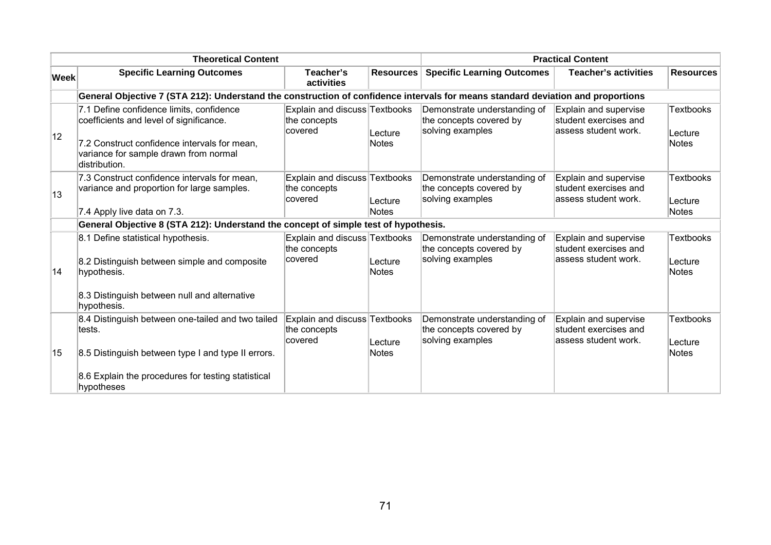| | Theoretical Content | | | Practical Content | | |
|---|---|---|---|---|---|---|
| **Week** | **Specific Learning Outcomes** | **Teacher's activities** | **Resources** | **Specific Learning Outcomes** | **Teacher's activities** | **Resources** |
| | **General Objective 7 (STA 212): Understand the construction of confidence intervals for means standard deviation and proportions** | | | | | |
| 12 | 7.1 Define confidence limits, confidence coefficients and level of significance.<br><br>7.2 Construct confidence intervals for mean, variance for sample drawn from normal distribution. | Explain and discuss the concepts covered | Textbooks<br><br>Lecture Notes | Demonstrate understanding of the concepts covered by solving examples | Explain and supervise student exercises and assess student work. | Textbooks<br><br>Lecture Notes |
| 13 | 7.3 Construct confidence intervals for mean, variance and proportion for large samples.<br><br>7.4 Apply live data on 7.3. | Explain and discuss the concepts covered | Textbooks<br><br>Lecture Notes | Demonstrate understanding of the concepts covered by solving examples | Explain and supervise student exercises and assess student work. | Textbooks<br><br>Lecture Notes |
| | **General Objective 8 (STA 212): Understand the concept of simple test of hypothesis.** | | | | | |
| 14 | 8.1 Define statistical hypothesis.<br><br>8.2 Distinguish between simple and composite hypothesis.<br><br>8.3 Distinguish between null and alternative hypothesis. | Explain and discuss the concepts covered | Textbooks<br><br>Lecture Notes | Demonstrate understanding of the concepts covered by solving examples | Explain and supervise student exercises and assess student work. | Textbooks<br><br>Lecture Notes |
| 15 | 8.4 Distinguish between one-tailed and two tailed tests.<br><br>8.5 Distinguish between type I and type II errors.<br><br>8.6 Explain the procedures for testing statistical hypotheses | Explain and discuss the concepts covered | Textbooks<br><br>Lecture Notes | Demonstrate understanding of the concepts covered by solving examples | Explain and supervise student exercises and assess student work. | Textbooks<br><br>Lecture Notes |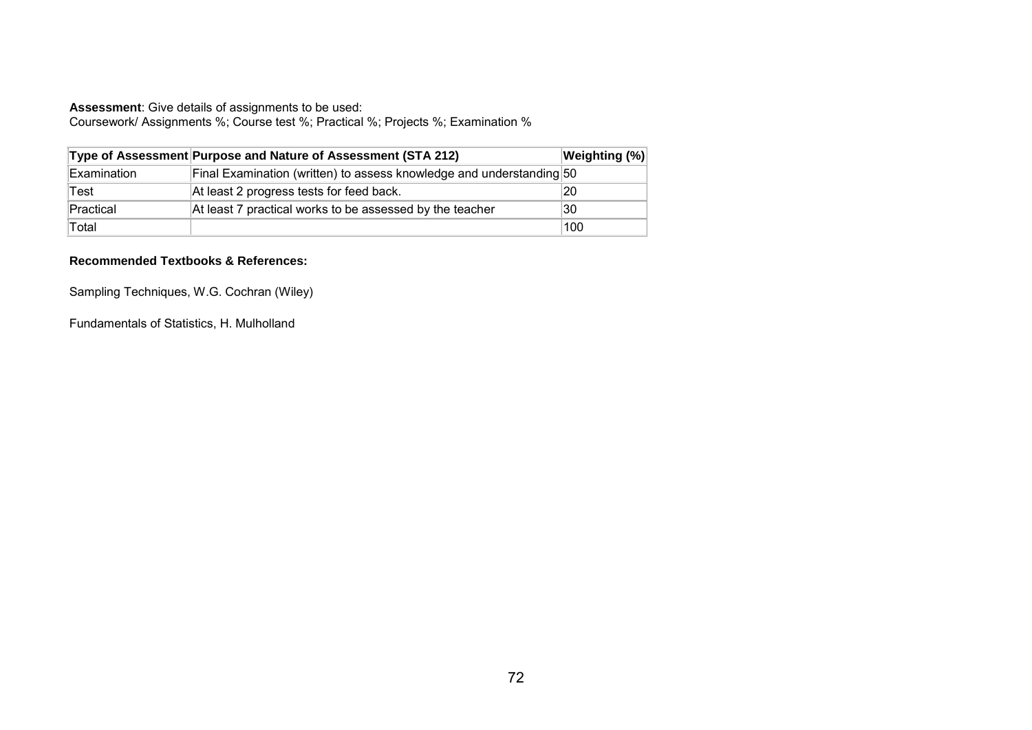**Assessment**: Give details of assignments to be used:
Coursework/ Assignments %; Course test %; Practical %; Projects %; Examination %

| Type of Assessment | Purpose and Nature of Assessment (STA 212) | Weighting (%) |
|---|---|---|
| Examination | Final Examination (written) to assess knowledge and understanding | 50 |
| Test | At least 2 progress tests for feed back. | 20 |
| Practical | At least 7 practical works to be assessed by the teacher | 30 |
| Total | | 100 |

**Recommended Textbooks & References:**

Sampling Techniques, W.G. Cochran (Wiley)

Fundamentals of Statistics, H. Mulholland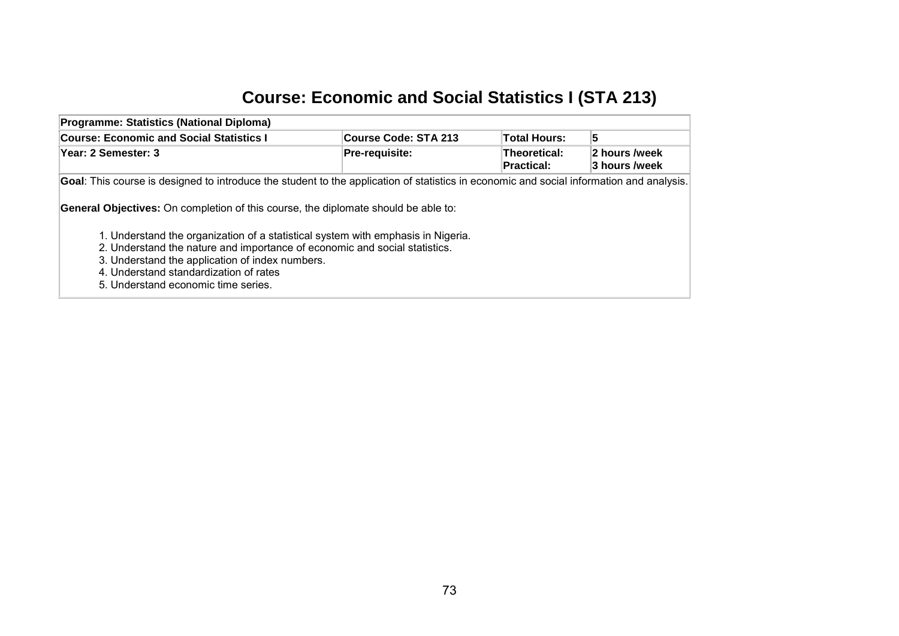# Course: Economic and Social Statistics I (STA 213)

| **Programme: Statistics (National Diploma)** | | | |
|---|---|---|---|
| **Course: Economic and Social Statistics I** | **Course Code: STA 213** | **Total Hours:** | **5** |
| **Year: 2 Semester: 3** | **Pre-requisite:** | **Theoretical:** <br> **Practical:** | **2 hours /week** <br> **3 hours /week** |

**Goal**: This course is designed to introduce the student to the application of statistics in economic and social information and analysis.

**General Objectives:** On completion of this course, the diplomate should be able to:

1. Understand the organization of a statistical system with emphasis in Nigeria.
2. Understand the nature and importance of economic and social statistics.
3. Understand the application of index numbers.
4. Understand standardization of rates
5. Understand economic time series.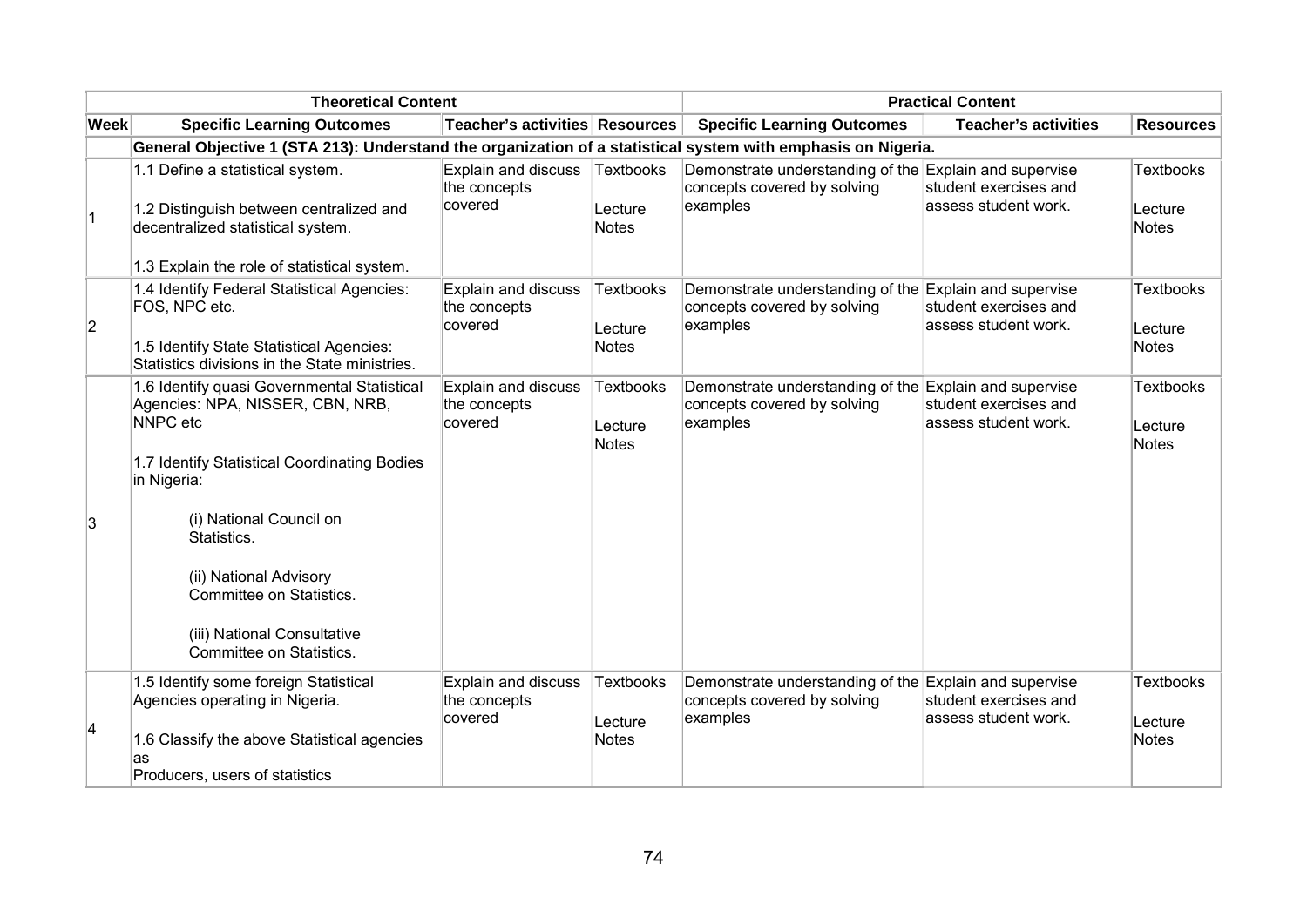| Theoretical Content | | | | Practical Content | | |
|---|---|---|---|---|---|---|
| **Week** | **Specific Learning Outcomes** | **Teacher's activities** | **Resources** | **Specific Learning Outcomes** | **Teacher's activities** | **Resources** |
| | **General Objective 1 (STA 213): Understand the organization of a statistical system with emphasis on Nigeria.** | | | | | |
| 1 | 1.1 Define a statistical system.<br><br>1.2 Distinguish between centralized and decentralized statistical system.<br><br>1.3 Explain the role of statistical system. | Explain and discuss the concepts covered | Textbooks<br><br>Lecture Notes | Demonstrate understanding of the concepts covered by solving examples | Explain and supervise student exercises and assess student work. | Textbooks<br><br>Lecture Notes |
| 2 | 1.4 Identify Federal Statistical Agencies: FOS, NPC etc.<br><br>1.5 Identify State Statistical Agencies: Statistics divisions in the State ministries. | Explain and discuss the concepts covered | Textbooks<br><br>Lecture Notes | Demonstrate understanding of the concepts covered by solving examples | Explain and supervise student exercises and assess student work. | Textbooks<br><br>Lecture Notes |
| 3 | 1.6 Identify quasi Governmental Statistical Agencies: NPA, NISSER, CBN, NRB, NNPC etc<br><br>1.7 Identify Statistical Coordinating Bodies in Nigeria:<br><br>(i) National Council on Statistics.<br><br>(ii) National Advisory Committee on Statistics.<br><br>(iii) National Consultative Committee on Statistics. | Explain and discuss the concepts covered | Textbooks<br><br>Lecture Notes | Demonstrate understanding of the concepts covered by solving examples | Explain and supervise student exercises and assess student work. | Textbooks<br><br>Lecture Notes |
| 4 | 1.5 Identify some foreign Statistical Agencies operating in Nigeria.<br><br>1.6 Classify the above Statistical agencies as<br>Producers, users of statistics | Explain and discuss the concepts covered | Textbooks<br><br>Lecture Notes | Demonstrate understanding of the concepts covered by solving examples | Explain and supervise student exercises and assess student work. | Textbooks<br><br>Lecture Notes |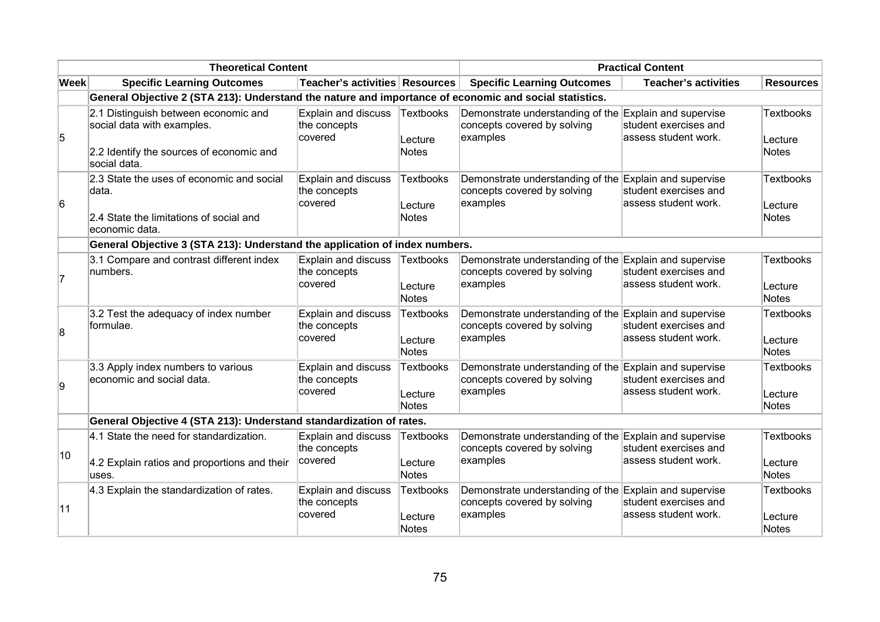| Theoretical Content | | | | Practical Content | | |
|---|---|---|---|---|---|---|
| **Week** | **Specific Learning Outcomes** | **Teacher's activities** | **Resources** | **Specific Learning Outcomes** | **Teacher's activities** | **Resources** |
| | **General Objective 2 (STA 213): Understand the nature and importance of economic and social statistics.** | | | | | |
| 5 | 2.1 Distinguish between economic and social data with examples.<br><br>2.2 Identify the sources of economic and social data. | Explain and discuss the concepts covered | Textbooks<br><br>Lecture Notes | Demonstrate understanding of the concepts covered by solving examples | Explain and supervise student exercises and assess student work. | Textbooks<br><br>Lecture Notes |
| 6 | 2.3 State the uses of economic and social data.<br><br>2.4 State the limitations of social and economic data. | Explain and discuss the concepts covered | Textbooks<br><br>Lecture Notes | Demonstrate understanding of the concepts covered by solving examples | Explain and supervise student exercises and assess student work. | Textbooks<br><br>Lecture Notes |
| | **General Objective 3 (STA 213): Understand the application of index numbers.** | | | | | |
| 7 | 3.1 Compare and contrast different index numbers. | Explain and discuss the concepts covered | Textbooks<br><br>Lecture Notes | Demonstrate understanding of the concepts covered by solving examples | Explain and supervise student exercises and assess student work. | Textbooks<br><br>Lecture Notes |
| 8 | 3.2 Test the adequacy of index number formulae. | Explain and discuss the concepts covered | Textbooks<br><br>Lecture Notes | Demonstrate understanding of the concepts covered by solving examples | Explain and supervise student exercises and assess student work. | Textbooks<br><br>Lecture Notes |
| 9 | 3.3 Apply index numbers to various economic and social data. | Explain and discuss the concepts covered | Textbooks<br><br>Lecture Notes | Demonstrate understanding of the concepts covered by solving examples | Explain and supervise student exercises and assess student work. | Textbooks<br><br>Lecture Notes |
| | **General Objective 4 (STA 213): Understand standardization of rates.** | | | | | |
| 10 | 4.1 State the need for standardization.<br><br>4.2 Explain ratios and proportions and their uses. | Explain and discuss the concepts covered | Textbooks<br><br>Lecture Notes | Demonstrate understanding of the concepts covered by solving examples | Explain and supervise student exercises and assess student work. | Textbooks<br><br>Lecture Notes |
| 11 | 4.3 Explain the standardization of rates. | Explain and discuss the concepts covered | Textbooks<br><br>Lecture Notes | Demonstrate understanding of the concepts covered by solving examples | Explain and supervise student exercises and assess student work. | Textbooks<br><br>Lecture Notes |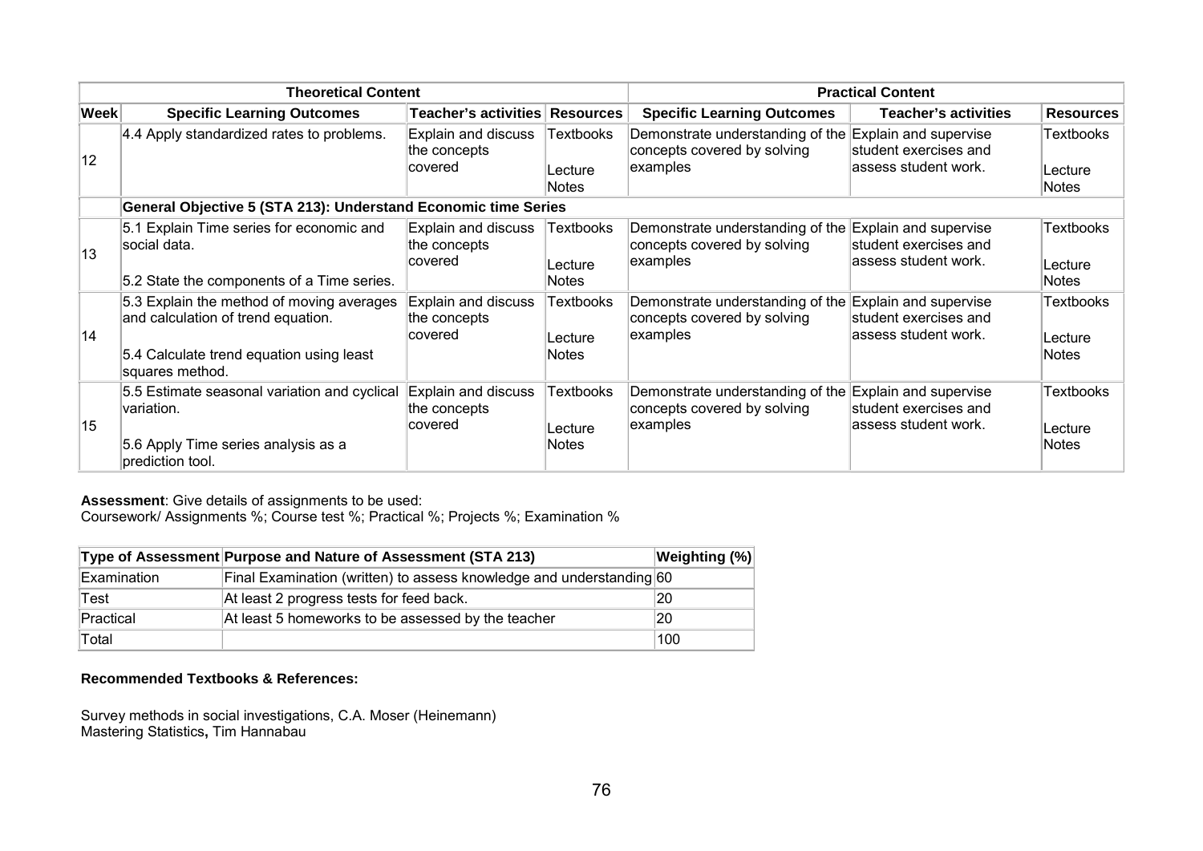| | Theoretical Content | | | Practical Content | | |
|---|---|---|---|---|---|---|
| **Week** | **Specific Learning Outcomes** | **Teacher's activities** | **Resources** | **Specific Learning Outcomes** | **Teacher's activities** | **Resources** |
| 12 | 4.4 Apply standardized rates to problems. | Explain and discuss the concepts covered | Textbooks<br><br>Lecture Notes | Demonstrate understanding of the concepts covered by solving examples | Explain and supervise student exercises and assess student work. | Textbooks<br><br>Lecture Notes |
| | **General Objective 5 (STA 213): Understand Economic time Series** | | | | | |
| 13 | 5.1 Explain Time series for economic and social data.<br><br>5.2 State the components of a Time series. | Explain and discuss the concepts covered | Textbooks<br><br>Lecture Notes | Demonstrate understanding of the concepts covered by solving examples | Explain and supervise student exercises and assess student work. | Textbooks<br><br>Lecture Notes |
| 14 | 5.3 Explain the method of moving averages and calculation of trend equation.<br><br>5.4 Calculate trend equation using least squares method. | Explain and discuss the concepts covered | Textbooks<br><br>Lecture Notes | Demonstrate understanding of the concepts covered by solving examples | Explain and supervise student exercises and assess student work. | Textbooks<br><br>Lecture Notes |
| 15 | 5.5 Estimate seasonal variation and cyclical variation.<br><br>5.6 Apply Time series analysis as a prediction tool. | Explain and discuss the concepts covered | Textbooks<br><br>Lecture Notes | Demonstrate understanding of the concepts covered by solving examples | Explain and supervise student exercises and assess student work. | Textbooks<br><br>Lecture Notes |

**Assessment**: Give details of assignments to be used:
Coursework/ Assignments %; Course test %; Practical %; Projects %; Examination %

| Type of Assessment | Purpose and Nature of Assessment (STA 213) | Weighting (%) |
|---|---|---|
| Examination | Final Examination (written) to assess knowledge and understanding | 60 |
| Test | At least 2 progress tests for feed back. | 20 |
| Practical | At least 5 homeworks to be assessed by the teacher | 20 |
| Total | | 100 |

**Recommended Textbooks & References:**

Survey methods in social investigations, C.A. Moser (Heinemann)
Mastering Statistics**,** Tim Hannabau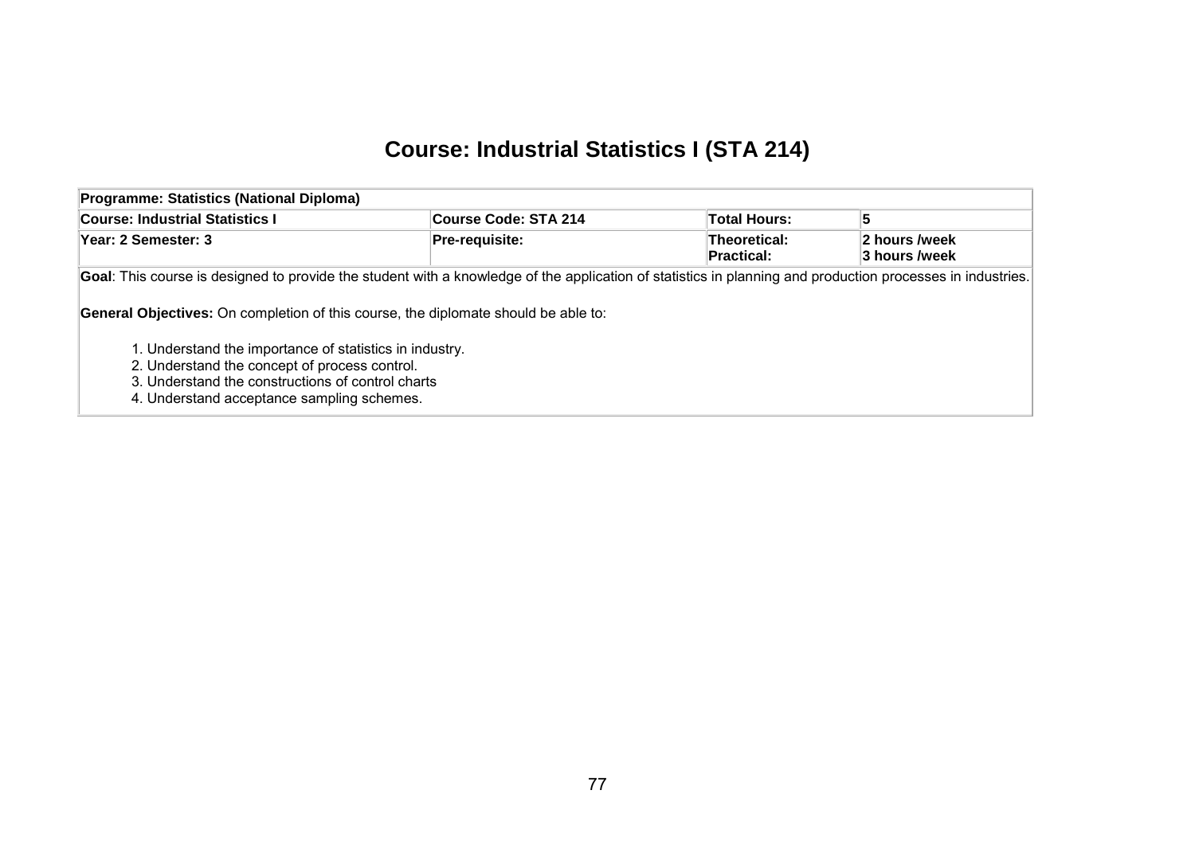# Course: Industrial Statistics I (STA 214)

| Programme: Statistics (National Diploma) | | | |
|---|---|---|---|
| **Course: Industrial Statistics I** | **Course Code: STA 214** | **Total Hours:** | **5** |
| **Year: 2 Semester: 3** | **Pre-requisite:** | **Theoretical:** <br> **Practical:** | **2 hours /week** <br> **3 hours /week** |

**Goal**: This course is designed to provide the student with a knowledge of the application of statistics in planning and production processes in industries.

**General Objectives:** On completion of this course, the diplomate should be able to:

1. Understand the importance of statistics in industry.
2. Understand the concept of process control.
3. Understand the constructions of control charts
4. Understand acceptance sampling schemes.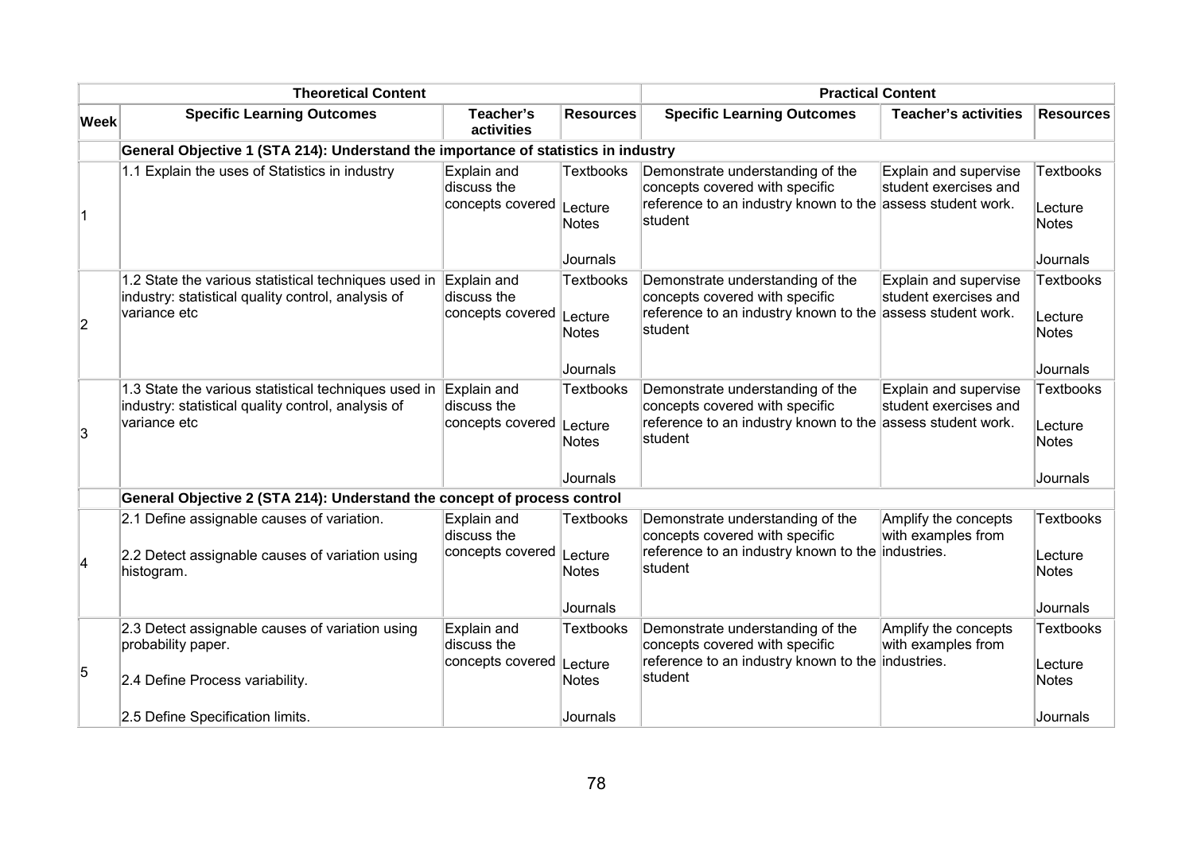| | Theoretical Content | | | Practical Content | | |
|---|---|---|---|---|---|---|
| **Week** | **Specific Learning Outcomes** | **Teacher's activities** | **Resources** | **Specific Learning Outcomes** | **Teacher's activities** | **Resources** |
| | **General Objective 1 (STA 214): Understand the importance of statistics in industry** | | | | | |
| 1 | 1.1 Explain the uses of Statistics in industry | Explain and discuss the concepts covered | Textbooks<br><br>Lecture Notes<br><br>Journals | Demonstrate understanding of the concepts covered with specific reference to an industry known to the student | Explain and supervise student exercises and assess student work. | Textbooks<br><br>Lecture Notes<br><br>Journals |
| 2 | 1.2 State the various statistical techniques used in industry: statistical quality control, analysis of variance etc | Explain and discuss the concepts covered | Textbooks<br><br>Lecture Notes<br><br>Journals | Demonstrate understanding of the concepts covered with specific reference to an industry known to the student | Explain and supervise student exercises and assess student work. | Textbooks<br><br>Lecture Notes<br><br>Journals |
| 3 | 1.3 State the various statistical techniques used in industry: statistical quality control, analysis of variance etc | Explain and discuss the concepts covered | Textbooks<br><br>Lecture Notes<br><br>Journals | Demonstrate understanding of the concepts covered with specific reference to an industry known to the student | Explain and supervise student exercises and assess student work. | Textbooks<br><br>Lecture Notes<br><br>Journals |
| | **General Objective 2 (STA 214): Understand the concept of process control** | | | | | |
| 4 | 2.1 Define assignable causes of variation.<br><br>2.2 Detect assignable causes of variation using histogram. | Explain and discuss the concepts covered | Textbooks<br><br>Lecture Notes<br><br>Journals | Demonstrate understanding of the concepts covered with specific reference to an industry known to the student | Amplify the concepts with examples from industries. | Textbooks<br><br>Lecture Notes<br><br>Journals |
| 5 | 2.3 Detect assignable causes of variation using probability paper.<br><br>2.4 Define Process variability.<br><br>2.5 Define Specification limits. | Explain and discuss the concepts covered | Textbooks<br><br>Lecture Notes<br><br>Journals | Demonstrate understanding of the concepts covered with specific reference to an industry known to the student | Amplify the concepts with examples from industries. | Textbooks<br><br>Lecture Notes<br><br>Journals |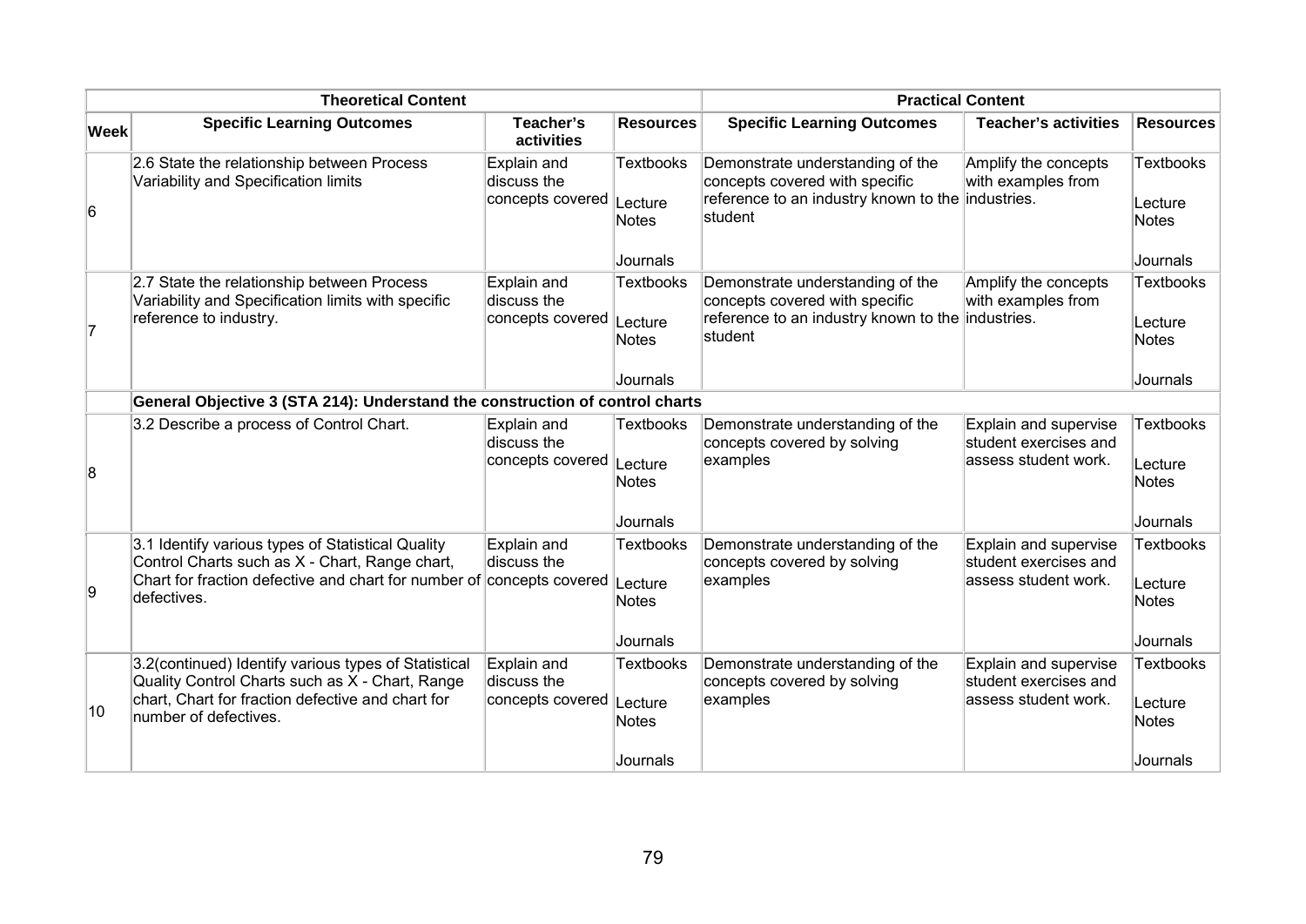| | Theoretical Content | | | Practical Content | | |
|---|---|---|---|---|---|---|
| **Week** | **Specific Learning Outcomes** | **Teacher's activities** | **Resources** | **Specific Learning Outcomes** | **Teacher's activities** | **Resources** |
| 6 | 2.6 State the relationship between Process Variability and Specification limits | Explain and discuss the concepts covered | Textbooks<br><br>Lecture Notes<br><br>Journals | Demonstrate understanding of the concepts covered with specific reference to an industry known to the student | Amplify the concepts with examples from industries. | Textbooks<br><br>Lecture Notes<br><br>Journals |
| 7 | 2.7 State the relationship between Process Variability and Specification limits with specific reference to industry. | Explain and discuss the concepts covered | Textbooks<br><br>Lecture Notes<br><br>Journals | Demonstrate understanding of the concepts covered with specific reference to an industry known to the student | Amplify the concepts with examples from industries. | Textbooks<br><br>Lecture Notes<br><br>Journals |
| | **General Objective 3 (STA 214): Understand the construction of control charts** | | | | | |
| 8 | 3.2 Describe a process of Control Chart. | Explain and discuss the concepts covered | Textbooks<br><br>Lecture Notes<br><br>Journals | Demonstrate understanding of the concepts covered by solving examples | Explain and supervise student exercises and assess student work. | Textbooks<br><br>Lecture Notes<br><br>Journals |
| 9 | 3.1 Identify various types of Statistical Quality Control Charts such as X - Chart, Range chart, Chart for fraction defective and chart for number of defectives. | Explain and discuss the concepts covered | Textbooks<br><br>Lecture Notes<br><br>Journals | Demonstrate understanding of the concepts covered by solving examples | Explain and supervise student exercises and assess student work. | Textbooks<br><br>Lecture Notes<br><br>Journals |
| 10 | 3.2(continued) Identify various types of Statistical Quality Control Charts such as X - Chart, Range chart, Chart for fraction defective and chart for number of defectives. | Explain and discuss the concepts covered | Textbooks<br><br>Lecture Notes<br><br>Journals | Demonstrate understanding of the concepts covered by solving examples | Explain and supervise student exercises and assess student work. | Textbooks<br><br>Lecture Notes<br><br>Journals |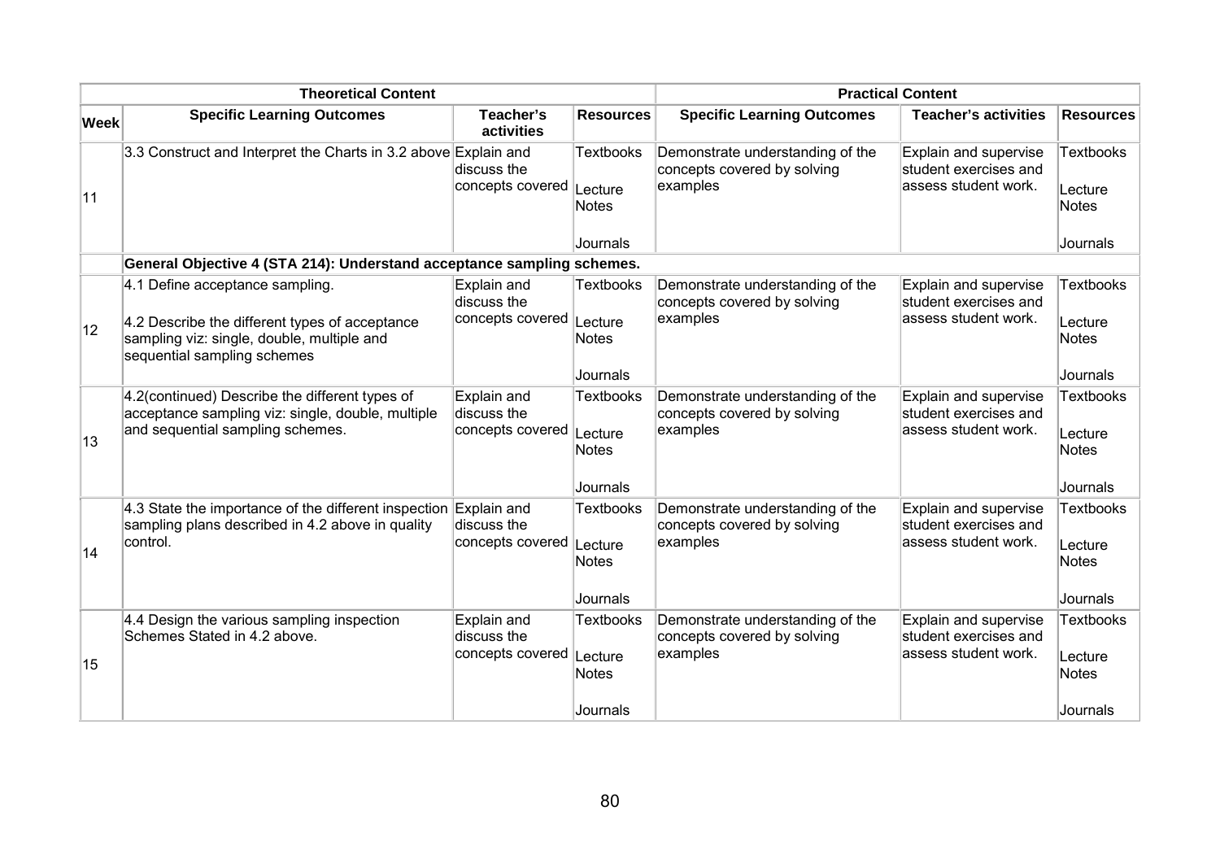| | Theoretical Content | | | Practical Content | | |
|---|---|---|---|---|---|---|
| **Week** | **Specific Learning Outcomes** | **Teacher's activities** | **Resources** | **Specific Learning Outcomes** | **Teacher's activities** | **Resources** |
| 11 | 3.3 Construct and Interpret the Charts in 3.2 above | Explain and discuss the concepts covered | Textbooks<br><br>Lecture Notes<br><br>Journals | Demonstrate understanding of the concepts covered by solving examples | Explain and supervise student exercises and assess student work. | Textbooks<br><br>Lecture Notes<br><br>Journals |
| | **General Objective 4 (STA 214): Understand acceptance sampling schemes.** | | | | | |
| 12 | 4.1 Define acceptance sampling.<br><br>4.2 Describe the different types of acceptance sampling viz: single, double, multiple and sequential sampling schemes | Explain and discuss the concepts covered | Textbooks<br><br>Lecture Notes<br><br>Journals | Demonstrate understanding of the concepts covered by solving examples | Explain and supervise student exercises and assess student work. | Textbooks<br><br>Lecture Notes<br><br>Journals |
| 13 | 4.2(continued) Describe the different types of acceptance sampling viz: single, double, multiple and sequential sampling schemes. | Explain and discuss the concepts covered | Textbooks<br><br>Lecture Notes<br><br>Journals | Demonstrate understanding of the concepts covered by solving examples | Explain and supervise student exercises and assess student work. | Textbooks<br><br>Lecture Notes<br><br>Journals |
| 14 | 4.3 State the importance of the different inspection sampling plans described in 4.2 above in quality control. | Explain and discuss the concepts covered | Textbooks<br><br>Lecture Notes<br><br>Journals | Demonstrate understanding of the concepts covered by solving examples | Explain and supervise student exercises and assess student work. | Textbooks<br><br>Lecture Notes<br><br>Journals |
| 15 | 4.4 Design the various sampling inspection Schemes Stated in 4.2 above. | Explain and discuss the concepts covered | Textbooks<br><br>Lecture Notes<br><br>Journals | Demonstrate understanding of the concepts covered by solving examples | Explain and supervise student exercises and assess student work. | Textbooks<br><br>Lecture Notes<br><br>Journals |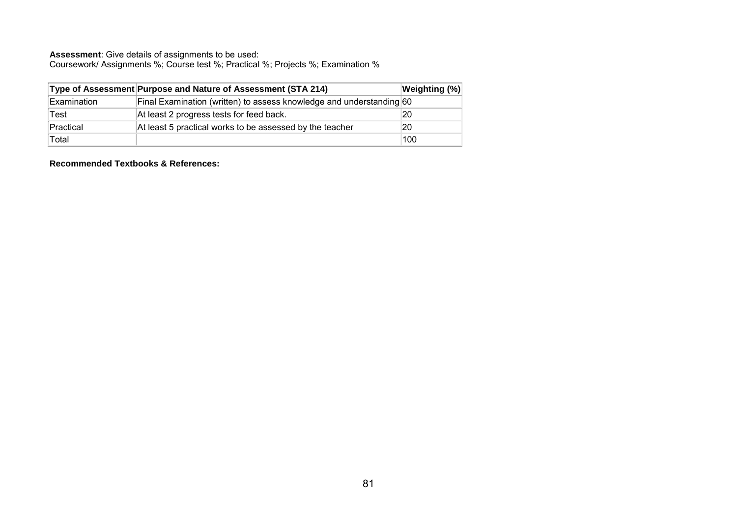**Assessment**: Give details of assignments to be used:
Coursework/ Assignments %; Course test %; Practical %; Projects %; Examination %

| Type of Assessment | Purpose and Nature of Assessment (STA 214) | Weighting (%) |
|---|---|---|
| Examination | Final Examination (written) to assess knowledge and understanding | 60 |
| Test | At least 2 progress tests for feed back. | 20 |
| Practical | At least 5 practical works to be assessed by the teacher | 20 |
| Total | | 100 |

**Recommended Textbooks & References:**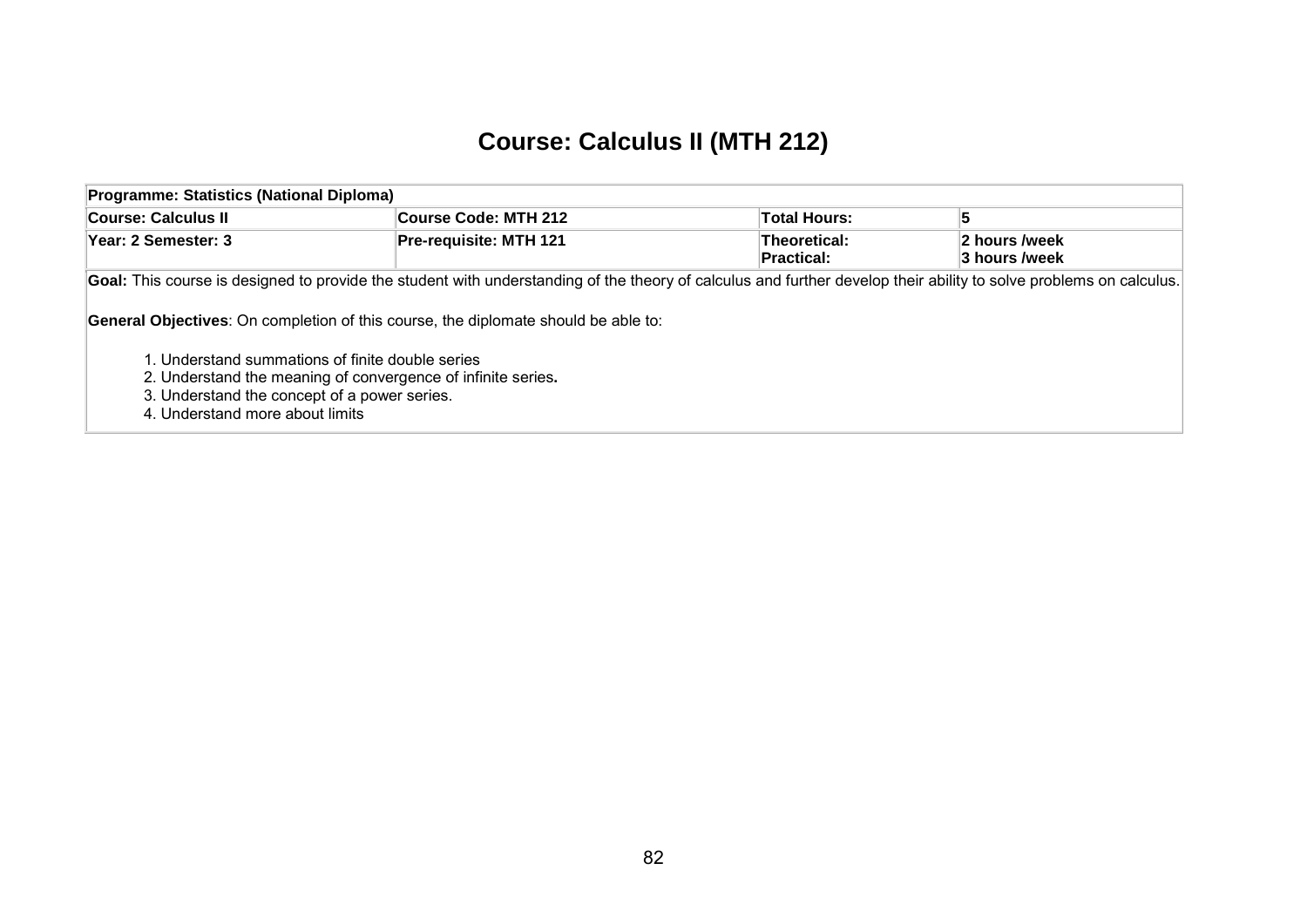# Course: Calculus II (MTH 212)

| Programme: Statistics (National Diploma) | | | |
|---|---|---|---|
| **Course: Calculus II** | **Course Code: MTH 212** | **Total Hours:** | **5** |
| **Year: 2 Semester: 3** | **Pre-requisite: MTH 121** | **Theoretical:** <br> **Practical:** | **2 hours /week** <br> **3 hours /week** |

**Goal:** This course is designed to provide the student with understanding of the theory of calculus and further develop their ability to solve problems on calculus.

**General Objectives**: On completion of this course, the diplomate should be able to:

1. Understand summations of finite double series
2. Understand the meaning of convergence of infinite series**.**
3. Understand the concept of a power series.
4. Understand more about limits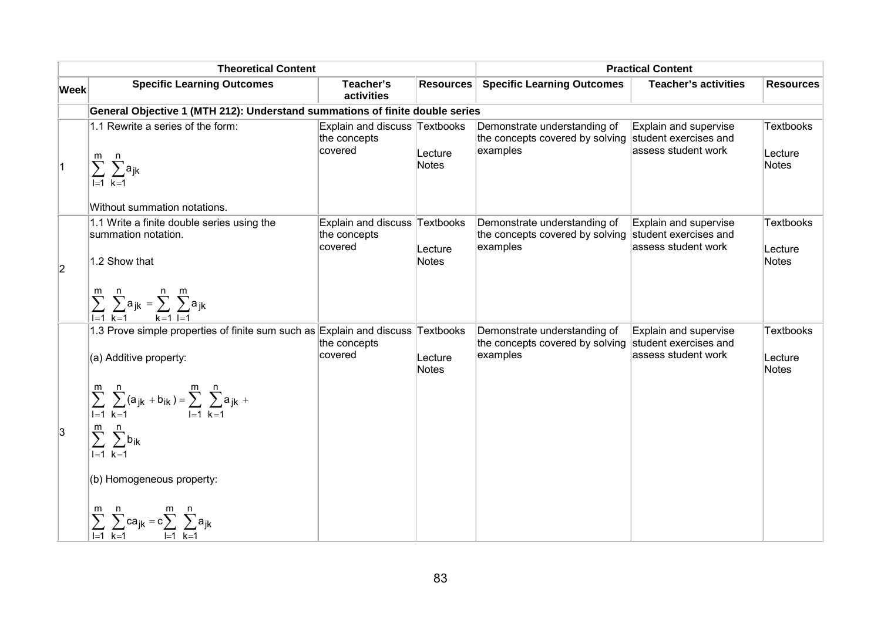| | Theoretical Content | | | Practical Content | | |
|---|---|---|---|---|---|---|
| **Week** | **Specific Learning Outcomes** | **Teacher's activities** | **Resources** | **Specific Learning Outcomes** | **Teacher's activities** | **Resources** |
| | **General Objective 1 (MTH 212): Understand summations of finite double series** | | | | | |
| 1 | 1.1 Rewrite a series of the form: $\sum_{l=1}^{m}\sum_{k=1}^{n}a_{jk}$ Without summation notations. | Explain and discuss the concepts covered | Textbooks Lecture Notes | Demonstrate understanding of the concepts covered by solving examples | Explain and supervise student exercises and assess student work | Textbooks Lecture Notes |
| 2 | 1.1 Write a finite double series using the summation notation. 1.2 Show that $\sum_{l=1}^{m}\sum_{k=1}^{n}a_{jk} = \sum_{k=1}^{n}\sum_{l=1}^{m}a_{jk}$ | Explain and discuss the concepts covered | Textbooks Lecture Notes | Demonstrate understanding of the concepts covered by solving examples | Explain and supervise student exercises and assess student work | Textbooks Lecture Notes |
| 3 | 1.3 Prove simple properties of finite sum such as (a) Additive property: $\sum_{l=1}^{m}\sum_{k=1}^{n}(a_{jk}+b_{ik}) = \sum_{l=1}^{m}\sum_{k=1}^{n}a_{jk} + \sum_{l=1}^{m}\sum_{k=1}^{n}b_{ik}$ (b) Homogeneous property: $\sum_{l=1}^{m}\sum_{k=1}^{n}ca_{jk} = c\sum_{l=1}^{m}\sum_{k=1}^{n}a_{jk}$ | Explain and discuss the concepts covered | Textbooks Lecture Notes | Demonstrate understanding of the concepts covered by solving examples | Explain and supervise student exercises and assess student work | Textbooks Lecture Notes |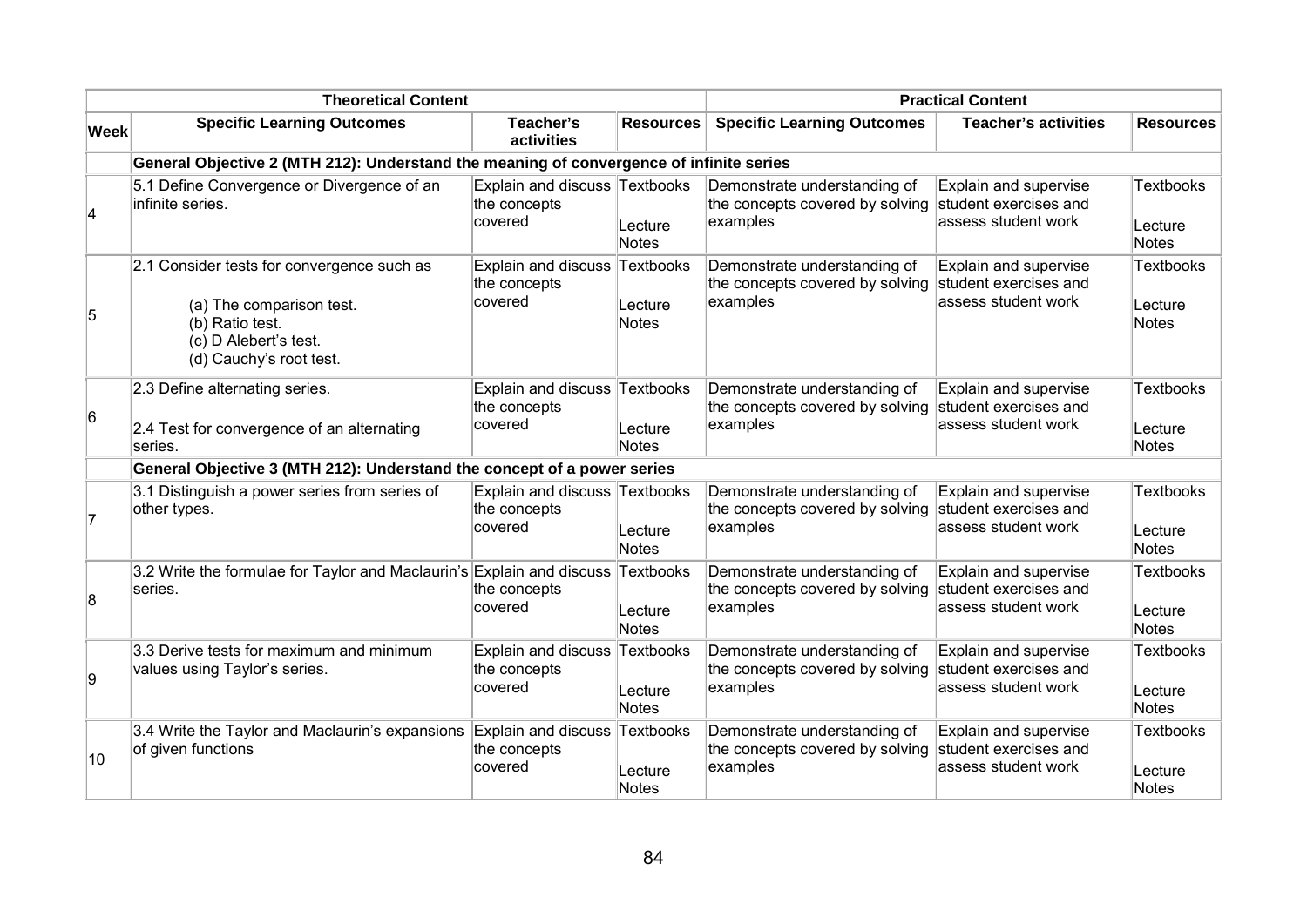| | Theoretical Content | | | Practical Content | | |
|---|---|---|---|---|---|---|
| **Week** | **Specific Learning Outcomes** | **Teacher's activities** | **Resources** | **Specific Learning Outcomes** | **Teacher's activities** | **Resources** |
| | **General Objective 2 (MTH 212): Understand the meaning of convergence of infinite series** | | | | | |
| 4 | 5.1 Define Convergence or Divergence of an infinite series. | Explain and discuss the concepts covered | Textbooks<br><br>Lecture Notes | Demonstrate understanding of the concepts covered by solving examples | Explain and supervise student exercises and assess student work | Textbooks<br><br>Lecture Notes |
| 5 | 2.1 Consider tests for convergence such as<br><br>(a) The comparison test.<br>(b) Ratio test.<br>(c) D Alebert's test.<br>(d) Cauchy's root test. | Explain and discuss the concepts covered | Textbooks<br><br>Lecture Notes | Demonstrate understanding of the concepts covered by solving examples | Explain and supervise student exercises and assess student work | Textbooks<br><br>Lecture Notes |
| 6 | 2.3 Define alternating series.<br><br>2.4 Test for convergence of an alternating series. | Explain and discuss the concepts covered | Textbooks<br><br>Lecture Notes | Demonstrate understanding of the concepts covered by solving examples | Explain and supervise student exercises and assess student work | Textbooks<br><br>Lecture Notes |
| | **General Objective 3 (MTH 212): Understand the concept of a power series** | | | | | |
| 7 | 3.1 Distinguish a power series from series of other types. | Explain and discuss the concepts covered | Textbooks<br><br>Lecture Notes | Demonstrate understanding of the concepts covered by solving examples | Explain and supervise student exercises and assess student work | Textbooks<br><br>Lecture Notes |
| 8 | 3.2 Write the formulae for Taylor and Maclaurin's series. | Explain and discuss the concepts covered | Textbooks<br><br>Lecture Notes | Demonstrate understanding of the concepts covered by solving examples | Explain and supervise student exercises and assess student work | Textbooks<br><br>Lecture Notes |
| 9 | 3.3 Derive tests for maximum and minimum values using Taylor's series. | Explain and discuss the concepts covered | Textbooks<br><br>Lecture Notes | Demonstrate understanding of the concepts covered by solving examples | Explain and supervise student exercises and assess student work | Textbooks<br><br>Lecture Notes |
| 10 | 3.4 Write the Taylor and Maclaurin's expansions of given functions | Explain and discuss the concepts covered | Textbooks<br><br>Lecture Notes | Demonstrate understanding of the concepts covered by solving examples | Explain and supervise student exercises and assess student work | Textbooks<br><br>Lecture Notes |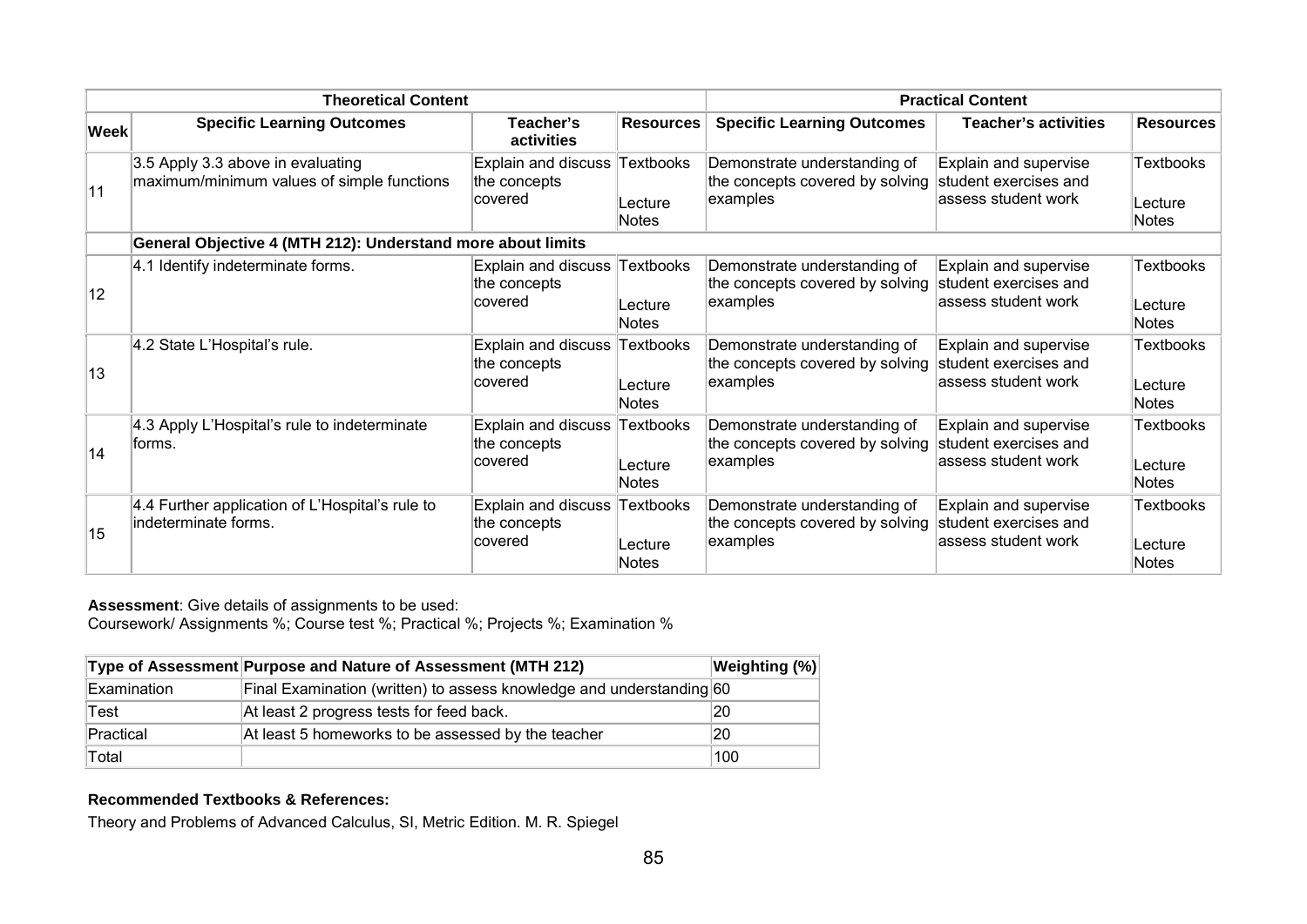| | Theoretical Content | | | Practical Content | | |
|---|---|---|---|---|---|---|
| **Week** | **Specific Learning Outcomes** | **Teacher's activities** | **Resources** | **Specific Learning Outcomes** | **Teacher's activities** | **Resources** |
| 11 | 3.5 Apply 3.3 above in evaluating maximum/minimum values of simple functions | Explain and discuss the concepts covered | Textbooks<br><br>Lecture Notes | Demonstrate understanding of the concepts covered by solving examples | Explain and supervise student exercises and assess student work | Textbooks<br><br>Lecture Notes |
| | **General Objective 4 (MTH 212): Understand more about limits** | | | | | |
| 12 | 4.1 Identify indeterminate forms. | Explain and discuss the concepts covered | Textbooks<br><br>Lecture Notes | Demonstrate understanding of the concepts covered by solving examples | Explain and supervise student exercises and assess student work | Textbooks<br><br>Lecture Notes |
| 13 | 4.2 State L'Hospital's rule. | Explain and discuss the concepts covered | Textbooks<br><br>Lecture Notes | Demonstrate understanding of the concepts covered by solving examples | Explain and supervise student exercises and assess student work | Textbooks<br><br>Lecture Notes |
| 14 | 4.3 Apply L'Hospital's rule to indeterminate forms. | Explain and discuss the concepts covered | Textbooks<br><br>Lecture Notes | Demonstrate understanding of the concepts covered by solving examples | Explain and supervise student exercises and assess student work | Textbooks<br><br>Lecture Notes |
| 15 | 4.4 Further application of L'Hospital's rule to indeterminate forms. | Explain and discuss the concepts covered | Textbooks<br><br>Lecture Notes | Demonstrate understanding of the concepts covered by solving examples | Explain and supervise student exercises and assess student work | Textbooks<br><br>Lecture Notes |

**Assessment**: Give details of assignments to be used:
Coursework/ Assignments %; Course test %; Practical %; Projects %; Examination %

| Type of Assessment | Purpose and Nature of Assessment (MTH 212) | Weighting (%) |
|---|---|---|
| Examination | Final Examination (written) to assess knowledge and understanding | 60 |
| Test | At least 2 progress tests for feed back. | 20 |
| Practical | At least 5 homeworks to be assessed by the teacher | 20 |
| Total | | 100 |

**Recommended Textbooks & References:**

Theory and Problems of Advanced Calculus, SI, Metric Edition. M. R. Spiegel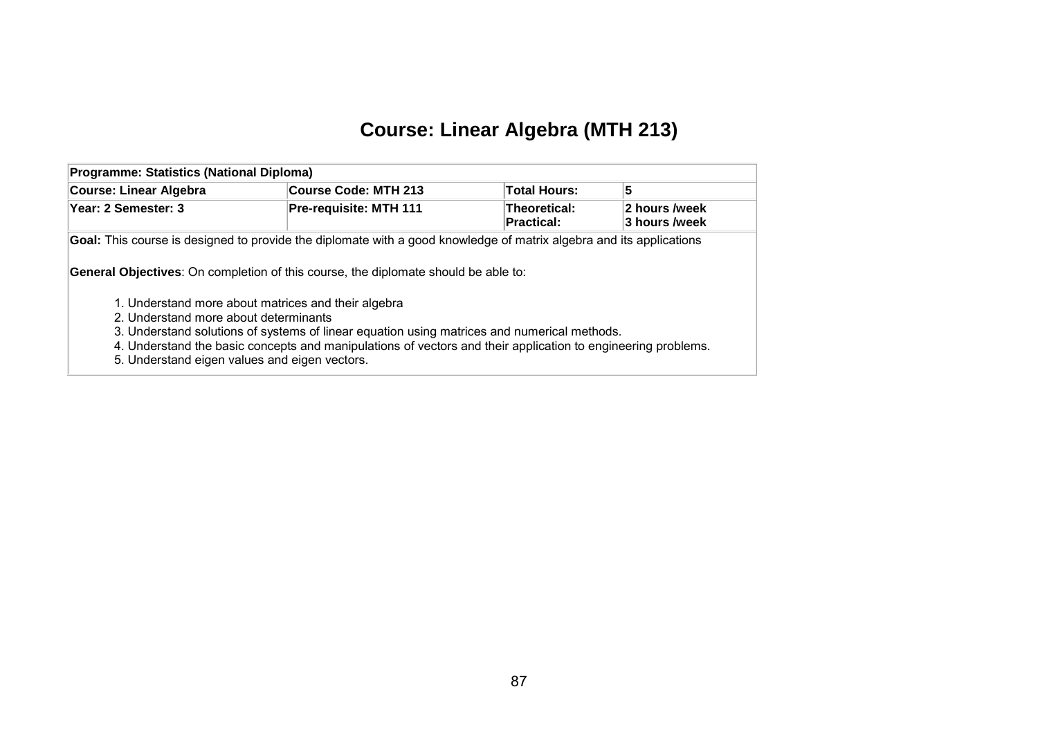# Course: Linear Algebra (MTH 213)

| Programme: Statistics (National Diploma) | | | |
|---|---|---|---|
| **Course: Linear Algebra** | **Course Code: MTH 213** | **Total Hours:** | **5** |
| **Year: 2 Semester: 3** | **Pre-requisite: MTH 111** | **Theoretical:** **Practical:** | **2 hours /week** **3 hours /week** |

**Goal:** This course is designed to provide the diplomate with a good knowledge of matrix algebra and its applications

**General Objectives**: On completion of this course, the diplomate should be able to:

1. Understand more about matrices and their algebra
2. Understand more about determinants
3. Understand solutions of systems of linear equation using matrices and numerical methods.
4. Understand the basic concepts and manipulations of vectors and their application to engineering problems.
5. Understand eigen values and eigen vectors.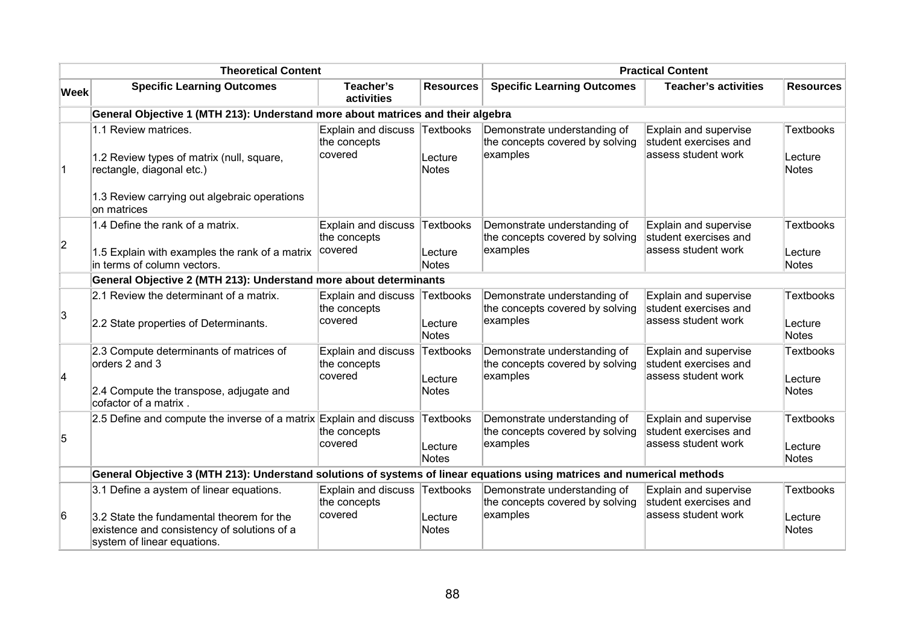| Theoretical Content | | | | Practical Content | | |
|---|---|---|---|---|---|---|
| **Week** | **Specific Learning Outcomes** | **Teacher's activities** | **Resources** | **Specific Learning Outcomes** | **Teacher's activities** | **Resources** |
| | **General Objective 1 (MTH 213): Understand more about matrices and their algebra** | | | | | |
| 1 | 1.1 Review matrices.<br><br>1.2 Review types of matrix (null, square, rectangle, diagonal etc.)<br><br>1.3 Review carrying out algebraic operations on matrices | Explain and discuss the concepts covered | Textbooks<br><br>Lecture Notes | Demonstrate understanding of the concepts covered by solving examples | Explain and supervise student exercises and assess student work | Textbooks<br><br>Lecture Notes |
| 2 | 1.4 Define the rank of a matrix.<br><br>1.5 Explain with examples the rank of a matrix in terms of column vectors. | Explain and discuss the concepts covered | Textbooks<br><br>Lecture Notes | Demonstrate understanding of the concepts covered by solving examples | Explain and supervise student exercises and assess student work | Textbooks<br><br>Lecture Notes |
| | **General Objective 2 (MTH 213): Understand more about determinants** | | | | | |
| 3 | 2.1 Review the determinant of a matrix.<br><br>2.2 State properties of Determinants. | Explain and discuss the concepts covered | Textbooks<br><br>Lecture Notes | Demonstrate understanding of the concepts covered by solving examples | Explain and supervise student exercises and assess student work | Textbooks<br><br>Lecture Notes |
| 4 | 2.3 Compute determinants of matrices of orders 2 and 3<br><br>2.4 Compute the transpose, adjugate and cofactor of a matrix . | Explain and discuss the concepts covered | Textbooks<br><br>Lecture Notes | Demonstrate understanding of the concepts covered by solving examples | Explain and supervise student exercises and assess student work | Textbooks<br><br>Lecture Notes |
| 5 | 2.5 Define and compute the inverse of a matrix | Explain and discuss the concepts covered | Textbooks<br><br>Lecture Notes | Demonstrate understanding of the concepts covered by solving examples | Explain and supervise student exercises and assess student work | Textbooks<br><br>Lecture Notes |
| | **General Objective 3 (MTH 213): Understand solutions of systems of linear equations using matrices and numerical methods** | | | | | |
| 6 | 3.1 Define a aystem of linear equations.<br><br>3.2 State the fundamental theorem for the existence and consistency of solutions of a system of linear equations. | Explain and discuss the concepts covered | Textbooks<br><br>Lecture Notes | Demonstrate understanding of the concepts covered by solving examples | Explain and supervise student exercises and assess student work | Textbooks<br><br>Lecture Notes |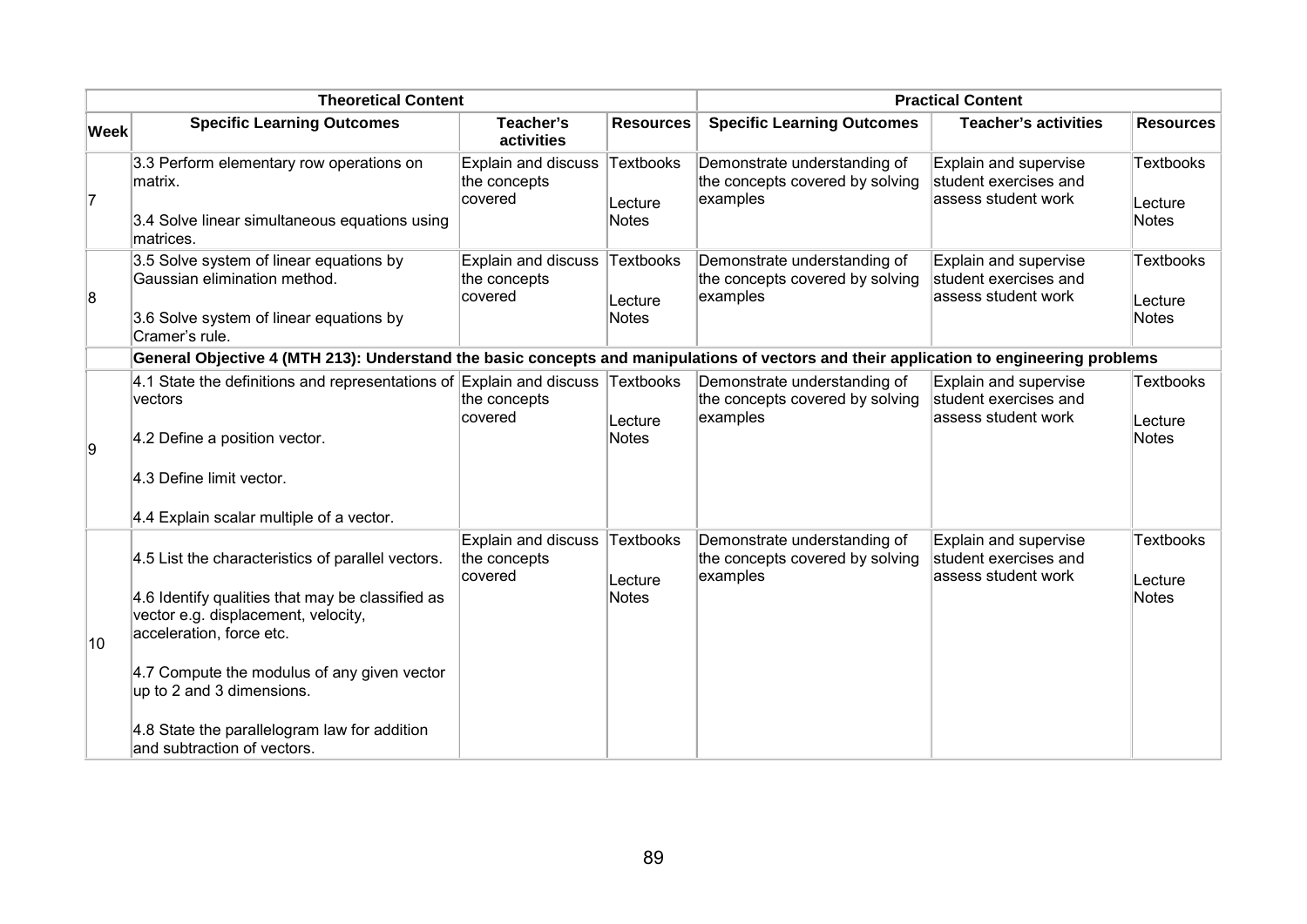| Theoretical Content | | | | Practical Content | | |
|---|---|---|---|---|---|---|
| **Week** | **Specific Learning Outcomes** | **Teacher's activities** | **Resources** | **Specific Learning Outcomes** | **Teacher's activities** | **Resources** |
| 7 | 3.3 Perform elementary row operations on matrix.<br><br>3.4 Solve linear simultaneous equations using matrices. | Explain and discuss the concepts covered | Textbooks<br><br>Lecture Notes | Demonstrate understanding of the concepts covered by solving examples | Explain and supervise student exercises and assess student work | Textbooks<br><br>Lecture Notes |
| 8 | 3.5 Solve system of linear equations by Gaussian elimination method.<br><br>3.6 Solve system of linear equations by Cramer's rule. | Explain and discuss the concepts covered | Textbooks<br><br>Lecture Notes | Demonstrate understanding of the concepts covered by solving examples | Explain and supervise student exercises and assess student work | Textbooks<br><br>Lecture Notes |
| | **General Objective 4 (MTH 213): Understand the basic concepts and manipulations of vectors and their application to engineering problems** | | | | | |
| 9 | 4.1 State the definitions and representations of vectors<br><br>4.2 Define a position vector.<br><br>4.3 Define limit vector.<br><br>4.4 Explain scalar multiple of a vector. | Explain and discuss the concepts covered | Textbooks<br><br>Lecture Notes | Demonstrate understanding of the concepts covered by solving examples | Explain and supervise student exercises and assess student work | Textbooks<br><br>Lecture Notes |
| 10 | 4.5 List the characteristics of parallel vectors.<br><br>4.6 Identify qualities that may be classified as vector e.g. displacement, velocity, acceleration, force etc.<br><br>4.7 Compute the modulus of any given vector up to 2 and 3 dimensions.<br><br>4.8 State the parallelogram law for addition and subtraction of vectors. | Explain and discuss the concepts covered | Textbooks<br><br>Lecture Notes | Demonstrate understanding of the concepts covered by solving examples | Explain and supervise student exercises and assess student work | Textbooks<br><br>Lecture Notes |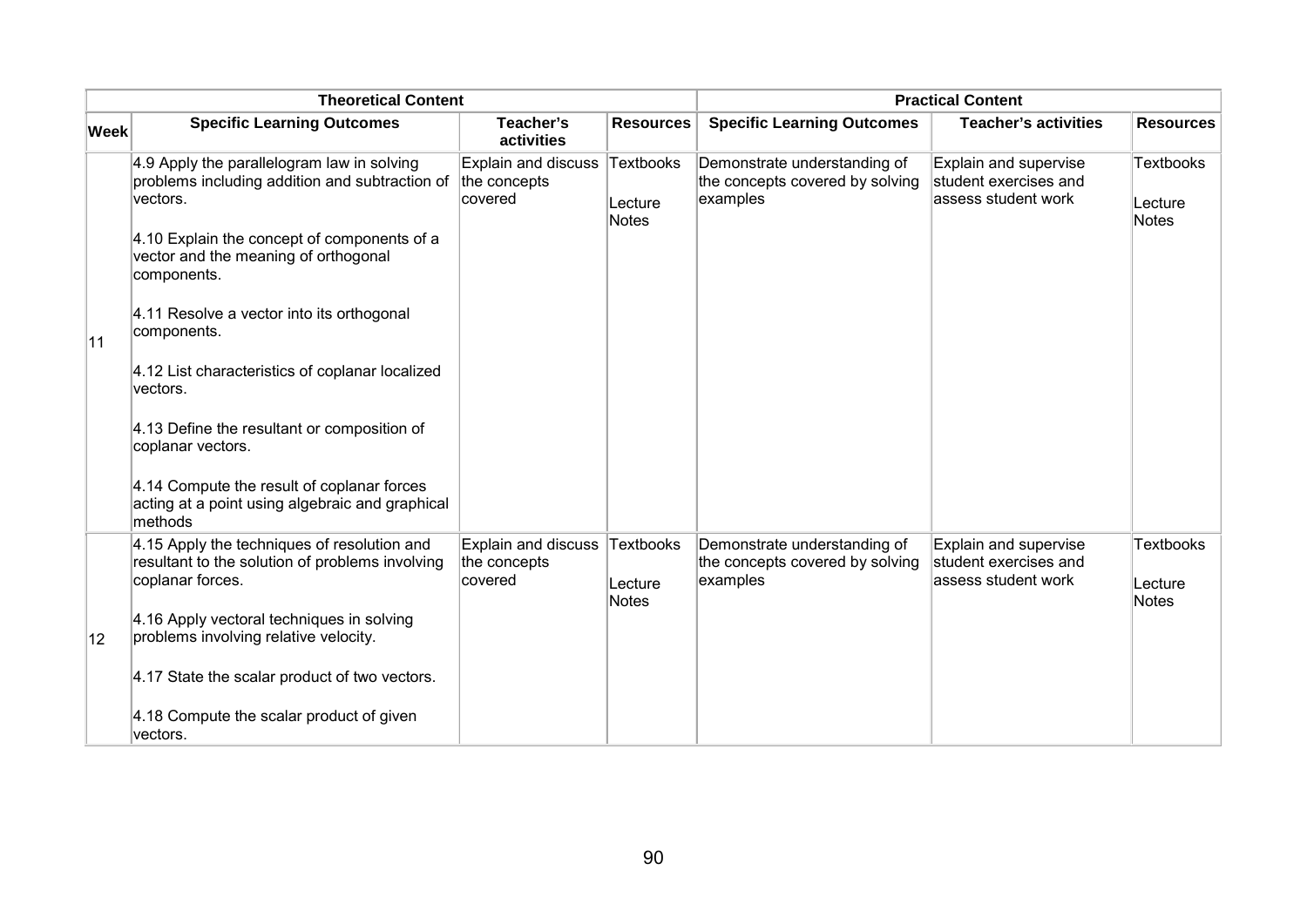| Theoretical Content | | | | Practical Content | | |
|---|---|---|---|---|---|---|
| **Week** | **Specific Learning Outcomes** | **Teacher's activities** | **Resources** | **Specific Learning Outcomes** | **Teacher's activities** | **Resources** |
| 11 | 4.9 Apply the parallelogram law in solving problems including addition and subtraction of vectors.<br><br>4.10 Explain the concept of components of a vector and the meaning of orthogonal components.<br><br>4.11 Resolve a vector into its orthogonal components.<br><br>4.12 List characteristics of coplanar localized vectors.<br><br>4.13 Define the resultant or composition of coplanar vectors.<br><br>4.14 Compute the result of coplanar forces acting at a point using algebraic and graphical methods | Explain and discuss the concepts covered | Textbooks<br><br>Lecture Notes | Demonstrate understanding of the concepts covered by solving examples | Explain and supervise student exercises and assess student work | Textbooks<br><br>Lecture Notes |
| 12 | 4.15 Apply the techniques of resolution and resultant to the solution of problems involving coplanar forces.<br><br>4.16 Apply vectoral techniques in solving problems involving relative velocity.<br><br>4.17 State the scalar product of two vectors.<br><br>4.18 Compute the scalar product of given vectors. | Explain and discuss the concepts covered | Textbooks<br><br>Lecture Notes | Demonstrate understanding of the concepts covered by solving examples | Explain and supervise student exercises and assess student work | Textbooks<br><br>Lecture Notes |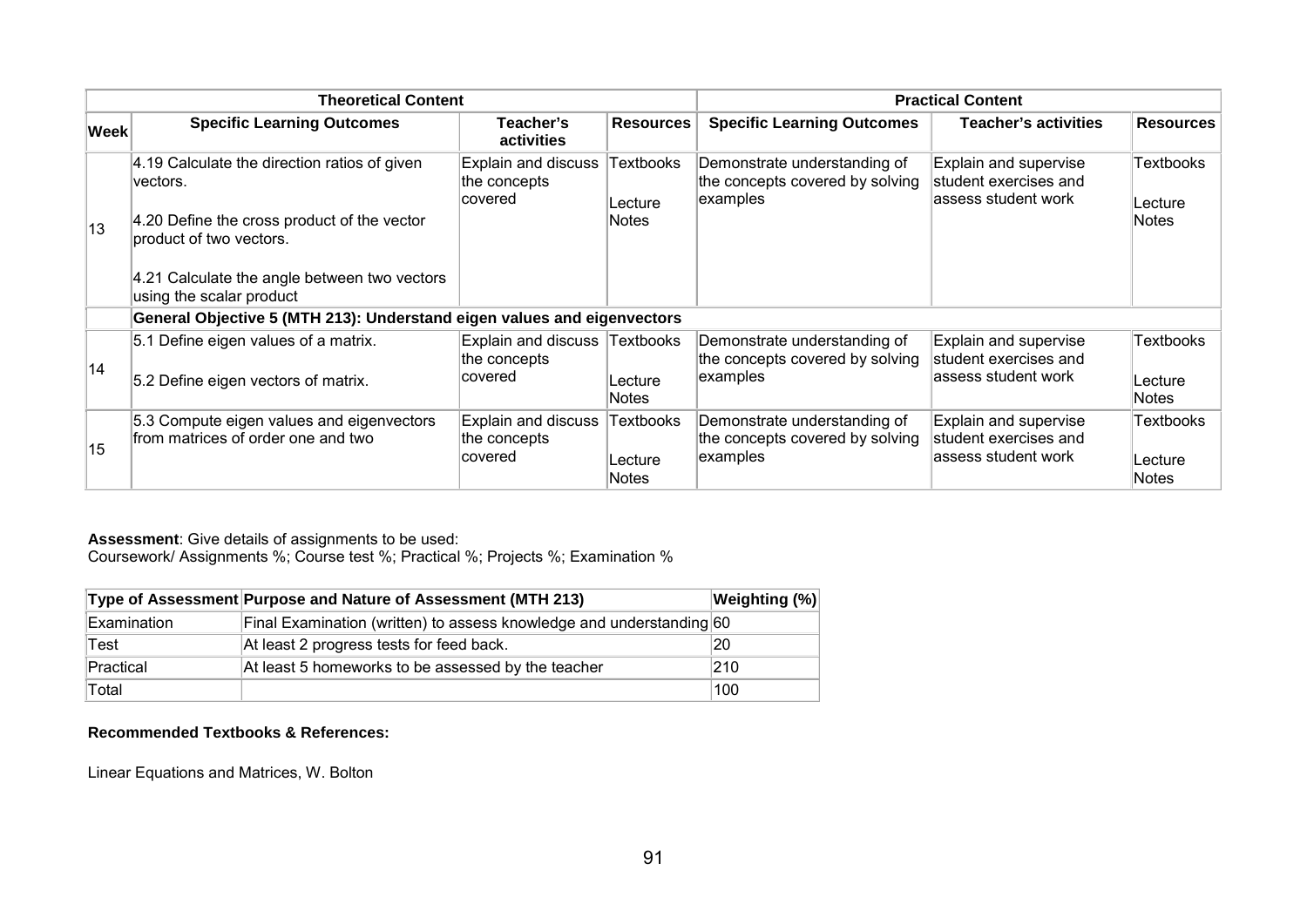| | Theoretical Content | | | Practical Content | | |
|---|---|---|---|---|---|---|
| **Week** | **Specific Learning Outcomes** | **Teacher's activities** | **Resources** | **Specific Learning Outcomes** | **Teacher's activities** | **Resources** |
| 13 | 4.19 Calculate the direction ratios of given vectors.<br><br>4.20 Define the cross product of the vector product of two vectors.<br><br>4.21 Calculate the angle between two vectors using the scalar product | Explain and discuss the concepts covered | Textbooks<br><br>Lecture Notes | Demonstrate understanding of the concepts covered by solving examples | Explain and supervise student exercises and assess student work | Textbooks<br><br>Lecture Notes |
| | **General Objective 5 (MTH 213): Understand eigen values and eigenvectors** | | | | | |
| 14 | 5.1 Define eigen values of a matrix.<br><br>5.2 Define eigen vectors of matrix. | Explain and discuss the concepts covered | Textbooks<br><br>Lecture Notes | Demonstrate understanding of the concepts covered by solving examples | Explain and supervise student exercises and assess student work | Textbooks<br><br>Lecture Notes |
| 15 | 5.3 Compute eigen values and eigenvectors from matrices of order one and two | Explain and discuss the concepts covered | Textbooks<br><br>Lecture Notes | Demonstrate understanding of the concepts covered by solving examples | Explain and supervise student exercises and assess student work | Textbooks<br><br>Lecture Notes |

**Assessment**: Give details of assignments to be used:
Coursework/ Assignments %; Course test %; Practical %; Projects %; Examination %

| Type of Assessment | Purpose and Nature of Assessment (MTH 213) | Weighting (%) |
|---|---|---|
| Examination | Final Examination (written) to assess knowledge and understanding | 60 |
| Test | At least 2 progress tests for feed back. | 20 |
| Practical | At least 5 homeworks to be assessed by the teacher | 210 |
| Total | | 100 |

**Recommended Textbooks & References:**

Linear Equations and Matrices, W. Bolton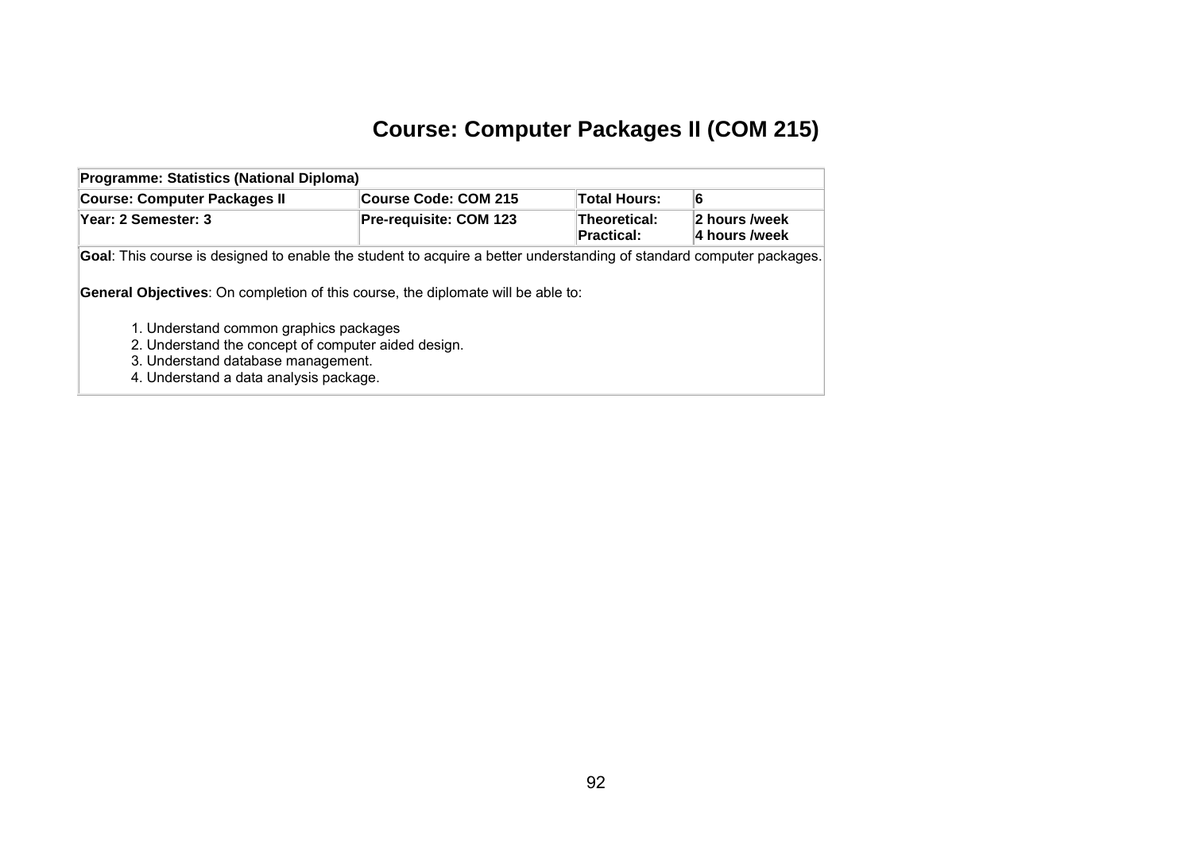# Course: Computer Packages II (COM 215)

| Programme: Statistics (National Diploma) | | | |
|---|---|---|---|
| **Course: Computer Packages II** | **Course Code: COM 215** | **Total Hours:** | **6** |
| **Year: 2 Semester: 3** | **Pre-requisite: COM 123** | **Theoretical:** **Practical:** | **2 hours /week** **4 hours /week** |

**Goal**: This course is designed to enable the student to acquire a better understanding of standard computer packages.

**General Objectives**: On completion of this course, the diplomate will be able to:

1. Understand common graphics packages
2. Understand the concept of computer aided design.
3. Understand database management.
4. Understand a data analysis package.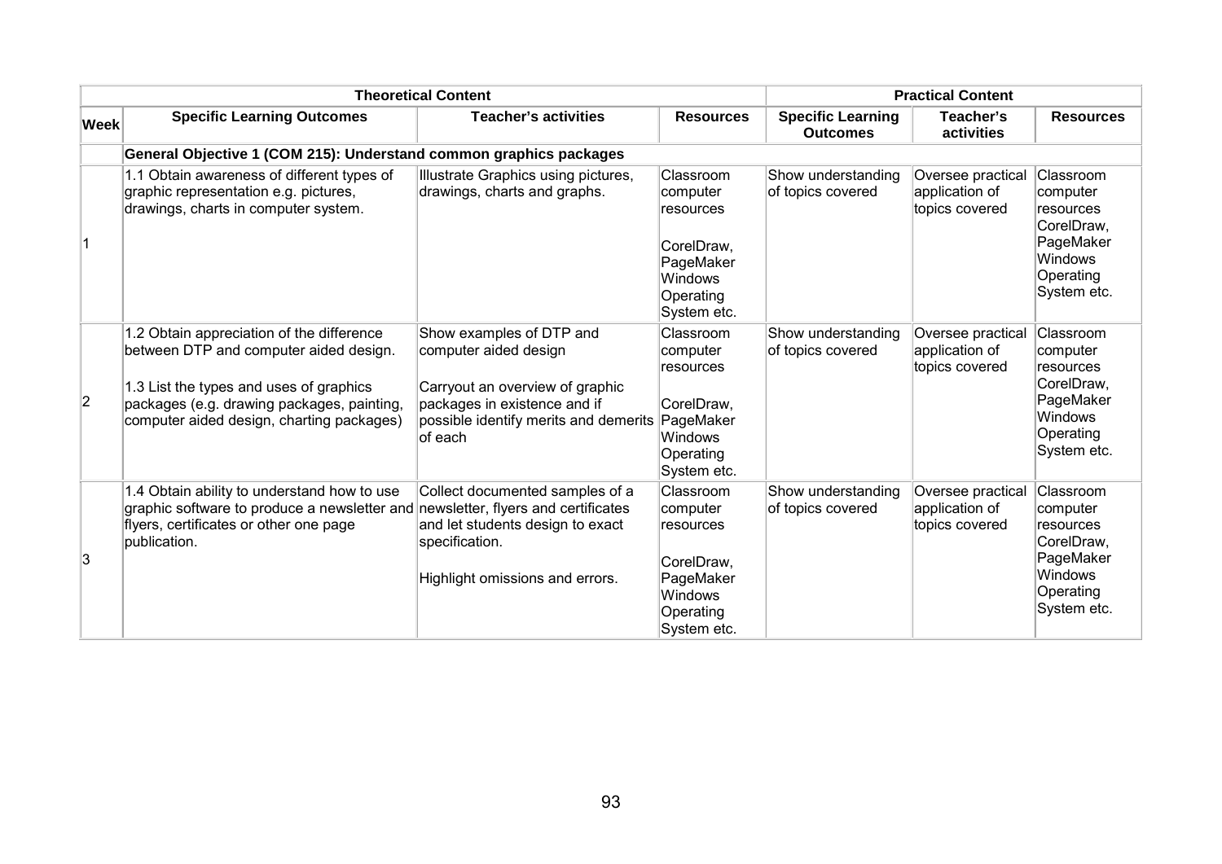| | Theoretical Content | | | Practical Content | | |
|---|---|---|---|---|---|---|
| **Week** | **Specific Learning Outcomes** | **Teacher's activities** | **Resources** | **Specific Learning Outcomes** | **Teacher's activities** | **Resources** |
| | **General Objective 1 (COM 215): Understand common graphics packages** | | | | | |
| 1 | 1.1 Obtain awareness of different types of graphic representation e.g. pictures, drawings, charts in computer system. | Illustrate Graphics using pictures, drawings, charts and graphs. | Classroom computer resources<br><br>CorelDraw, PageMaker Windows Operating System etc. | Show understanding of topics covered | Oversee practical application of topics covered | Classroom computer resources CorelDraw, PageMaker Windows Operating System etc. |
| 2 | 1.2 Obtain appreciation of the difference between DTP and computer aided design.<br><br>1.3 List the types and uses of graphics packages (e.g. drawing packages, painting, computer aided design, charting packages) | Show examples of DTP and computer aided design<br><br>Carryout an overview of graphic packages in existence and if possible identify merits and demerits of each | Classroom computer resources<br><br>CorelDraw, PageMaker Windows Operating System etc. | Show understanding of topics covered | Oversee practical application of topics covered | Classroom computer resources CorelDraw, PageMaker Windows Operating System etc. |
| 3 | 1.4 Obtain ability to understand how to use graphic software to produce a newsletter and flyers, certificates or other one page publication. | Collect documented samples of a newsletter, flyers and certificates and let students design to exact specification.<br><br>Highlight omissions and errors. | Classroom computer resources<br><br>CorelDraw, PageMaker Windows Operating System etc. | Show understanding of topics covered | Oversee practical application of topics covered | Classroom computer resources CorelDraw, PageMaker Windows Operating System etc. |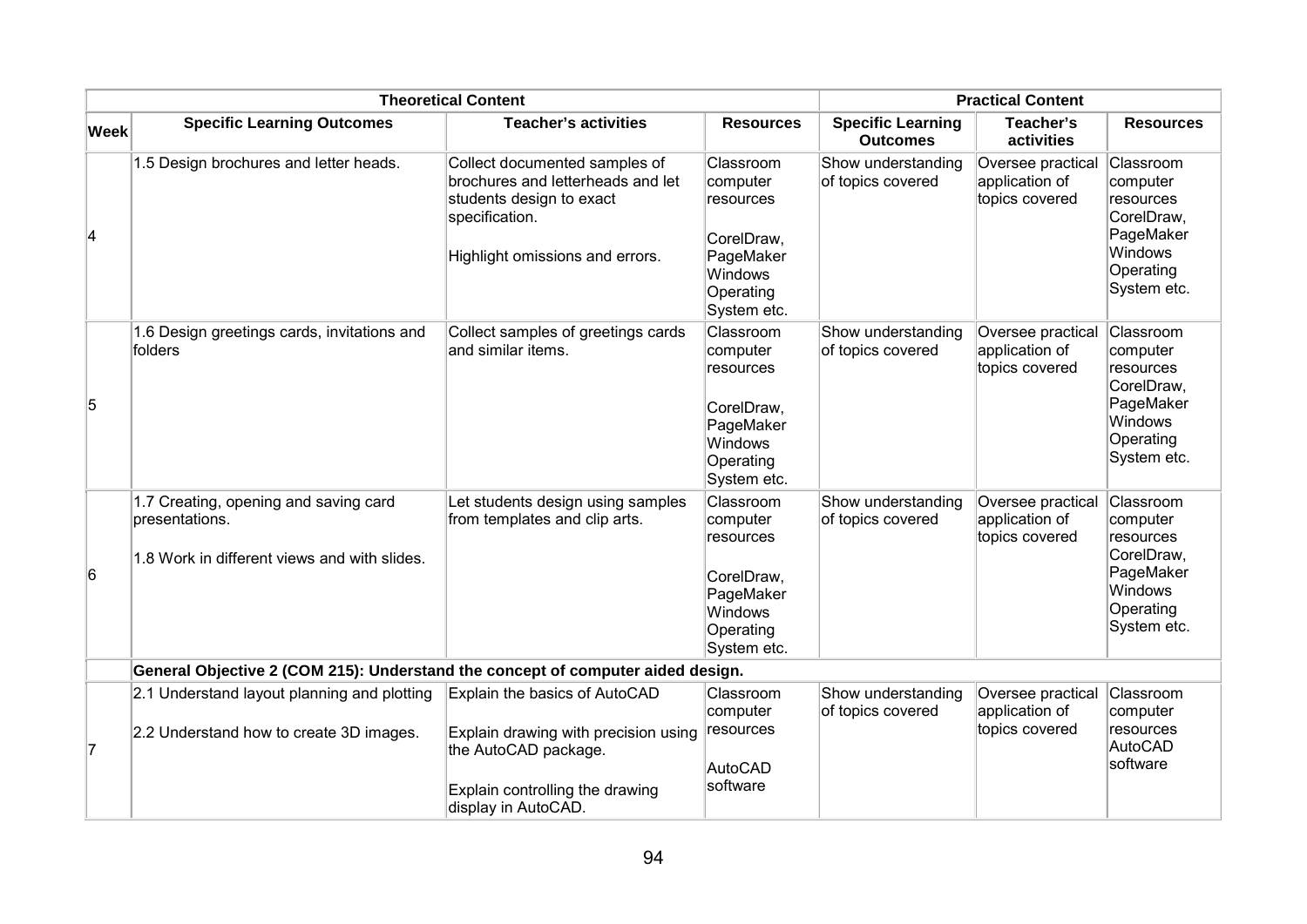| | Theoretical Content | | | Practical Content | | |
|---|---|---|---|---|---|---|
| **Week** | **Specific Learning Outcomes** | **Teacher's activities** | **Resources** | **Specific Learning Outcomes** | **Teacher's activities** | **Resources** |
| 4 | 1.5 Design brochures and letter heads. | Collect documented samples of brochures and letterheads and let students design to exact specification.<br><br>Highlight omissions and errors. | Classroom computer resources<br><br>CorelDraw, PageMaker Windows Operating System etc. | Show understanding of topics covered | Oversee practical application of topics covered | Classroom computer resources CorelDraw, PageMaker Windows Operating System etc. |
| 5 | 1.6 Design greetings cards, invitations and folders | Collect samples of greetings cards and similar items. | Classroom computer resources<br><br>CorelDraw, PageMaker Windows Operating System etc. | Show understanding of topics covered | Oversee practical application of topics covered | Classroom computer resources CorelDraw, PageMaker Windows Operating System etc. |
| 6 | 1.7 Creating, opening and saving card presentations.<br><br>1.8 Work in different views and with slides. | Let students design using samples from templates and clip arts. | Classroom computer resources<br><br>CorelDraw, PageMaker Windows Operating System etc. | Show understanding of topics covered | Oversee practical application of topics covered | Classroom computer resources CorelDraw, PageMaker Windows Operating System etc. |
| | **General Objective 2 (COM 215): Understand the concept of computer aided design.** | | | | | |
| 7 | 2.1 Understand layout planning and plotting<br><br>2.2 Understand how to create 3D images. | Explain the basics of AutoCAD<br><br>Explain drawing with precision using the AutoCAD package.<br><br>Explain controlling the drawing display in AutoCAD. | Classroom computer resources<br><br>AutoCAD software | Show understanding of topics covered | Oversee practical application of topics covered | Classroom computer resources AutoCAD software |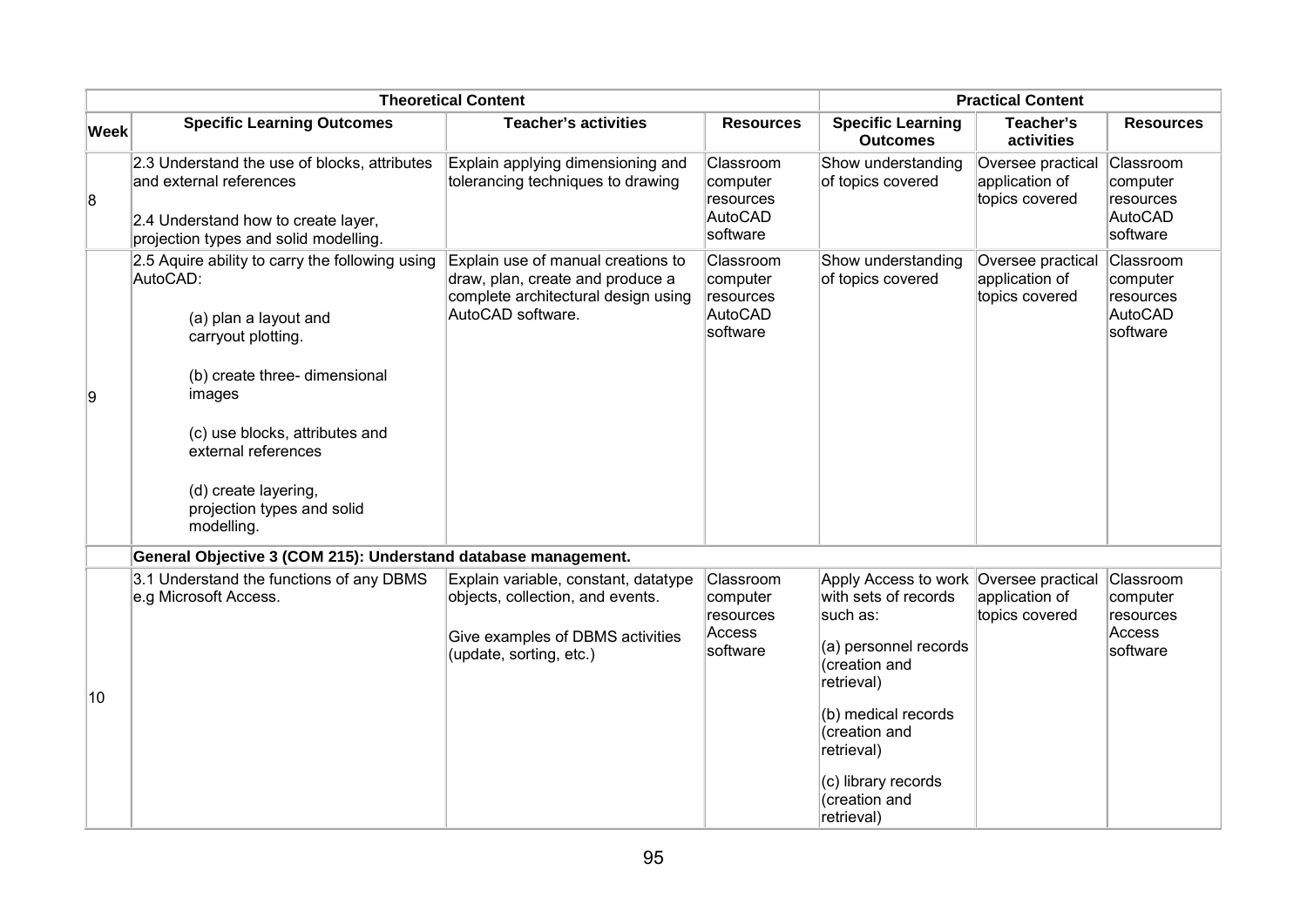| Theoretical Content | | | | Practical Content | | |
|---|---|---|---|---|---|---|
| **Week** | **Specific Learning Outcomes** | **Teacher's activities** | **Resources** | **Specific Learning Outcomes** | **Teacher's activities** | **Resources** |
| 8 | 2.3 Understand the use of blocks, attributes and external references<br><br>2.4 Understand how to create layer, projection types and solid modelling. | Explain applying dimensioning and tolerancing techniques to drawing | Classroom computer resources AutoCAD software | Show understanding of topics covered | Oversee practical application of topics covered | Classroom computer resources AutoCAD software |
| 9 | 2.5 Aquire ability to carry the following using AutoCAD:<br><br>(a) plan a layout and carryout plotting.<br><br>(b) create three- dimensional images<br><br>(c) use blocks, attributes and external references<br><br>(d) create layering, projection types and solid modelling. | Explain use of manual creations to draw, plan, create and produce a complete architectural design using AutoCAD software. | Classroom computer resources AutoCAD software | Show understanding of topics covered | Oversee practical application of topics covered | Classroom computer resources AutoCAD software |
| | **General Objective 3 (COM 215): Understand database management.** | | | | | |
| 10 | 3.1 Understand the functions of any DBMS e.g Microsoft Access. | Explain variable, constant, datatype objects, collection, and events.<br><br>Give examples of DBMS activities (update, sorting, etc.) | Classroom computer resources Access software | Apply Access to work with sets of records such as:<br><br>(a) personnel records (creation and retrieval)<br><br>(b) medical records (creation and retrieval)<br><br>(c) library records (creation and retrieval) | Oversee practical application of topics covered | Classroom computer resources Access software |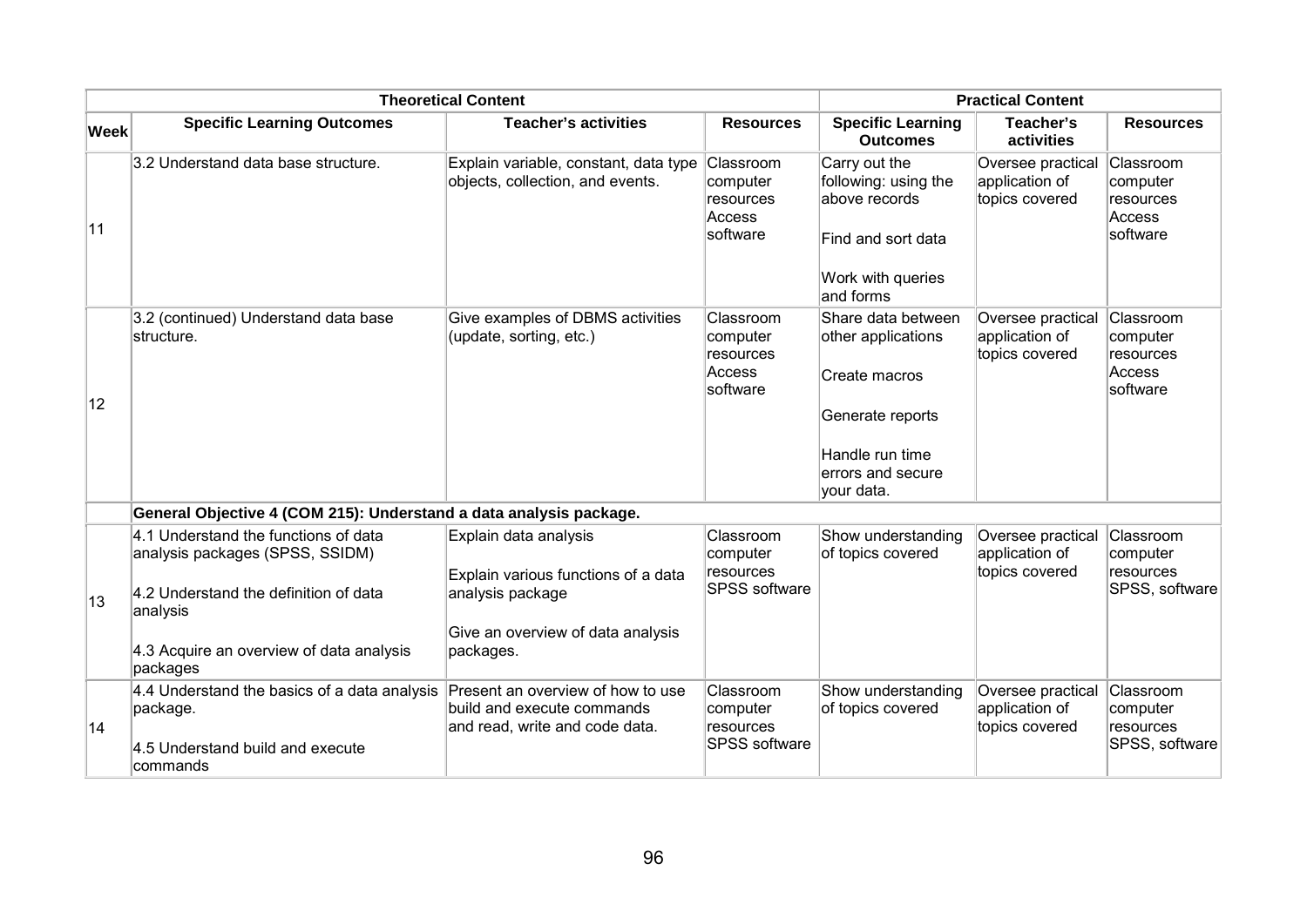| | Theoretical Content | | | Practical Content | | |
|---|---|---|---|---|---|---|
| **Week** | **Specific Learning Outcomes** | **Teacher's activities** | **Resources** | **Specific Learning Outcomes** | **Teacher's activities** | **Resources** |
| 11 | 3.2 Understand data base structure. | Explain variable, constant, data type objects, collection, and events. | Classroom computer resources Access software | Carry out the following: using the above records<br><br>Find and sort data<br><br>Work with queries and forms | Oversee practical application of topics covered | Classroom computer resources Access software |
| 12 | 3.2 (continued) Understand data base structure. | Give examples of DBMS activities (update, sorting, etc.) | Classroom computer resources Access software | Share data between other applications<br><br>Create macros<br><br>Generate reports<br><br>Handle run time errors and secure your data. | Oversee practical application of topics covered | Classroom computer resources Access software |
| | **General Objective 4 (COM 215): Understand a data analysis package.** | | | | | |
| 13 | 4.1 Understand the functions of data analysis packages (SPSS, SSIDM)<br><br>4.2 Understand the definition of data analysis<br><br>4.3 Acquire an overview of data analysis packages | Explain data analysis<br><br>Explain various functions of a data analysis package<br><br>Give an overview of data analysis packages. | Classroom computer resources SPSS software | Show understanding of topics covered | Oversee practical application of topics covered | Classroom computer resources SPSS, software |
| 14 | 4.4 Understand the basics of a data analysis package.<br><br>4.5 Understand build and execute commands | Present an overview of how to use build and execute commands and read, write and code data. | Classroom computer resources SPSS software | Show understanding of topics covered | Oversee practical application of topics covered | Classroom computer resources SPSS, software |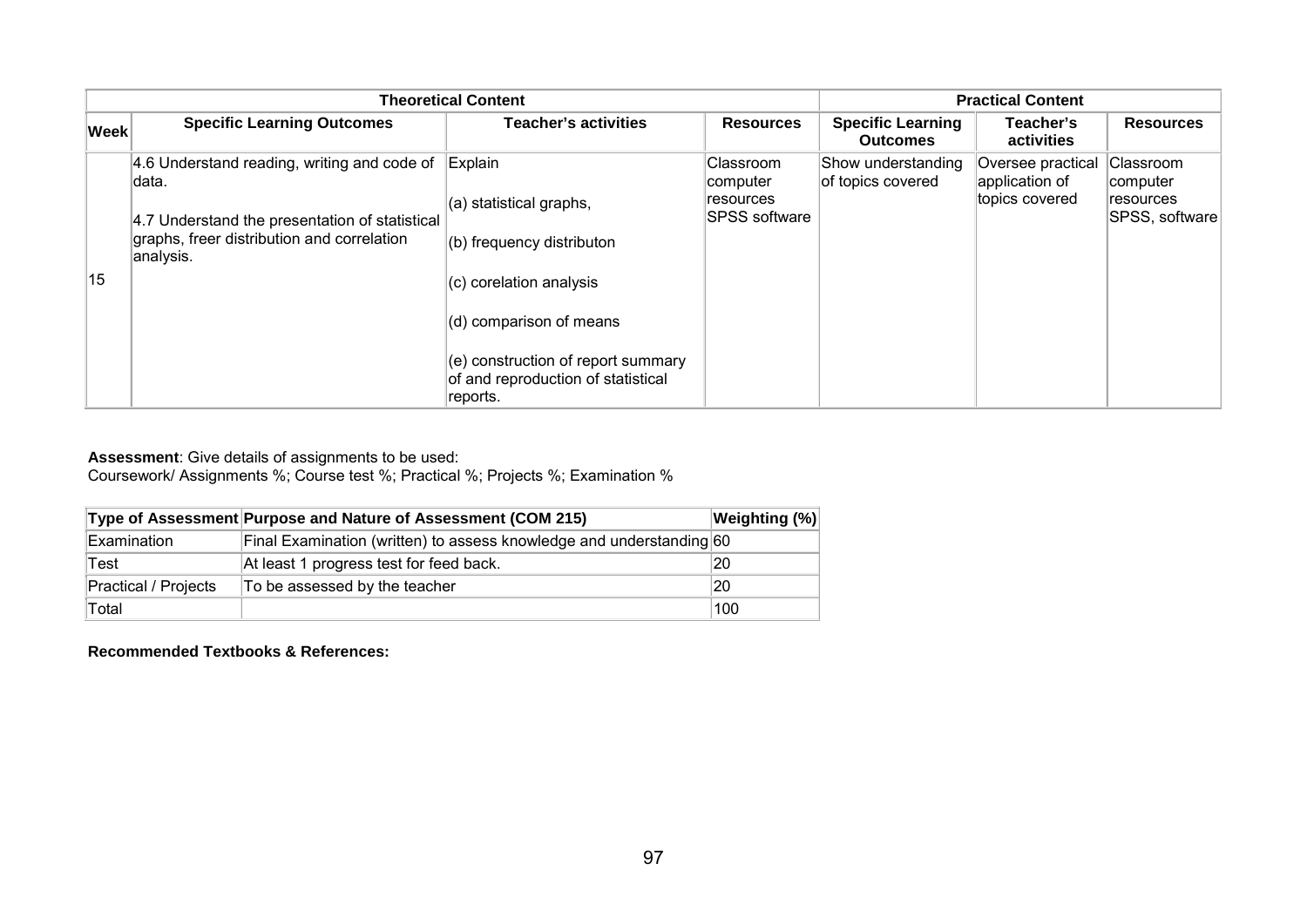| Theoretical Content | | | | Practical Content | | |
|---|---|---|---|---|---|---|
| **Week** | **Specific Learning Outcomes** | **Teacher's activities** | **Resources** | **Specific Learning Outcomes** | **Teacher's activities** | **Resources** |
| 15 | 4.6 Understand reading, writing and code of data.<br><br>4.7 Understand the presentation of statistical graphs, freer distribution and correlation analysis. | Explain<br><br>(a) statistical graphs,<br><br>(b) frequency distributon<br><br>(c) corelation analysis<br><br>(d) comparison of means<br><br>(e) construction of report summary of and reproduction of statistical reports. | Classroom computer resources SPSS software | Show understanding of topics covered | Oversee practical application of topics covered | Classroom computer resources SPSS, software |

**Assessment**: Give details of assignments to be used:
Coursework/ Assignments %; Course test %; Practical %; Projects %; Examination %

| Type of Assessment | Purpose and Nature of Assessment (COM 215) | Weighting (%) |
|---|---|---|
| Examination | Final Examination (written) to assess knowledge and understanding | 60 |
| Test | At least 1 progress test for feed back. | 20 |
| Practical / Projects | To be assessed by the teacher | 20 |
| Total | | 100 |

**Recommended Textbooks & References:**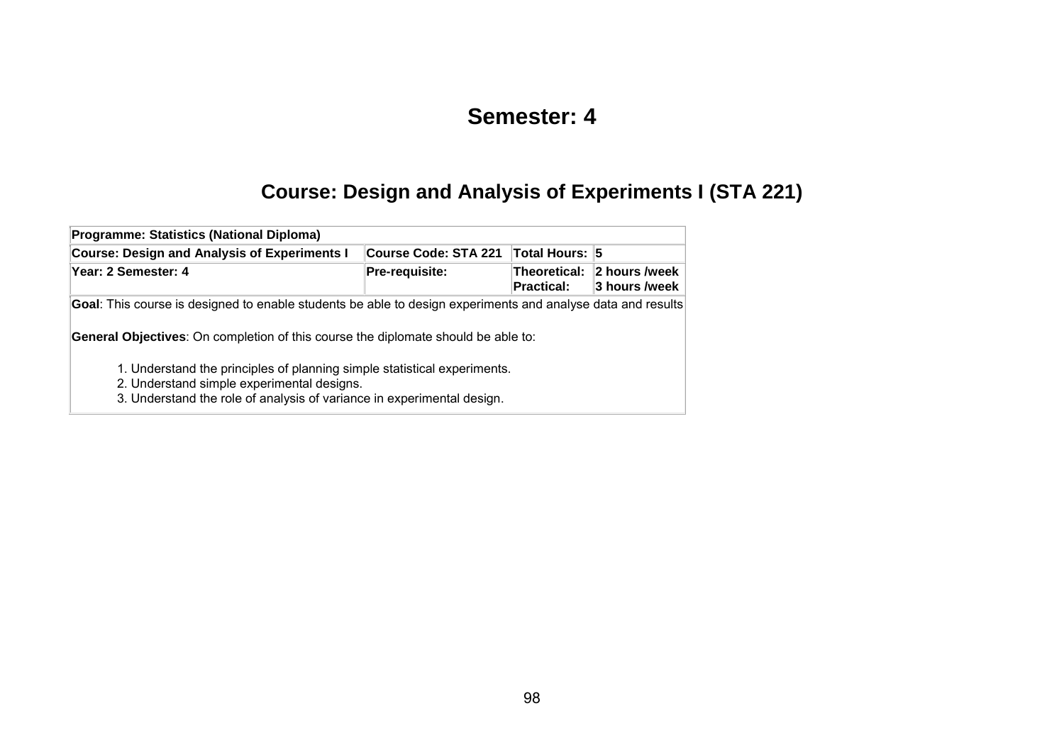# Semester: 4

## Course: Design and Analysis of Experiments I (STA 221)

| Programme: Statistics (National Diploma) | | | |
|---|---|---|---|
| **Course: Design and Analysis of Experiments I** | **Course Code: STA 221** | **Total Hours:** | **5** |
| **Year: 2 Semester: 4** | **Pre-requisite:** | **Theoretical:** **Practical:** | **2 hours /week** **3 hours /week** |

**Goal**: This course is designed to enable students be able to design experiments and analyse data and results

**General Objectives**: On completion of this course the diplomate should be able to:

1. Understand the principles of planning simple statistical experiments.
2. Understand simple experimental designs.
3. Understand the role of analysis of variance in experimental design.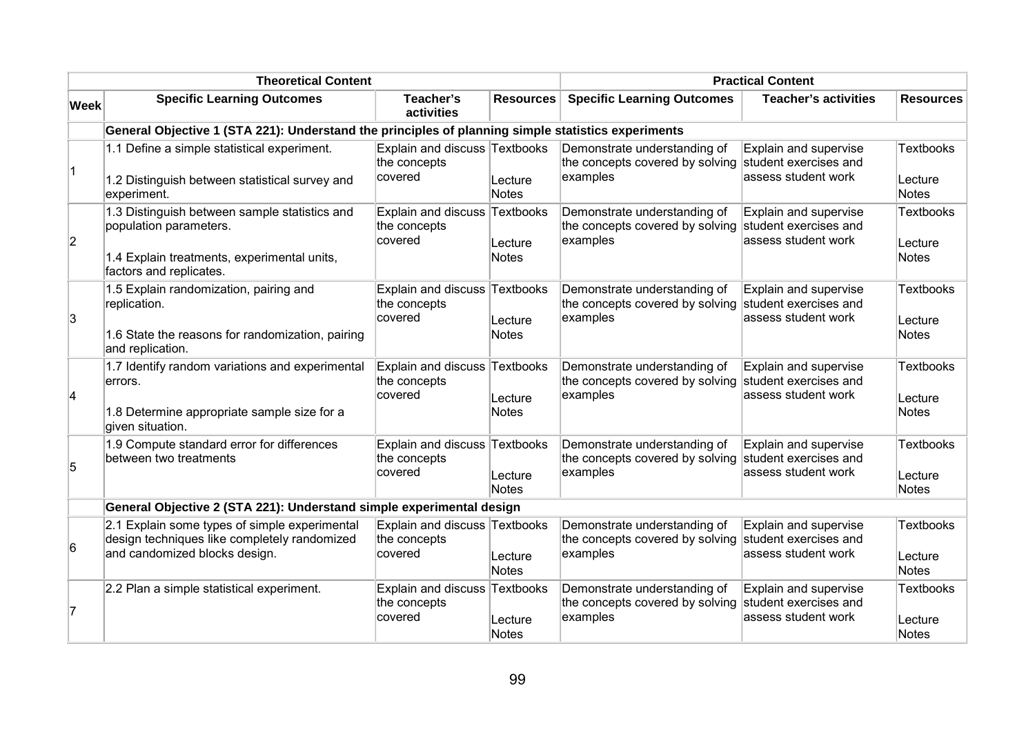| | Theoretical Content | | | Practical Content | | |
|---|---|---|---|---|---|---|
| **Week** | **Specific Learning Outcomes** | **Teacher's activities** | **Resources** | **Specific Learning Outcomes** | **Teacher's activities** | **Resources** |
| | **General Objective 1 (STA 221): Understand the principles of planning simple statistics experiments** | | | | | |
| 1 | 1.1 Define a simple statistical experiment.<br><br>1.2 Distinguish between statistical survey and experiment. | Explain and discuss the concepts covered | Textbooks<br><br>Lecture Notes | Demonstrate understanding of the concepts covered by solving examples | Explain and supervise student exercises and assess student work | Textbooks<br><br>Lecture Notes |
| 2 | 1.3 Distinguish between sample statistics and population parameters.<br><br>1.4 Explain treatments, experimental units, factors and replicates. | Explain and discuss the concepts covered | Textbooks<br><br>Lecture Notes | Demonstrate understanding of the concepts covered by solving examples | Explain and supervise student exercises and assess student work | Textbooks<br><br>Lecture Notes |
| 3 | 1.5 Explain randomization, pairing and replication.<br><br>1.6 State the reasons for randomization, pairing and replication. | Explain and discuss the concepts covered | Textbooks<br><br>Lecture Notes | Demonstrate understanding of the concepts covered by solving examples | Explain and supervise student exercises and assess student work | Textbooks<br><br>Lecture Notes |
| 4 | 1.7 Identify random variations and experimental errors.<br><br>1.8 Determine appropriate sample size for a given situation. | Explain and discuss the concepts covered | Textbooks<br><br>Lecture Notes | Demonstrate understanding of the concepts covered by solving examples | Explain and supervise student exercises and assess student work | Textbooks<br><br>Lecture Notes |
| 5 | 1.9 Compute standard error for differences between two treatments | Explain and discuss the concepts covered | Textbooks<br><br>Lecture Notes | Demonstrate understanding of the concepts covered by solving examples | Explain and supervise student exercises and assess student work | Textbooks<br><br>Lecture Notes |
| | **General Objective 2 (STA 221): Understand simple experimental design** | | | | | |
| 6 | 2.1 Explain some types of simple experimental design techniques like completely randomized and candomized blocks design. | Explain and discuss the concepts covered | Textbooks<br><br>Lecture Notes | Demonstrate understanding of the concepts covered by solving examples | Explain and supervise student exercises and assess student work | Textbooks<br><br>Lecture Notes |
| 7 | 2.2 Plan a simple statistical experiment. | Explain and discuss the concepts covered | Textbooks<br><br>Lecture Notes | Demonstrate understanding of the concepts covered by solving examples | Explain and supervise student exercises and assess student work | Textbooks<br><br>Lecture Notes |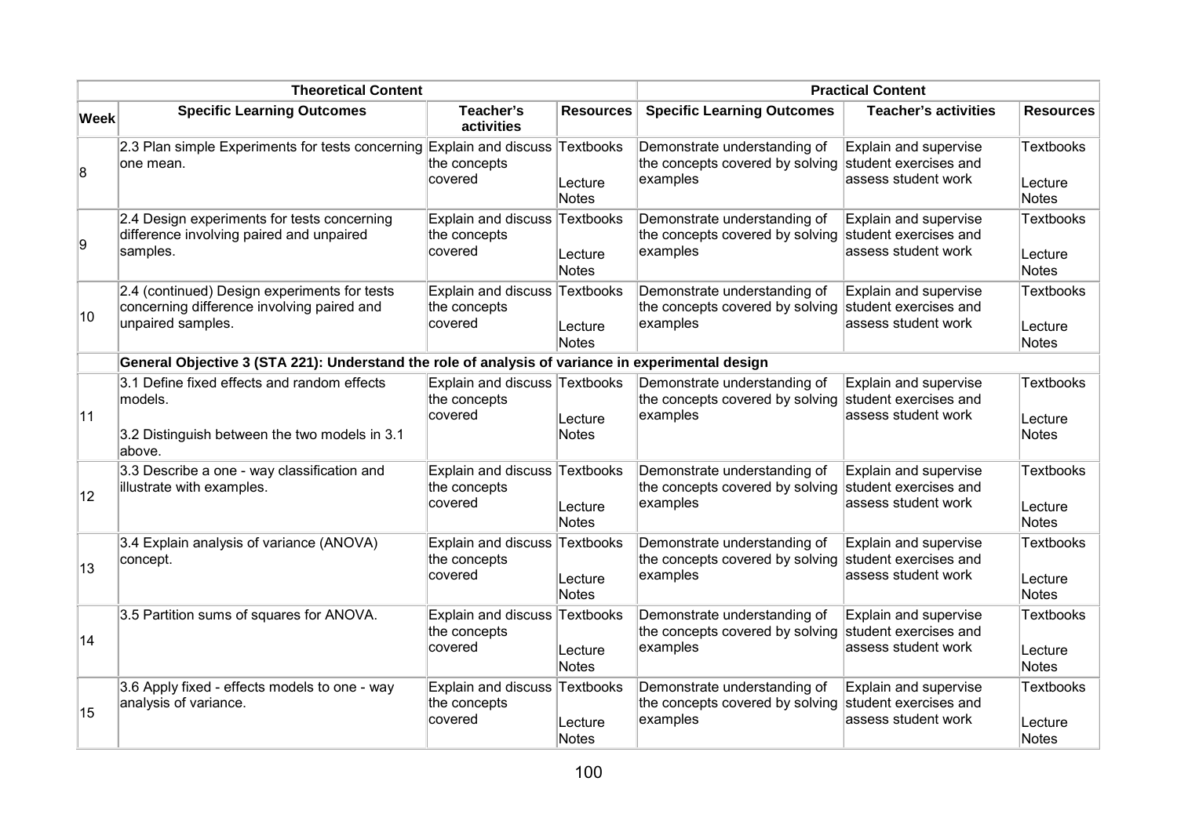| Theoretical Content | | | | Practical Content | | |
|---|---|---|---|---|---|---|
| **Week** | **Specific Learning Outcomes** | **Teacher's activities** | **Resources** | **Specific Learning Outcomes** | **Teacher's activities** | **Resources** |
| 8 | 2.3 Plan simple Experiments for tests concerning one mean. | Explain and discuss the concepts covered | Textbooks<br><br>Lecture Notes | Demonstrate understanding of the concepts covered by solving examples | Explain and supervise student exercises and assess student work | Textbooks<br><br>Lecture Notes |
| 9 | 2.4 Design experiments for tests concerning difference involving paired and unpaired samples. | Explain and discuss the concepts covered | Textbooks<br><br>Lecture Notes | Demonstrate understanding of the concepts covered by solving examples | Explain and supervise student exercises and assess student work | Textbooks<br><br>Lecture Notes |
| 10 | 2.4 (continued) Design experiments for tests concerning difference involving paired and unpaired samples. | Explain and discuss the concepts covered | Textbooks<br><br>Lecture Notes | Demonstrate understanding of the concepts covered by solving examples | Explain and supervise student exercises and assess student work | Textbooks<br><br>Lecture Notes |
| | **General Objective 3 (STA 221): Understand the role of analysis of variance in experimental design** | | | | | |
| 11 | 3.1 Define fixed effects and random effects models.<br><br>3.2 Distinguish between the two models in 3.1 above. | Explain and discuss the concepts covered | Textbooks<br><br>Lecture Notes | Demonstrate understanding of the concepts covered by solving examples | Explain and supervise student exercises and assess student work | Textbooks<br><br>Lecture Notes |
| 12 | 3.3 Describe a one - way classification and illustrate with examples. | Explain and discuss the concepts covered | Textbooks<br><br>Lecture Notes | Demonstrate understanding of the concepts covered by solving examples | Explain and supervise student exercises and assess student work | Textbooks<br><br>Lecture Notes |
| 13 | 3.4 Explain analysis of variance (ANOVA) concept. | Explain and discuss the concepts covered | Textbooks<br><br>Lecture Notes | Demonstrate understanding of the concepts covered by solving examples | Explain and supervise student exercises and assess student work | Textbooks<br><br>Lecture Notes |
| 14 | 3.5 Partition sums of squares for ANOVA. | Explain and discuss the concepts covered | Textbooks<br><br>Lecture Notes | Demonstrate understanding of the concepts covered by solving examples | Explain and supervise student exercises and assess student work | Textbooks<br><br>Lecture Notes |
| 15 | 3.6 Apply fixed - effects models to one - way analysis of variance. | Explain and discuss the concepts covered | Textbooks<br><br>Lecture Notes | Demonstrate understanding of the concepts covered by solving examples | Explain and supervise student exercises and assess student work | Textbooks<br><br>Lecture Notes |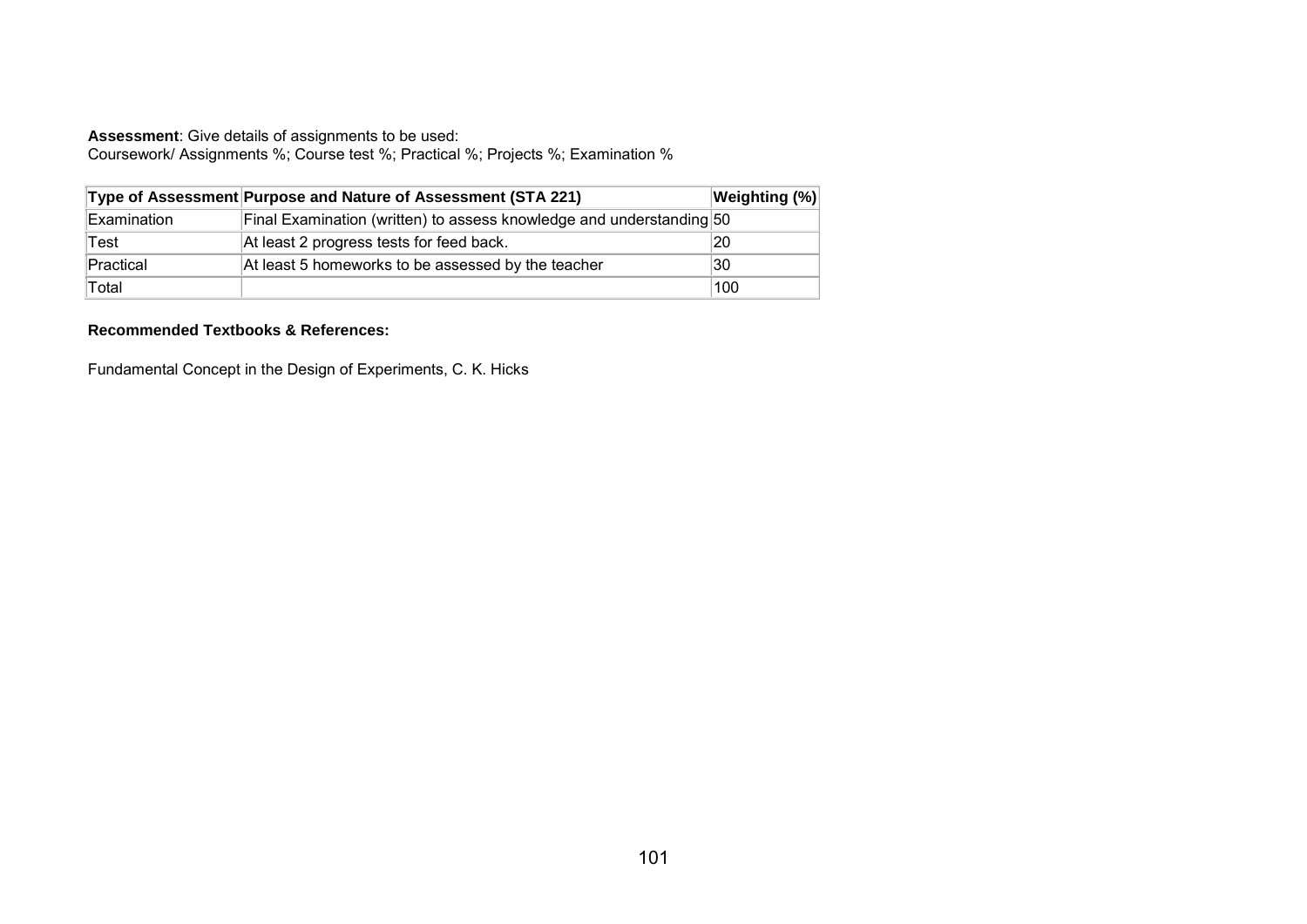**Assessment**: Give details of assignments to be used:
Coursework/ Assignments %; Course test %; Practical %; Projects %; Examination %

| **Type of Assessment** | **Purpose and Nature of Assessment (STA 221)** | **Weighting (%)** |
|---|---|---|
| Examination | Final Examination (written) to assess knowledge and understanding | 50 |
| Test | At least 2 progress tests for feed back. | 20 |
| Practical | At least 5 homeworks to be assessed by the teacher | 30 |
| Total | | 100 |

**Recommended Textbooks & References:**

Fundamental Concept in the Design of Experiments, C. K. Hicks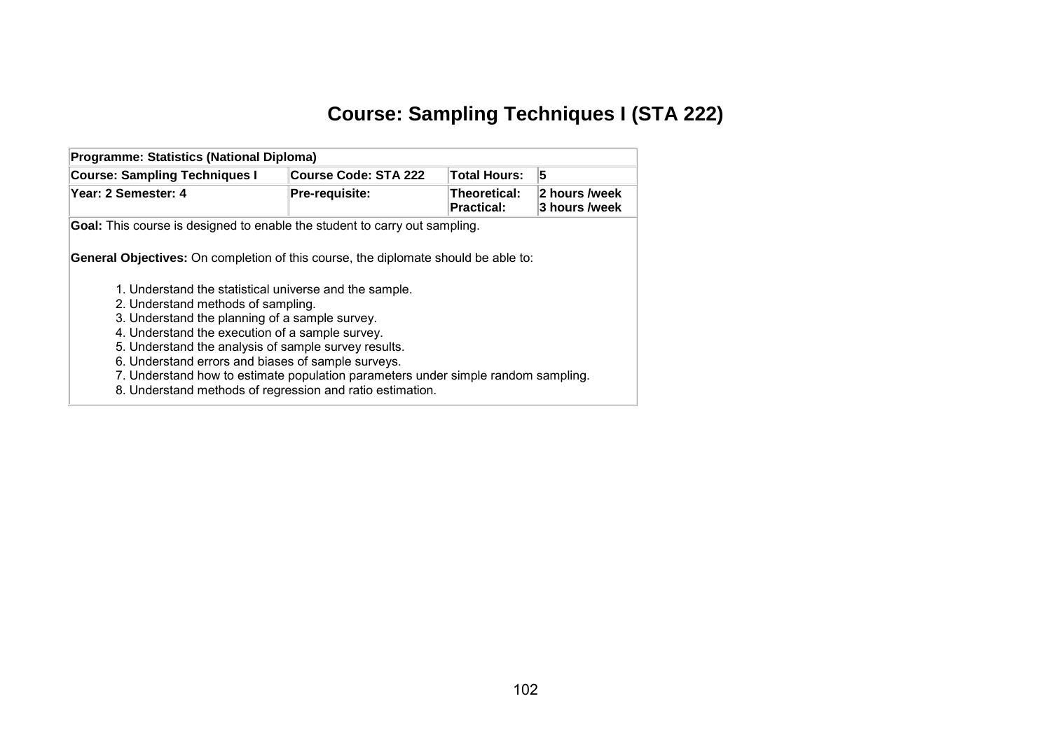# Course: Sampling Techniques I (STA 222)

| Programme: Statistics (National Diploma) | | | |
|---|---|---|---|
| **Course: Sampling Techniques I** | **Course Code: STA 222** | **Total Hours:** | **5** |
| **Year: 2 Semester: 4** | **Pre-requisite:** | **Theoretical:**<br>**Practical:** | **2 hours /week**<br>**3 hours /week** |

**Goal:** This course is designed to enable the student to carry out sampling.

**General Objectives:** On completion of this course, the diplomate should be able to:

1. Understand the statistical universe and the sample.
2. Understand methods of sampling.
3. Understand the planning of a sample survey.
4. Understand the execution of a sample survey.
5. Understand the analysis of sample survey results.
6. Understand errors and biases of sample surveys.
7. Understand how to estimate population parameters under simple random sampling.
8. Understand methods of regression and ratio estimation.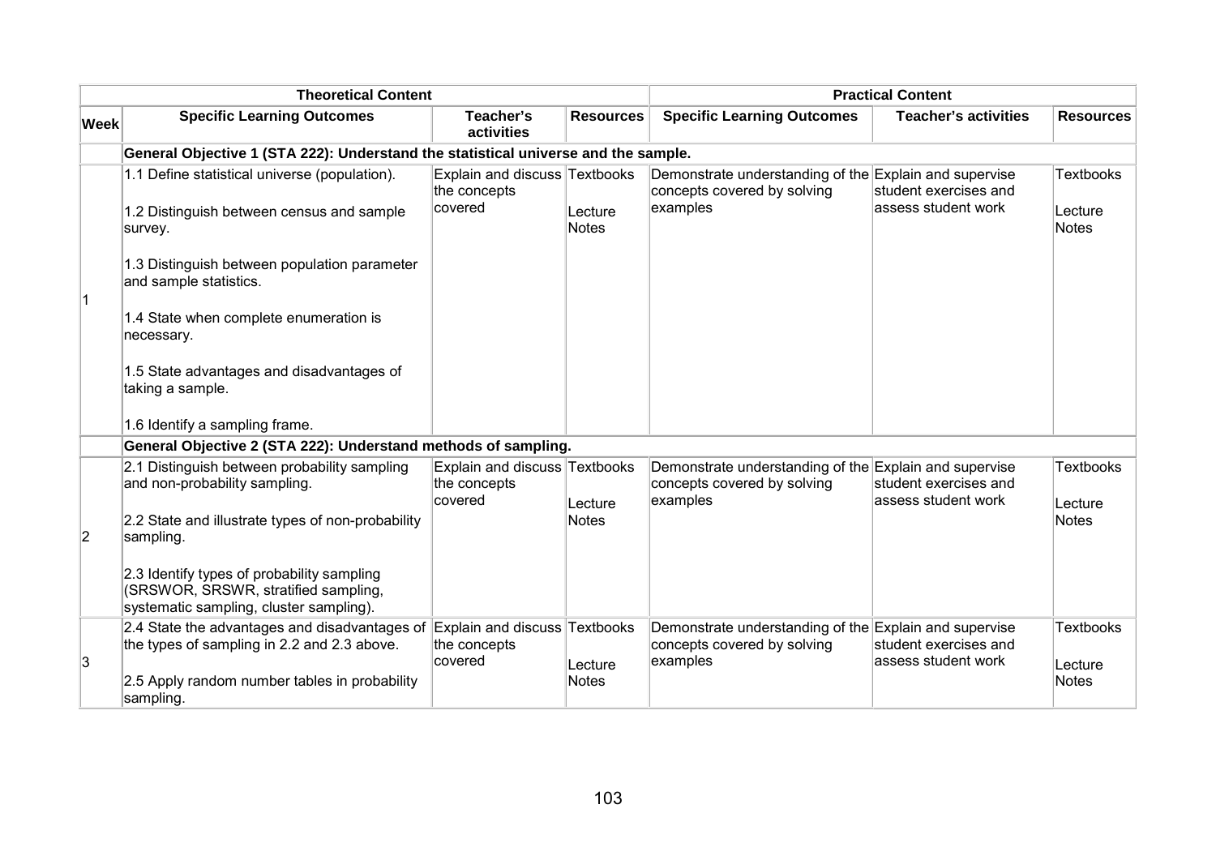| Theoretical Content | | | | Practical Content | | |
|---|---|---|---|---|---|---|
| **Week** | **Specific Learning Outcomes** | **Teacher's activities** | **Resources** | **Specific Learning Outcomes** | **Teacher's activities** | **Resources** |
| | **General Objective 1 (STA 222): Understand the statistical universe and the sample.** | | | | | |
| 1 | 1.1 Define statistical universe (population).<br><br>1.2 Distinguish between census and sample survey.<br><br>1.3 Distinguish between population parameter and sample statistics.<br><br>1.4 State when complete enumeration is necessary.<br><br>1.5 State advantages and disadvantages of taking a sample.<br><br>1.6 Identify a sampling frame. | Explain and discuss the concepts covered | Textbooks<br><br>Lecture Notes | Demonstrate understanding of the concepts covered by solving examples | Explain and supervise student exercises and assess student work | Textbooks<br><br>Lecture Notes |
| | **General Objective 2 (STA 222): Understand methods of sampling.** | | | | | |
| 2 | 2.1 Distinguish between probability sampling and non-probability sampling.<br><br>2.2 State and illustrate types of non-probability sampling.<br><br>2.3 Identify types of probability sampling (SRSWOR, SRSWR, stratified sampling, systematic sampling, cluster sampling). | Explain and discuss the concepts covered | Textbooks<br><br>Lecture Notes | Demonstrate understanding of the concepts covered by solving examples | Explain and supervise student exercises and assess student work | Textbooks<br><br>Lecture Notes |
| 3 | 2.4 State the advantages and disadvantages of the types of sampling in 2.2 and 2.3 above.<br><br>2.5 Apply random number tables in probability sampling. | Explain and discuss the concepts covered | Textbooks<br><br>Lecture Notes | Demonstrate understanding of the concepts covered by solving examples | Explain and supervise student exercises and assess student work | Textbooks<br><br>Lecture Notes |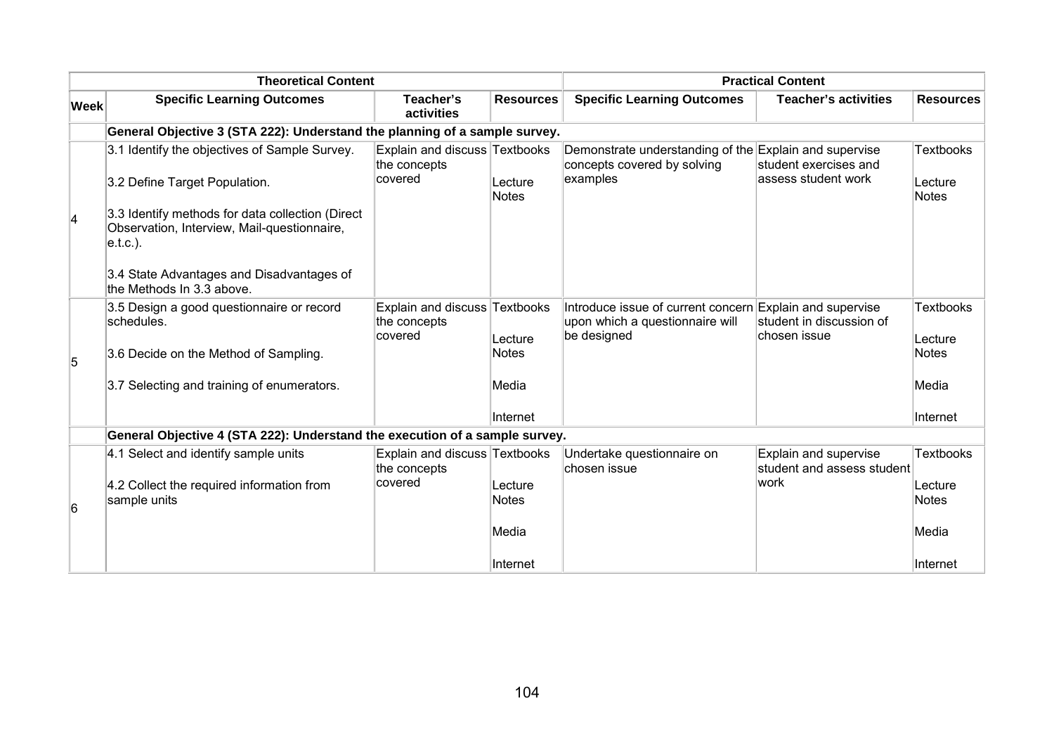| | Theoretical Content | | | Practical Content | | |
|---|---|---|---|---|---|---|
| **Week** | **Specific Learning Outcomes** | **Teacher's activities** | **Resources** | **Specific Learning Outcomes** | **Teacher's activities** | **Resources** |
| | **General Objective 3 (STA 222): Understand the planning of a sample survey.** | | | | | |
| 4 | 3.1 Identify the objectives of Sample Survey.<br><br>3.2 Define Target Population.<br><br>3.3 Identify methods for data collection (Direct Observation, Interview, Mail-questionnaire, e.t.c.).<br><br>3.4 State Advantages and Disadvantages of the Methods In 3.3 above. | Explain and discuss the concepts covered | Textbooks<br><br>Lecture Notes | Demonstrate understanding of the concepts covered by solving examples | Explain and supervise student exercises and assess student work | Textbooks<br><br>Lecture Notes |
| 5 | 3.5 Design a good questionnaire or record schedules.<br><br>3.6 Decide on the Method of Sampling.<br><br>3.7 Selecting and training of enumerators. | Explain and discuss the concepts covered | Textbooks<br><br>Lecture Notes<br><br>Media<br><br>Internet | Introduce issue of current concern upon which a questionnaire will be designed | Explain and supervise student in discussion of chosen issue | Textbooks<br><br>Lecture Notes<br><br>Media<br><br>Internet |
| | **General Objective 4 (STA 222): Understand the execution of a sample survey.** | | | | | |
| 6 | 4.1 Select and identify sample units<br><br>4.2 Collect the required information from sample units | Explain and discuss the concepts covered | Textbooks<br><br>Lecture Notes<br><br>Media<br><br>Internet | Undertake questionnaire on chosen issue | Explain and supervise student and assess student work | Textbooks<br><br>Lecture Notes<br><br>Media<br><br>Internet |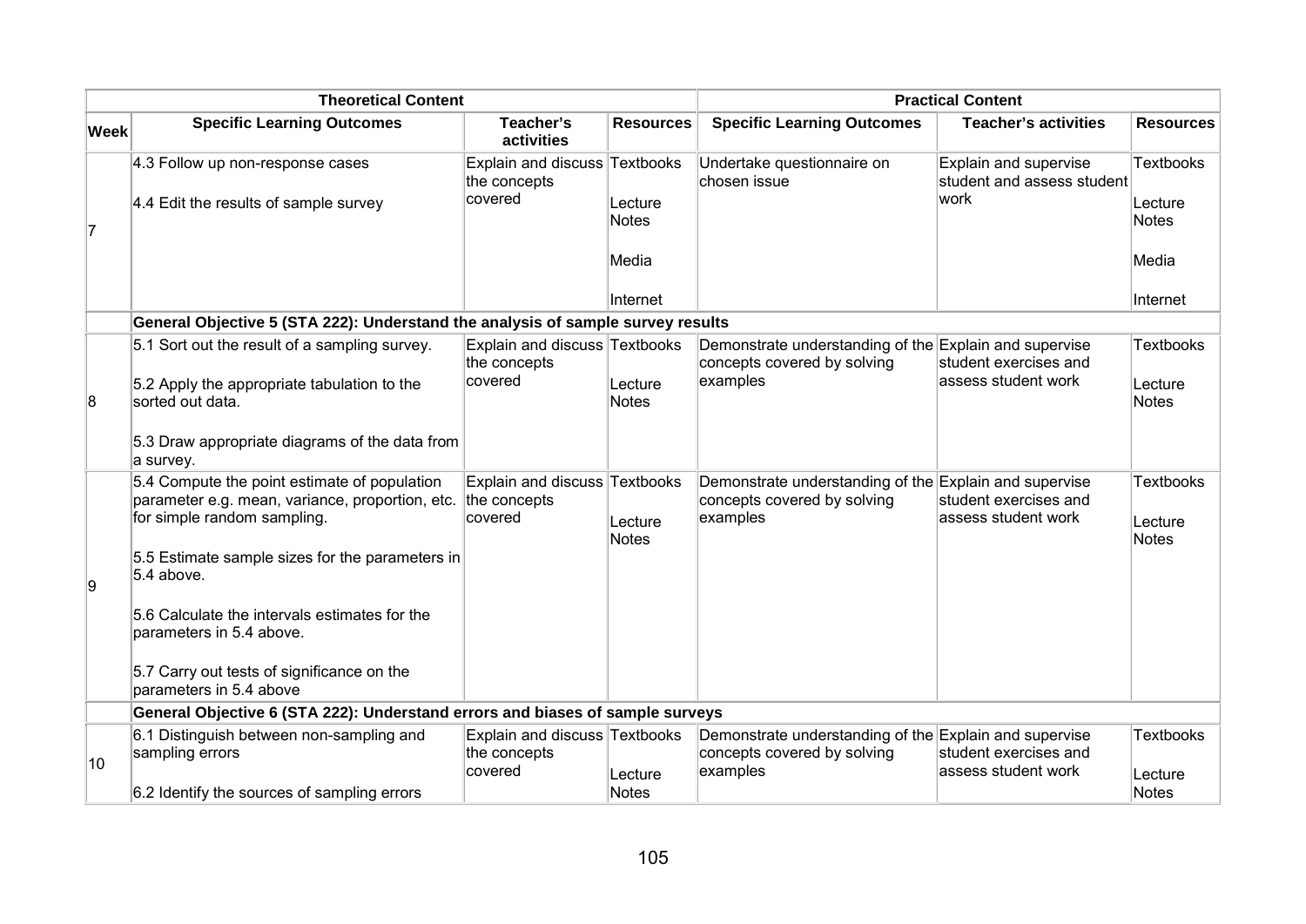| Theoretical Content | | | | Practical Content | | |
|---|---|---|---|---|---|---|
| **Week** | **Specific Learning Outcomes** | **Teacher's activities** | **Resources** | **Specific Learning Outcomes** | **Teacher's activities** | **Resources** |
| 7 | 4.3 Follow up non-response cases<br><br>4.4 Edit the results of sample survey | Explain and discuss the concepts covered | Textbooks<br><br>Lecture Notes<br><br>Media<br><br>Internet | Undertake questionnaire on chosen issue | Explain and supervise student and assess student work | Textbooks<br><br>Lecture Notes<br><br>Media<br><br>Internet |
| | **General Objective 5 (STA 222): Understand the analysis of sample survey results** | | | | | |
| 8 | 5.1 Sort out the result of a sampling survey.<br><br>5.2 Apply the appropriate tabulation to the sorted out data.<br><br>5.3 Draw appropriate diagrams of the data from a survey. | Explain and discuss the concepts covered | Textbooks<br><br>Lecture Notes | Demonstrate understanding of the concepts covered by solving examples | Explain and supervise student exercises and assess student work | Textbooks<br><br>Lecture Notes |
| 9 | 5.4 Compute the point estimate of population parameter e.g. mean, variance, proportion, etc. for simple random sampling.<br><br>5.5 Estimate sample sizes for the parameters in 5.4 above.<br><br>5.6 Calculate the intervals estimates for the parameters in 5.4 above.<br><br>5.7 Carry out tests of significance on the parameters in 5.4 above | Explain and discuss the concepts covered | Textbooks<br><br>Lecture Notes | Demonstrate understanding of the concepts covered by solving examples | Explain and supervise student exercises and assess student work | Textbooks<br><br>Lecture Notes |
| | **General Objective 6 (STA 222): Understand errors and biases of sample surveys** | | | | | |
| 10 | 6.1 Distinguish between non-sampling and sampling errors<br><br>6.2 Identify the sources of sampling errors | Explain and discuss the concepts covered | Textbooks<br><br>Lecture Notes | Demonstrate understanding of the concepts covered by solving examples | Explain and supervise student exercises and assess student work | Textbooks<br><br>Lecture Notes |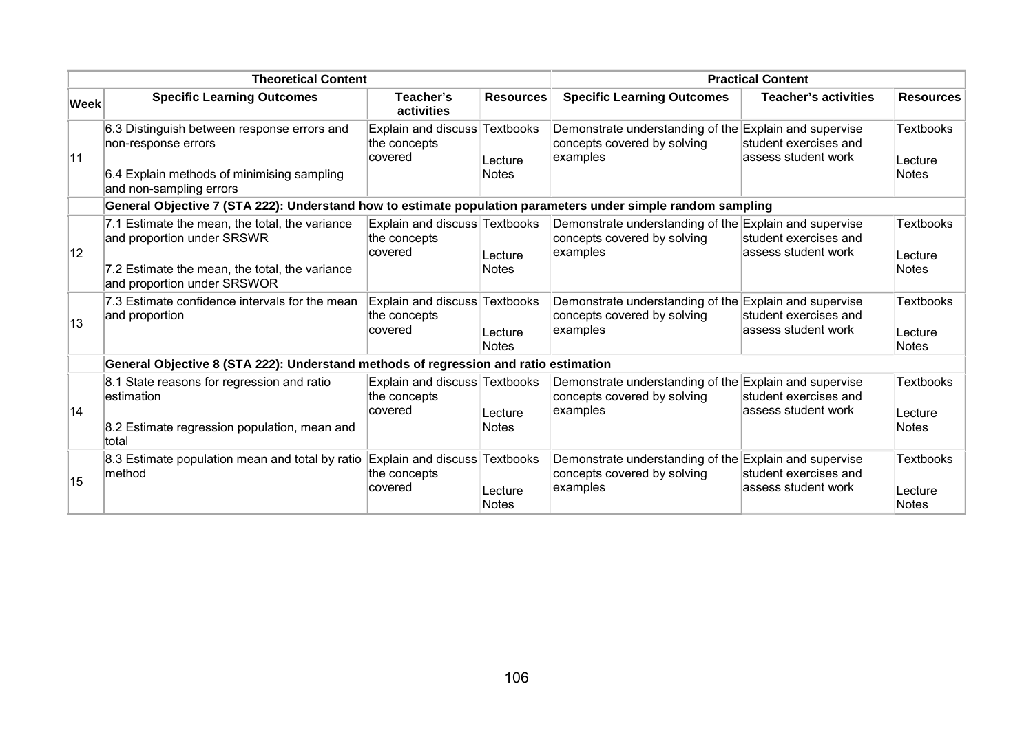| Theoretical Content | | | | Practical Content | | |
|---|---|---|---|---|---|---|
| **Week** | **Specific Learning Outcomes** | **Teacher's activities** | **Resources** | **Specific Learning Outcomes** | **Teacher's activities** | **Resources** |
| 11 | 6.3 Distinguish between response errors and non-response errors<br><br>6.4 Explain methods of minimising sampling and non-sampling errors | Explain and discuss the concepts covered | Textbooks<br><br>Lecture Notes | Demonstrate understanding of the concepts covered by solving examples | Explain and supervise student exercises and assess student work | Textbooks<br><br>Lecture Notes |
| | **General Objective 7 (STA 222): Understand how to estimate population parameters under simple random sampling** | | | | | |
| 12 | 7.1 Estimate the mean, the total, the variance and proportion under SRSWR<br><br>7.2 Estimate the mean, the total, the variance and proportion under SRSWOR | Explain and discuss the concepts covered | Textbooks<br><br>Lecture Notes | Demonstrate understanding of the concepts covered by solving examples | Explain and supervise student exercises and assess student work | Textbooks<br><br>Lecture Notes |
| 13 | 7.3 Estimate confidence intervals for the mean and proportion | Explain and discuss the concepts covered | Textbooks<br><br>Lecture Notes | Demonstrate understanding of the concepts covered by solving examples | Explain and supervise student exercises and assess student work | Textbooks<br><br>Lecture Notes |
| | **General Objective 8 (STA 222): Understand methods of regression and ratio estimation** | | | | | |
| 14 | 8.1 State reasons for regression and ratio estimation<br><br>8.2 Estimate regression population, mean and total | Explain and discuss the concepts covered | Textbooks<br><br>Lecture Notes | Demonstrate understanding of the concepts covered by solving examples | Explain and supervise student exercises and assess student work | Textbooks<br><br>Lecture Notes |
| 15 | 8.3 Estimate population mean and total by ratio method | Explain and discuss the concepts covered | Textbooks<br><br>Lecture Notes | Demonstrate understanding of the concepts covered by solving examples | Explain and supervise student exercises and assess student work | Textbooks<br><br>Lecture Notes |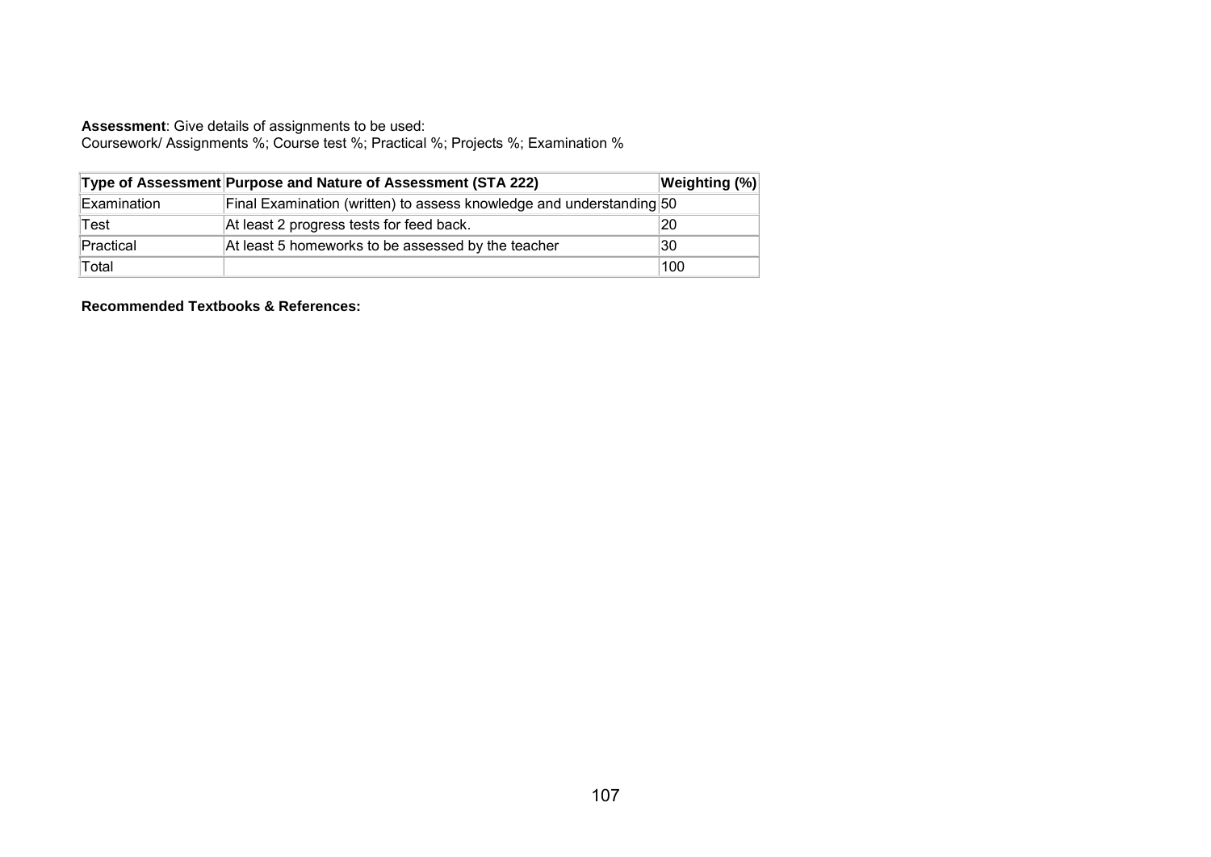**Assessment**: Give details of assignments to be used:
Coursework/ Assignments %; Course test %; Practical %; Projects %; Examination %

| Type of Assessment | Purpose and Nature of Assessment (STA 222) | Weighting (%) |
|---|---|---|
| Examination | Final Examination (written) to assess knowledge and understanding | 50 |
| Test | At least 2 progress tests for feed back. | 20 |
| Practical | At least 5 homeworks to be assessed by the teacher | 30 |
| Total | | 100 |

**Recommended Textbooks & References:**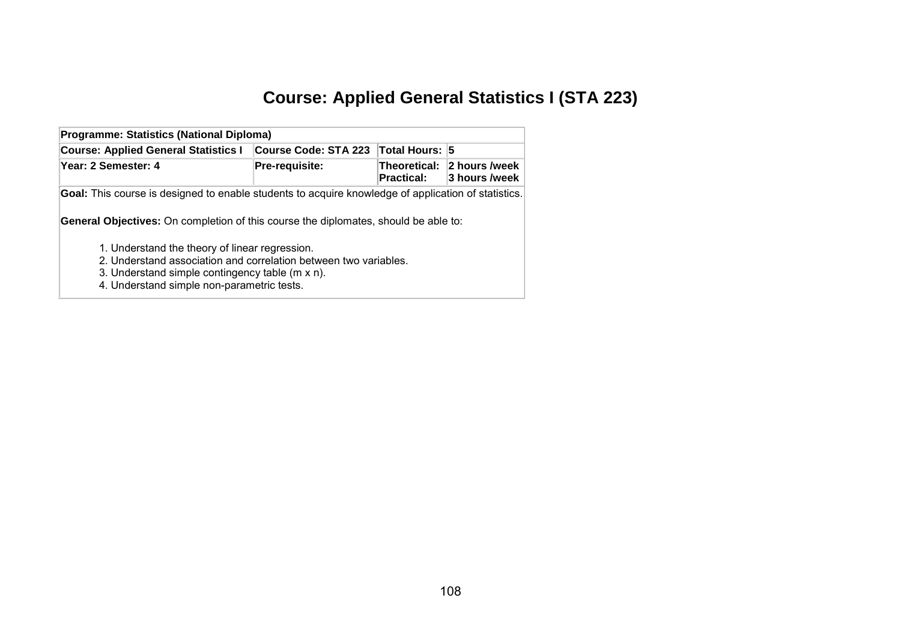# Course: Applied General Statistics I (STA 223)

| Programme: Statistics (National Diploma) | | | |
|---|---|---|---|
| **Course: Applied General Statistics I** | **Course Code: STA 223** | **Total Hours:** | **5** |
| **Year: 2 Semester: 4** | **Pre-requisite:** | **Theoretical:** **Practical:** | **2 hours /week** **3 hours /week** |

**Goal:** This course is designed to enable students to acquire knowledge of application of statistics.

**General Objectives:** On completion of this course the diplomates, should be able to:

1. Understand the theory of linear regression.
2. Understand association and correlation between two variables.
3. Understand simple contingency table (m x n).
4. Understand simple non-parametric tests.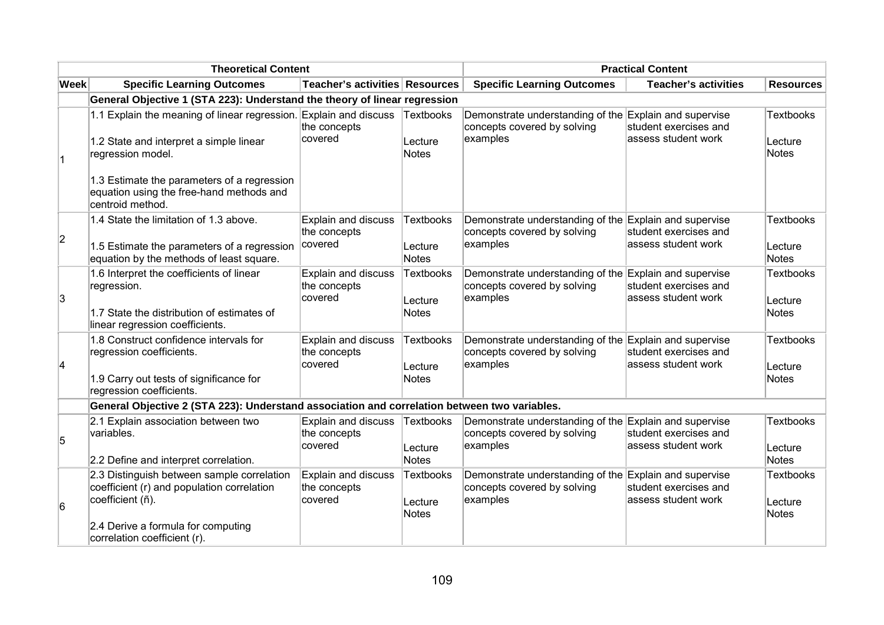| Theoretical Content | | | | Practical Content | | |
|---|---|---|---|---|---|---|
| **Week** | **Specific Learning Outcomes** | **Teacher's activities** | **Resources** | **Specific Learning Outcomes** | **Teacher's activities** | **Resources** |
| | **General Objective 1 (STA 223): Understand the theory of linear regression** | | | | | |
| 1 | 1.1 Explain the meaning of linear regression.<br><br>1.2 State and interpret a simple linear regression model.<br><br>1.3 Estimate the parameters of a regression equation using the free-hand methods and centroid method. | Explain and discuss the concepts covered | Textbooks<br><br>Lecture Notes | Demonstrate understanding of the concepts covered by solving examples | Explain and supervise student exercises and assess student work | Textbooks<br><br>Lecture Notes |
| 2 | 1.4 State the limitation of 1.3 above.<br><br>1.5 Estimate the parameters of a regression equation by the methods of least square. | Explain and discuss the concepts covered | Textbooks<br><br>Lecture Notes | Demonstrate understanding of the concepts covered by solving examples | Explain and supervise student exercises and assess student work | Textbooks<br><br>Lecture Notes |
| 3 | 1.6 Interpret the coefficients of linear regression.<br><br>1.7 State the distribution of estimates of linear regression coefficients. | Explain and discuss the concepts covered | Textbooks<br><br>Lecture Notes | Demonstrate understanding of the concepts covered by solving examples | Explain and supervise student exercises and assess student work | Textbooks<br><br>Lecture Notes |
| 4 | 1.8 Construct confidence intervals for regression coefficients.<br><br>1.9 Carry out tests of significance for regression coefficients. | Explain and discuss the concepts covered | Textbooks<br><br>Lecture Notes | Demonstrate understanding of the concepts covered by solving examples | Explain and supervise student exercises and assess student work | Textbooks<br><br>Lecture Notes |
| | **General Objective 2 (STA 223): Understand association and correlation between two variables.** | | | | | |
| 5 | 2.1 Explain association between two variables.<br><br>2.2 Define and interpret correlation. | Explain and discuss the concepts covered | Textbooks<br><br>Lecture Notes | Demonstrate understanding of the concepts covered by solving examples | Explain and supervise student exercises and assess student work | Textbooks<br><br>Lecture Notes |
| 6 | 2.3 Distinguish between sample correlation coefficient (r) and population correlation coefficient (ñ).<br><br>2.4 Derive a formula for computing correlation coefficient (r). | Explain and discuss the concepts covered | Textbooks<br><br>Lecture Notes | Demonstrate understanding of the concepts covered by solving examples | Explain and supervise student exercises and assess student work | Textbooks<br><br>Lecture Notes |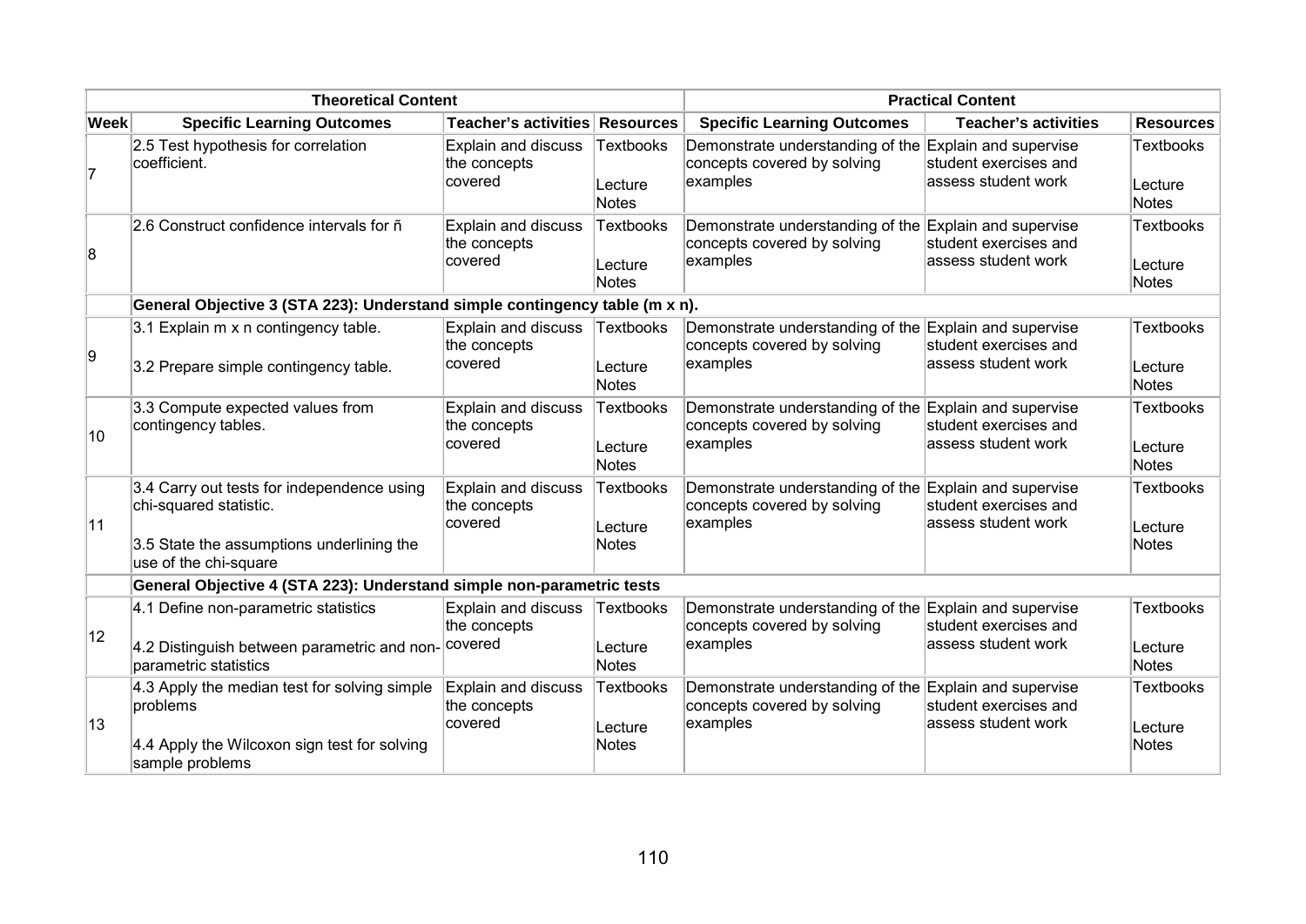| Theoretical Content | | | | Practical Content | | |
|---|---|---|---|---|---|---|
| **Week** | **Specific Learning Outcomes** | **Teacher's activities** | **Resources** | **Specific Learning Outcomes** | **Teacher's activities** | **Resources** |
| 7 | 2.5 Test hypothesis for correlation coefficient. | Explain and discuss the concepts covered | Textbooks<br><br>Lecture Notes | Demonstrate understanding of the concepts covered by solving examples | Explain and supervise student exercises and assess student work | Textbooks<br><br>Lecture Notes |
| 8 | 2.6 Construct confidence intervals for ñ | Explain and discuss the concepts covered | Textbooks<br><br>Lecture Notes | Demonstrate understanding of the concepts covered by solving examples | Explain and supervise student exercises and assess student work | Textbooks<br><br>Lecture Notes |
| | **General Objective 3 (STA 223): Understand simple contingency table (m x n).** | | | | | |
| 9 | 3.1 Explain m x n contingency table.<br><br>3.2 Prepare simple contingency table. | Explain and discuss the concepts covered | Textbooks<br><br>Lecture Notes | Demonstrate understanding of the concepts covered by solving examples | Explain and supervise student exercises and assess student work | Textbooks<br><br>Lecture Notes |
| 10 | 3.3 Compute expected values from contingency tables. | Explain and discuss the concepts covered | Textbooks<br><br>Lecture Notes | Demonstrate understanding of the concepts covered by solving examples | Explain and supervise student exercises and assess student work | Textbooks<br><br>Lecture Notes |
| 11 | 3.4 Carry out tests for independence using chi-squared statistic.<br><br>3.5 State the assumptions underlining the use of the chi-square | Explain and discuss the concepts covered | Textbooks<br><br>Lecture Notes | Demonstrate understanding of the concepts covered by solving examples | Explain and supervise student exercises and assess student work | Textbooks<br><br>Lecture Notes |
| | **General Objective 4 (STA 223): Understand simple non-parametric tests** | | | | | |
| 12 | 4.1 Define non-parametric statistics<br><br>4.2 Distinguish between parametric and non-parametric statistics | Explain and discuss the concepts covered | Textbooks<br><br>Lecture Notes | Demonstrate understanding of the concepts covered by solving examples | Explain and supervise student exercises and assess student work | Textbooks<br><br>Lecture Notes |
| 13 | 4.3 Apply the median test for solving simple problems<br><br>4.4 Apply the Wilcoxon sign test for solving sample problems | Explain and discuss the concepts covered | Textbooks<br><br>Lecture Notes | Demonstrate understanding of the concepts covered by solving examples | Explain and supervise student exercises and assess student work | Textbooks<br><br>Lecture Notes |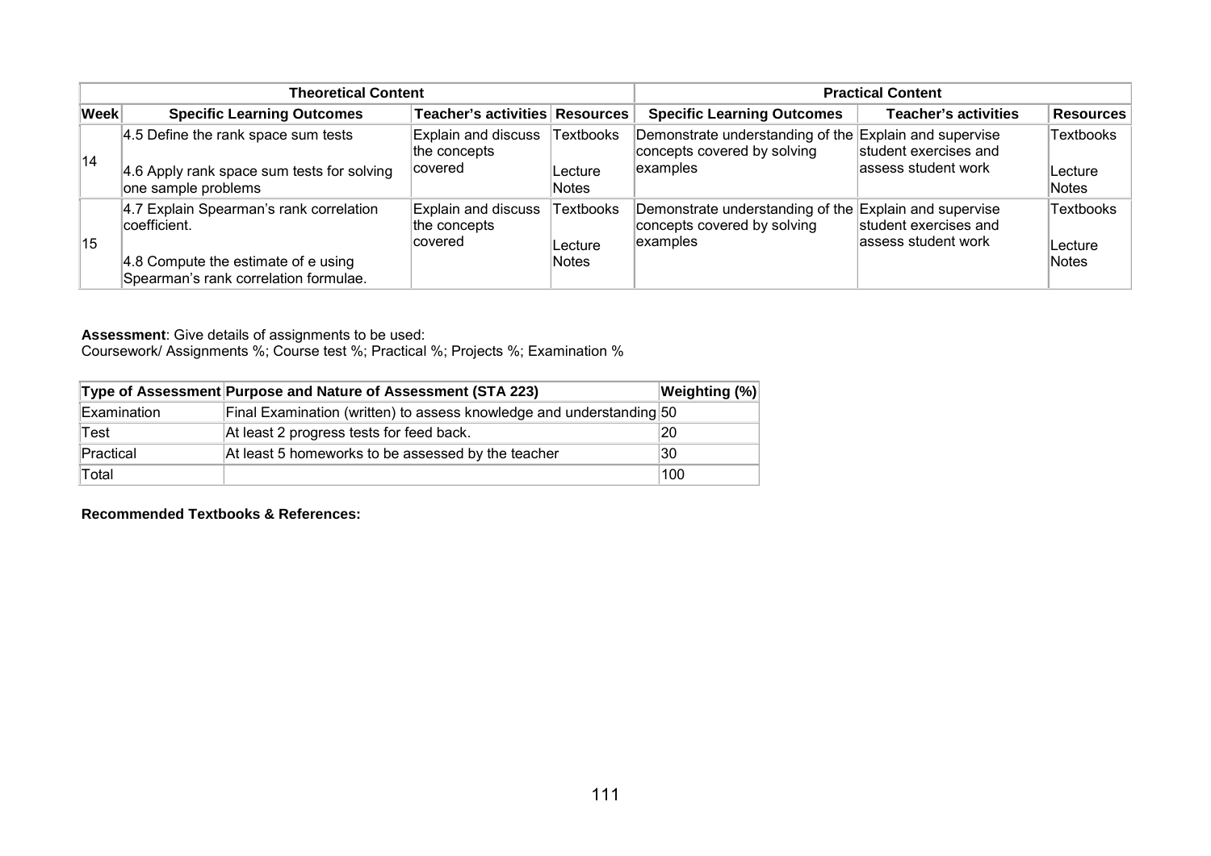| Theoretical Content | | | | Practical Content | | |
|---|---|---|---|---|---|---|
| **Week** | **Specific Learning Outcomes** | **Teacher's activities** | **Resources** | **Specific Learning Outcomes** | **Teacher's activities** | **Resources** |
| 14 | 4.5 Define the rank space sum tests<br><br>4.6 Apply rank space sum tests for solving one sample problems | Explain and discuss the concepts covered | Textbooks<br><br>Lecture Notes | Demonstrate understanding of the concepts covered by solving examples | Explain and supervise student exercises and assess student work | Textbooks<br><br>Lecture Notes |
| 15 | 4.7 Explain Spearman's rank correlation coefficient.<br><br>4.8 Compute the estimate of e using Spearman's rank correlation formulae. | Explain and discuss the concepts covered | Textbooks<br><br>Lecture Notes | Demonstrate understanding of the concepts covered by solving examples | Explain and supervise student exercises and assess student work | Textbooks<br><br>Lecture Notes |

**Assessment**: Give details of assignments to be used:
Coursework/ Assignments %; Course test %; Practical %; Projects %; Examination %

| Type of Assessment | Purpose and Nature of Assessment (STA 223) | Weighting (%) |
|---|---|---|
| Examination | Final Examination (written) to assess knowledge and understanding | 50 |
| Test | At least 2 progress tests for feed back. | 20 |
| Practical | At least 5 homeworks to be assessed by the teacher | 30 |
| Total | | 100 |

**Recommended Textbooks & References:**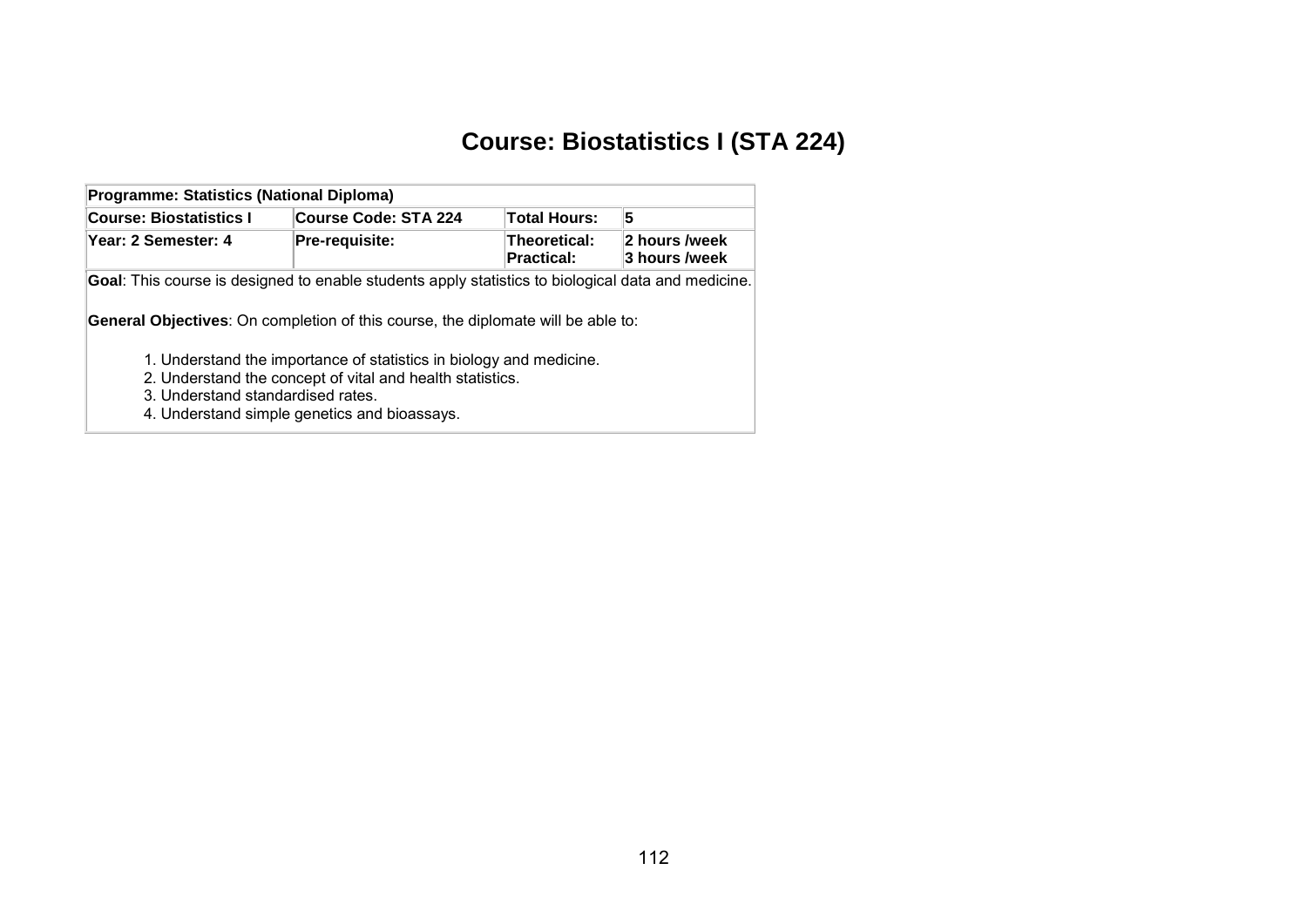# Course: Biostatistics I (STA 224)

| Programme: Statistics (National Diploma) | | | |
|---|---|---|---|
| **Course: Biostatistics I** | **Course Code: STA 224** | **Total Hours:** | **5** |
| **Year: 2 Semester: 4** | **Pre-requisite:** | **Theoretical:** **Practical:** | **2 hours /week** **3 hours /week** |

**Goal**: This course is designed to enable students apply statistics to biological data and medicine.

**General Objectives**: On completion of this course, the diplomate will be able to:

1. Understand the importance of statistics in biology and medicine.
2. Understand the concept of vital and health statistics.
3. Understand standardised rates.
4. Understand simple genetics and bioassays.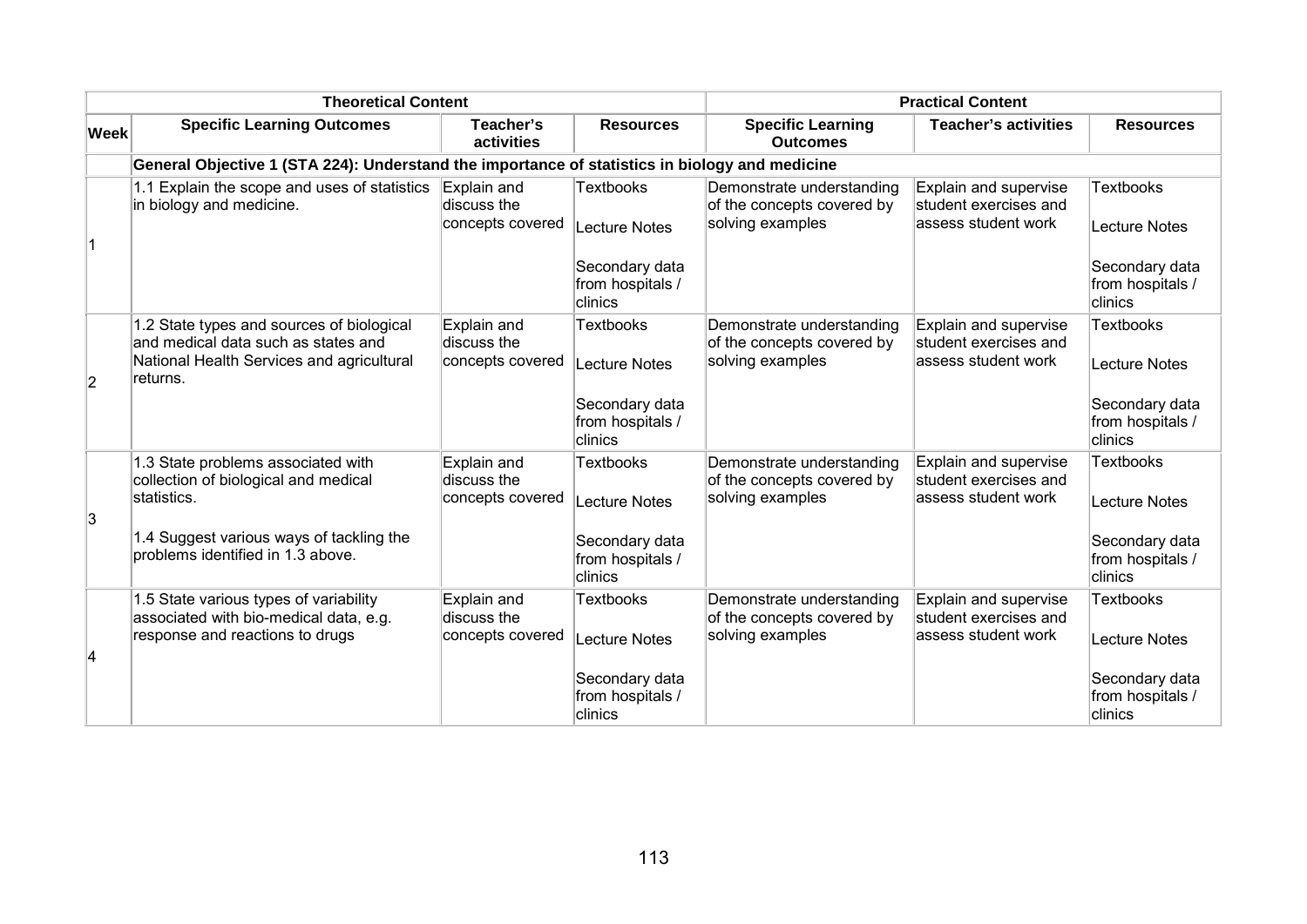| | Theoretical Content | | | Practical Content | | |
|---|---|---|---|---|---|---|
| **Week** | **Specific Learning Outcomes** | **Teacher's activities** | **Resources** | **Specific Learning Outcomes** | **Teacher's activities** | **Resources** |
| | **General Objective 1 (STA 224): Understand the importance of statistics in biology and medicine** | | | | | |
| 1 | 1.1 Explain the scope and uses of statistics in biology and medicine. | Explain and discuss the concepts covered | Textbooks<br><br>Lecture Notes<br><br>Secondary data from hospitals / clinics | Demonstrate understanding of the concepts covered by solving examples | Explain and supervise student exercises and assess student work | Textbooks<br><br>Lecture Notes<br><br>Secondary data from hospitals / clinics |
| 2 | 1.2 State types and sources of biological and medical data such as states and National Health Services and agricultural returns. | Explain and discuss the concepts covered | Textbooks<br><br>Lecture Notes<br><br>Secondary data from hospitals / clinics | Demonstrate understanding of the concepts covered by solving examples | Explain and supervise student exercises and assess student work | Textbooks<br><br>Lecture Notes<br><br>Secondary data from hospitals / clinics |
| 3 | 1.3 State problems associated with collection of biological and medical statistics.<br><br>1.4 Suggest various ways of tackling the problems identified in 1.3 above. | Explain and discuss the concepts covered | Textbooks<br><br>Lecture Notes<br><br>Secondary data from hospitals / clinics | Demonstrate understanding of the concepts covered by solving examples | Explain and supervise student exercises and assess student work | Textbooks<br><br>Lecture Notes<br><br>Secondary data from hospitals / clinics |
| 4 | 1.5 State various types of variability associated with bio-medical data, e.g. response and reactions to drugs | Explain and discuss the concepts covered | Textbooks<br><br>Lecture Notes<br><br>Secondary data from hospitals / clinics | Demonstrate understanding of the concepts covered by solving examples | Explain and supervise student exercises and assess student work | Textbooks<br><br>Lecture Notes<br><br>Secondary data from hospitals / clinics |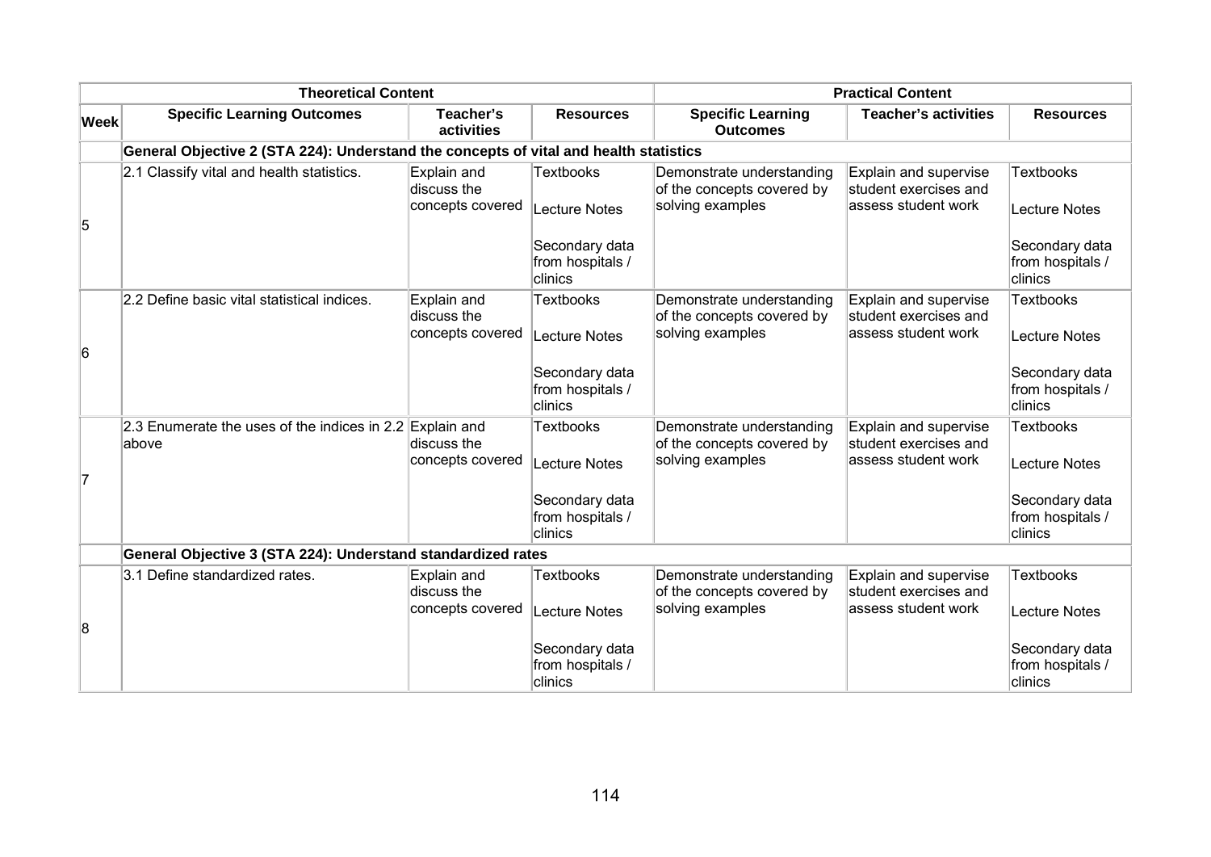| | Theoretical Content | | | Practical Content | | |
|---|---|---|---|---|---|---|
| **Week** | **Specific Learning Outcomes** | **Teacher's activities** | **Resources** | **Specific Learning Outcomes** | **Teacher's activities** | **Resources** |
| | **General Objective 2 (STA 224): Understand the concepts of vital and health statistics** | | | | | |
| 5 | 2.1 Classify vital and health statistics. | Explain and discuss the concepts covered | Textbooks<br><br>Lecture Notes<br><br>Secondary data from hospitals / clinics | Demonstrate understanding of the concepts covered by solving examples | Explain and supervise student exercises and assess student work | Textbooks<br><br>Lecture Notes<br><br>Secondary data from hospitals / clinics |
| 6 | 2.2 Define basic vital statistical indices. | Explain and discuss the concepts covered | Textbooks<br><br>Lecture Notes<br><br>Secondary data from hospitals / clinics | Demonstrate understanding of the concepts covered by solving examples | Explain and supervise student exercises and assess student work | Textbooks<br><br>Lecture Notes<br><br>Secondary data from hospitals / clinics |
| 7 | 2.3 Enumerate the uses of the indices in 2.2 above | Explain and discuss the concepts covered | Textbooks<br><br>Lecture Notes<br><br>Secondary data from hospitals / clinics | Demonstrate understanding of the concepts covered by solving examples | Explain and supervise student exercises and assess student work | Textbooks<br><br>Lecture Notes<br><br>Secondary data from hospitals / clinics |
| | **General Objective 3 (STA 224): Understand standardized rates** | | | | | |
| 8 | 3.1 Define standardized rates. | Explain and discuss the concepts covered | Textbooks<br><br>Lecture Notes<br><br>Secondary data from hospitals / clinics | Demonstrate understanding of the concepts covered by solving examples | Explain and supervise student exercises and assess student work | Textbooks<br><br>Lecture Notes<br><br>Secondary data from hospitals / clinics |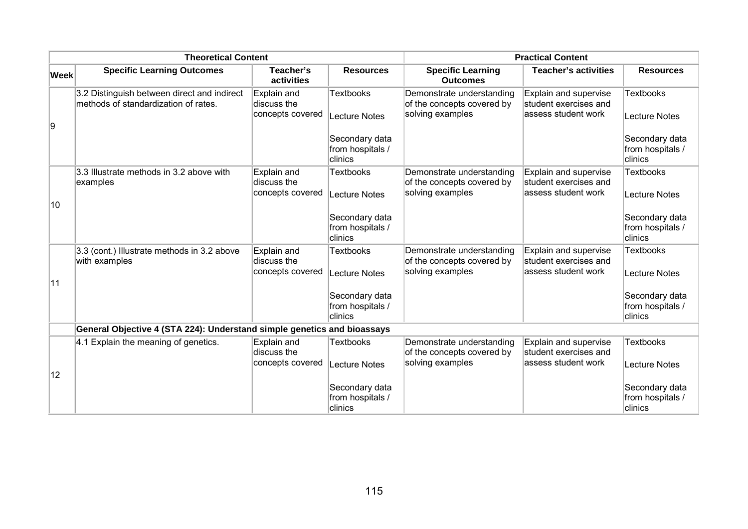| | Theoretical Content | | | Practical Content | | |
|---|---|---|---|---|---|---|
| **Week** | **Specific Learning Outcomes** | **Teacher's activities** | **Resources** | **Specific Learning Outcomes** | **Teacher's activities** | **Resources** |
| 9 | 3.2 Distinguish between direct and indirect methods of standardization of rates. | Explain and discuss the concepts covered | Textbooks<br><br>Lecture Notes<br><br>Secondary data from hospitals / clinics | Demonstrate understanding of the concepts covered by solving examples | Explain and supervise student exercises and assess student work | Textbooks<br><br>Lecture Notes<br><br>Secondary data from hospitals / clinics |
| 10 | 3.3 Illustrate methods in 3.2 above with examples | Explain and discuss the concepts covered | Textbooks<br><br>Lecture Notes<br><br>Secondary data from hospitals / clinics | Demonstrate understanding of the concepts covered by solving examples | Explain and supervise student exercises and assess student work | Textbooks<br><br>Lecture Notes<br><br>Secondary data from hospitals / clinics |
| 11 | 3.3 (cont.) Illustrate methods in 3.2 above with examples | Explain and discuss the concepts covered | Textbooks<br><br>Lecture Notes<br><br>Secondary data from hospitals / clinics | Demonstrate understanding of the concepts covered by solving examples | Explain and supervise student exercises and assess student work | Textbooks<br><br>Lecture Notes<br><br>Secondary data from hospitals / clinics |
| | **General Objective 4 (STA 224): Understand simple genetics and bioassays** | | | | | |
| 12 | 4.1 Explain the meaning of genetics. | Explain and discuss the concepts covered | Textbooks<br><br>Lecture Notes<br><br>Secondary data from hospitals / clinics | Demonstrate understanding of the concepts covered by solving examples | Explain and supervise student exercises and assess student work | Textbooks<br><br>Lecture Notes<br><br>Secondary data from hospitals / clinics |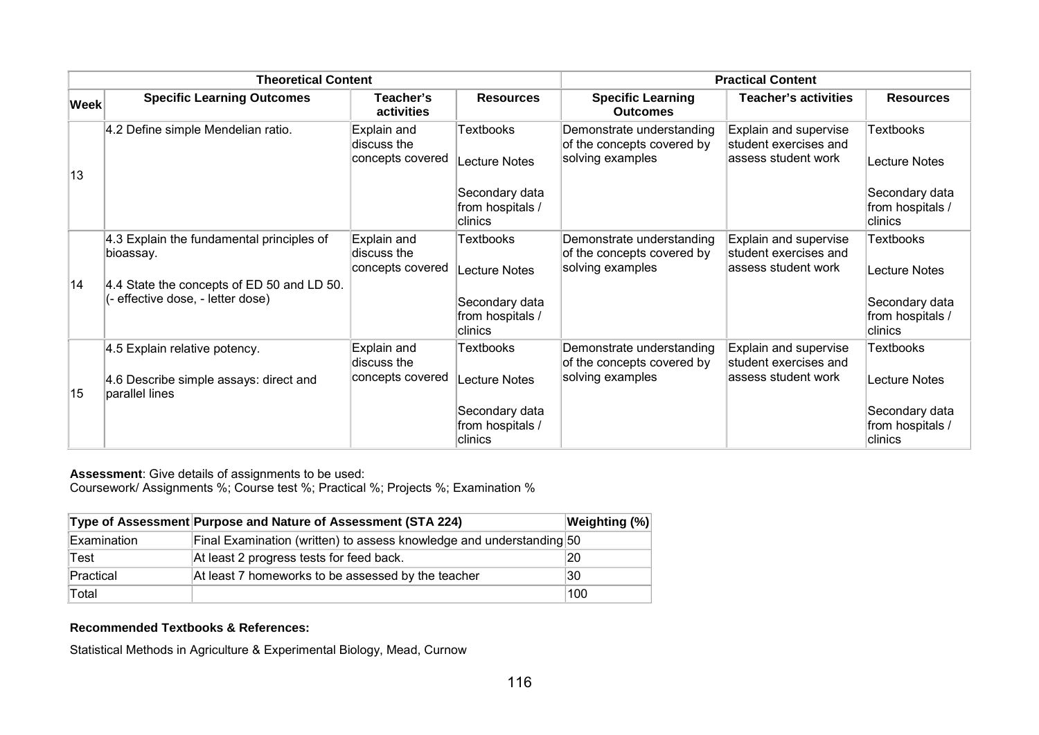| | Theoretical Content | | | Practical Content | | |
|---|---|---|---|---|---|---|
| **Week** | **Specific Learning Outcomes** | **Teacher's activities** | **Resources** | **Specific Learning Outcomes** | **Teacher's activities** | **Resources** |
| 13 | 4.2 Define simple Mendelian ratio. | Explain and discuss the concepts covered | Textbooks<br><br>Lecture Notes<br><br>Secondary data from hospitals / clinics | Demonstrate understanding of the concepts covered by solving examples | Explain and supervise student exercises and assess student work | Textbooks<br><br>Lecture Notes<br><br>Secondary data from hospitals / clinics |
| 14 | 4.3 Explain the fundamental principles of bioassay.<br><br>4.4 State the concepts of ED 50 and LD 50. (- effective dose, - letter dose) | Explain and discuss the concepts covered | Textbooks<br><br>Lecture Notes<br><br>Secondary data from hospitals / clinics | Demonstrate understanding of the concepts covered by solving examples | Explain and supervise student exercises and assess student work | Textbooks<br><br>Lecture Notes<br><br>Secondary data from hospitals / clinics |
| 15 | 4.5 Explain relative potency.<br><br>4.6 Describe simple assays: direct and parallel lines | Explain and discuss the concepts covered | Textbooks<br><br>Lecture Notes<br><br>Secondary data from hospitals / clinics | Demonstrate understanding of the concepts covered by solving examples | Explain and supervise student exercises and assess student work | Textbooks<br><br>Lecture Notes<br><br>Secondary data from hospitals / clinics |

**Assessment**: Give details of assignments to be used:
Coursework/ Assignments %; Course test %; Practical %; Projects %; Examination %

| Type of Assessment | Purpose and Nature of Assessment (STA 224) | Weighting (%) |
|---|---|---|
| Examination | Final Examination (written) to assess knowledge and understanding | 50 |
| Test | At least 2 progress tests for feed back. | 20 |
| Practical | At least 7 homeworks to be assessed by the teacher | 30 |
| Total | | 100 |

**Recommended Textbooks & References:**

Statistical Methods in Agriculture & Experimental Biology, Mead, Curnow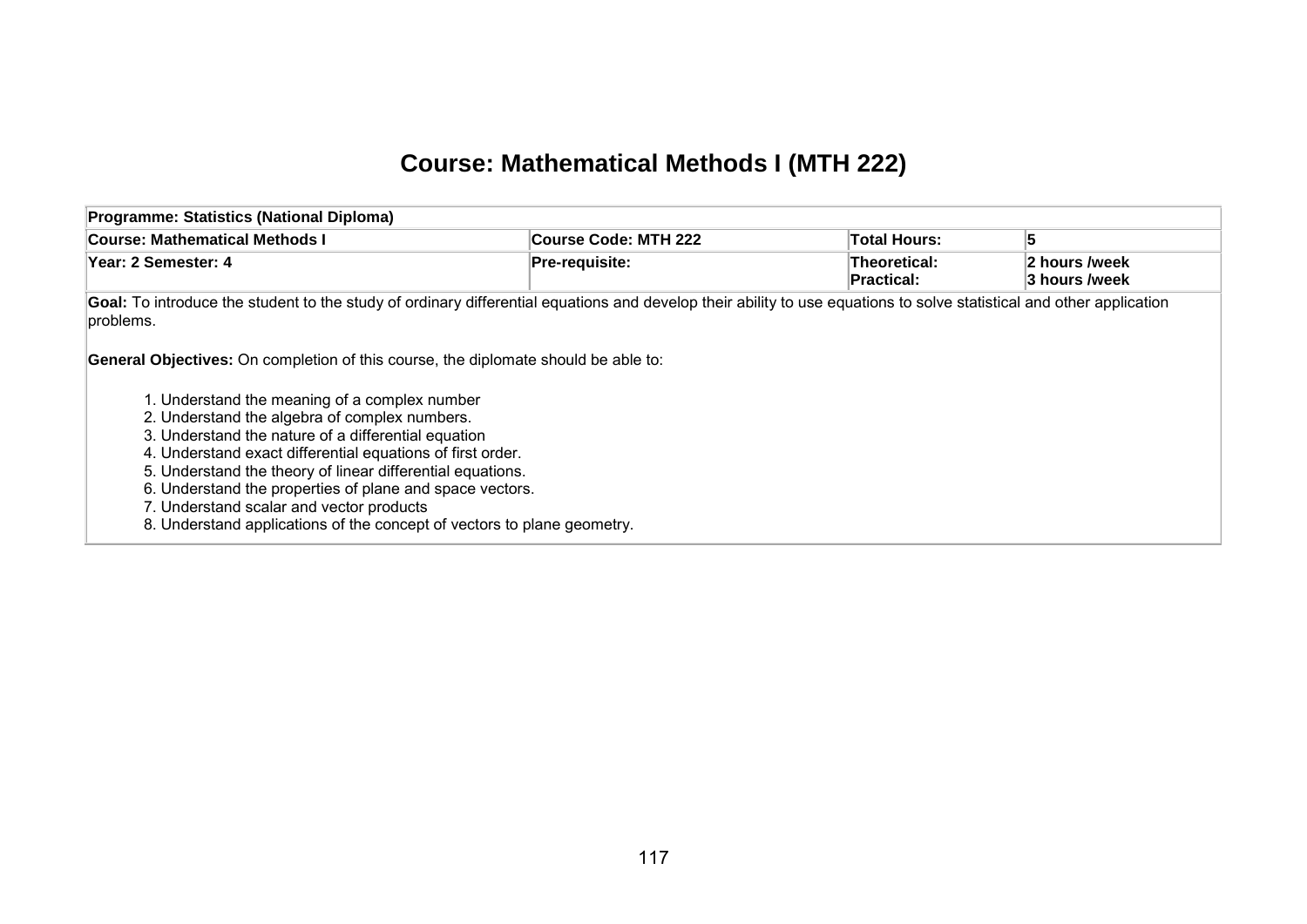# Course: Mathematical Methods I (MTH 222)

| Programme: Statistics (National Diploma) | | | |
|---|---|---|---|
| **Course: Mathematical Methods I** | **Course Code: MTH 222** | **Total Hours:** | **5** |
| **Year: 2 Semester: 4** | **Pre-requisite:** | **Theoretical:**<br>**Practical:** | **2 hours /week**<br>**3 hours /week** |

**Goal:** To introduce the student to the study of ordinary differential equations and develop their ability to use equations to solve statistical and other application problems.

**General Objectives:** On completion of this course, the diplomate should be able to:

1. Understand the meaning of a complex number
2. Understand the algebra of complex numbers.
3. Understand the nature of a differential equation
4. Understand exact differential equations of first order.
5. Understand the theory of linear differential equations.
6. Understand the properties of plane and space vectors.
7. Understand scalar and vector products
8. Understand applications of the concept of vectors to plane geometry.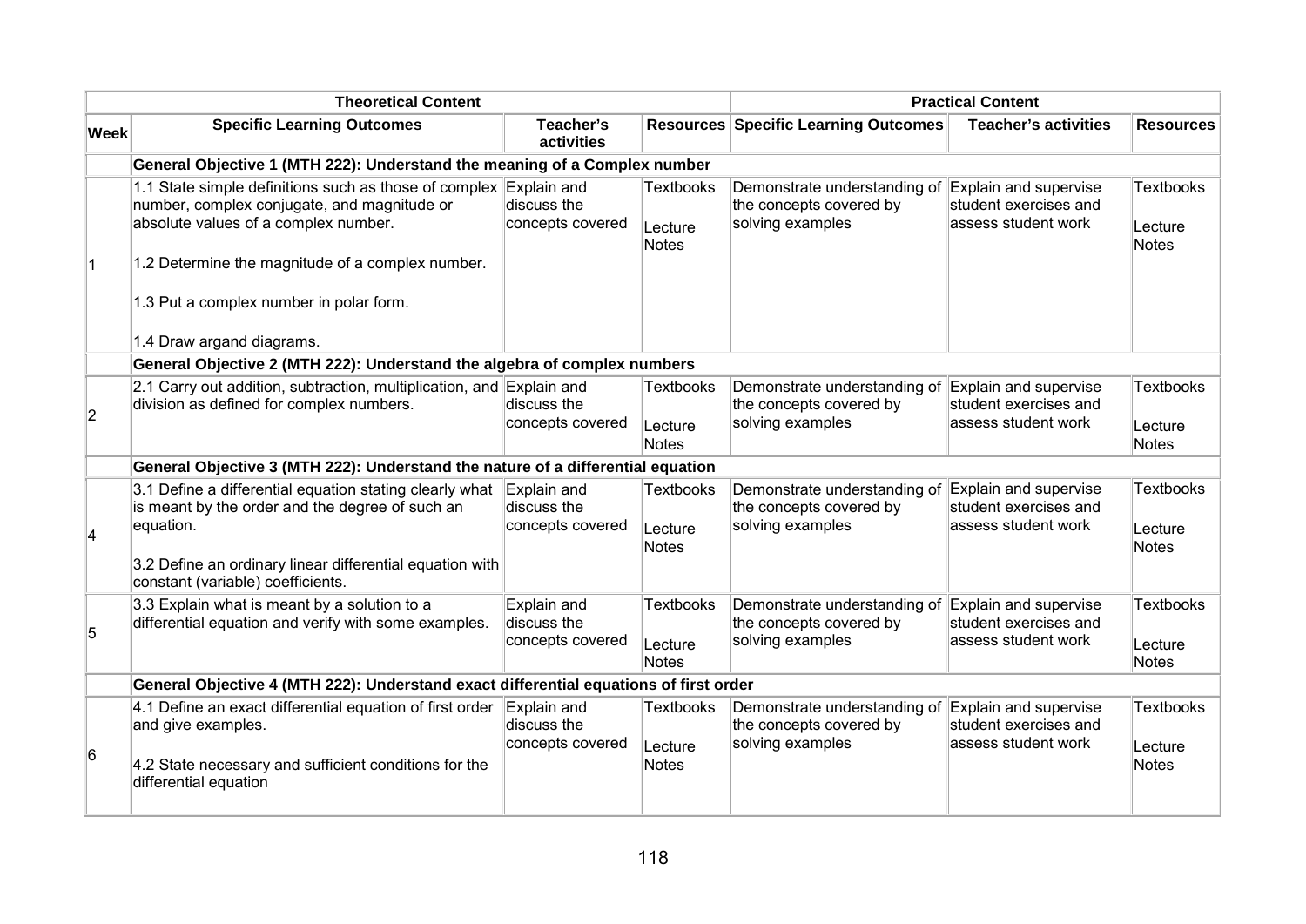| Theoretical Content | | | | Practical Content | | |
|---|---|---|---|---|---|---|
| **Week** | **Specific Learning Outcomes** | **Teacher's activities** | **Resources** | **Specific Learning Outcomes** | **Teacher's activities** | **Resources** |
| | **General Objective 1 (MTH 222): Understand the meaning of a Complex number** | | | | | |
| 1 | 1.1 State simple definitions such as those of complex number, complex conjugate, and magnitude or absolute values of a complex number.<br><br>1.2 Determine the magnitude of a complex number.<br><br>1.3 Put a complex number in polar form.<br><br>1.4 Draw argand diagrams. | Explain and discuss the concepts covered | Textbooks<br><br>Lecture Notes | Demonstrate understanding of the concepts covered by solving examples | Explain and supervise student exercises and assess student work | Textbooks<br><br>Lecture Notes |
| | **General Objective 2 (MTH 222): Understand the algebra of complex numbers** | | | | | |
| 2 | 2.1 Carry out addition, subtraction, multiplication, and division as defined for complex numbers. | Explain and discuss the concepts covered | Textbooks<br><br>Lecture Notes | Demonstrate understanding of the concepts covered by solving examples | Explain and supervise student exercises and assess student work | Textbooks<br><br>Lecture Notes |
| | **General Objective 3 (MTH 222): Understand the nature of a differential equation** | | | | | |
| 4 | 3.1 Define a differential equation stating clearly what is meant by the order and the degree of such an equation.<br><br>3.2 Define an ordinary linear differential equation with constant (variable) coefficients. | Explain and discuss the concepts covered | Textbooks<br><br>Lecture Notes | Demonstrate understanding of the concepts covered by solving examples | Explain and supervise student exercises and assess student work | Textbooks<br><br>Lecture Notes |
| 5 | 3.3 Explain what is meant by a solution to a differential equation and verify with some examples. | Explain and discuss the concepts covered | Textbooks<br><br>Lecture Notes | Demonstrate understanding of the concepts covered by solving examples | Explain and supervise student exercises and assess student work | Textbooks<br><br>Lecture Notes |
| | **General Objective 4 (MTH 222): Understand exact differential equations of first order** | | | | | |
| 6 | 4.1 Define an exact differential equation of first order and give examples.<br><br>4.2 State necessary and sufficient conditions for the differential equation | Explain and discuss the concepts covered | Textbooks<br><br>Lecture Notes | Demonstrate understanding of the concepts covered by solving examples | Explain and supervise student exercises and assess student work | Textbooks<br><br>Lecture Notes |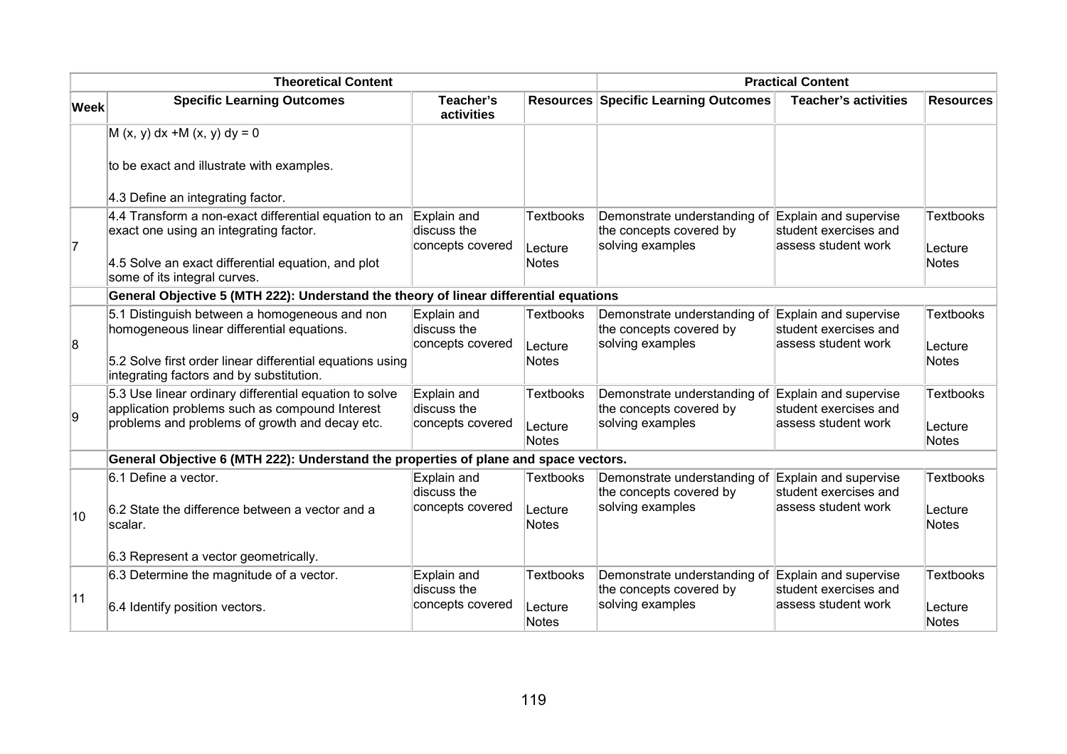| Theoretical Content | | | | Practical Content | | |
|---|---|---|---|---|---|---|
| **Week** | **Specific Learning Outcomes** | **Teacher's activities** | **Resources** | **Specific Learning Outcomes** | **Teacher's activities** | **Resources** |
| | $M(x, y)\,dx + M(x, y)\,dy = 0$<br><br>to be exact and illustrate with examples.<br><br>4.3 Define an integrating factor. | | | | | |
| 7 | 4.4 Transform a non-exact differential equation to an exact one using an integrating factor.<br><br>4.5 Solve an exact differential equation, and plot some of its integral curves. | Explain and discuss the concepts covered | Textbooks<br><br>Lecture Notes | Demonstrate understanding of the concepts covered by solving examples | Explain and supervise student exercises and assess student work | Textbooks<br><br>Lecture Notes |
| | **General Objective 5 (MTH 222): Understand the theory of linear differential equations** | | | | | |
| 8 | 5.1 Distinguish between a homogeneous and non homogeneous linear differential equations.<br><br>5.2 Solve first order linear differential equations using integrating factors and by substitution. | Explain and discuss the concepts covered | Textbooks<br><br>Lecture Notes | Demonstrate understanding of the concepts covered by solving examples | Explain and supervise student exercises and assess student work | Textbooks<br><br>Lecture Notes |
| 9 | 5.3 Use linear ordinary differential equation to solve application problems such as compound Interest problems and problems of growth and decay etc. | Explain and discuss the concepts covered | Textbooks<br><br>Lecture Notes | Demonstrate understanding of the concepts covered by solving examples | Explain and supervise student exercises and assess student work | Textbooks<br><br>Lecture Notes |
| | **General Objective 6 (MTH 222): Understand the properties of plane and space vectors.** | | | | | |
| 10 | 6.1 Define a vector.<br><br>6.2 State the difference between a vector and a scalar.<br><br>6.3 Represent a vector geometrically. | Explain and discuss the concepts covered | Textbooks<br><br>Lecture Notes | Demonstrate understanding of the concepts covered by solving examples | Explain and supervise student exercises and assess student work | Textbooks<br><br>Lecture Notes |
| 11 | 6.3 Determine the magnitude of a vector.<br><br>6.4 Identify position vectors. | Explain and discuss the concepts covered | Textbooks<br><br>Lecture Notes | Demonstrate understanding of the concepts covered by solving examples | Explain and supervise student exercises and assess student work | Textbooks<br><br>Lecture Notes |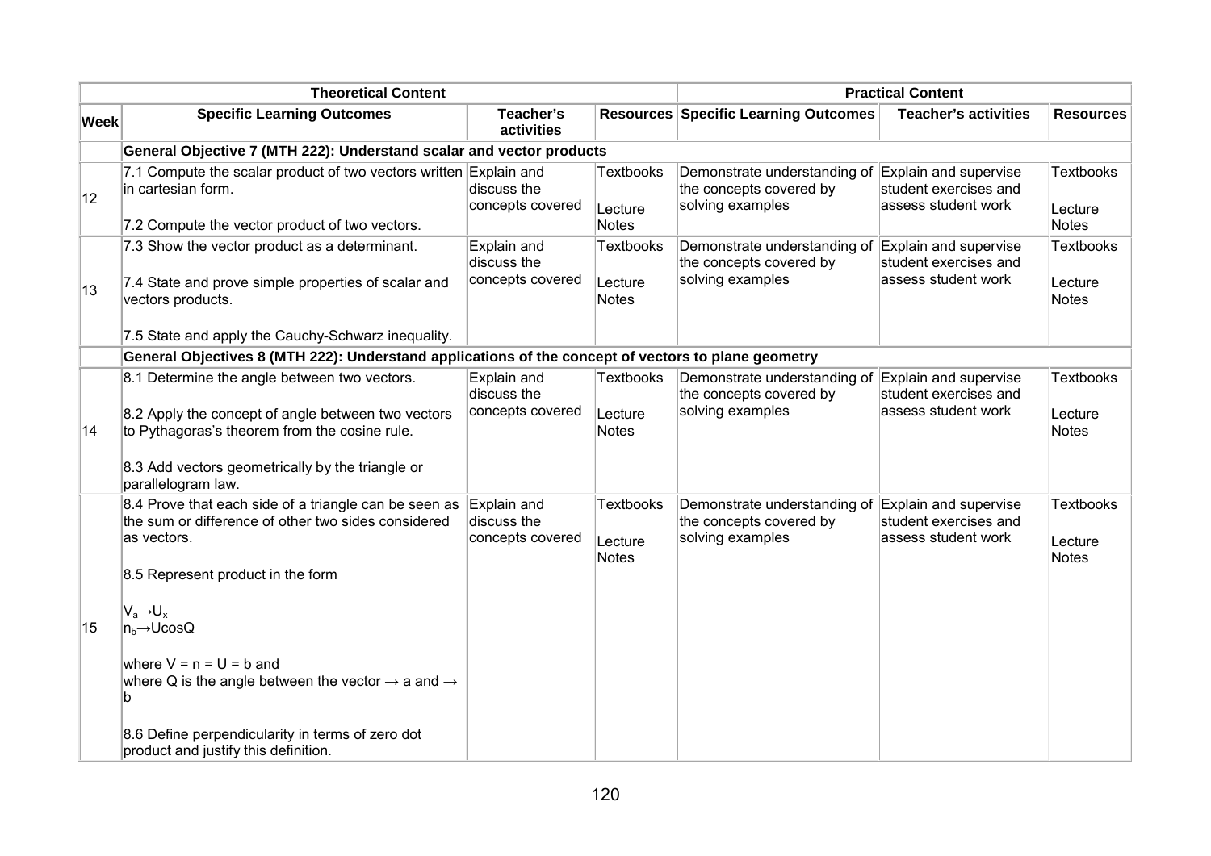| | Theoretical Content | | | Practical Content | | |
|---|---|---|---|---|---|---|
| **Week** | **Specific Learning Outcomes** | **Teacher's activities** | **Resources** | **Specific Learning Outcomes** | **Teacher's activities** | **Resources** |
| | **General Objective 7 (MTH 222): Understand scalar and vector products** | | | | | |
| 12 | 7.1 Compute the scalar product of two vectors written in cartesian form.<br><br>7.2 Compute the vector product of two vectors. | Explain and discuss the concepts covered | Textbooks<br><br>Lecture Notes | Demonstrate understanding of the concepts covered by solving examples | Explain and supervise student exercises and assess student work | Textbooks<br><br>Lecture Notes |
| 13 | 7.3 Show the vector product as a determinant.<br><br>7.4 State and prove simple properties of scalar and vectors products.<br><br>7.5 State and apply the Cauchy-Schwarz inequality. | Explain and discuss the concepts covered | Textbooks<br><br>Lecture Notes | Demonstrate understanding of the concepts covered by solving examples | Explain and supervise student exercises and assess student work | Textbooks<br><br>Lecture Notes |
| | **General Objectives 8 (MTH 222): Understand applications of the concept of vectors to plane geometry** | | | | | |
| 14 | 8.1 Determine the angle between two vectors.<br><br>8.2 Apply the concept of angle between two vectors to Pythagoras's theorem from the cosine rule.<br><br>8.3 Add vectors geometrically by the triangle or parallelogram law. | Explain and discuss the concepts covered | Textbooks<br><br>Lecture Notes | Demonstrate understanding of the concepts covered by solving examples | Explain and supervise student exercises and assess student work | Textbooks<br><br>Lecture Notes |
| 15 | 8.4 Prove that each side of a triangle can be seen as the sum or difference of other two sides considered as vectors.<br><br>8.5 Represent product in the form<br><br>$V_a \rightarrow U_x$<br>$n_b \rightarrow U\cos Q$<br><br>where V = n = U = b and<br>where Q is the angle between the vector → a and → b<br><br>8.6 Define perpendicularity in terms of zero dot product and justify this definition. | Explain and discuss the concepts covered | Textbooks<br><br>Lecture Notes | Demonstrate understanding of the concepts covered by solving examples | Explain and supervise student exercises and assess student work | Textbooks<br><br>Lecture Notes |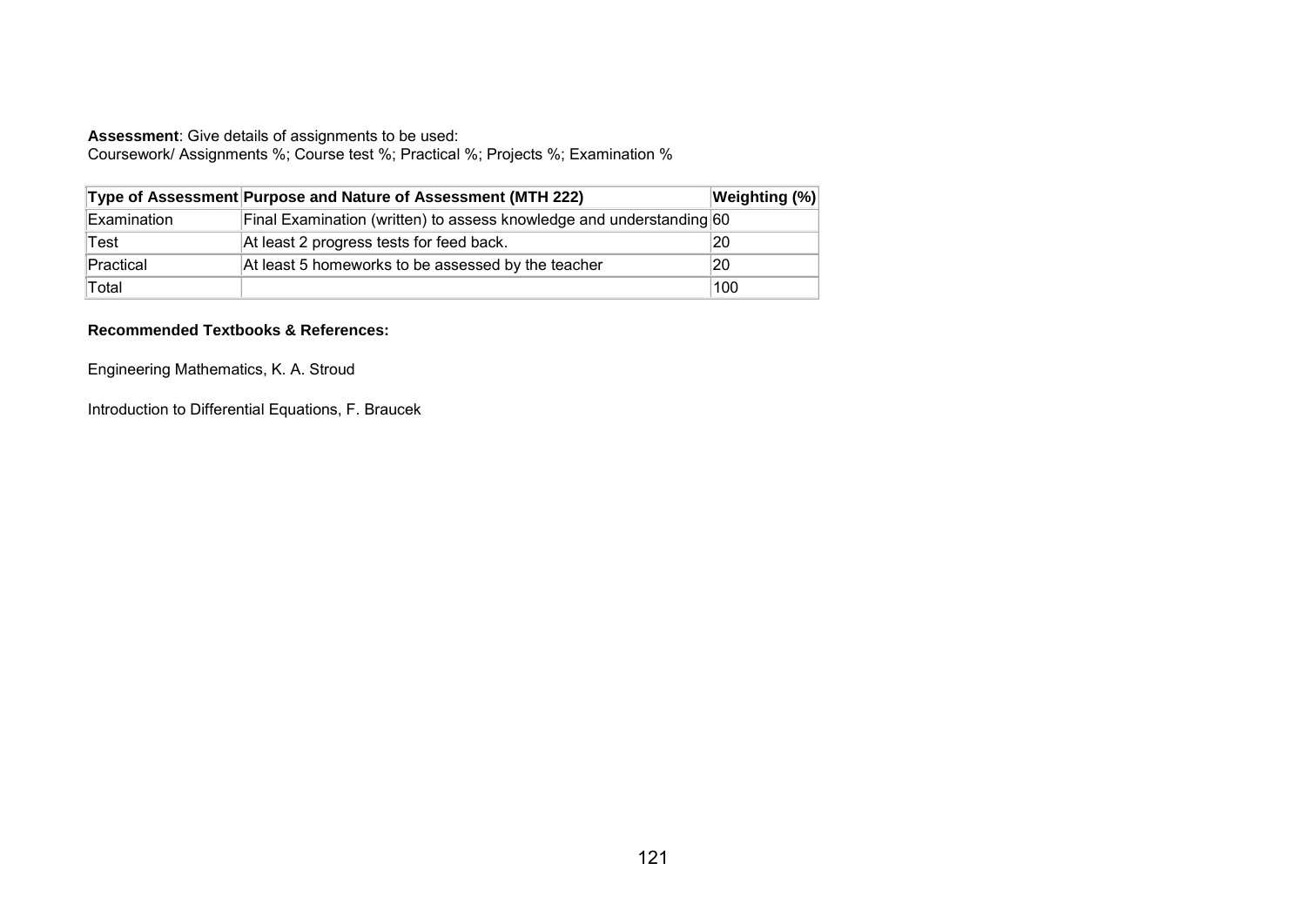**Assessment**: Give details of assignments to be used:
Coursework/ Assignments %; Course test %; Practical %; Projects %; Examination %

| Type of Assessment | Purpose and Nature of Assessment (MTH 222) | Weighting (%) |
|---|---|---|
| Examination | Final Examination (written) to assess knowledge and understanding | 60 |
| Test | At least 2 progress tests for feed back. | 20 |
| Practical | At least 5 homeworks to be assessed by the teacher | 20 |
| Total | | 100 |

**Recommended Textbooks & References:**

Engineering Mathematics, K. A. Stroud

Introduction to Differential Equations, F. Braucek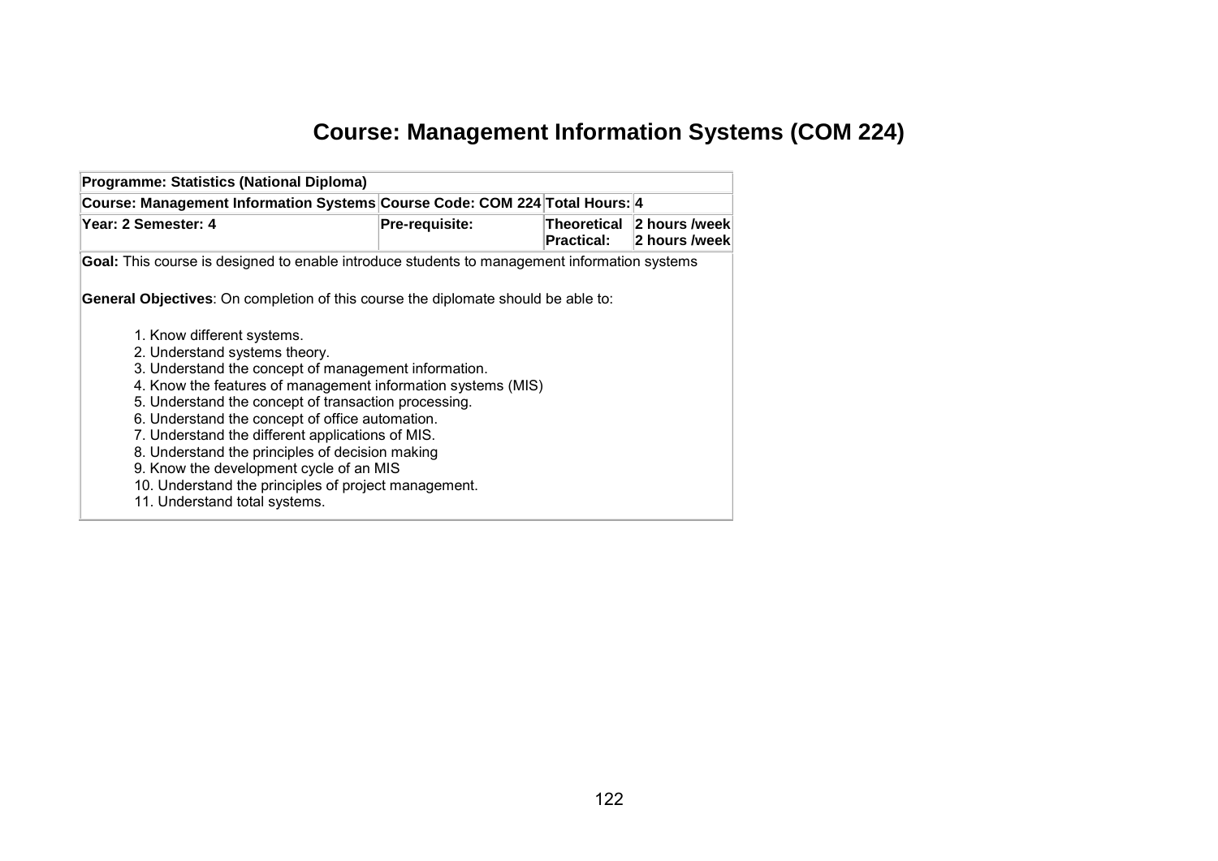# Course: Management Information Systems (COM 224)

| Programme: Statistics (National Diploma) | | | |
|---|---|---|---|
| **Course: Management Information Systems** | **Course Code: COM 224** | **Total Hours:** | **4** |
| **Year: 2 Semester: 4** | **Pre-requisite:** | **Theoretical**<br>**Practical:** | **2 hours /week**<br>**2 hours /week** |

**Goal:** This course is designed to enable introduce students to management information systems

**General Objectives**: On completion of this course the diplomate should be able to:

1. Know different systems.
2. Understand systems theory.
3. Understand the concept of management information.
4. Know the features of management information systems (MIS)
5. Understand the concept of transaction processing.
6. Understand the concept of office automation.
7. Understand the different applications of MIS.
8. Understand the principles of decision making
9. Know the development cycle of an MIS
10. Understand the principles of project management.
11. Understand total systems.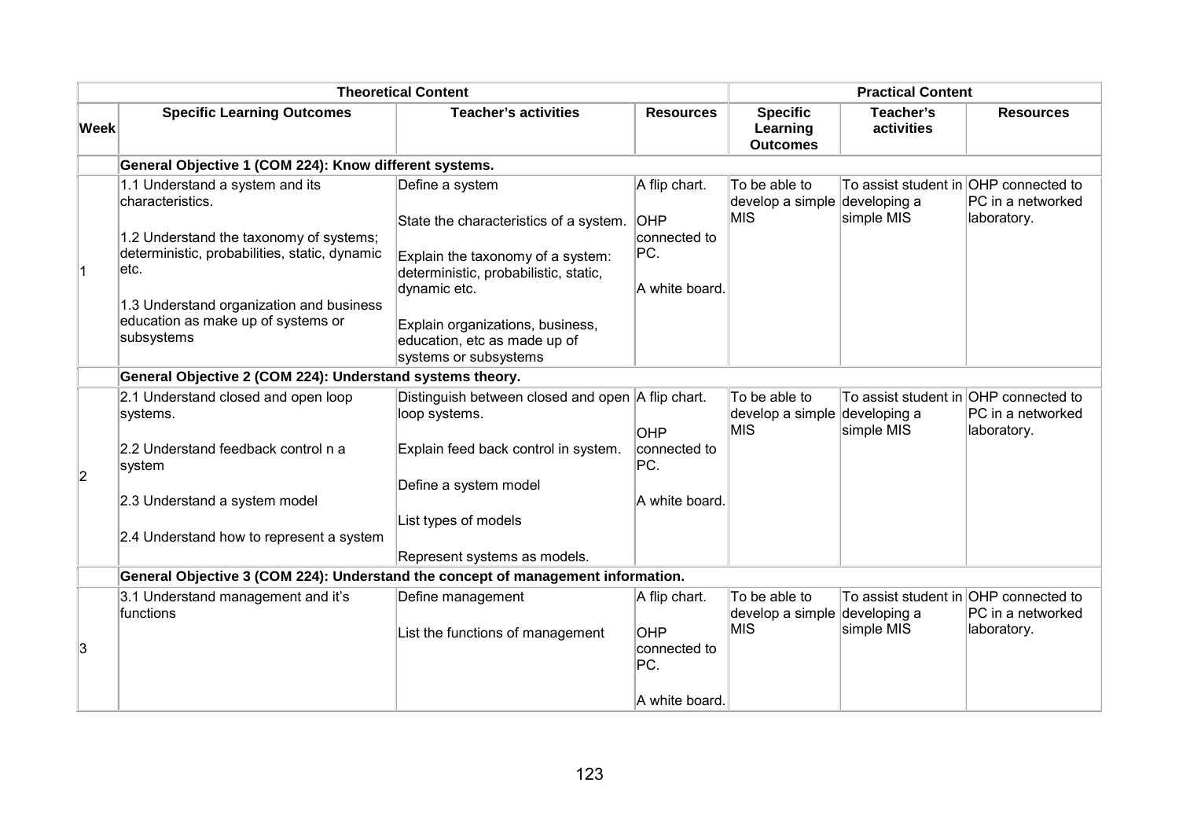| | Theoretical Content | | | Practical Content | | |
|---|---|---|---|---|---|---|
| **Week** | **Specific Learning Outcomes** | **Teacher's activities** | **Resources** | **Specific Learning Outcomes** | **Teacher's activities** | **Resources** |
| | **General Objective 1 (COM 224): Know different systems.** | | | | | |
| 1 | 1.1 Understand a system and its characteristics.<br><br>1.2 Understand the taxonomy of systems; deterministic, probabilities, static, dynamic etc.<br><br>1.3 Understand organization and business education as make up of systems or subsystems | Define a system<br><br>State the characteristics of a system.<br><br>Explain the taxonomy of a system: deterministic, probabilistic, static, dynamic etc.<br><br>Explain organizations, business, education, etc as made up of systems or subsystems | A flip chart.<br><br>OHP connected to PC.<br><br>A white board. | To be able to develop a simple MIS | To assist student in developing a simple MIS | OHP connected to PC in a networked laboratory. |
| | **General Objective 2 (COM 224): Understand systems theory.** | | | | | |
| 2 | 2.1 Understand closed and open loop systems.<br><br>2.2 Understand feedback control n a system<br><br>2.3 Understand a system model<br><br>2.4 Understand how to represent a system | Distinguish between closed and open loop systems.<br><br>Explain feed back control in system.<br><br>Define a system model<br><br>List types of models<br><br>Represent systems as models. | A flip chart.<br><br>OHP connected to PC.<br><br>A white board. | To be able to develop a simple MIS | To assist student in developing a simple MIS | OHP connected to PC in a networked laboratory. |
| | **General Objective 3 (COM 224): Understand the concept of management information.** | | | | | |
| 3 | 3.1 Understand management and it's functions | Define management<br><br>List the functions of management | A flip chart.<br><br>OHP connected to PC.<br><br>A white board. | To be able to develop a simple MIS | To assist student in developing a simple MIS | OHP connected to PC in a networked laboratory. |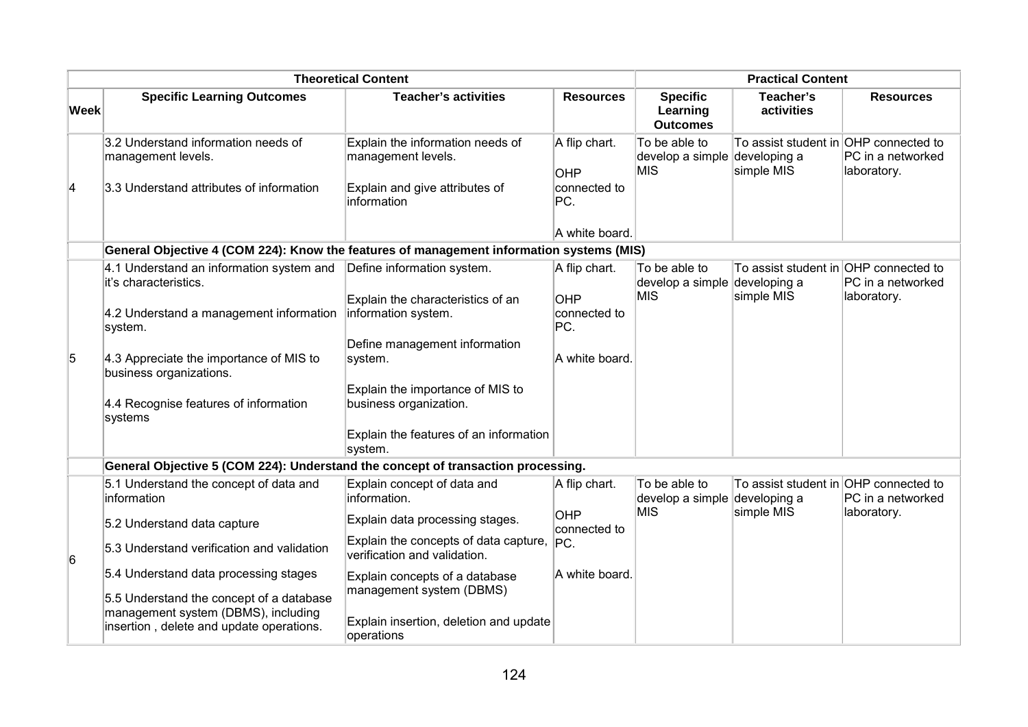| | Theoretical Content | | | Practical Content | | |
|---|---|---|---|---|---|---|
| **Week** | **Specific Learning Outcomes** | **Teacher's activities** | **Resources** | **Specific Learning Outcomes** | **Teacher's activities** | **Resources** |
| 4 | 3.2 Understand information needs of management levels.<br><br>3.3 Understand attributes of information | Explain the information needs of management levels.<br><br>Explain and give attributes of information | A flip chart.<br><br>OHP connected to PC.<br><br>A white board. | To be able to develop a simple MIS | To assist student in developing a simple MIS | OHP connected to PC in a networked laboratory. |
| | **General Objective 4 (COM 224): Know the features of management information systems (MIS)** | | | | | |
| 5 | 4.1 Understand an information system and it's characteristics.<br><br>4.2 Understand a management information system.<br><br>4.3 Appreciate the importance of MIS to business organizations.<br><br>4.4 Recognise features of information systems | Define information system.<br><br>Explain the characteristics of an information system.<br><br>Define management information system.<br><br>Explain the importance of MIS to business organization.<br><br>Explain the features of an information system. | A flip chart.<br><br>OHP connected to PC.<br><br>A white board. | To be able to develop a simple MIS | To assist student in developing a simple MIS | OHP connected to PC in a networked laboratory. |
| | **General Objective 5 (COM 224): Understand the concept of transaction processing.** | | | | | |
| 6 | 5.1 Understand the concept of data and information<br><br>5.2 Understand data capture<br><br>5.3 Understand verification and validation<br><br>5.4 Understand data processing stages<br><br>5.5 Understand the concept of a database management system (DBMS), including insertion , delete and update operations. | Explain concept of data and information.<br><br>Explain data processing stages.<br><br>Explain the concepts of data capture, verification and validation.<br><br>Explain concepts of a database management system (DBMS)<br><br>Explain insertion, deletion and update operations | A flip chart.<br><br>OHP connected to PC.<br><br>A white board. | To be able to develop a simple MIS | To assist student in developing a simple MIS | OHP connected to PC in a networked laboratory. |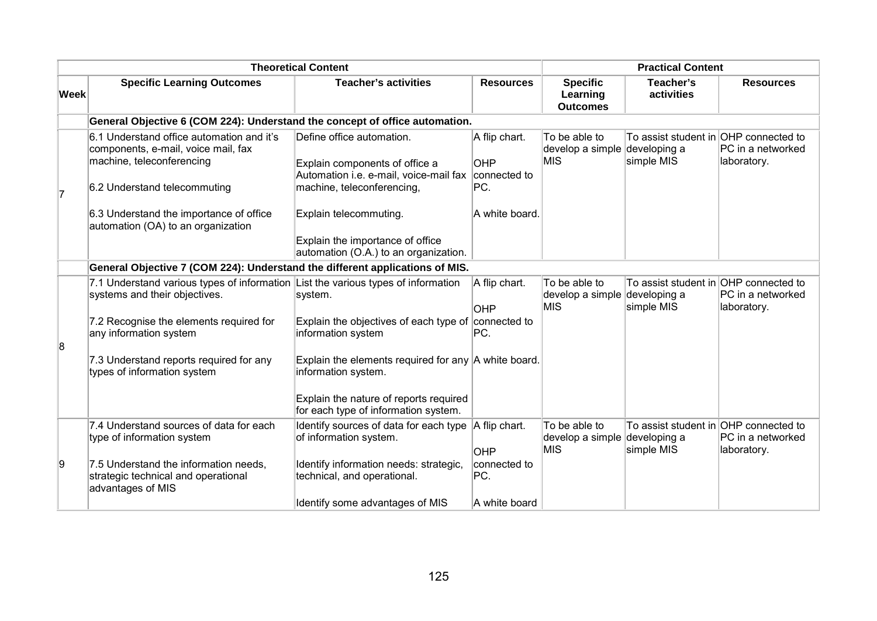| | Theoretical Content | | | Practical Content | | |
|---|---|---|---|---|---|---|
| **Week** | **Specific Learning Outcomes** | **Teacher's activities** | **Resources** | **Specific Learning Outcomes** | **Teacher's activities** | **Resources** |
| | **General Objective 6 (COM 224): Understand the concept of office automation.** | | | | | |
| 7 | 6.1 Understand office automation and it's components, e-mail, voice mail, fax machine, teleconferencing<br><br>6.2 Understand telecommuting<br><br>6.3 Understand the importance of office automation (OA) to an organization | Define office automation.<br><br>Explain components of office a Automation i.e. e-mail, voice-mail fax machine, teleconferencing,<br><br>Explain telecommuting.<br><br>Explain the importance of office automation (O.A.) to an organization. | A flip chart.<br><br>OHP connected to PC.<br><br>A white board. | To be able to develop a simple MIS | To assist student in developing a simple MIS | OHP connected to PC in a networked laboratory. |
| | **General Objective 7 (COM 224): Understand the different applications of MIS.** | | | | | |
| 8 | 7.1 Understand various types of information systems and their objectives.<br><br>7.2 Recognise the elements required for any information system<br><br>7.3 Understand reports required for any types of information system | List the various types of information system.<br><br>Explain the objectives of each type of information system<br><br>Explain the elements required for any information system.<br><br>Explain the nature of reports required for each type of information system. | A flip chart.<br><br>OHP connected to PC.<br><br>A white board. | To be able to develop a simple MIS | To assist student in developing a simple MIS | OHP connected to PC in a networked laboratory. |
| 9 | 7.4 Understand sources of data for each type of information system<br><br>7.5 Understand the information needs, strategic technical and operational advantages of MIS | Identify sources of data for each type of information system.<br><br>Identify information needs: strategic, technical, and operational.<br><br>Identify some advantages of MIS | A flip chart.<br><br>OHP connected to PC.<br><br>A white board | To be able to develop a simple MIS | To assist student in developing a simple MIS | OHP connected to PC in a networked laboratory. |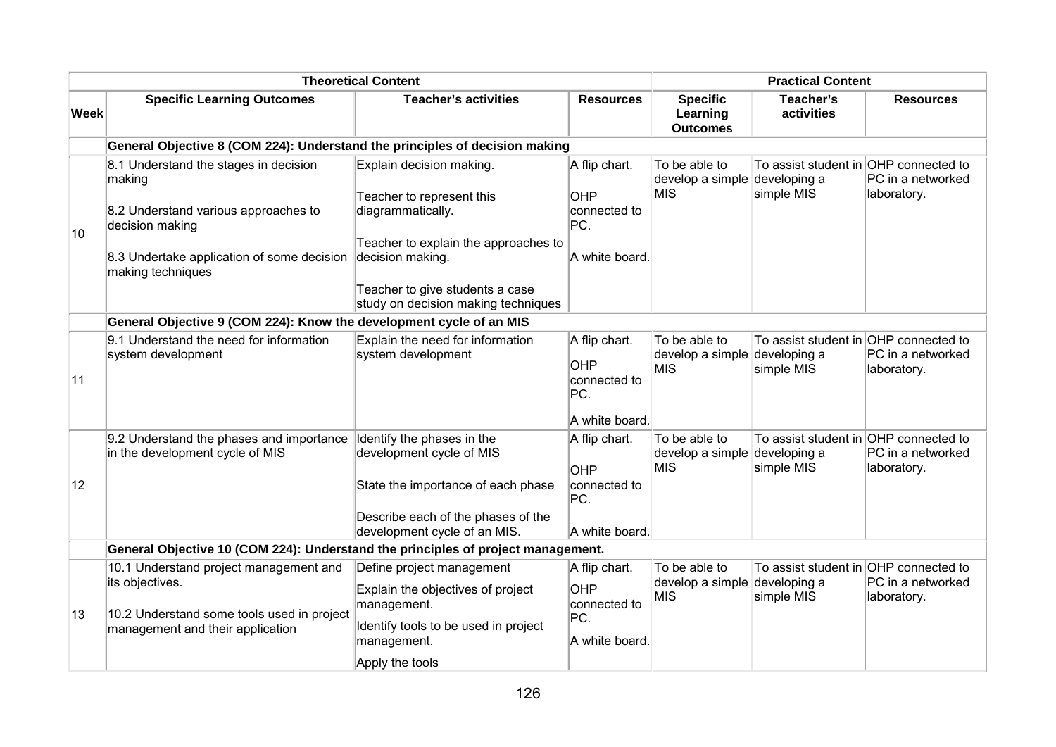| Week | Theoretical Content | | | Practical Content | | |
|---|---|---|---|---|---|---|
| | **Specific Learning Outcomes** | **Teacher's activities** | **Resources** | **Specific Learning Outcomes** | **Teacher's activities** | **Resources** |
| | **General Objective 8 (COM 224): Understand the principles of decision making** | | | | | |
| 10 | 8.1 Understand the stages in decision making<br><br>8.2 Understand various approaches to decision making<br><br>8.3 Undertake application of some decision making techniques | Explain decision making.<br><br>Teacher to represent this diagrammatically.<br><br>Teacher to explain the approaches to decision making.<br><br>Teacher to give students a case study on decision making techniques | A flip chart.<br><br>OHP connected to PC.<br><br>A white board. | To be able to develop a simple MIS | To assist student in developing a simple MIS | OHP connected to PC in a networked laboratory. |
| | **General Objective 9 (COM 224): Know the development cycle of an MIS** | | | | | |
| 11 | 9.1 Understand the need for information system development | Explain the need for information system development | A flip chart.<br><br>OHP connected to PC.<br><br>A white board. | To be able to develop a simple MIS | To assist student in developing a simple MIS | OHP connected to PC in a networked laboratory. |
| 12 | 9.2 Understand the phases and importance in the development cycle of MIS | Identify the phases in the development cycle of MIS<br><br>State the importance of each phase<br><br>Describe each of the phases of the development cycle of an MIS. | A flip chart.<br><br>OHP connected to PC.<br><br>A white board. | To be able to develop a simple MIS | To assist student in developing a simple MIS | OHP connected to PC in a networked laboratory. |
| | **General Objective 10 (COM 224): Understand the principles of project management.** | | | | | |
| 13 | 10.1 Understand project management and its objectives.<br><br>10.2 Understand some tools used in project management and their application | Define project management<br><br>Explain the objectives of project management.<br><br>Identify tools to be used in project management.<br><br>Apply the tools | A flip chart.<br><br>OHP connected to PC.<br><br>A white board. | To be able to develop a simple MIS | To assist student in developing a simple MIS | OHP connected to PC in a networked laboratory. |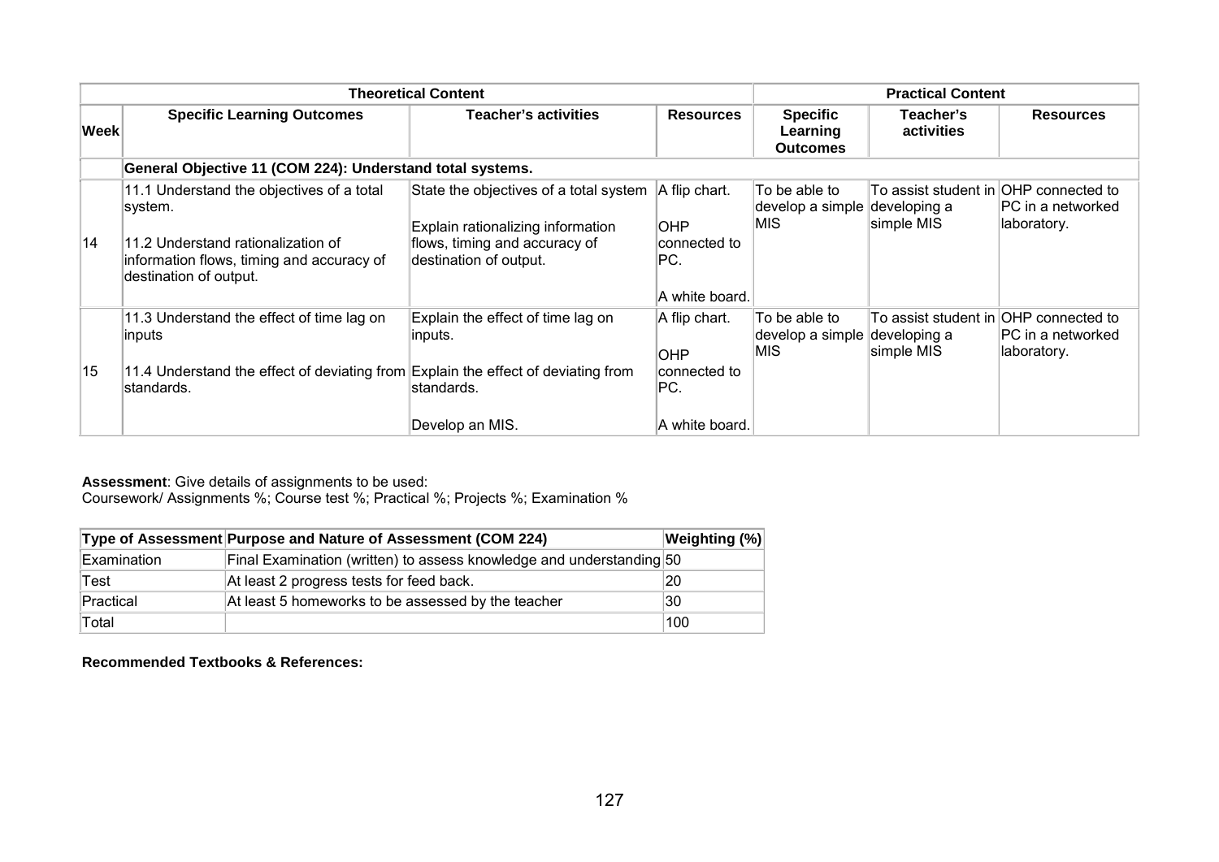| Week | Theoretical Content | | | Practical Content | | |
|---|---|---|---|---|---|---|
| | **Specific Learning Outcomes** | **Teacher's activities** | **Resources** | **Specific Learning Outcomes** | **Teacher's activities** | **Resources** |
| | **General Objective 11 (COM 224): Understand total systems.** | | | | | |
| 14 | 11.1 Understand the objectives of a total system.<br><br>11.2 Understand rationalization of information flows, timing and accuracy of destination of output. | State the objectives of a total system<br><br>Explain rationalizing information flows, timing and accuracy of destination of output. | A flip chart.<br><br>OHP connected to PC.<br><br>A white board. | To be able to develop a simple MIS | To assist student in developing a simple MIS | OHP connected to PC in a networked laboratory. |
| 15 | 11.3 Understand the effect of time lag on inputs<br><br>11.4 Understand the effect of deviating from standards. | Explain the effect of time lag on inputs.<br><br>Explain the effect of deviating from standards.<br><br>Develop an MIS. | A flip chart.<br><br>OHP connected to PC.<br><br>A white board. | To be able to develop a simple MIS | To assist student in developing a simple MIS | OHP connected to PC in a networked laboratory. |

**Assessment**: Give details of assignments to be used:
Coursework/ Assignments %; Course test %; Practical %; Projects %; Examination %

| Type of Assessment | Purpose and Nature of Assessment (COM 224) | Weighting (%) |
|---|---|---|
| Examination | Final Examination (written) to assess knowledge and understanding | 50 |
| Test | At least 2 progress tests for feed back. | 20 |
| Practical | At least 5 homeworks to be assessed by the teacher | 30 |
| Total | | 100 |

**Recommended Textbooks & References:**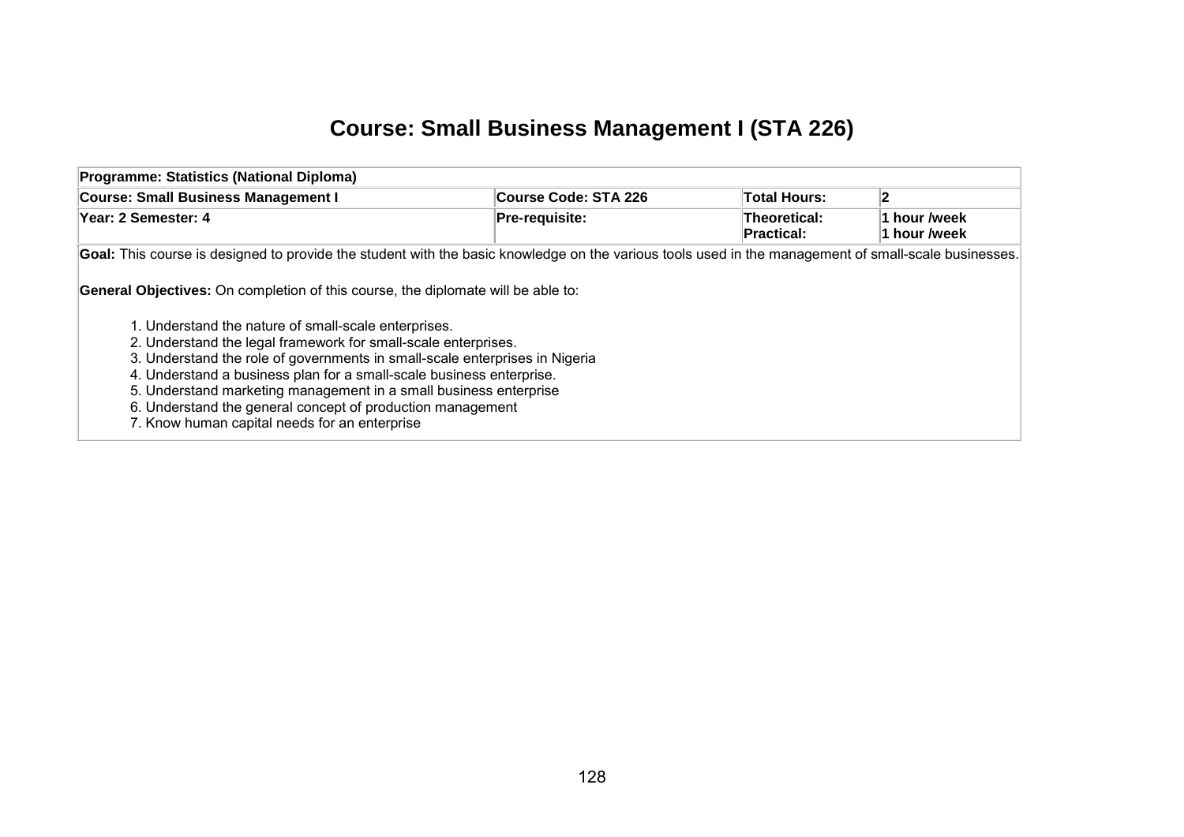# Course: Small Business Management I (STA 226)

| Programme: Statistics (National Diploma) | | | |
|---|---|---|---|
| **Course: Small Business Management I** | **Course Code: STA 226** | **Total Hours:** | **2** |
| **Year: 2 Semester: 4** | **Pre-requisite:** | **Theoretical:**<br>**Practical:** | **1 hour /week**<br>**1 hour /week** |

**Goal:** This course is designed to provide the student with the basic knowledge on the various tools used in the management of small-scale businesses.

**General Objectives:** On completion of this course, the diplomate will be able to:

1. Understand the nature of small-scale enterprises.
2. Understand the legal framework for small-scale enterprises.
3. Understand the role of governments in small-scale enterprises in Nigeria
4. Understand a business plan for a small-scale business enterprise.
5. Understand marketing management in a small business enterprise
6. Understand the general concept of production management
7. Know human capital needs for an enterprise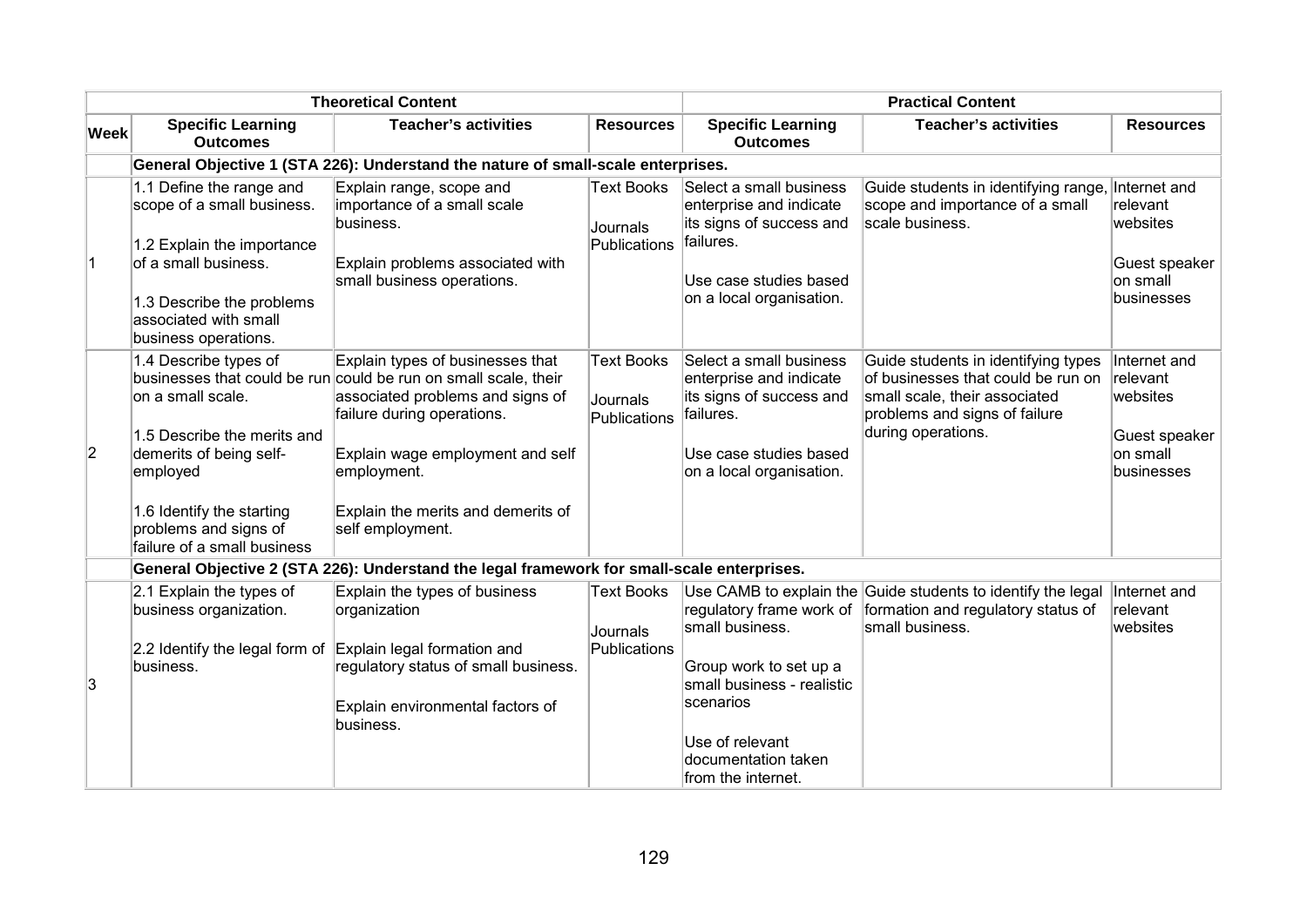| | Theoretical Content | | | Practical Content | | |
|---|---|---|---|---|---|---|
| **Week** | **Specific Learning Outcomes** | **Teacher's activities** | **Resources** | **Specific Learning Outcomes** | **Teacher's activities** | **Resources** |
| | **General Objective 1 (STA 226): Understand the nature of small-scale enterprises.** | | | | | |
| 1 | 1.1 Define the range and scope of a small business.<br><br>1.2 Explain the importance of a small business.<br><br>1.3 Describe the problems associated with small business operations. | Explain range, scope and importance of a small scale business.<br><br>Explain problems associated with small business operations. | Text Books<br><br>Journals Publications | Select a small business enterprise and indicate its signs of success and failures.<br><br>Use case studies based on a local organisation. | Guide students in identifying range, scope and importance of a small scale business. | Internet and relevant websites<br><br>Guest speaker on small businesses |
| 2 | 1.4 Describe types of businesses that could be run on a small scale.<br><br>1.5 Describe the merits and demerits of being self-employed<br><br>1.6 Identify the starting problems and signs of failure of a small business | Explain types of businesses that could be run on small scale, their associated problems and signs of failure during operations.<br><br>Explain wage employment and self employment.<br><br>Explain the merits and demerits of self employment. | Text Books<br><br>Journals Publications | Select a small business enterprise and indicate its signs of success and failures.<br><br>Use case studies based on a local organisation. | Guide students in identifying types of businesses that could be run on small scale, their associated problems and signs of failure during operations. | Internet and relevant websites<br><br>Guest speaker on small businesses |
| | **General Objective 2 (STA 226): Understand the legal framework for small-scale enterprises.** | | | | | |
| 3 | 2.1 Explain the types of business organization.<br><br>2.2 Identify the legal form of business. | Explain the types of business organization<br><br>Explain legal formation and regulatory status of small business.<br><br>Explain environmental factors of business. | Text Books<br><br>Journals Publications | Use CAMB to explain the regulatory frame work of small business.<br><br>Group work to set up a small business - realistic scenarios<br><br>Use of relevant documentation taken from the internet. | Guide students to identify the legal formation and regulatory status of small business. | Internet and relevant websites |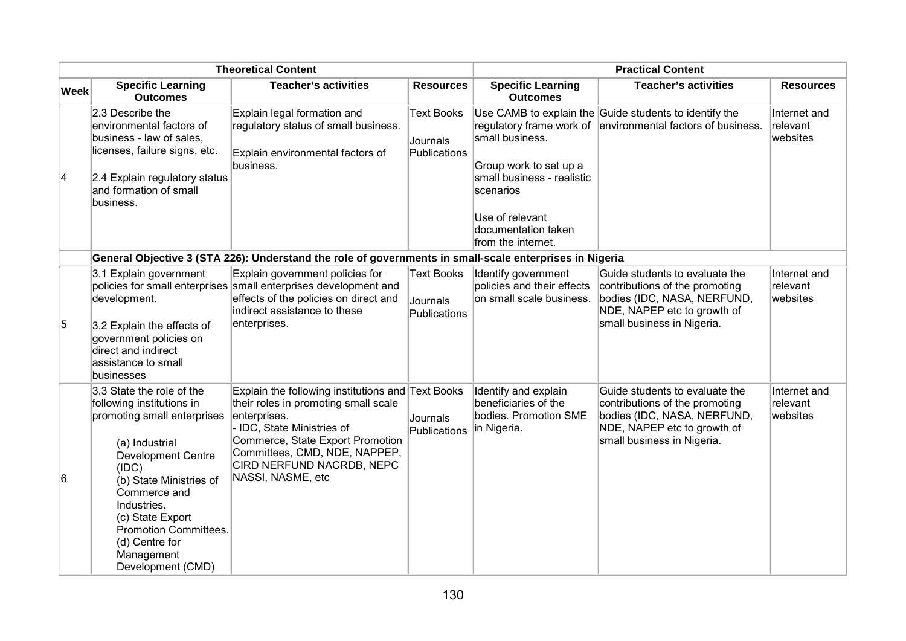| Theoretical Content | | | | Practical Content | | |
|---|---|---|---|---|---|---|
| **Week** | **Specific Learning Outcomes** | **Teacher's activities** | **Resources** | **Specific Learning Outcomes** | **Teacher's activities** | **Resources** |
| 4 | 2.3 Describe the environmental factors of business - law of sales, licenses, failure signs, etc.<br><br>2.4 Explain regulatory status and formation of small business. | Explain legal formation and regulatory status of small business.<br><br>Explain environmental factors of business. | Text Books<br><br>Journals Publications | Use CAMB to explain the regulatory frame work of small business.<br><br>Group work to set up a small business - realistic scenarios<br><br>Use of relevant documentation taken from the internet. | Guide students to identify the environmental factors of business. | Internet and relevant websites |
| | **General Objective 3 (STA 226): Understand the role of governments in small-scale enterprises in Nigeria** | | | | | |
| 5 | 3.1 Explain government policies for small enterprises development.<br><br>3.2 Explain the effects of government policies on direct and indirect assistance to small businesses | Explain government policies for small enterprises development and effects of the policies on direct and indirect assistance to these enterprises. | Text Books<br><br>Journals Publications | Identify government policies and their effects on small scale business. | Guide students to evaluate the contributions of the promoting bodies (IDC, NASA, NERFUND, NDE, NAPEP etc to growth of small business in Nigeria. | Internet and relevant websites |
| 6 | 3.3 State the role of the following institutions in promoting small enterprises<br><br>(a) Industrial Development Centre (IDC)<br>(b) State Ministries of Commerce and Industries.<br>(c) State Export Promotion Committees.<br>(d) Centre for Management Development (CMD) | Explain the following institutions and their roles in promoting small scale enterprises.<br>- IDC, State Ministries of Commerce, State Export Promotion Committees, CMD, NDE, NAPPEP, CIRD NERFUND NACRDB, NEPC NASSI, NASME, etc | Text Books<br><br>Journals Publications | Identify and explain beneficiaries of the bodies. Promotion SME in Nigeria. | Guide students to evaluate the contributions of the promoting bodies (IDC, NASA, NERFUND, NDE, NAPEP etc to growth of small business in Nigeria. | Internet and relevant websites |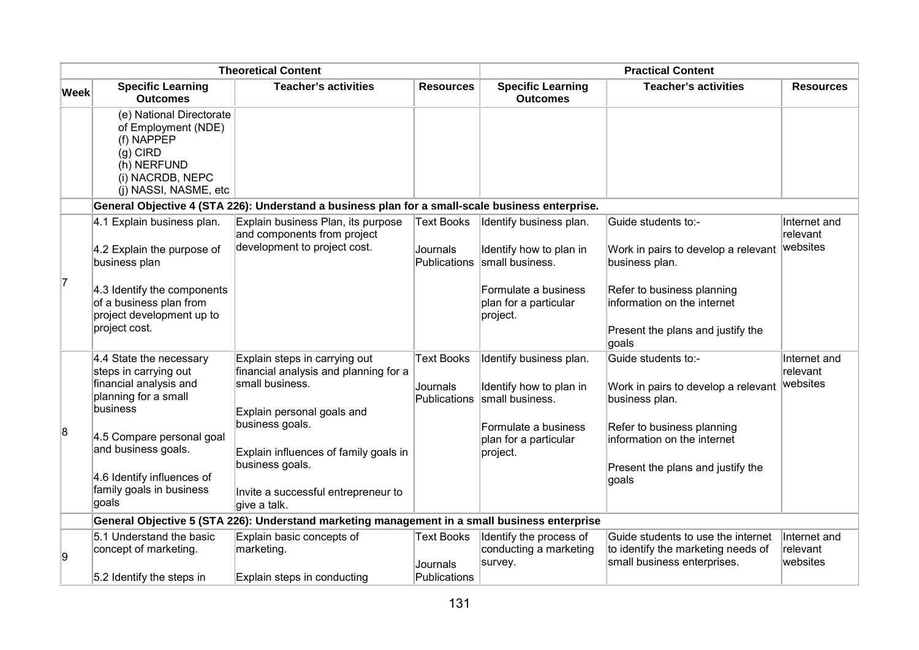| | Theoretical Content | | | Practical Content | | |
|---|---|---|---|---|---|---|
| Week | Specific Learning Outcomes | Teacher's activities | Resources | Specific Learning Outcomes | Teacher's activities | Resources |
| | (e) National Directorate of Employment (NDE)<br>(f) NAPPEP<br>(g) CIRD<br>(h) NERFUND<br>(i) NACRDB, NEPC<br>(j) NASSI, NASME, etc | | | | | |
| | **General Objective 4 (STA 226): Understand a business plan for a small-scale business enterprise.** | | | | | |
| 7 | 4.1 Explain business plan.<br><br>4.2 Explain the purpose of business plan<br><br>4.3 Identify the components of a business plan from project development up to project cost. | Explain business Plan, its purpose and components from project development to project cost. | Text Books<br><br>Journals Publications | Identify business plan.<br><br>Identify how to plan in small business.<br><br>Formulate a business plan for a particular project. | Guide students to:-<br><br>Work in pairs to develop a relevant business plan.<br><br>Refer to business planning information on the internet<br><br>Present the plans and justify the goals | Internet and relevant websites |
| 8 | 4.4 State the necessary steps in carrying out financial analysis and planning for a small business<br><br>4.5 Compare personal goal and business goals.<br><br>4.6 Identify influences of family goals in business goals | Explain steps in carrying out financial analysis and planning for a small business.<br><br>Explain personal goals and business goals.<br><br>Explain influences of family goals in business goals.<br><br>Invite a successful entrepreneur to give a talk. | Text Books<br><br>Journals Publications | Identify business plan.<br><br>Identify how to plan in small business.<br><br>Formulate a business plan for a particular project. | Guide students to:-<br><br>Work in pairs to develop a relevant business plan.<br><br>Refer to business planning information on the internet<br><br>Present the plans and justify the goals | Internet and relevant websites |
| | **General Objective 5 (STA 226): Understand marketing management in a small business enterprise** | | | | | |
| 9 | 5.1 Understand the basic concept of marketing.<br><br>5.2 Identify the steps in | Explain basic concepts of marketing.<br><br>Explain steps in conducting | Text Books<br><br>Journals Publications | Identify the process of conducting a marketing survey. | Guide students to use the internet to identify the marketing needs of small business enterprises. | Internet and relevant websites |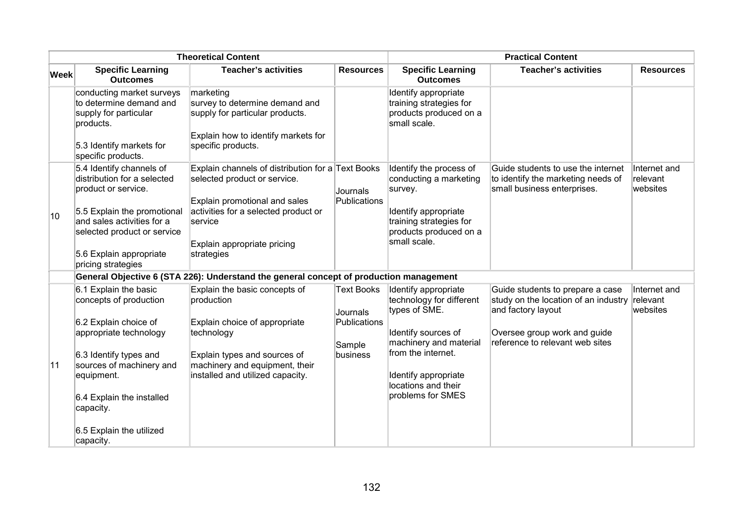| | Theoretical Content | | | Practical Content | | |
|---|---|---|---|---|---|---|
| **Week** | **Specific Learning Outcomes** | **Teacher's activities** | **Resources** | **Specific Learning Outcomes** | **Teacher's activities** | **Resources** |
| | conducting market surveys to determine demand and supply for particular products.<br><br>5.3 Identify markets for specific products. | marketing survey to determine demand and supply for particular products.<br><br>Explain how to identify markets for specific products. | | Identify appropriate training strategies for products produced on a small scale. | | |
| 10 | 5.4 Identify channels of distribution for a selected product or service.<br><br>5.5 Explain the promotional and sales activities for a selected product or service<br><br>5.6 Explain appropriate pricing strategies | Explain channels of distribution for a selected product or service.<br><br>Explain promotional and sales activities for a selected product or service<br><br>Explain appropriate pricing strategies | Text Books<br><br>Journals Publications | Identify the process of conducting a marketing survey.<br><br>Identify appropriate training strategies for products produced on a small scale. | Guide students to use the internet to identify the marketing needs of small business enterprises. | Internet and relevant websites |
| | **General Objective 6 (STA 226): Understand the general concept of production management** | | | | | |
| 11 | 6.1 Explain the basic concepts of production<br><br>6.2 Explain choice of appropriate technology<br><br>6.3 Identify types and sources of machinery and equipment.<br><br>6.4 Explain the installed capacity.<br><br>6.5 Explain the utilized capacity. | Explain the basic concepts of production<br><br>Explain choice of appropriate technology<br><br>Explain types and sources of machinery and equipment, their installed and utilized capacity. | Text Books<br><br>Journals Publications<br><br>Sample business | Identify appropriate technology for different types of SME.<br><br>Identify sources of machinery and material from the internet.<br><br>Identify appropriate locations and their problems for SMES | Guide students to prepare a case study on the location of an industry and factory layout<br><br>Oversee group work and guide reference to relevant web sites | Internet and relevant websites |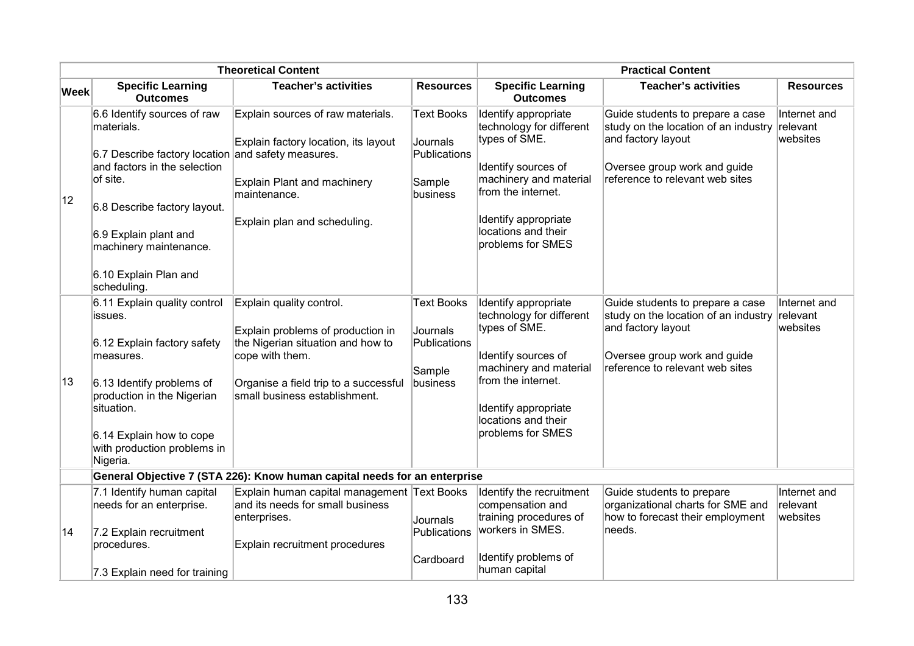| | Theoretical Content | | | Practical Content | | |
|---|---|---|---|---|---|---|
| **Week** | **Specific Learning Outcomes** | **Teacher's activities** | **Resources** | **Specific Learning Outcomes** | **Teacher's activities** | **Resources** |
| 12 | 6.6 Identify sources of raw materials.<br><br>6.7 Describe factory location and factors in the selection of site.<br><br>6.8 Describe factory layout.<br><br>6.9 Explain plant and machinery maintenance.<br><br>6.10 Explain Plan and scheduling. | Explain sources of raw materials.<br><br>Explain factory location, its layout and safety measures.<br><br>Explain Plant and machinery maintenance.<br><br>Explain plan and scheduling. | Text Books<br><br>Journals Publications<br><br>Sample business | Identify appropriate technology for different types of SME.<br><br>Identify sources of machinery and material from the internet.<br><br>Identify appropriate locations and their problems for SMES | Guide students to prepare a case study on the location of an industry and factory layout<br><br>Oversee group work and guide reference to relevant web sites | Internet and relevant websites |
| 13 | 6.11 Explain quality control issues.<br><br>6.12 Explain factory safety measures.<br><br>6.13 Identify problems of production in the Nigerian situation.<br><br>6.14 Explain how to cope with production problems in Nigeria. | Explain quality control.<br><br>Explain problems of production in the Nigerian situation and how to cope with them.<br><br>Organise a field trip to a successful small business establishment. | Text Books<br><br>Journals Publications<br><br>Sample business | Identify appropriate technology for different types of SME.<br><br>Identify sources of machinery and material from the internet.<br><br>Identify appropriate locations and their problems for SMES | Guide students to prepare a case study on the location of an industry and factory layout<br><br>Oversee group work and guide reference to relevant web sites | Internet and relevant websites |
| | **General Objective 7 (STA 226): Know human capital needs for an enterprise** | | | | | |
| 14 | 7.1 Identify human capital needs for an enterprise.<br><br>7.2 Explain recruitment procedures.<br><br>7.3 Explain need for training | Explain human capital management and its needs for small business enterprises.<br><br>Explain recruitment procedures | Text Books<br><br>Journals Publications<br><br>Cardboard | Identify the recruitment compensation and training procedures of workers in SMES.<br><br>Identify problems of human capital | Guide students to prepare organizational charts for SME and how to forecast their employment needs. | Internet and relevant websites |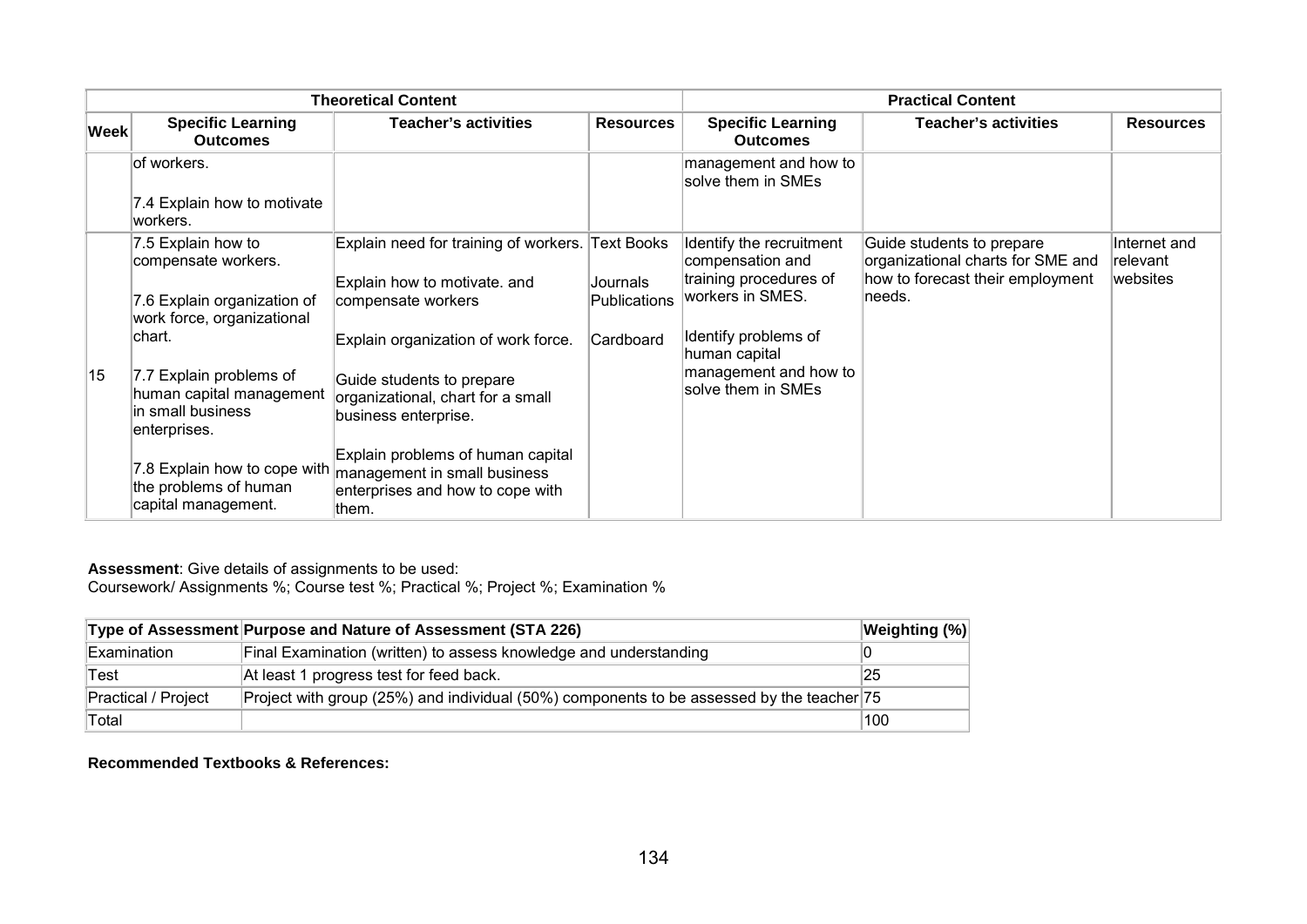| Theoretical Content | | | | Practical Content | | |
|---|---|---|---|---|---|---|
| **Week** | **Specific Learning Outcomes** | **Teacher's activities** | **Resources** | **Specific Learning Outcomes** | **Teacher's activities** | **Resources** |
| | of workers.<br><br>7.4 Explain how to motivate workers. | | | management and how to solve them in SMEs | | |
| 15 | 7.5 Explain how to compensate workers.<br><br>7.6 Explain organization of work force, organizational chart.<br><br>7.7 Explain problems of human capital management in small business enterprises.<br><br>7.8 Explain how to cope with the problems of human capital management. | Explain need for training of workers.<br><br>Explain how to motivate. and compensate workers<br><br>Explain organization of work force.<br><br>Guide students to prepare organizational, chart for a small business enterprise.<br><br>Explain problems of human capital management in small business enterprises and how to cope with them. | Text Books<br><br>Journals Publications<br><br>Cardboard | Identify the recruitment compensation and training procedures of workers in SMES.<br><br>Identify problems of human capital management and how to solve them in SMEs | Guide students to prepare organizational charts for SME and how to forecast their employment needs. | Internet and relevant websites |

**Assessment**: Give details of assignments to be used:
Coursework/ Assignments %; Course test %; Practical %; Project %; Examination %

| Type of Assessment | Purpose and Nature of Assessment (STA 226) | Weighting (%) |
|---|---|---|
| Examination | Final Examination (written) to assess knowledge and understanding | 0 |
| Test | At least 1 progress test for feed back. | 25 |
| Practical / Project | Project with group (25%) and individual (50%) components to be assessed by the teacher | 75 |
| Total | | 100 |

**Recommended Textbooks & References:**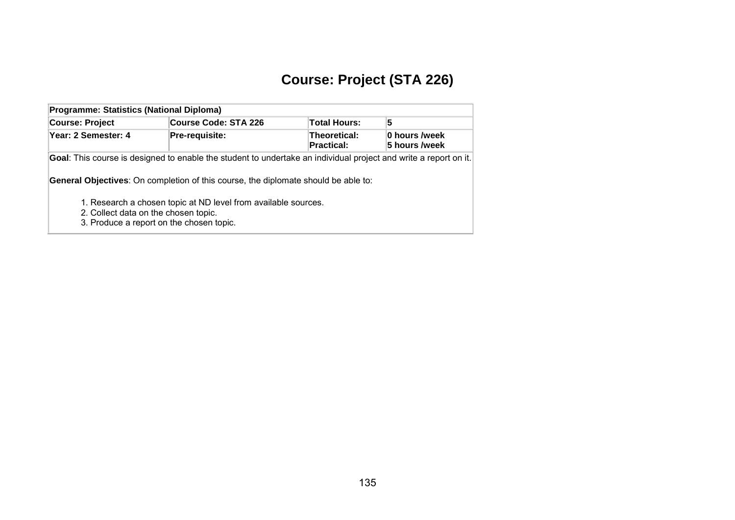# Course: Project (STA 226)

| **Programme: Statistics (National Diploma)** | | | |
|---|---|---|---|
| **Course: Project** | **Course Code: STA 226** | **Total Hours:** | **5** |
| **Year: 2 Semester: 4** | **Pre-requisite:** | **Theoretical:**<br>**Practical:** | **0 hours /week**<br>**5 hours /week** |
| **Goal**: This course is designed to enable the student to undertake an individual project and write a report on it.<br><br>**General Objectives**: On completion of this course, the diplomate should be able to:<br><br>1. Research a chosen topic at ND level from available sources.<br>2. Collect data on the chosen topic.<br>3. Produce a report on the chosen topic. | | | |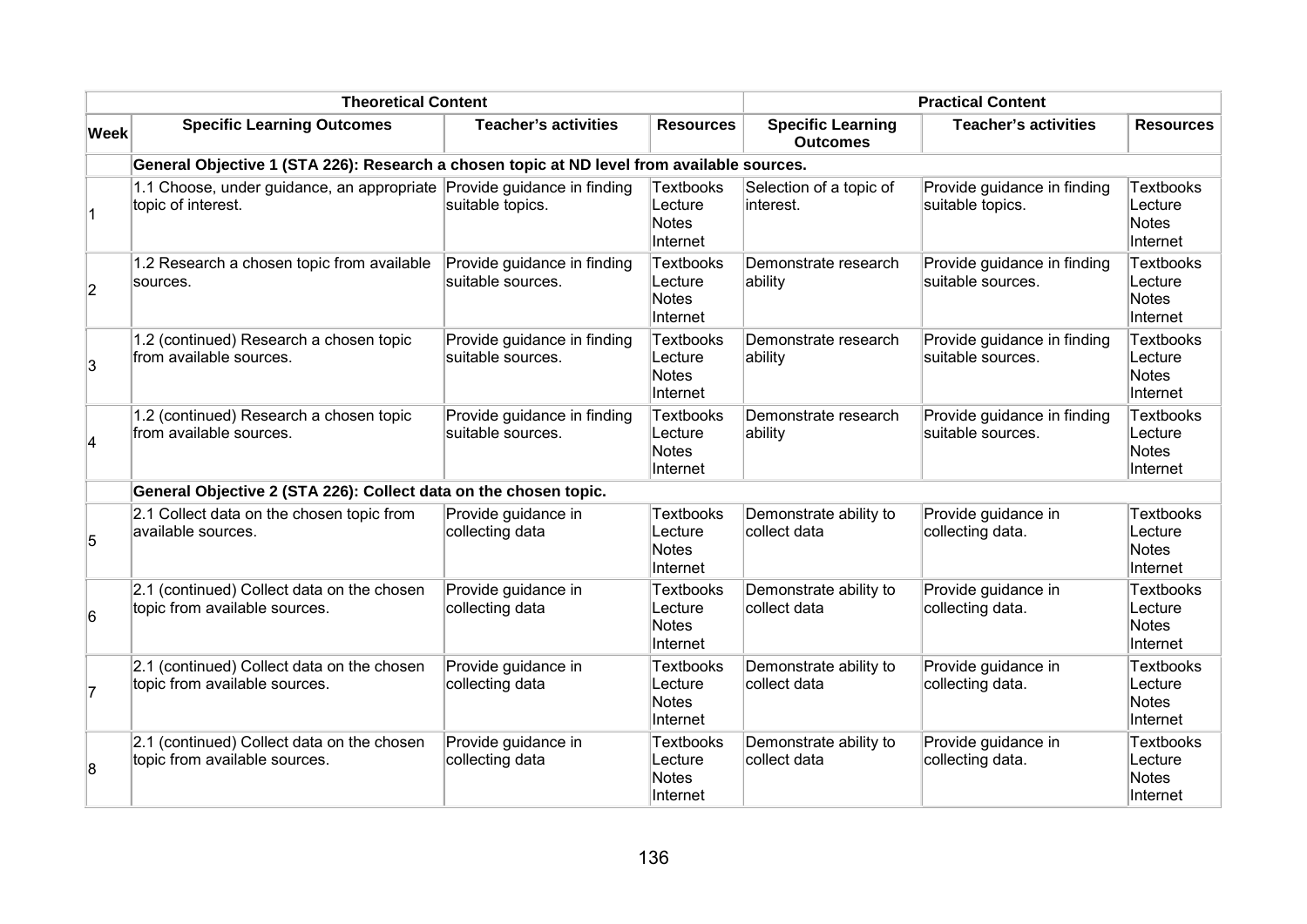| | Theoretical Content | | | Practical Content | | |
|---|---|---|---|---|---|---|
| **Week** | **Specific Learning Outcomes** | **Teacher's activities** | **Resources** | **Specific Learning Outcomes** | **Teacher's activities** | **Resources** |
| | **General Objective 1 (STA 226): Research a chosen topic at ND level from available sources.** | | | | | |
| 1 | 1.1 Choose, under guidance, an appropriate topic of interest. | Provide guidance in finding suitable topics. | Textbooks Lecture Notes Internet | Selection of a topic of interest. | Provide guidance in finding suitable topics. | Textbooks Lecture Notes Internet |
| 2 | 1.2 Research a chosen topic from available sources. | Provide guidance in finding suitable sources. | Textbooks Lecture Notes Internet | Demonstrate research ability | Provide guidance in finding suitable sources. | Textbooks Lecture Notes Internet |
| 3 | 1.2 (continued) Research a chosen topic from available sources. | Provide guidance in finding suitable sources. | Textbooks Lecture Notes Internet | Demonstrate research ability | Provide guidance in finding suitable sources. | Textbooks Lecture Notes Internet |
| 4 | 1.2 (continued) Research a chosen topic from available sources. | Provide guidance in finding suitable sources. | Textbooks Lecture Notes Internet | Demonstrate research ability | Provide guidance in finding suitable sources. | Textbooks Lecture Notes Internet |
| | **General Objective 2 (STA 226): Collect data on the chosen topic.** | | | | | |
| 5 | 2.1 Collect data on the chosen topic from available sources. | Provide guidance in collecting data | Textbooks Lecture Notes Internet | Demonstrate ability to collect data | Provide guidance in collecting data. | Textbooks Lecture Notes Internet |
| 6 | 2.1 (continued) Collect data on the chosen topic from available sources. | Provide guidance in collecting data | Textbooks Lecture Notes Internet | Demonstrate ability to collect data | Provide guidance in collecting data. | Textbooks Lecture Notes Internet |
| 7 | 2.1 (continued) Collect data on the chosen topic from available sources. | Provide guidance in collecting data | Textbooks Lecture Notes Internet | Demonstrate ability to collect data | Provide guidance in collecting data. | Textbooks Lecture Notes Internet |
| 8 | 2.1 (continued) Collect data on the chosen topic from available sources. | Provide guidance in collecting data | Textbooks Lecture Notes Internet | Demonstrate ability to collect data | Provide guidance in collecting data. | Textbooks Lecture Notes Internet |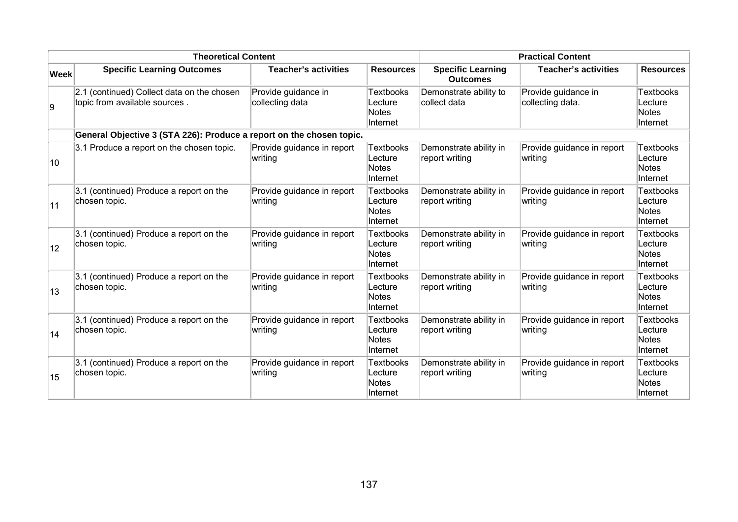| Week | Theoretical Content | | | Practical Content | | |
|---|---|---|---|---|---|---|
| | **Specific Learning Outcomes** | **Teacher's activities** | **Resources** | **Specific Learning Outcomes** | **Teacher's activities** | **Resources** |
| 9 | 2.1 (continued) Collect data on the chosen topic from available sources . | Provide guidance in collecting data | Textbooks Lecture Notes Internet | Demonstrate ability to collect data | Provide guidance in collecting data. | Textbooks Lecture Notes Internet |
| | **General Objective 3 (STA 226): Produce a report on the chosen topic.** | | | | | |
| 10 | 3.1 Produce a report on the chosen topic. | Provide guidance in report writing | Textbooks Lecture Notes Internet | Demonstrate ability in report writing | Provide guidance in report writing | Textbooks Lecture Notes Internet |
| 11 | 3.1 (continued) Produce a report on the chosen topic. | Provide guidance in report writing | Textbooks Lecture Notes Internet | Demonstrate ability in report writing | Provide guidance in report writing | Textbooks Lecture Notes Internet |
| 12 | 3.1 (continued) Produce a report on the chosen topic. | Provide guidance in report writing | Textbooks Lecture Notes Internet | Demonstrate ability in report writing | Provide guidance in report writing | Textbooks Lecture Notes Internet |
| 13 | 3.1 (continued) Produce a report on the chosen topic. | Provide guidance in report writing | Textbooks Lecture Notes Internet | Demonstrate ability in report writing | Provide guidance in report writing | Textbooks Lecture Notes Internet |
| 14 | 3.1 (continued) Produce a report on the chosen topic. | Provide guidance in report writing | Textbooks Lecture Notes Internet | Demonstrate ability in report writing | Provide guidance in report writing | Textbooks Lecture Notes Internet |
| 15 | 3.1 (continued) Produce a report on the chosen topic. | Provide guidance in report writing | Textbooks Lecture Notes Internet | Demonstrate ability in report writing | Provide guidance in report writing | Textbooks Lecture Notes Internet |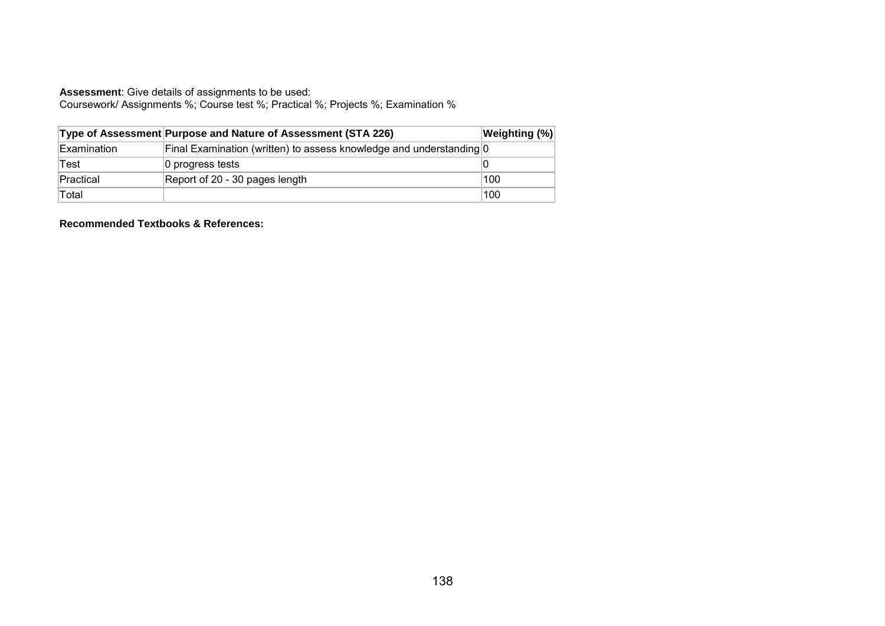**Assessment**: Give details of assignments to be used:
Coursework/ Assignments %; Course test %; Practical %; Projects %; Examination %

| **Type of Assessment** | **Purpose and Nature of Assessment (STA 226)** | **Weighting (%)** |
|---|---|---|
| Examination | Final Examination (written) to assess knowledge and understanding | 0 |
| Test | 0 progress tests | 0 |
| Practical | Report of 20 - 30 pages length | 100 |
| Total | | 100 |

**Recommended Textbooks & References:**